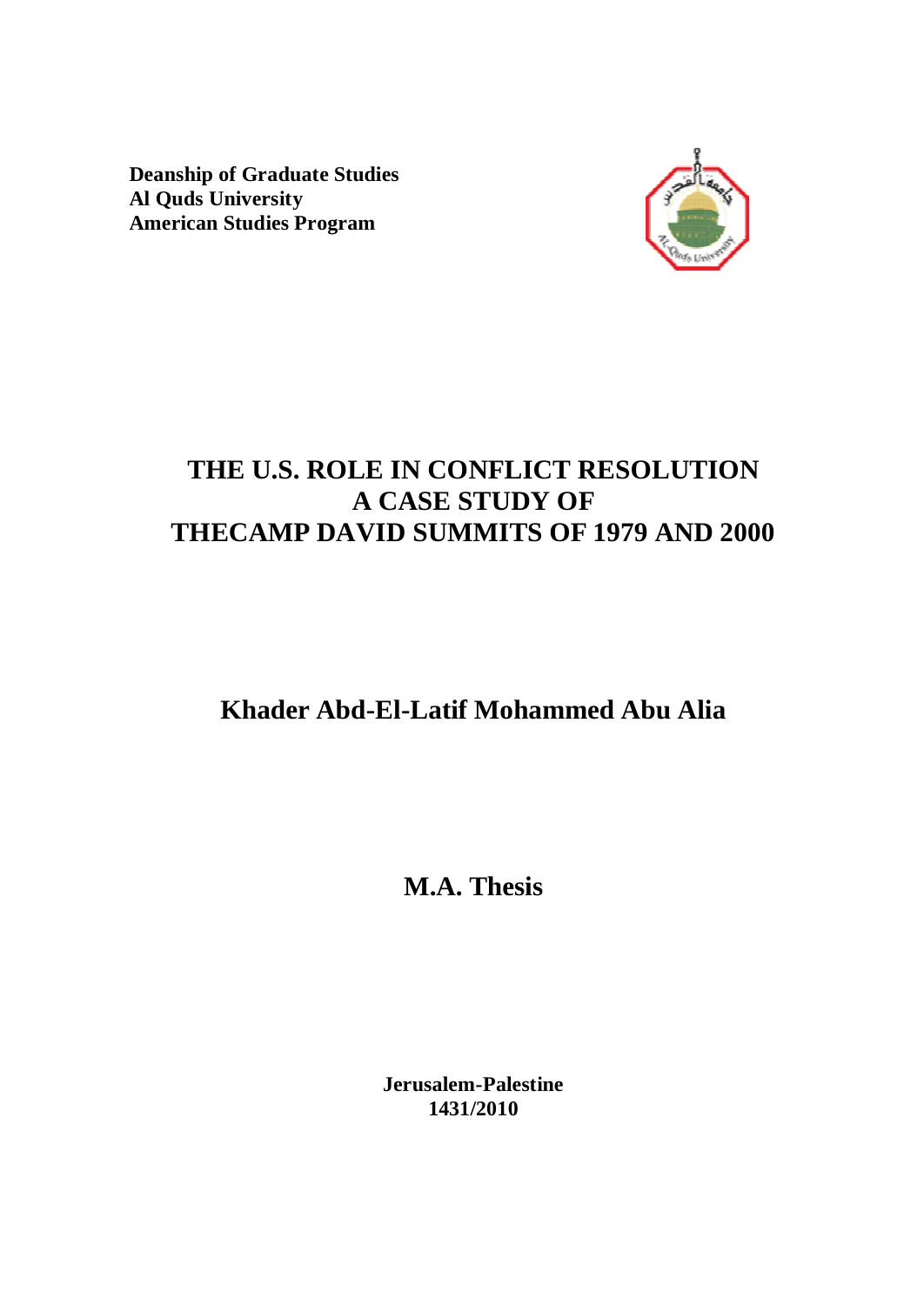**Deanship of Graduate Studies**
**Al Quds University**
**American Studies Program**

# THE U.S. ROLE IN CONFLICT RESOLUTION
# A CASE STUDY OF
# THECAMP DAVID SUMMITS OF 1979 AND 2000

## Khader Abd-El-Latif Mohammed Abu Alia

## M.A. Thesis

**Jerusalem-Palestine**
**1431/2010**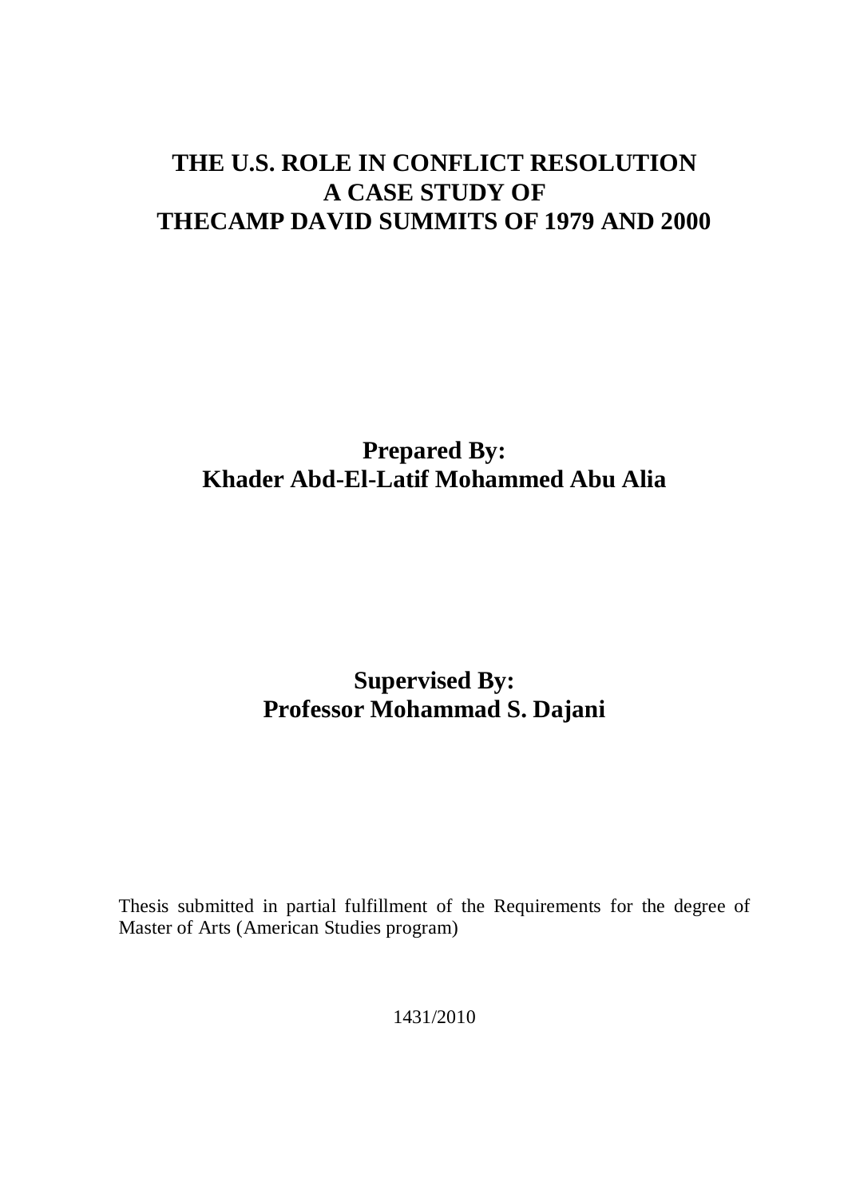# THE U.S. ROLE IN CONFLICT RESOLUTION
# A CASE STUDY OF
# THECAMP DAVID SUMMITS OF 1979 AND 2000

**Prepared By:**
**Khader Abd-El-Latif Mohammed Abu Alia**

**Supervised By:**
**Professor Mohammad S. Dajani**

Thesis submitted in partial fulfillment of the Requirements for the degree of Master of Arts (American Studies program)

1431/2010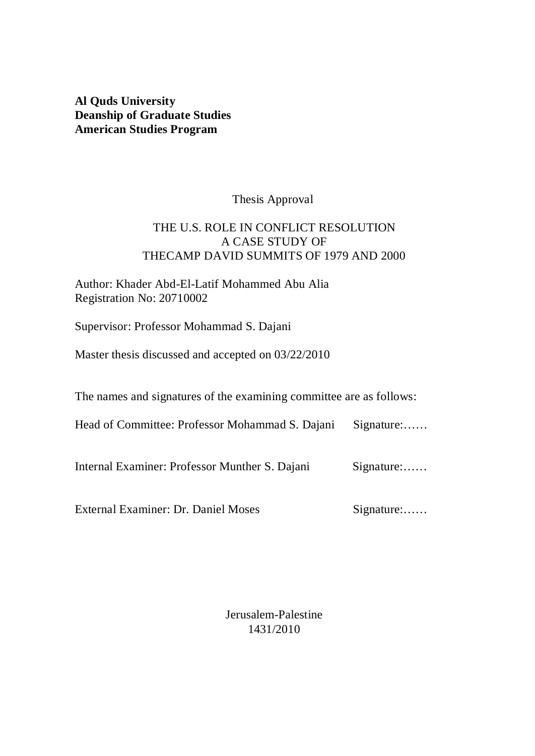**Al Quds University**
**Deanship of Graduate Studies**
**American Studies Program**

Thesis Approval

THE U.S. ROLE IN CONFLICT RESOLUTION
A CASE STUDY OF
THECAMP DAVID SUMMITS OF 1979 AND 2000

Author: Khader Abd-El-Latif Mohammed Abu Alia
Registration No: 20710002

Supervisor: Professor Mohammad S. Dajani

Master thesis discussed and accepted on 03/22/2010

The names and signatures of the examining committee are as follows:

Head of Committee: Professor Mohammad S. Dajani Signature:……

Internal Examiner: Professor Munther S. Dajani Signature:……

External Examiner: Dr. Daniel Moses Signature:……

Jerusalem-Palestine
1431/2010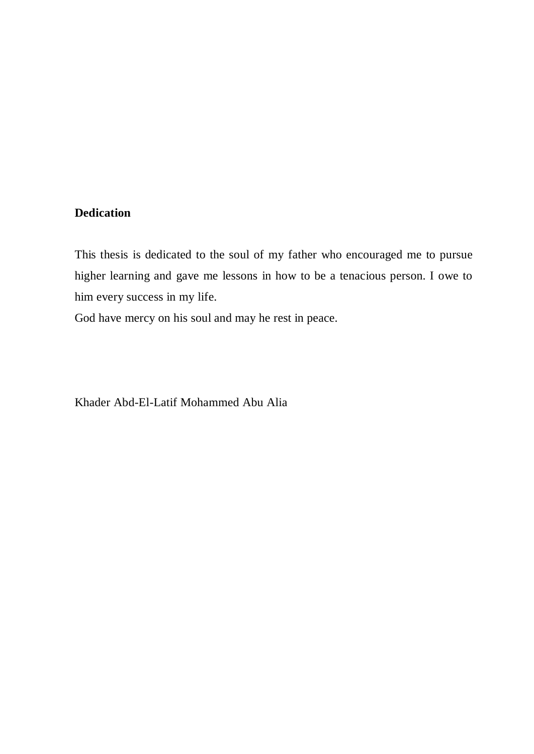**Dedication**

This thesis is dedicated to the soul of my father who encouraged me to pursue higher learning and gave me lessons in how to be a tenacious person. I owe to him every success in my life.
God have mercy on his soul and may he rest in peace.

Khader Abd-El-Latif Mohammed Abu Alia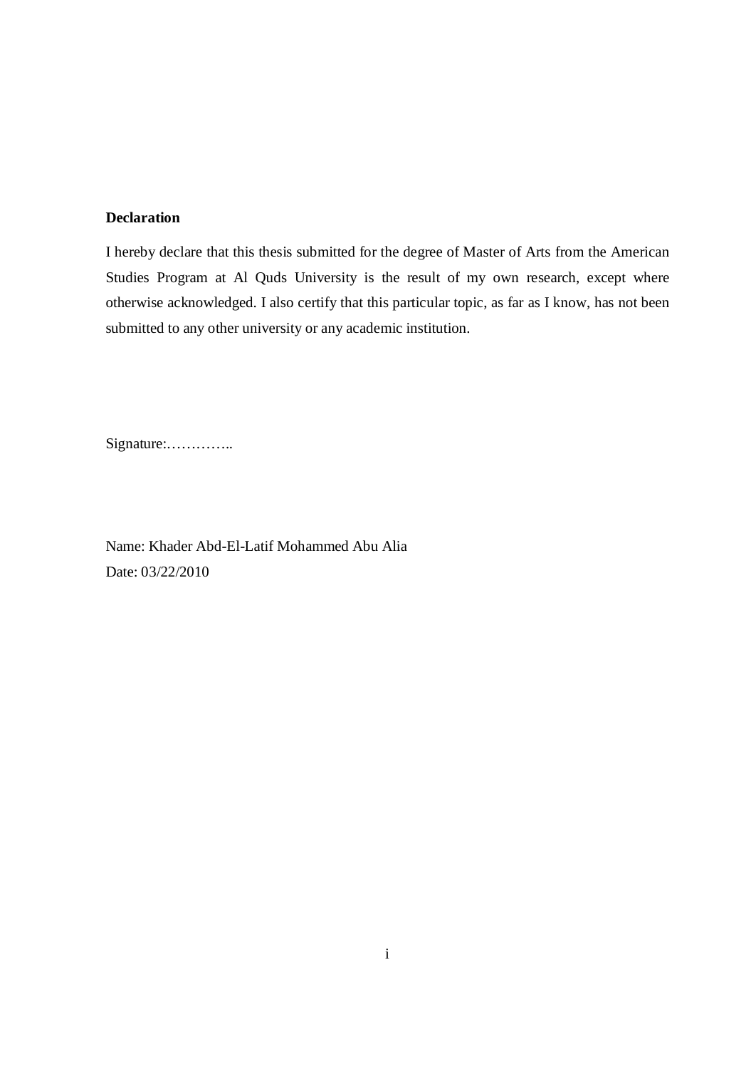**Declaration**

I hereby declare that this thesis submitted for the degree of Master of Arts from the American Studies Program at Al Quds University is the result of my own research, except where otherwise acknowledged. I also certify that this particular topic, as far as I know, has not been submitted to any other university or any academic institution.

Signature:…………..

Name: Khader Abd-El-Latif Mohammed Abu Alia

Date: 03/22/2010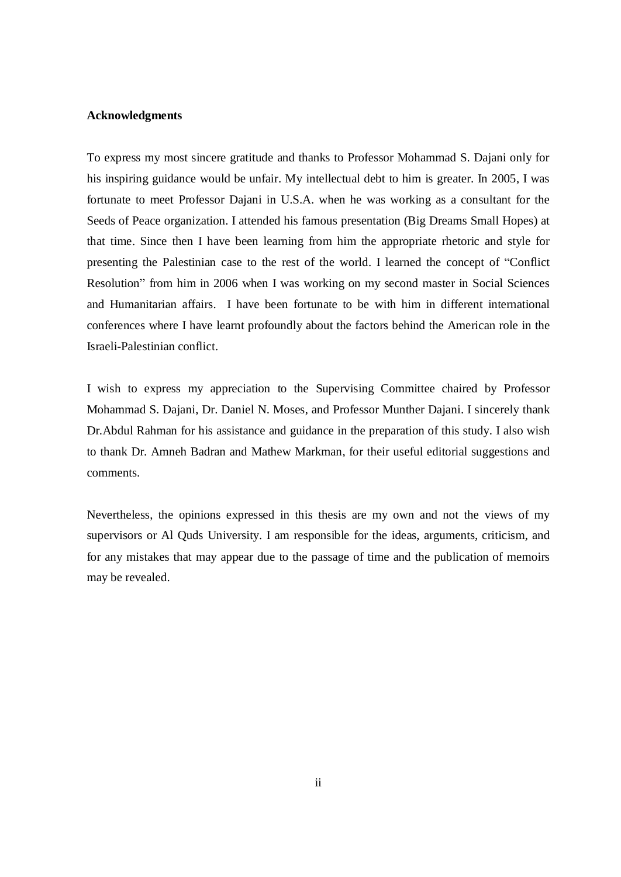**Acknowledgments**

To express my most sincere gratitude and thanks to Professor Mohammad S. Dajani only for his inspiring guidance would be unfair. My intellectual debt to him is greater. In 2005, I was fortunate to meet Professor Dajani in U.S.A. when he was working as a consultant for the Seeds of Peace organization. I attended his famous presentation (Big Dreams Small Hopes) at that time. Since then I have been learning from him the appropriate rhetoric and style for presenting the Palestinian case to the rest of the world. I learned the concept of "Conflict Resolution" from him in 2006 when I was working on my second master in Social Sciences and Humanitarian affairs. I have been fortunate to be with him in different international conferences where I have learnt profoundly about the factors behind the American role in the Israeli-Palestinian conflict.

I wish to express my appreciation to the Supervising Committee chaired by Professor Mohammad S. Dajani, Dr. Daniel N. Moses, and Professor Munther Dajani. I sincerely thank Dr.Abdul Rahman for his assistance and guidance in the preparation of this study. I also wish to thank Dr. Amneh Badran and Mathew Markman, for their useful editorial suggestions and comments.

Nevertheless, the opinions expressed in this thesis are my own and not the views of my supervisors or Al Quds University. I am responsible for the ideas, arguments, criticism, and for any mistakes that may appear due to the passage of time and the publication of memoirs may be revealed.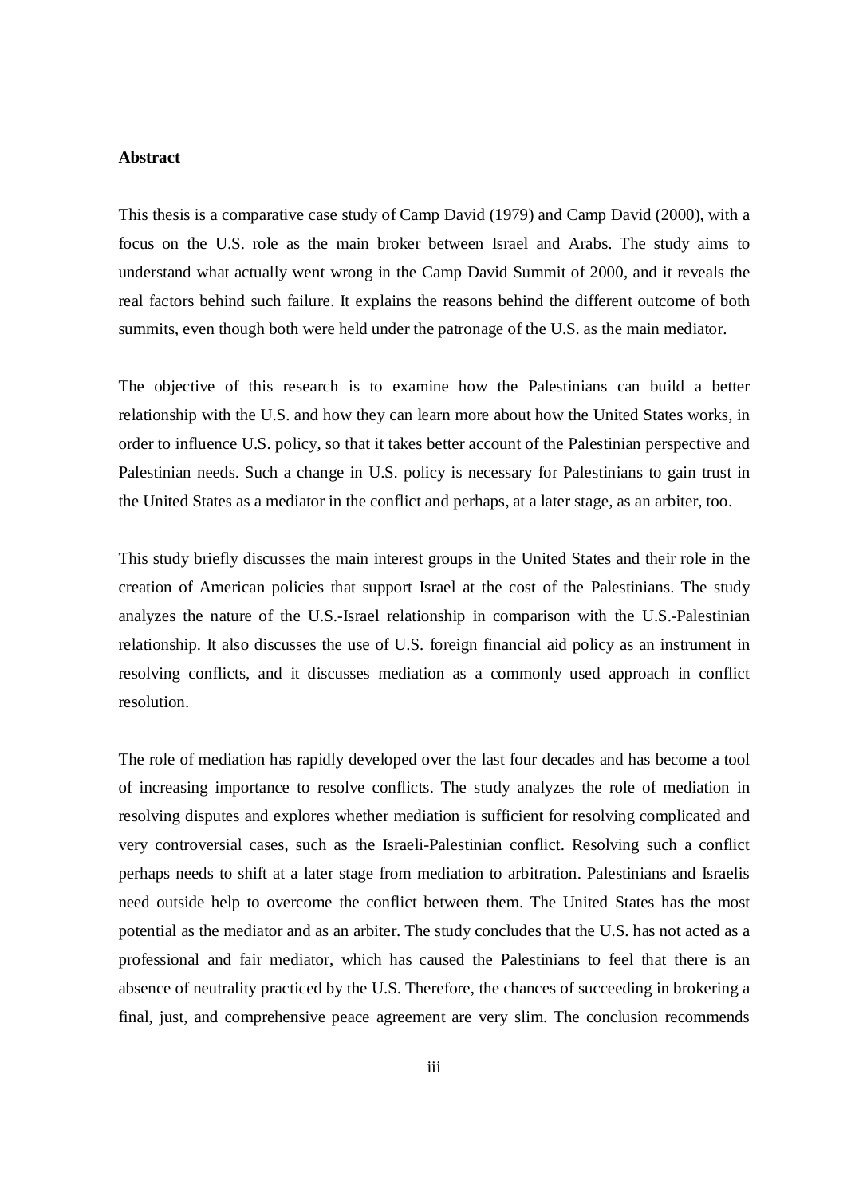**Abstract**

This thesis is a comparative case study of Camp David (1979) and Camp David (2000), with a focus on the U.S. role as the main broker between Israel and Arabs. The study aims to understand what actually went wrong in the Camp David Summit of 2000, and it reveals the real factors behind such failure. It explains the reasons behind the different outcome of both summits, even though both were held under the patronage of the U.S. as the main mediator.

The objective of this research is to examine how the Palestinians can build a better relationship with the U.S. and how they can learn more about how the United States works, in order to influence U.S. policy, so that it takes better account of the Palestinian perspective and Palestinian needs. Such a change in U.S. policy is necessary for Palestinians to gain trust in the United States as a mediator in the conflict and perhaps, at a later stage, as an arbiter, too.

This study briefly discusses the main interest groups in the United States and their role in the creation of American policies that support Israel at the cost of the Palestinians. The study analyzes the nature of the U.S.-Israel relationship in comparison with the U.S.-Palestinian relationship. It also discusses the use of U.S. foreign financial aid policy as an instrument in resolving conflicts, and it discusses mediation as a commonly used approach in conflict resolution.

The role of mediation has rapidly developed over the last four decades and has become a tool of increasing importance to resolve conflicts. The study analyzes the role of mediation in resolving disputes and explores whether mediation is sufficient for resolving complicated and very controversial cases, such as the Israeli-Palestinian conflict. Resolving such a conflict perhaps needs to shift at a later stage from mediation to arbitration. Palestinians and Israelis need outside help to overcome the conflict between them. The United States has the most potential as the mediator and as an arbiter. The study concludes that the U.S. has not acted as a professional and fair mediator, which has caused the Palestinians to feel that there is an absence of neutrality practiced by the U.S. Therefore, the chances of succeeding in brokering a final, just, and comprehensive peace agreement are very slim. The conclusion recommends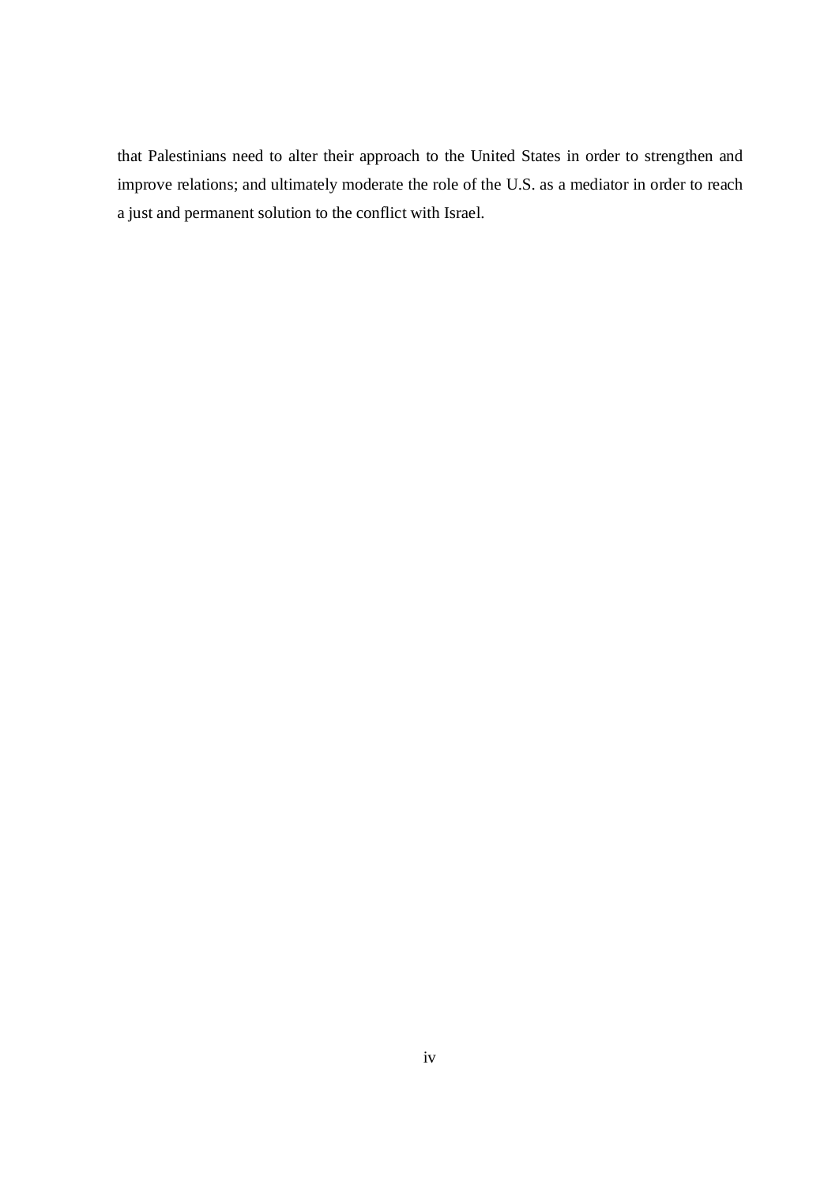that Palestinians need to alter their approach to the United States in order to strengthen and improve relations; and ultimately moderate the role of the U.S. as a mediator in order to reach a just and permanent solution to the conflict with Israel.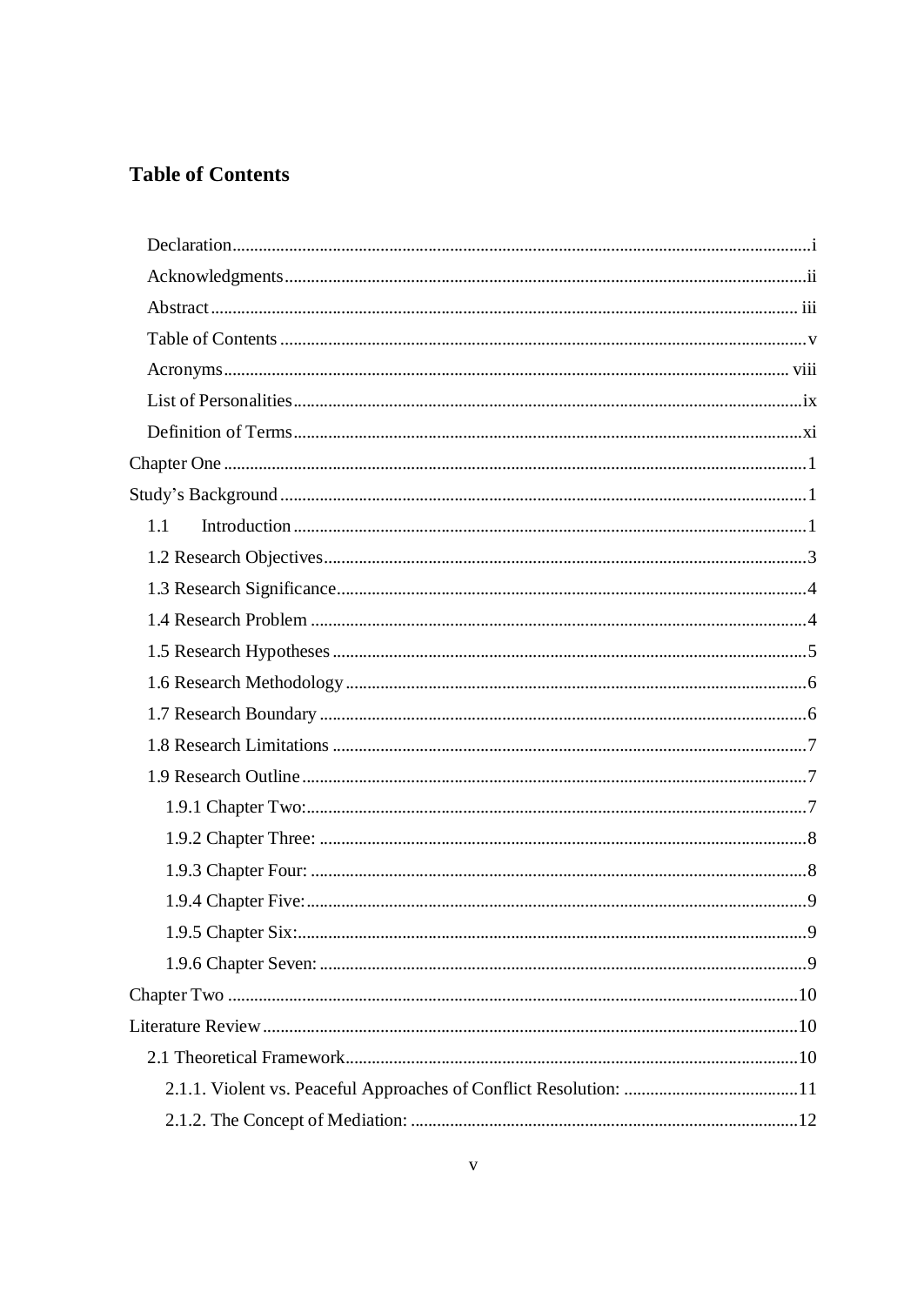## Table of Contents

Declaration....................................................................................................i

Acknowledgments.........................................................................................ii

Abstract......................................................................................................iii

Table of Contents..........................................................................................v

Acronyms....................................................................................................viii

List of Personalities......................................................................................ix

Definition of Terms.......................................................................................xi

Chapter One..................................................................................................1

Study's Background........................................................................................1

1.1 Introduction..............................................................................................1

1.2 Research Objectives...................................................................................3

1.3 Research Significance................................................................................4

1.4 Research Problem......................................................................................4

1.5 Research Hypotheses..................................................................................5

1.6 Research Methodology...............................................................................6

1.7 Research Boundary.....................................................................................6

1.8 Research Limitations.................................................................................7

1.9 Research Outline.......................................................................................7

1.9.1 Chapter Two:.........................................................................................7

1.9.2 Chapter Three:.......................................................................................8

1.9.3 Chapter Four:.........................................................................................8

1.9.4 Chapter Five:.........................................................................................9

1.9.5 Chapter Six:...........................................................................................9

1.9.6 Chapter Seven:.......................................................................................9

Chapter Two................................................................................................10

Literature Review.........................................................................................10

2.1 Theoretical Framework............................................................................10

2.1.1. Violent vs. Peaceful Approaches of Conflict Resolution:...........................11

2.1.2. The Concept of Mediation:....................................................................12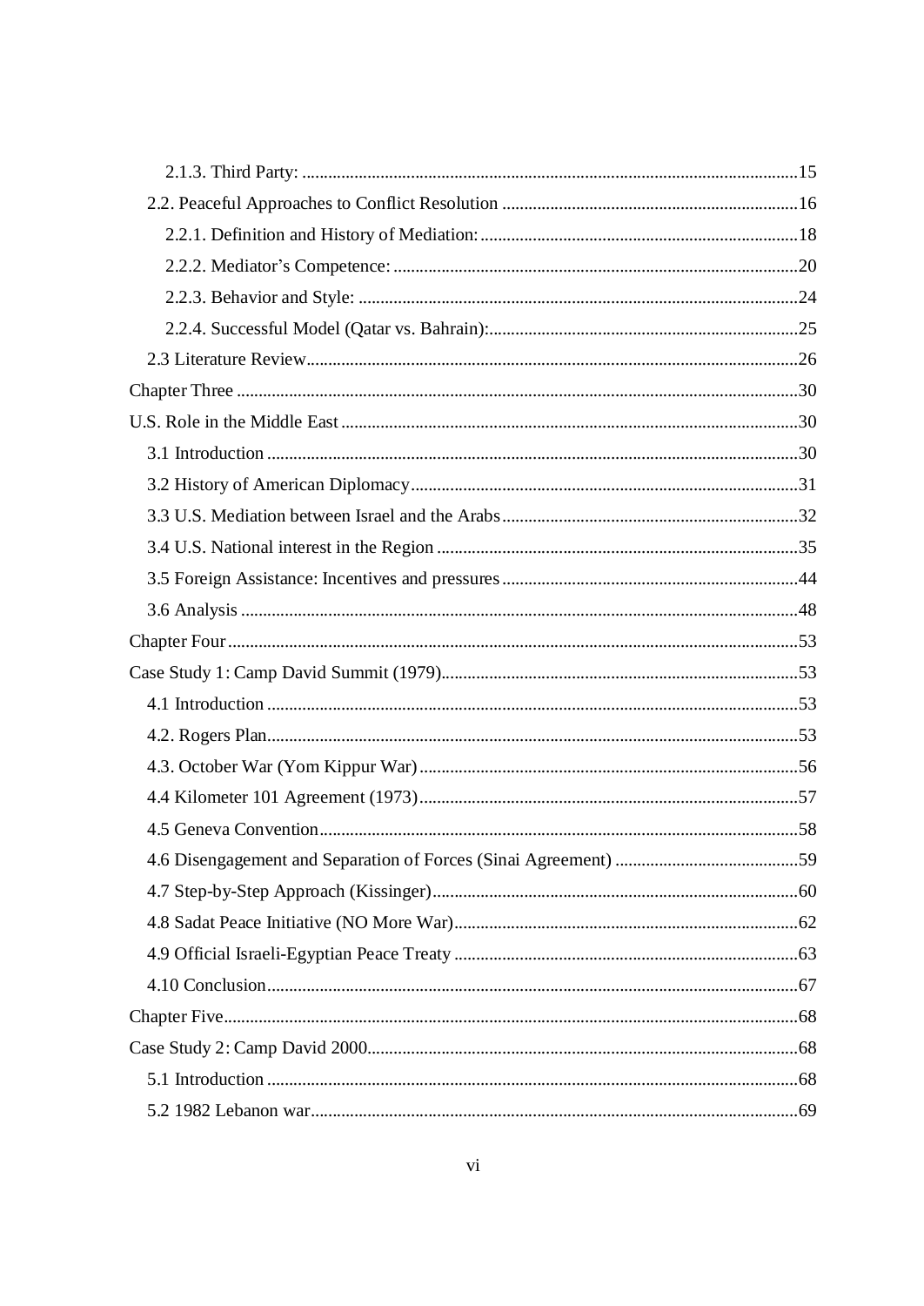2.1.3. Third Party: ....................................................................................................................15

2.2. Peaceful Approaches to Conflict Resolution ....................................................................16

2.2.1. Definition and History of Mediation: .........................................................................18

2.2.2. Mediator's Competence: ............................................................................................20

2.2.3. Behavior and Style: ....................................................................................................24

2.2.4. Successful Model (Qatar vs. Bahrain): .......................................................................25

2.3 Literature Review.................................................................................................................26

Chapter Three ..........................................................................................................................30

U.S. Role in the Middle East ....................................................................................................30

3.1 Introduction .........................................................................................................................30

3.2 History of American Diplomacy.........................................................................................31

3.3 U.S. Mediation between Israel and the Arabs....................................................................32

3.4 U.S. National interest in the Region ...................................................................................35

3.5 Foreign Assistance: Incentives and pressures....................................................................44

3.6 Analysis ...............................................................................................................................48

Chapter Four ............................................................................................................................53

Case Study 1: Camp David Summit (1979)..............................................................................53

4.1 Introduction .........................................................................................................................53

4.2. Rogers Plan.........................................................................................................................53

4.3. October War (Yom Kippur War).......................................................................................56

4.4 Kilometer 101 Agreement (1973).......................................................................................57

4.5 Geneva Convention.............................................................................................................58

4.6 Disengagement and Separation of Forces (Sinai Agreement) ..........................................59

4.7 Step-by-Step Approach (Kissinger)....................................................................................60

4.8 Sadat Peace Initiative (NO More War)...............................................................................62

4.9 Official Israeli-Egyptian Peace Treaty ...............................................................................63

4.10 Conclusion.........................................................................................................................67

Chapter Five.............................................................................................................................68

Case Study 2: Camp David 2000..............................................................................................68

5.1 Introduction .........................................................................................................................68

5.2 1982 Lebanon war...............................................................................................................69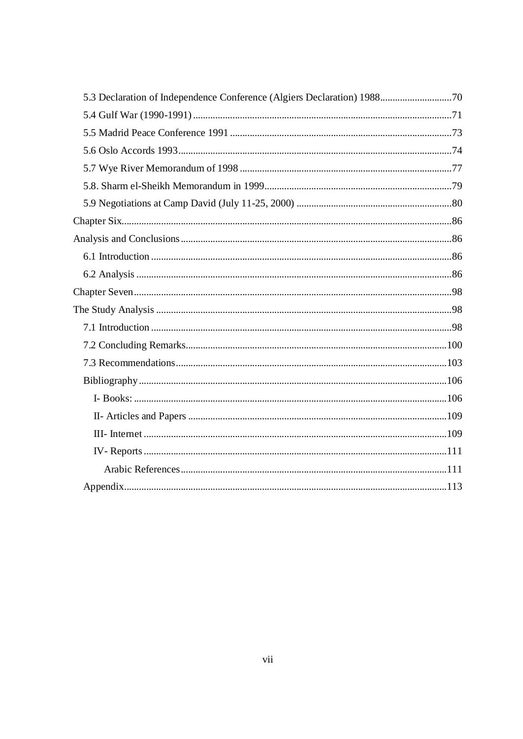5.3 Declaration of Independence Conference (Algiers Declaration) 1988 .............................70

5.4 Gulf War (1990-1991) .........................................................................................................71

5.5 Madrid Peace Conference 1991 ..........................................................................................73

5.6 Oslo Accords 1993 ..............................................................................................................74

5.7 Wye River Memorandum of 1998 ......................................................................................77

5.8. Sharm el-Sheikh Memorandum in 1999 ............................................................................79

5.9 Negotiations at Camp David (July 11-25, 2000) ...............................................................80

Chapter Six .................................................................................................................................86

Analysis and Conclusions .........................................................................................................86

6.1 Introduction .........................................................................................................................86

6.2 Analysis ...............................................................................................................................86

Chapter Seven .............................................................................................................................98

The Study Analysis ....................................................................................................................98

7.1 Introduction .........................................................................................................................98

7.2 Concluding Remarks .........................................................................................................100

7.3 Recommendations .............................................................................................................103

Bibliography ............................................................................................................................106

I- Books: ..............................................................................................................................106

II- Articles and Papers .........................................................................................................109

III- Internet ..........................................................................................................................109

IV- Reports ..........................................................................................................................111

Arabic References ............................................................................................................111

Appendix ..................................................................................................................................113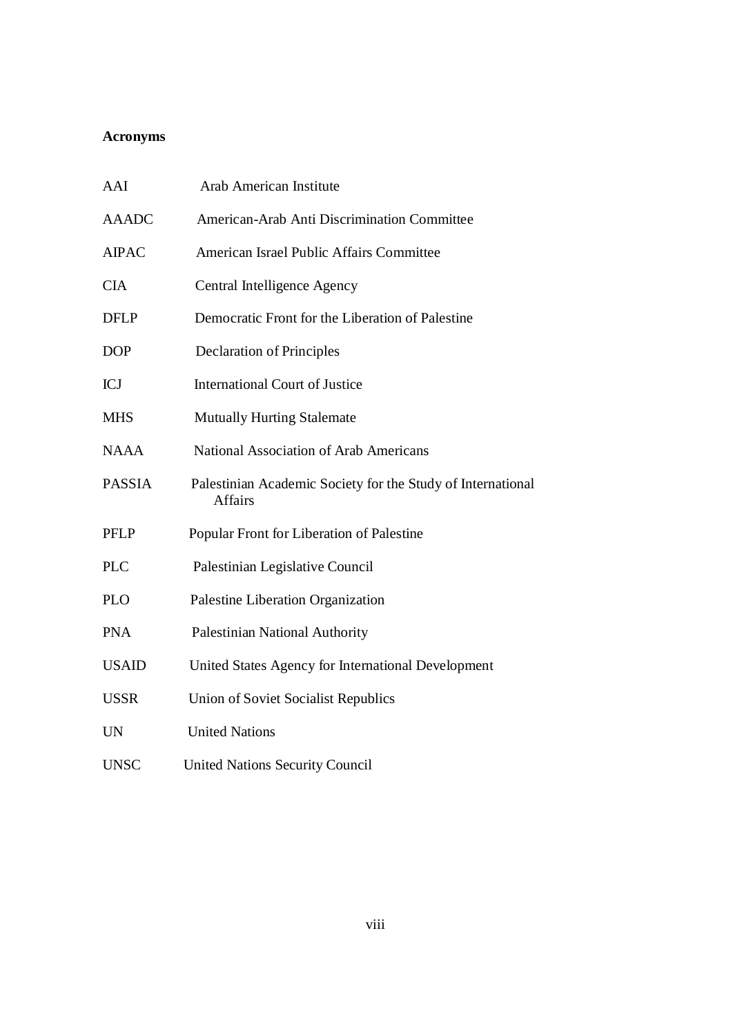**Acronyms**

| | |
|---|---|
| AAI | Arab American Institute |
| AAADC | American-Arab Anti Discrimination Committee |
| AIPAC | American Israel Public Affairs Committee |
| CIA | Central Intelligence Agency |
| DFLP | Democratic Front for the Liberation of Palestine |
| DOP | Declaration of Principles |
| ICJ | International Court of Justice |
| MHS | Mutually Hurting Stalemate |
| NAAA | National Association of Arab Americans |
| PASSIA | Palestinian Academic Society for the Study of International Affairs |
| PFLP | Popular Front for Liberation of Palestine |
| PLC | Palestinian Legislative Council |
| PLO | Palestine Liberation Organization |
| PNA | Palestinian National Authority |
| USAID | United States Agency for International Development |
| USSR | Union of Soviet Socialist Republics |
| UN | United Nations |
| UNSC | United Nations Security Council |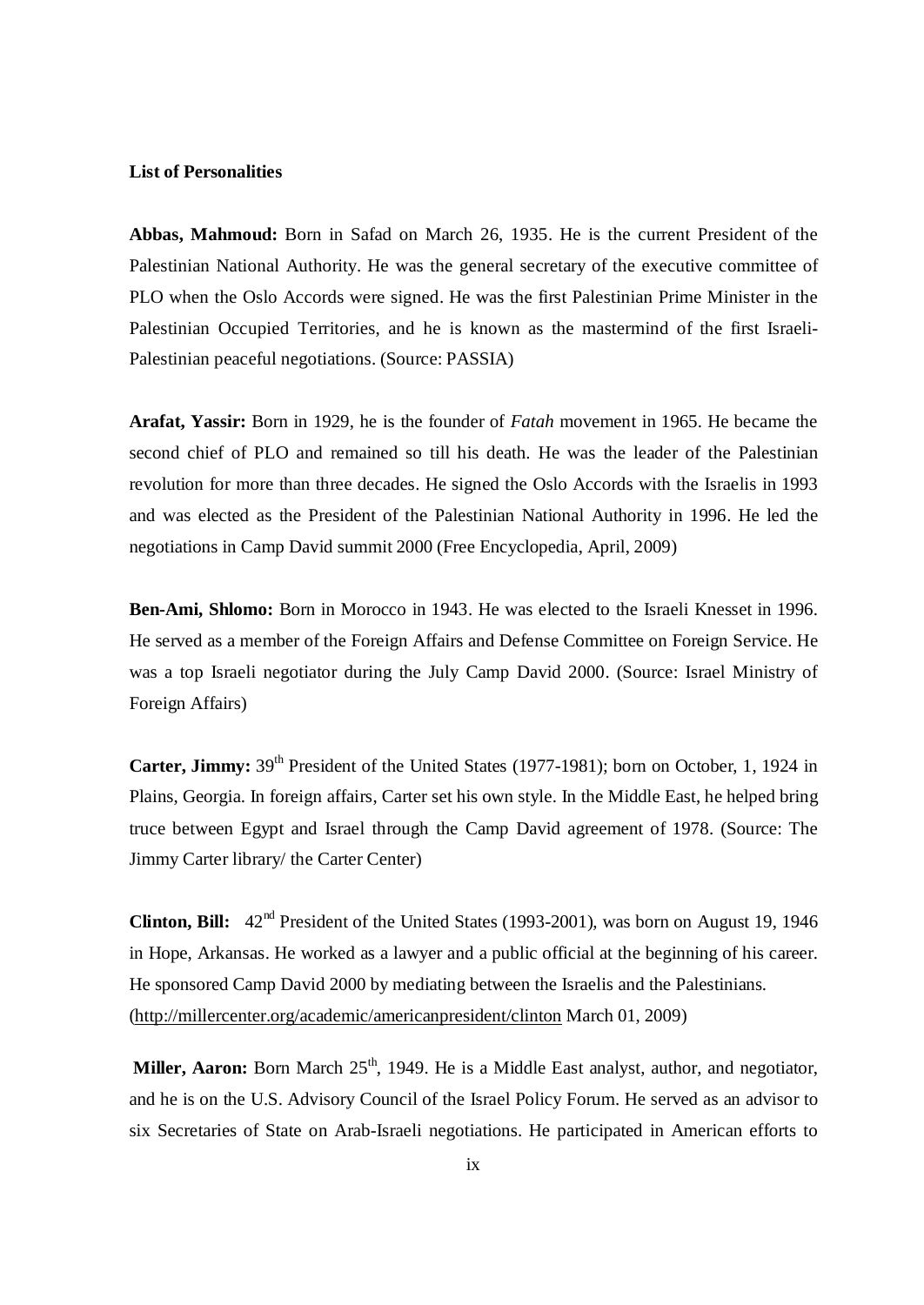**List of Personalities**

**Abbas, Mahmoud:** Born in Safad on March 26, 1935. He is the current President of the Palestinian National Authority. He was the general secretary of the executive committee of PLO when the Oslo Accords were signed. He was the first Palestinian Prime Minister in the Palestinian Occupied Territories, and he is known as the mastermind of the first Israeli-Palestinian peaceful negotiations. (Source: PASSIA)

**Arafat, Yassir:** Born in 1929, he is the founder of *Fatah* movement in 1965. He became the second chief of PLO and remained so till his death. He was the leader of the Palestinian revolution for more than three decades. He signed the Oslo Accords with the Israelis in 1993 and was elected as the President of the Palestinian National Authority in 1996. He led the negotiations in Camp David summit 2000 (Free Encyclopedia, April, 2009)

**Ben-Ami, Shlomo:** Born in Morocco in 1943. He was elected to the Israeli Knesset in 1996. He served as a member of the Foreign Affairs and Defense Committee on Foreign Service. He was a top Israeli negotiator during the July Camp David 2000. (Source: Israel Ministry of Foreign Affairs)

**Carter, Jimmy:** 39th President of the United States (1977-1981); born on October, 1, 1924 in Plains, Georgia. In foreign affairs, Carter set his own style. In the Middle East, he helped bring truce between Egypt and Israel through the Camp David agreement of 1978. (Source: The Jimmy Carter library/ the Carter Center)

**Clinton, Bill:** 42nd President of the United States (1993-2001), was born on August 19, 1946 in Hope, Arkansas. He worked as a lawyer and a public official at the beginning of his career. He sponsored Camp David 2000 by mediating between the Israelis and the Palestinians. (http://millercenter.org/academic/americanpresident/clinton March 01, 2009)

**Miller, Aaron:** Born March 25th, 1949. He is a Middle East analyst, author, and negotiator, and he is on the U.S. Advisory Council of the Israel Policy Forum. He served as an advisor to six Secretaries of State on Arab-Israeli negotiations. He participated in American efforts to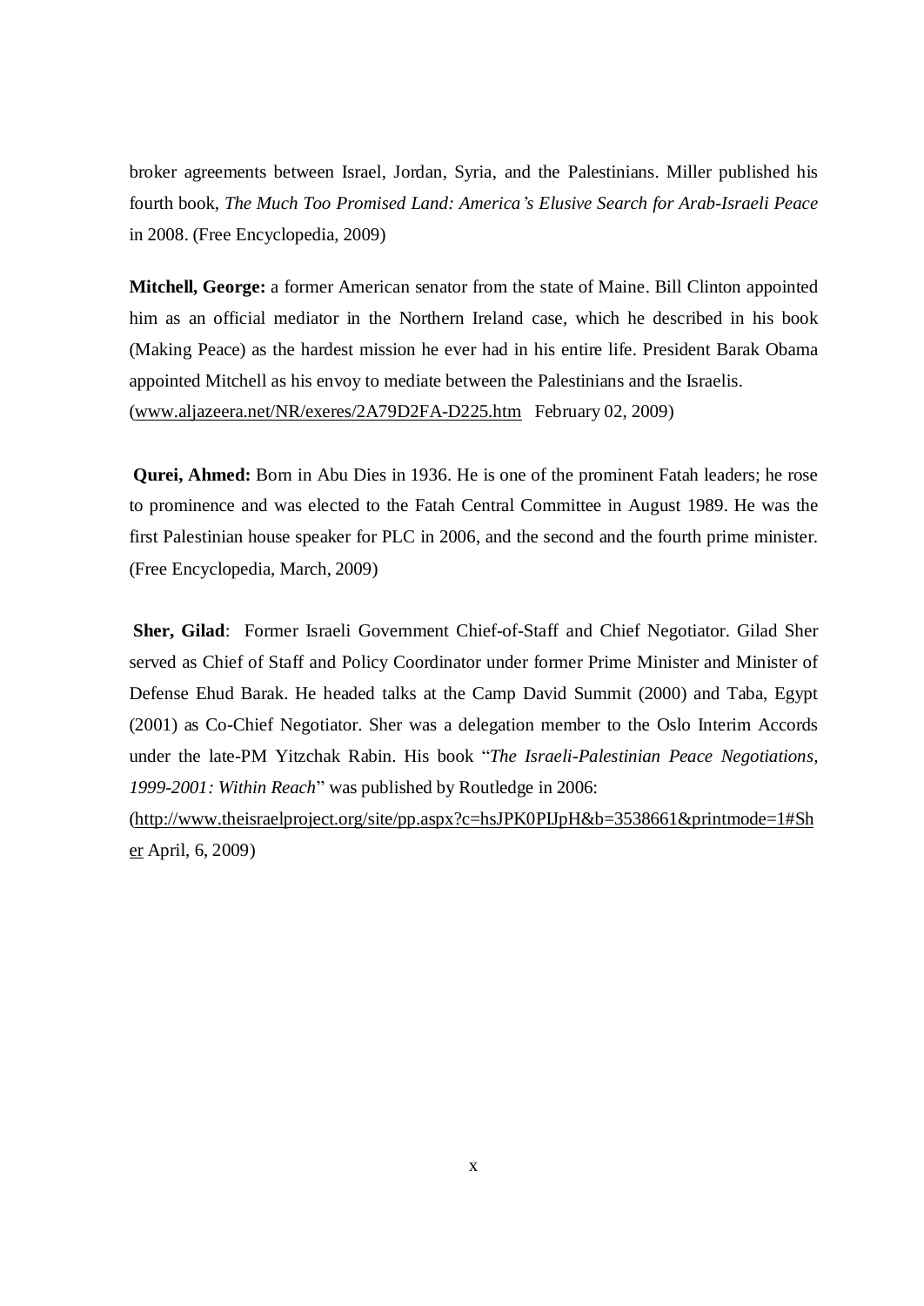broker agreements between Israel, Jordan, Syria, and the Palestinians. Miller published his fourth book, *The Much Too Promised Land: America's Elusive Search for Arab-Israeli Peace* in 2008. (Free Encyclopedia, 2009)

**Mitchell, George:** a former American senator from the state of Maine. Bill Clinton appointed him as an official mediator in the Northern Ireland case, which he described in his book (Making Peace) as the hardest mission he ever had in his entire life. President Barak Obama appointed Mitchell as his envoy to mediate between the Palestinians and the Israelis. (www.aljazeera.net/NR/exeres/2A79D2FA-D225.htm February 02, 2009)

**Qurei, Ahmed:** Born in Abu Dies in 1936. He is one of the prominent Fatah leaders; he rose to prominence and was elected to the Fatah Central Committee in August 1989. He was the first Palestinian house speaker for PLC in 2006, and the second and the fourth prime minister. (Free Encyclopedia, March, 2009)

**Sher, Gilad**: Former Israeli Government Chief-of-Staff and Chief Negotiator. Gilad Sher served as Chief of Staff and Policy Coordinator under former Prime Minister and Minister of Defense Ehud Barak. He headed talks at the Camp David Summit (2000) and Taba, Egypt (2001) as Co-Chief Negotiator. Sher was a delegation member to the Oslo Interim Accords under the late-PM Yitzchak Rabin. His book "*The Israeli-Palestinian Peace Negotiations, 1999-2001: Within Reach*" was published by Routledge in 2006: (http://www.theisraelproject.org/site/pp.aspx?c=hsJPK0PIJpH&b=3538661&printmode=1#Sher April, 6, 2009)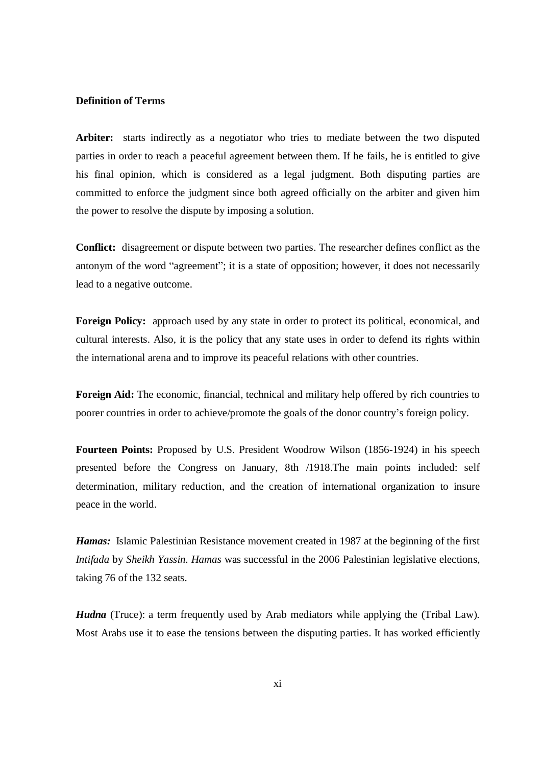**Definition of Terms**

**Arbiter:** starts indirectly as a negotiator who tries to mediate between the two disputed parties in order to reach a peaceful agreement between them. If he fails, he is entitled to give his final opinion, which is considered as a legal judgment. Both disputing parties are committed to enforce the judgment since both agreed officially on the arbiter and given him the power to resolve the dispute by imposing a solution.

**Conflict:** disagreement or dispute between two parties. The researcher defines conflict as the antonym of the word "agreement"; it is a state of opposition; however, it does not necessarily lead to a negative outcome.

**Foreign Policy:** approach used by any state in order to protect its political, economical, and cultural interests. Also, it is the policy that any state uses in order to defend its rights within the international arena and to improve its peaceful relations with other countries.

**Foreign Aid:** The economic, financial, technical and military help offered by rich countries to poorer countries in order to achieve/promote the goals of the donor country's foreign policy.

**Fourteen Points:** Proposed by U.S. President Woodrow Wilson (1856-1924) in his speech presented before the Congress on January, 8th /1918.The main points included: self determination, military reduction, and the creation of international organization to insure peace in the world.

***Hamas:*** Islamic Palestinian Resistance movement created in 1987 at the beginning of the first *Intifada* by *Sheikh Yassin*. *Hamas* was successful in the 2006 Palestinian legislative elections, taking 76 of the 132 seats.

***Hudna*** (Truce): a term frequently used by Arab mediators while applying the (Tribal Law). Most Arabs use it to ease the tensions between the disputing parties. It has worked efficiently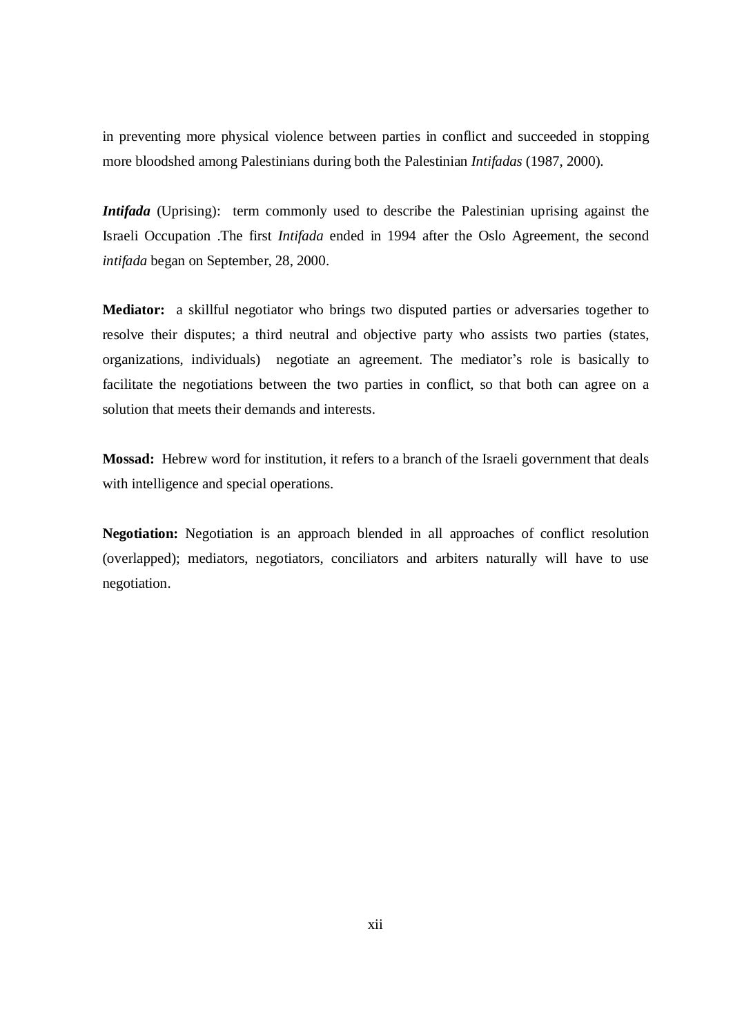in preventing more physical violence between parties in conflict and succeeded in stopping more bloodshed among Palestinians during both the Palestinian *Intifadas* (1987, 2000).

***Intifada*** (Uprising): term commonly used to describe the Palestinian uprising against the Israeli Occupation .The first *Intifada* ended in 1994 after the Oslo Agreement, the second *intifada* began on September, 28, 2000.

**Mediator:** a skillful negotiator who brings two disputed parties or adversaries together to resolve their disputes; a third neutral and objective party who assists two parties (states, organizations, individuals) negotiate an agreement. The mediator's role is basically to facilitate the negotiations between the two parties in conflict, so that both can agree on a solution that meets their demands and interests.

**Mossad:** Hebrew word for institution, it refers to a branch of the Israeli government that deals with intelligence and special operations.

**Negotiation:** Negotiation is an approach blended in all approaches of conflict resolution (overlapped); mediators, negotiators, conciliators and arbiters naturally will have to use negotiation.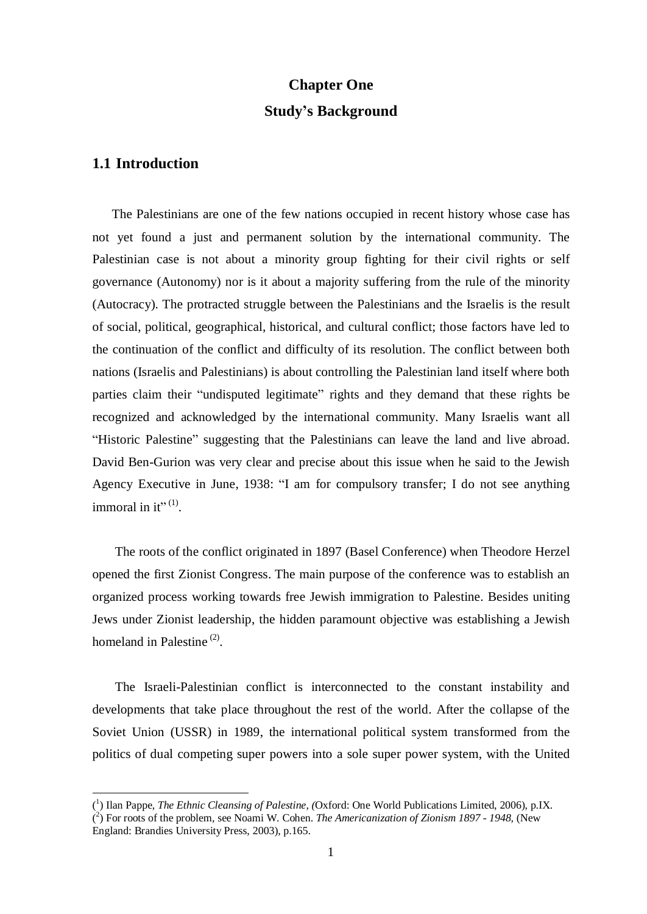# Chapter One

# Study's Background

## 1.1 Introduction

The Palestinians are one of the few nations occupied in recent history whose case has not yet found a just and permanent solution by the international community. The Palestinian case is not about a minority group fighting for their civil rights or self governance (Autonomy) nor is it about a majority suffering from the rule of the minority (Autocracy). The protracted struggle between the Palestinians and the Israelis is the result of social, political, geographical, historical, and cultural conflict; those factors have led to the continuation of the conflict and difficulty of its resolution. The conflict between both nations (Israelis and Palestinians) is about controlling the Palestinian land itself where both parties claim their "undisputed legitimate" rights and they demand that these rights be recognized and acknowledged by the international community. Many Israelis want all "Historic Palestine" suggesting that the Palestinians can leave the land and live abroad. David Ben-Gurion was very clear and precise about this issue when he said to the Jewish Agency Executive in June, 1938: "I am for compulsory transfer; I do not see anything immoral in it" (1).

The roots of the conflict originated in 1897 (Basel Conference) when Theodore Herzel opened the first Zionist Congress. The main purpose of the conference was to establish an organized process working towards free Jewish immigration to Palestine. Besides uniting Jews under Zionist leadership, the hidden paramount objective was establishing a Jewish homeland in Palestine (2).

The Israeli-Palestinian conflict is interconnected to the constant instability and developments that take place throughout the rest of the world. After the collapse of the Soviet Union (USSR) in 1989, the international political system transformed from the politics of dual competing super powers into a sole super power system, with the United

---

(1) Ilan Pappe, *The Ethnic Cleansing of Palestine, (*Oxford: One World Publications Limited, 2006), p.IX.

(2) For roots of the problem, see Noami W. Cohen. *The Americanization of Zionism 1897 - 1948,* (New England: Brandies University Press, 2003), p.165.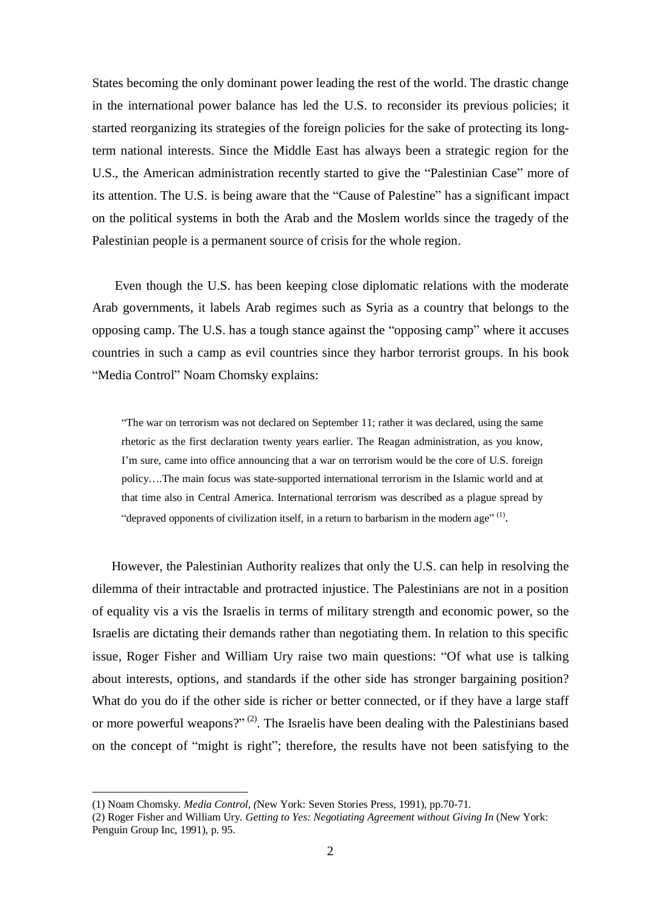States becoming the only dominant power leading the rest of the world. The drastic change in the international power balance has led the U.S. to reconsider its previous policies; it started reorganizing its strategies of the foreign policies for the sake of protecting its long-term national interests. Since the Middle East has always been a strategic region for the U.S., the American administration recently started to give the "Palestinian Case" more of its attention. The U.S. is being aware that the "Cause of Palestine" has a significant impact on the political systems in both the Arab and the Moslem worlds since the tragedy of the Palestinian people is a permanent source of crisis for the whole region.

Even though the U.S. has been keeping close diplomatic relations with the moderate Arab governments, it labels Arab regimes such as Syria as a country that belongs to the opposing camp. The U.S. has a tough stance against the "opposing camp" where it accuses countries in such a camp as evil countries since they harbor terrorist groups. In his book "Media Control" Noam Chomsky explains:

> "The war on terrorism was not declared on September 11; rather it was declared, using the same rhetoric as the first declaration twenty years earlier. The Reagan administration, as you know, I'm sure, came into office announcing that a war on terrorism would be the core of U.S. foreign policy….The main focus was state-supported international terrorism in the Islamic world and at that time also in Central America. International terrorism was described as a plague spread by "depraved opponents of civilization itself, in a return to barbarism in the modern age" [(1)].

However, the Palestinian Authority realizes that only the U.S. can help in resolving the dilemma of their intractable and protracted injustice. The Palestinians are not in a position of equality vis a vis the Israelis in terms of military strength and economic power, so the Israelis are dictating their demands rather than negotiating them. In relation to this specific issue, Roger Fisher and William Ury raise two main questions: "Of what use is talking about interests, options, and standards if the other side has stronger bargaining position? What do you do if the other side is richer or better connected, or if they have a large staff or more powerful weapons?" [(2)]. The Israelis have been dealing with the Palestinians based on the concept of "might is right"; therefore, the results have not been satisfying to the

---

(1) Noam Chomsky. *Media Control*, (New York: Seven Stories Press, 1991), pp.70-71.

(2) Roger Fisher and William Ury. *Getting to Yes: Negotiating Agreement without Giving In* (New York: Penguin Group Inc, 1991), p. 95.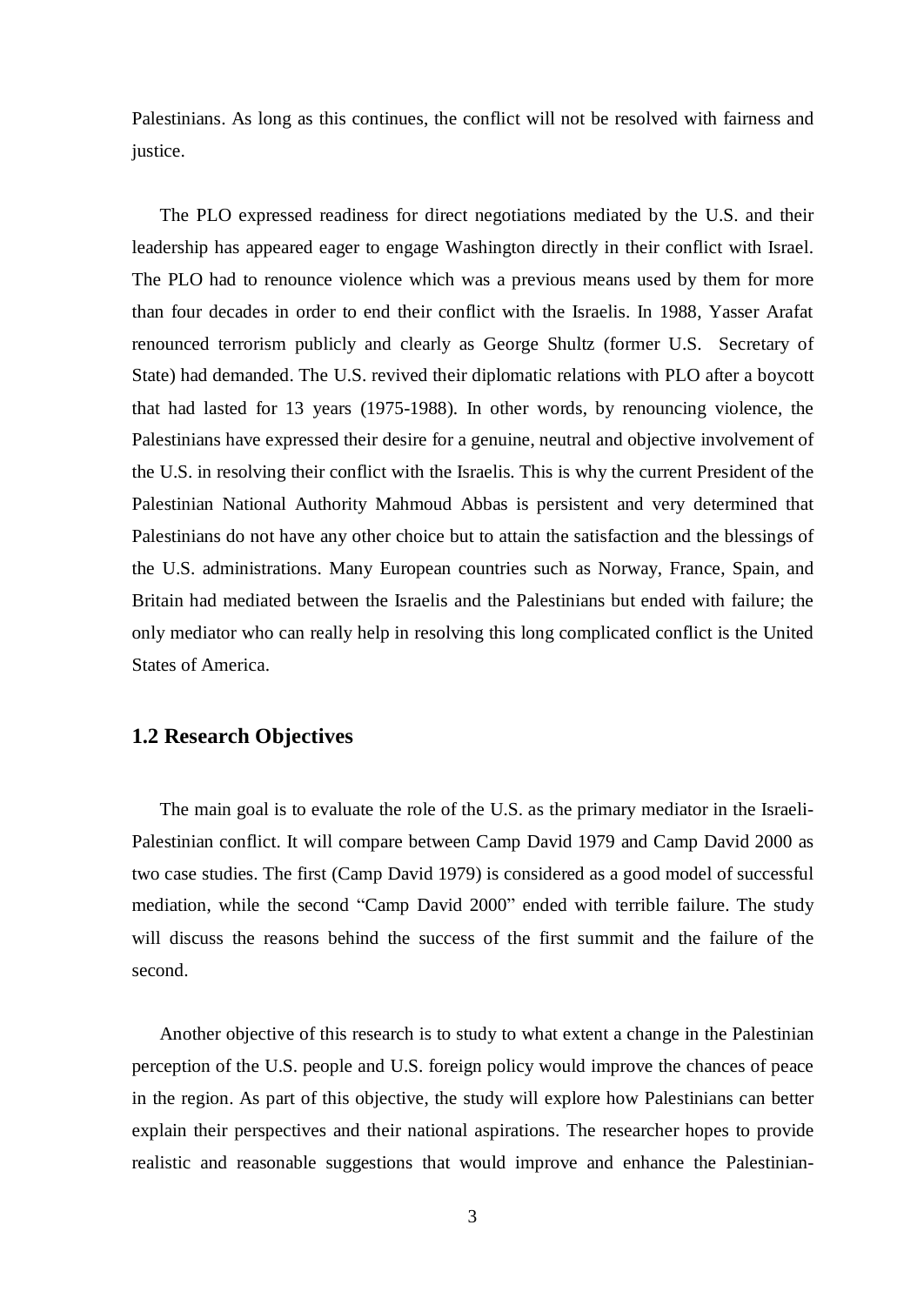Palestinians. As long as this continues, the conflict will not be resolved with fairness and justice.

The PLO expressed readiness for direct negotiations mediated by the U.S. and their leadership has appeared eager to engage Washington directly in their conflict with Israel. The PLO had to renounce violence which was a previous means used by them for more than four decades in order to end their conflict with the Israelis. In 1988, Yasser Arafat renounced terrorism publicly and clearly as George Shultz (former U.S. Secretary of State) had demanded. The U.S. revived their diplomatic relations with PLO after a boycott that had lasted for 13 years (1975-1988). In other words, by renouncing violence, the Palestinians have expressed their desire for a genuine, neutral and objective involvement of the U.S. in resolving their conflict with the Israelis. This is why the current President of the Palestinian National Authority Mahmoud Abbas is persistent and very determined that Palestinians do not have any other choice but to attain the satisfaction and the blessings of the U.S. administrations. Many European countries such as Norway, France, Spain, and Britain had mediated between the Israelis and the Palestinians but ended with failure; the only mediator who can really help in resolving this long complicated conflict is the United States of America.

## 1.2 Research Objectives

The main goal is to evaluate the role of the U.S. as the primary mediator in the Israeli-Palestinian conflict. It will compare between Camp David 1979 and Camp David 2000 as two case studies. The first (Camp David 1979) is considered as a good model of successful mediation, while the second "Camp David 2000" ended with terrible failure. The study will discuss the reasons behind the success of the first summit and the failure of the second.

Another objective of this research is to study to what extent a change in the Palestinian perception of the U.S. people and U.S. foreign policy would improve the chances of peace in the region. As part of this objective, the study will explore how Palestinians can better explain their perspectives and their national aspirations. The researcher hopes to provide realistic and reasonable suggestions that would improve and enhance the Palestinian-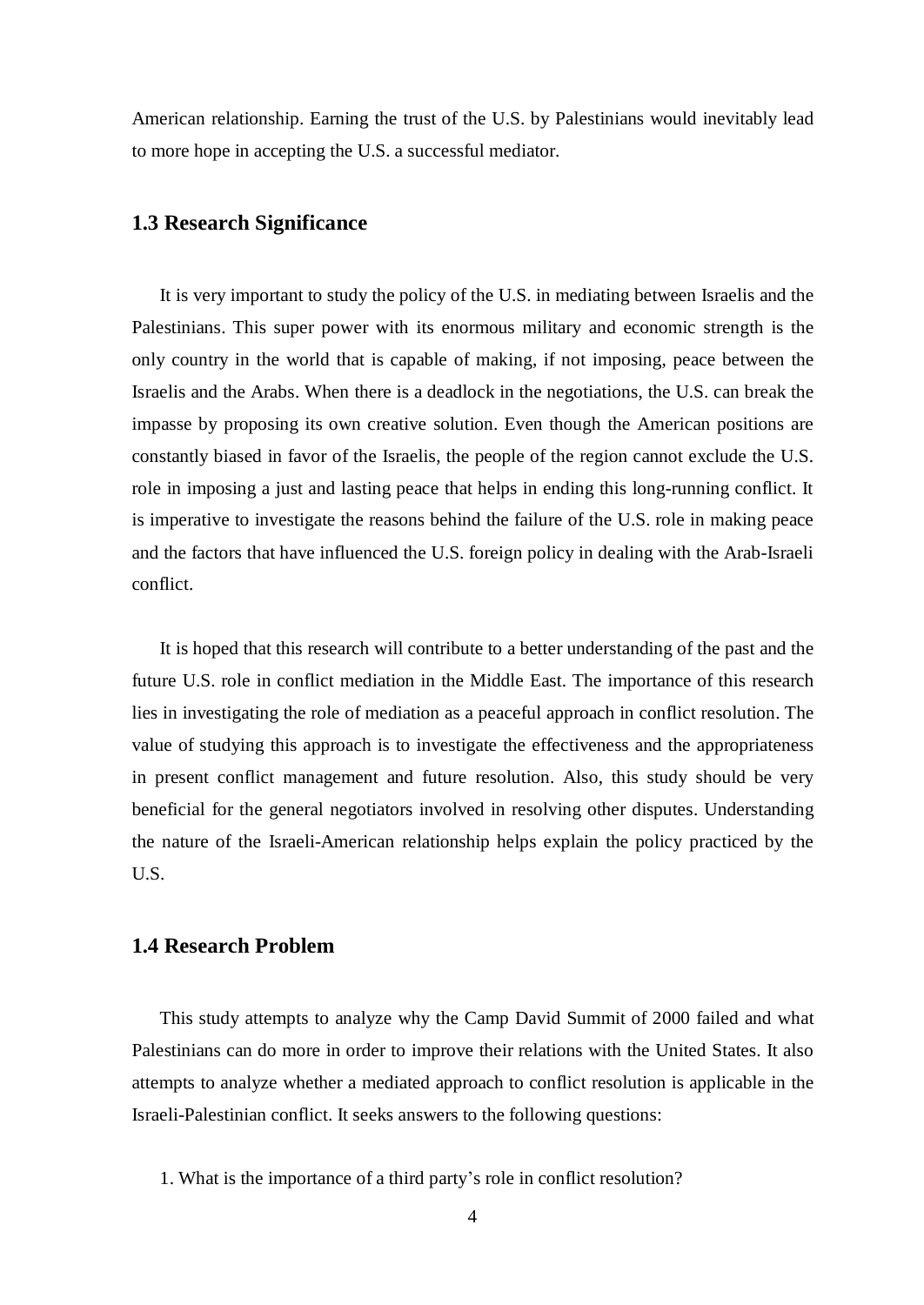American relationship. Earning the trust of the U.S. by Palestinians would inevitably lead to more hope in accepting the U.S. a successful mediator.

### 1.3 Research Significance

It is very important to study the policy of the U.S. in mediating between Israelis and the Palestinians. This super power with its enormous military and economic strength is the only country in the world that is capable of making, if not imposing, peace between the Israelis and the Arabs. When there is a deadlock in the negotiations, the U.S. can break the impasse by proposing its own creative solution. Even though the American positions are constantly biased in favor of the Israelis, the people of the region cannot exclude the U.S. role in imposing a just and lasting peace that helps in ending this long-running conflict. It is imperative to investigate the reasons behind the failure of the U.S. role in making peace and the factors that have influenced the U.S. foreign policy in dealing with the Arab-Israeli conflict.

It is hoped that this research will contribute to a better understanding of the past and the future U.S. role in conflict mediation in the Middle East. The importance of this research lies in investigating the role of mediation as a peaceful approach in conflict resolution. The value of studying this approach is to investigate the effectiveness and the appropriateness in present conflict management and future resolution. Also, this study should be very beneficial for the general negotiators involved in resolving other disputes. Understanding the nature of the Israeli-American relationship helps explain the policy practiced by the U.S.

### 1.4 Research Problem

This study attempts to analyze why the Camp David Summit of 2000 failed and what Palestinians can do more in order to improve their relations with the United States. It also attempts to analyze whether a mediated approach to conflict resolution is applicable in the Israeli-Palestinian conflict. It seeks answers to the following questions:

1. What is the importance of a third party's role in conflict resolution?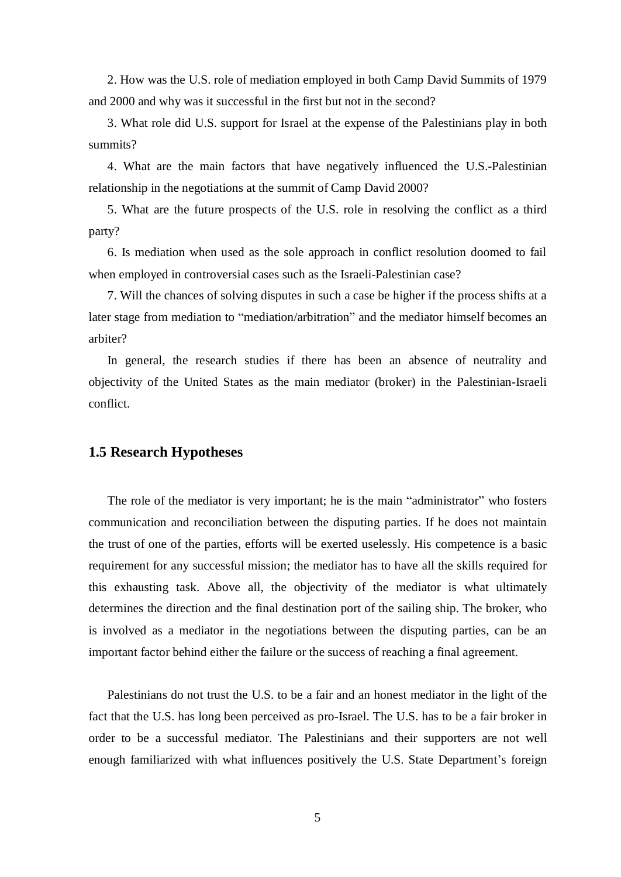2. How was the U.S. role of mediation employed in both Camp David Summits of 1979 and 2000 and why was it successful in the first but not in the second?

3. What role did U.S. support for Israel at the expense of the Palestinians play in both summits?

4. What are the main factors that have negatively influenced the U.S.-Palestinian relationship in the negotiations at the summit of Camp David 2000?

5. What are the future prospects of the U.S. role in resolving the conflict as a third party?

6. Is mediation when used as the sole approach in conflict resolution doomed to fail when employed in controversial cases such as the Israeli-Palestinian case?

7. Will the chances of solving disputes in such a case be higher if the process shifts at a later stage from mediation to "mediation/arbitration" and the mediator himself becomes an arbiter?

In general, the research studies if there has been an absence of neutrality and objectivity of the United States as the main mediator (broker) in the Palestinian-Israeli conflict.

## 1.5 Research Hypotheses

The role of the mediator is very important; he is the main "administrator" who fosters communication and reconciliation between the disputing parties. If he does not maintain the trust of one of the parties, efforts will be exerted uselessly. His competence is a basic requirement for any successful mission; the mediator has to have all the skills required for this exhausting task. Above all, the objectivity of the mediator is what ultimately determines the direction and the final destination port of the sailing ship. The broker, who is involved as a mediator in the negotiations between the disputing parties, can be an important factor behind either the failure or the success of reaching a final agreement.

Palestinians do not trust the U.S. to be a fair and an honest mediator in the light of the fact that the U.S. has long been perceived as pro-Israel. The U.S. has to be a fair broker in order to be a successful mediator. The Palestinians and their supporters are not well enough familiarized with what influences positively the U.S. State Department's foreign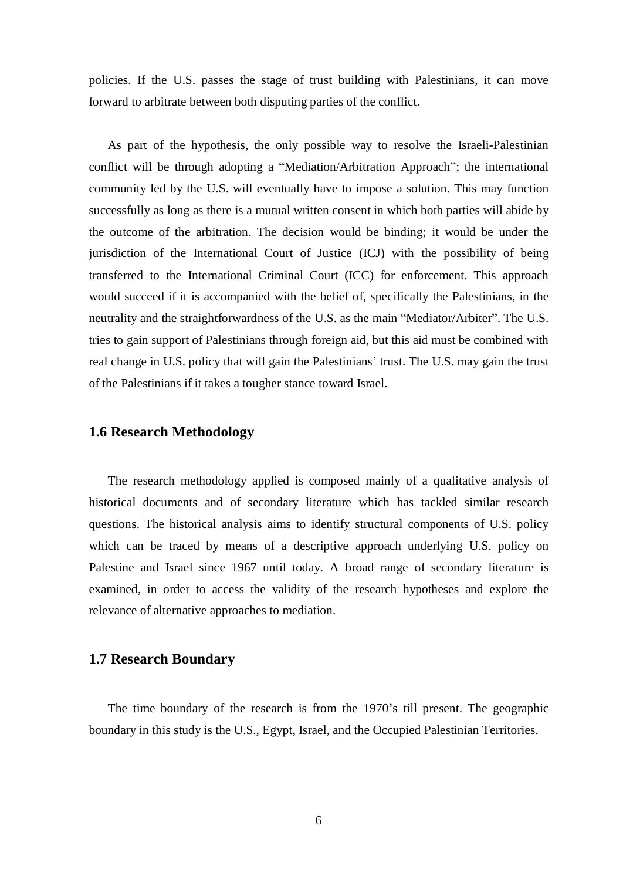policies. If the U.S. passes the stage of trust building with Palestinians, it can move forward to arbitrate between both disputing parties of the conflict.

As part of the hypothesis, the only possible way to resolve the Israeli-Palestinian conflict will be through adopting a "Mediation/Arbitration Approach"; the international community led by the U.S. will eventually have to impose a solution. This may function successfully as long as there is a mutual written consent in which both parties will abide by the outcome of the arbitration. The decision would be binding; it would be under the jurisdiction of the International Court of Justice (ICJ) with the possibility of being transferred to the International Criminal Court (ICC) for enforcement. This approach would succeed if it is accompanied with the belief of, specifically the Palestinians, in the neutrality and the straightforwardness of the U.S. as the main "Mediator/Arbiter". The U.S. tries to gain support of Palestinians through foreign aid, but this aid must be combined with real change in U.S. policy that will gain the Palestinians' trust. The U.S. may gain the trust of the Palestinians if it takes a tougher stance toward Israel.

## 1.6 Research Methodology

The research methodology applied is composed mainly of a qualitative analysis of historical documents and of secondary literature which has tackled similar research questions. The historical analysis aims to identify structural components of U.S. policy which can be traced by means of a descriptive approach underlying U.S. policy on Palestine and Israel since 1967 until today. A broad range of secondary literature is examined, in order to access the validity of the research hypotheses and explore the relevance of alternative approaches to mediation.

## 1.7 Research Boundary

The time boundary of the research is from the 1970's till present. The geographic boundary in this study is the U.S., Egypt, Israel, and the Occupied Palestinian Territories.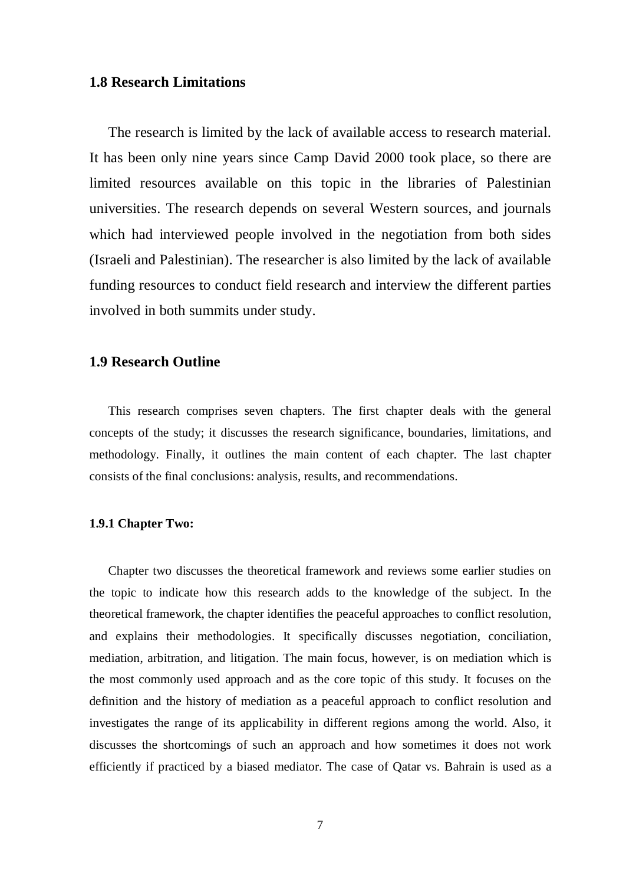## 1.8 Research Limitations

The research is limited by the lack of available access to research material. It has been only nine years since Camp David 2000 took place, so there are limited resources available on this topic in the libraries of Palestinian universities. The research depends on several Western sources, and journals which had interviewed people involved in the negotiation from both sides (Israeli and Palestinian). The researcher is also limited by the lack of available funding resources to conduct field research and interview the different parties involved in both summits under study.

## 1.9 Research Outline

This research comprises seven chapters. The first chapter deals with the general concepts of the study; it discusses the research significance, boundaries, limitations, and methodology. Finally, it outlines the main content of each chapter. The last chapter consists of the final conclusions: analysis, results, and recommendations.

### 1.9.1 Chapter Two:

Chapter two discusses the theoretical framework and reviews some earlier studies on the topic to indicate how this research adds to the knowledge of the subject. In the theoretical framework, the chapter identifies the peaceful approaches to conflict resolution, and explains their methodologies. It specifically discusses negotiation, conciliation, mediation, arbitration, and litigation. The main focus, however, is on mediation which is the most commonly used approach and as the core topic of this study. It focuses on the definition and the history of mediation as a peaceful approach to conflict resolution and investigates the range of its applicability in different regions among the world. Also, it discusses the shortcomings of such an approach and how sometimes it does not work efficiently if practiced by a biased mediator. The case of Qatar vs. Bahrain is used as a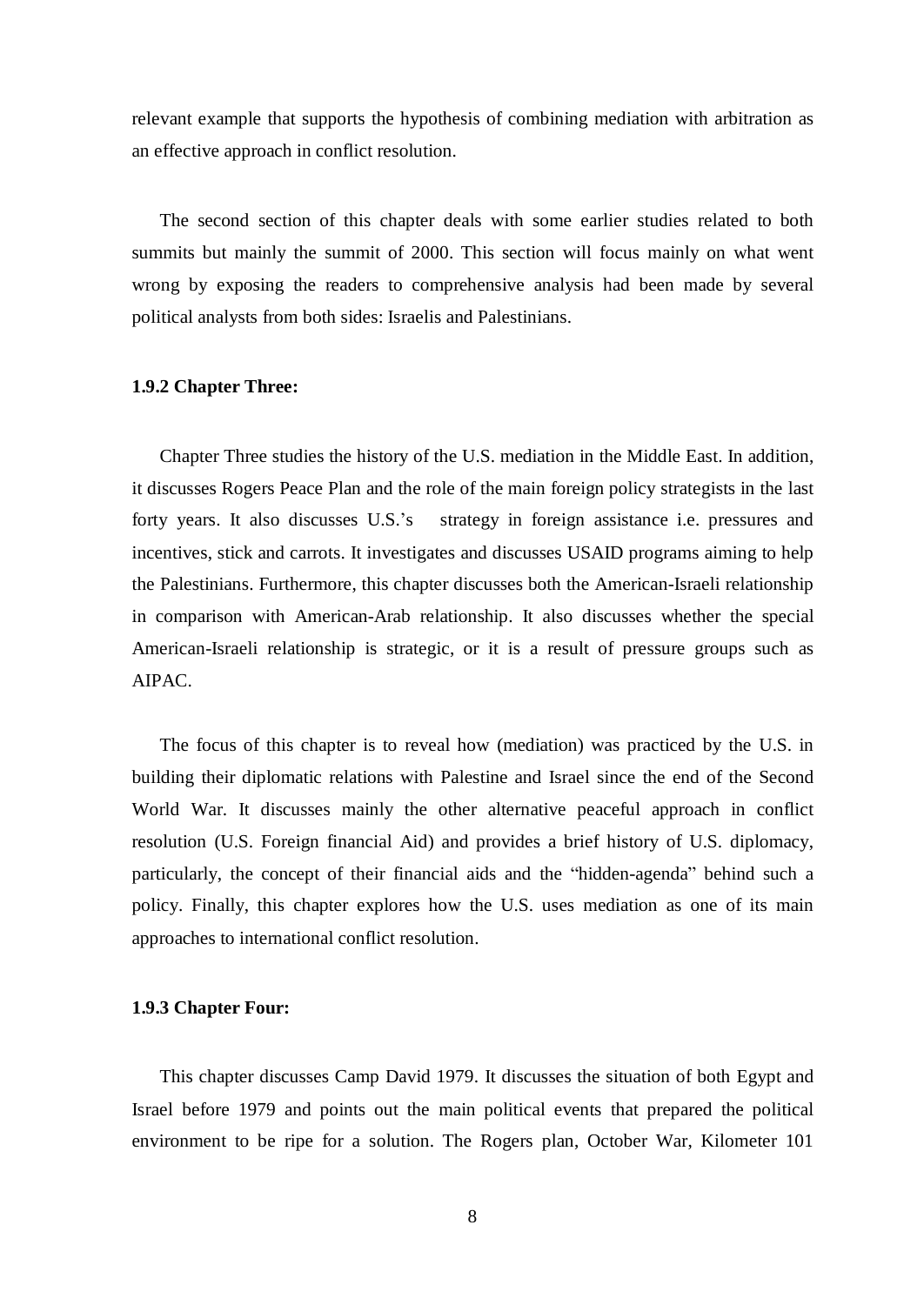relevant example that supports the hypothesis of combining mediation with arbitration as an effective approach in conflict resolution.

The second section of this chapter deals with some earlier studies related to both summits but mainly the summit of 2000. This section will focus mainly on what went wrong by exposing the readers to comprehensive analysis had been made by several political analysts from both sides: Israelis and Palestinians.

### 1.9.2 Chapter Three:

Chapter Three studies the history of the U.S. mediation in the Middle East. In addition, it discusses Rogers Peace Plan and the role of the main foreign policy strategists in the last forty years. It also discusses U.S.'s strategy in foreign assistance i.e. pressures and incentives, stick and carrots. It investigates and discusses USAID programs aiming to help the Palestinians. Furthermore, this chapter discusses both the American-Israeli relationship in comparison with American-Arab relationship. It also discusses whether the special American-Israeli relationship is strategic, or it is a result of pressure groups such as AIPAC.

The focus of this chapter is to reveal how (mediation) was practiced by the U.S. in building their diplomatic relations with Palestine and Israel since the end of the Second World War. It discusses mainly the other alternative peaceful approach in conflict resolution (U.S. Foreign financial Aid) and provides a brief history of U.S. diplomacy, particularly, the concept of their financial aids and the "hidden-agenda" behind such a policy. Finally, this chapter explores how the U.S. uses mediation as one of its main approaches to international conflict resolution.

### 1.9.3 Chapter Four:

This chapter discusses Camp David 1979. It discusses the situation of both Egypt and Israel before 1979 and points out the main political events that prepared the political environment to be ripe for a solution. The Rogers plan, October War, Kilometer 101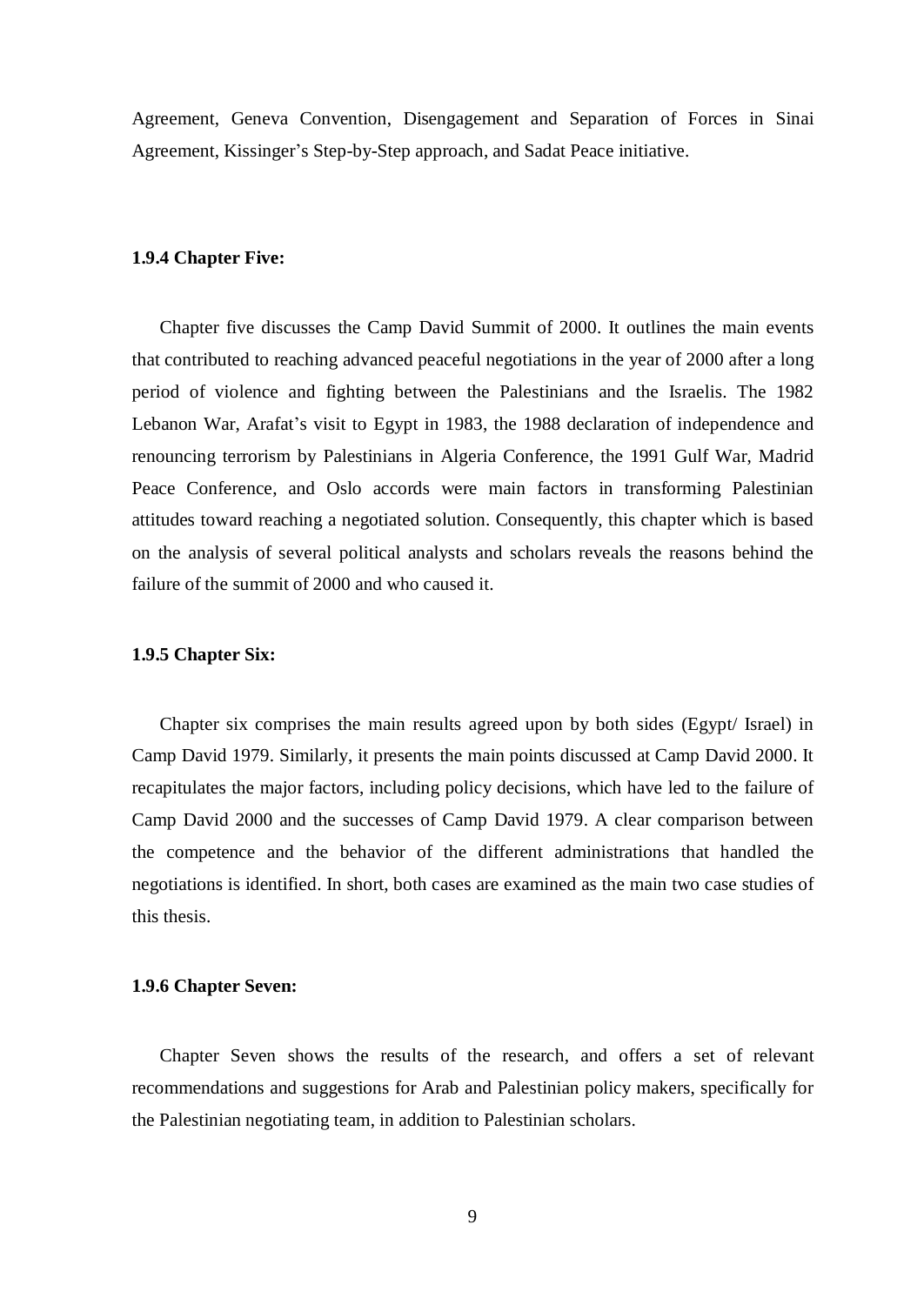Agreement, Geneva Convention, Disengagement and Separation of Forces in Sinai Agreement, Kissinger's Step-by-Step approach, and Sadat Peace initiative.

### 1.9.4 Chapter Five:

Chapter five discusses the Camp David Summit of 2000. It outlines the main events that contributed to reaching advanced peaceful negotiations in the year of 2000 after a long period of violence and fighting between the Palestinians and the Israelis. The 1982 Lebanon War, Arafat's visit to Egypt in 1983, the 1988 declaration of independence and renouncing terrorism by Palestinians in Algeria Conference, the 1991 Gulf War, Madrid Peace Conference, and Oslo accords were main factors in transforming Palestinian attitudes toward reaching a negotiated solution. Consequently, this chapter which is based on the analysis of several political analysts and scholars reveals the reasons behind the failure of the summit of 2000 and who caused it.

### 1.9.5 Chapter Six:

Chapter six comprises the main results agreed upon by both sides (Egypt/ Israel) in Camp David 1979. Similarly, it presents the main points discussed at Camp David 2000. It recapitulates the major factors, including policy decisions, which have led to the failure of Camp David 2000 and the successes of Camp David 1979. A clear comparison between the competence and the behavior of the different administrations that handled the negotiations is identified. In short, both cases are examined as the main two case studies of this thesis.

### 1.9.6 Chapter Seven:

Chapter Seven shows the results of the research, and offers a set of relevant recommendations and suggestions for Arab and Palestinian policy makers, specifically for the Palestinian negotiating team, in addition to Palestinian scholars.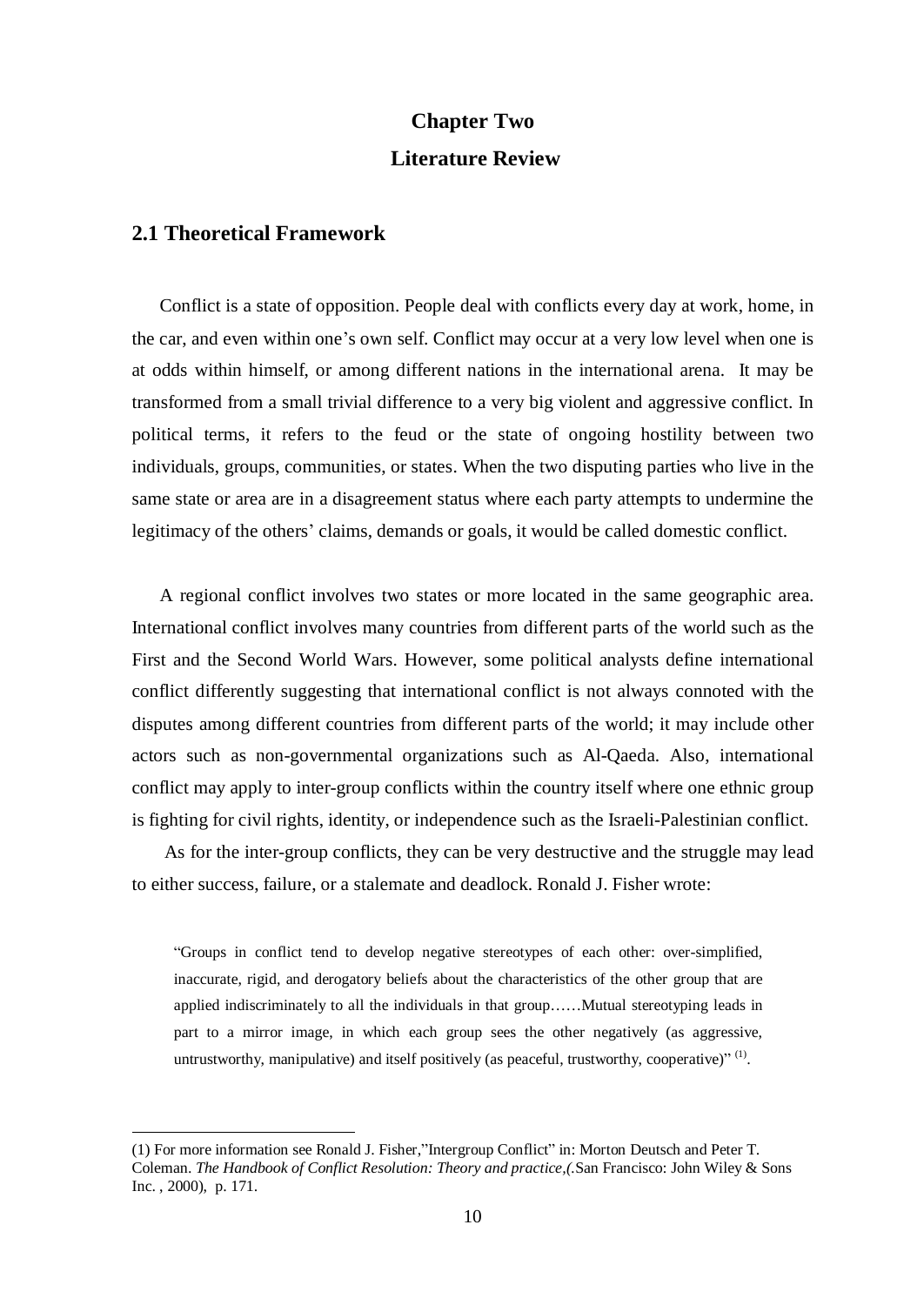# Chapter Two

# Literature Review

## 2.1 Theoretical Framework

Conflict is a state of opposition. People deal with conflicts every day at work, home, in the car, and even within one's own self. Conflict may occur at a very low level when one is at odds within himself, or among different nations in the international arena. It may be transformed from a small trivial difference to a very big violent and aggressive conflict. In political terms, it refers to the feud or the state of ongoing hostility between two individuals, groups, communities, or states. When the two disputing parties who live in the same state or area are in a disagreement status where each party attempts to undermine the legitimacy of the others' claims, demands or goals, it would be called domestic conflict.

A regional conflict involves two states or more located in the same geographic area. International conflict involves many countries from different parts of the world such as the First and the Second World Wars. However, some political analysts define international conflict differently suggesting that international conflict is not always connoted with the disputes among different countries from different parts of the world; it may include other actors such as non-governmental organizations such as Al-Qaeda. Also, international conflict may apply to inter-group conflicts within the country itself where one ethnic group is fighting for civil rights, identity, or independence such as the Israeli-Palestinian conflict.

As for the inter-group conflicts, they can be very destructive and the struggle may lead to either success, failure, or a stalemate and deadlock. Ronald J. Fisher wrote:

> "Groups in conflict tend to develop negative stereotypes of each other: over-simplified, inaccurate, rigid, and derogatory beliefs about the characteristics of the other group that are applied indiscriminately to all the individuals in that group……Mutual stereotyping leads in part to a mirror image, in which each group sees the other negatively (as aggressive, untrustworthy, manipulative) and itself positively (as peaceful, trustworthy, cooperative)" (1).

---

(1) For more information see Ronald J. Fisher,"Intergroup Conflict" in: Morton Deutsch and Peter T. Coleman. *The Handbook of Conflict Resolution: Theory and practice,(.*San Francisco: John Wiley & Sons Inc. , 2000), p. 171.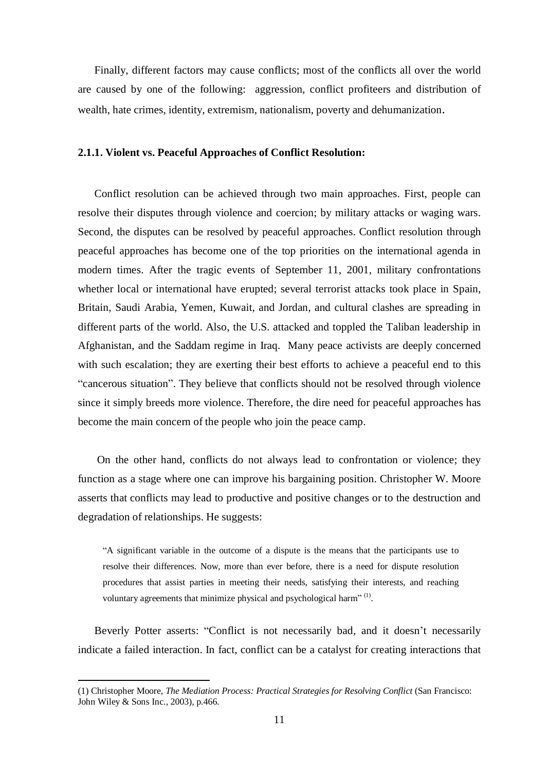Finally, different factors may cause conflicts; most of the conflicts all over the world are caused by one of the following: aggression, conflict profiteers and distribution of wealth, hate crimes, identity, extremism, nationalism, poverty and dehumanization.

### 2.1.1. Violent vs. Peaceful Approaches of Conflict Resolution:

Conflict resolution can be achieved through two main approaches. First, people can resolve their disputes through violence and coercion; by military attacks or waging wars. Second, the disputes can be resolved by peaceful approaches. Conflict resolution through peaceful approaches has become one of the top priorities on the international agenda in modern times. After the tragic events of September 11, 2001, military confrontations whether local or international have erupted; several terrorist attacks took place in Spain, Britain, Saudi Arabia, Yemen, Kuwait, and Jordan, and cultural clashes are spreading in different parts of the world. Also, the U.S. attacked and toppled the Taliban leadership in Afghanistan, and the Saddam regime in Iraq. Many peace activists are deeply concerned with such escalation; they are exerting their best efforts to achieve a peaceful end to this "cancerous situation". They believe that conflicts should not be resolved through violence since it simply breeds more violence. Therefore, the dire need for peaceful approaches has become the main concern of the people who join the peace camp.

On the other hand, conflicts do not always lead to confrontation or violence; they function as a stage where one can improve his bargaining position. Christopher W. Moore asserts that conflicts may lead to productive and positive changes or to the destruction and degradation of relationships. He suggests:

> "A significant variable in the outcome of a dispute is the means that the participants use to resolve their differences. Now, more than ever before, there is a need for dispute resolution procedures that assist parties in meeting their needs, satisfying their interests, and reaching voluntary agreements that minimize physical and psychological harm" (1).

Beverly Potter asserts: "Conflict is not necessarily bad, and it doesn't necessarily indicate a failed interaction. In fact, conflict can be a catalyst for creating interactions that

---

(1) Christopher Moore, *The Mediation Process: Practical Strategies for Resolving Conflict* (San Francisco: John Wiley & Sons Inc., 2003), p.466.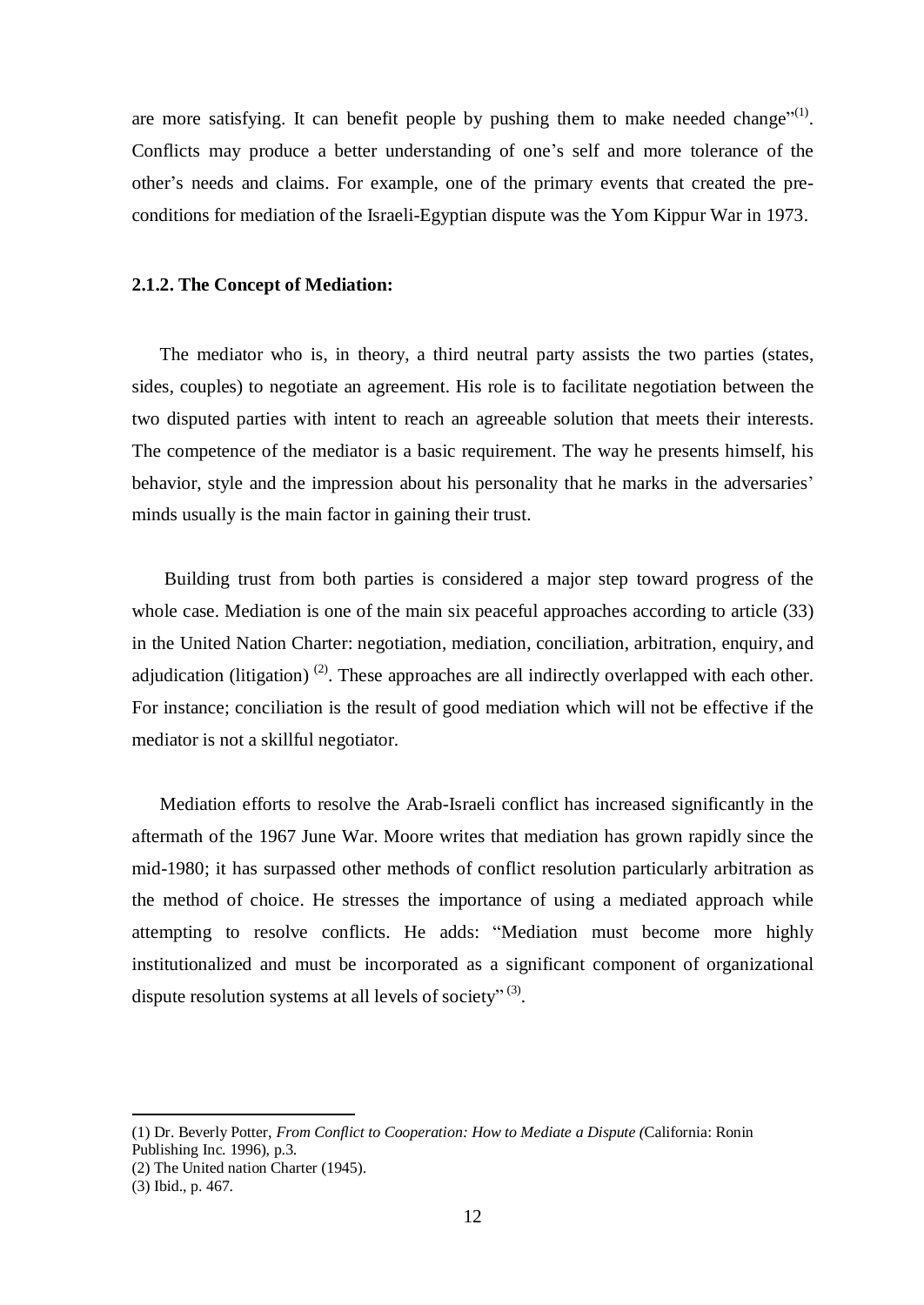are more satisfying. It can benefit people by pushing them to make needed change"[1]. Conflicts may produce a better understanding of one's self and more tolerance of the other's needs and claims. For example, one of the primary events that created the pre-conditions for mediation of the Israeli-Egyptian dispute was the Yom Kippur War in 1973.

### 2.1.2. The Concept of Mediation:

The mediator who is, in theory, a third neutral party assists the two parties (states, sides, couples) to negotiate an agreement. His role is to facilitate negotiation between the two disputed parties with intent to reach an agreeable solution that meets their interests. The competence of the mediator is a basic requirement. The way he presents himself, his behavior, style and the impression about his personality that he marks in the adversaries' minds usually is the main factor in gaining their trust.

Building trust from both parties is considered a major step toward progress of the whole case. Mediation is one of the main six peaceful approaches according to article (33) in the United Nation Charter: negotiation, mediation, conciliation, arbitration, enquiry, and adjudication (litigation) [2]. These approaches are all indirectly overlapped with each other. For instance; conciliation is the result of good mediation which will not be effective if the mediator is not a skillful negotiator.

Mediation efforts to resolve the Arab-Israeli conflict has increased significantly in the aftermath of the 1967 June War. Moore writes that mediation has grown rapidly since the mid-1980; it has surpassed other methods of conflict resolution particularly arbitration as the method of choice. He stresses the importance of using a mediated approach while attempting to resolve conflicts. He adds: "Mediation must become more highly institutionalized and must be incorporated as a significant component of organizational dispute resolution systems at all levels of society" [3].

---

(1) Dr. Beverly Potter, *From Conflict to Cooperation: How to Mediate a Dispute (*California: Ronin Publishing Inc. 1996), p.3.

(2) The United nation Charter (1945).

(3) Ibid., p. 467.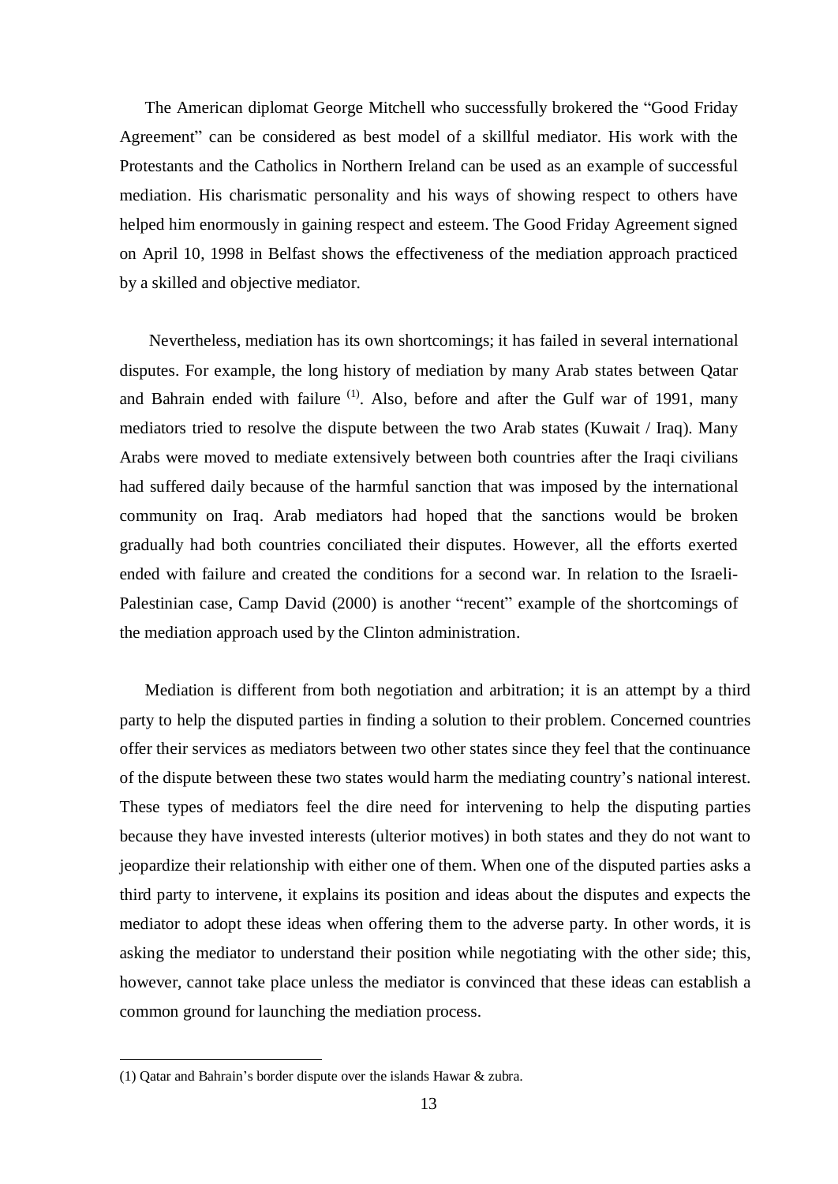The American diplomat George Mitchell who successfully brokered the "Good Friday Agreement" can be considered as best model of a skillful mediator. His work with the Protestants and the Catholics in Northern Ireland can be used as an example of successful mediation. His charismatic personality and his ways of showing respect to others have helped him enormously in gaining respect and esteem. The Good Friday Agreement signed on April 10, 1998 in Belfast shows the effectiveness of the mediation approach practiced by a skilled and objective mediator.

Nevertheless, mediation has its own shortcomings; it has failed in several international disputes. For example, the long history of mediation by many Arab states between Qatar and Bahrain ended with failure [(1)]. Also, before and after the Gulf war of 1991, many mediators tried to resolve the dispute between the two Arab states (Kuwait / Iraq). Many Arabs were moved to mediate extensively between both countries after the Iraqi civilians had suffered daily because of the harmful sanction that was imposed by the international community on Iraq. Arab mediators had hoped that the sanctions would be broken gradually had both countries conciliated their disputes. However, all the efforts exerted ended with failure and created the conditions for a second war. In relation to the Israeli-Palestinian case, Camp David (2000) is another "recent" example of the shortcomings of the mediation approach used by the Clinton administration.

Mediation is different from both negotiation and arbitration; it is an attempt by a third party to help the disputed parties in finding a solution to their problem. Concerned countries offer their services as mediators between two other states since they feel that the continuance of the dispute between these two states would harm the mediating country's national interest. These types of mediators feel the dire need for intervening to help the disputing parties because they have invested interests (ulterior motives) in both states and they do not want to jeopardize their relationship with either one of them. When one of the disputed parties asks a third party to intervene, it explains its position and ideas about the disputes and expects the mediator to adopt these ideas when offering them to the adverse party. In other words, it is asking the mediator to understand their position while negotiating with the other side; this, however, cannot take place unless the mediator is convinced that these ideas can establish a common ground for launching the mediation process.

---

(1) Qatar and Bahrain's border dispute over the islands Hawar & zubra.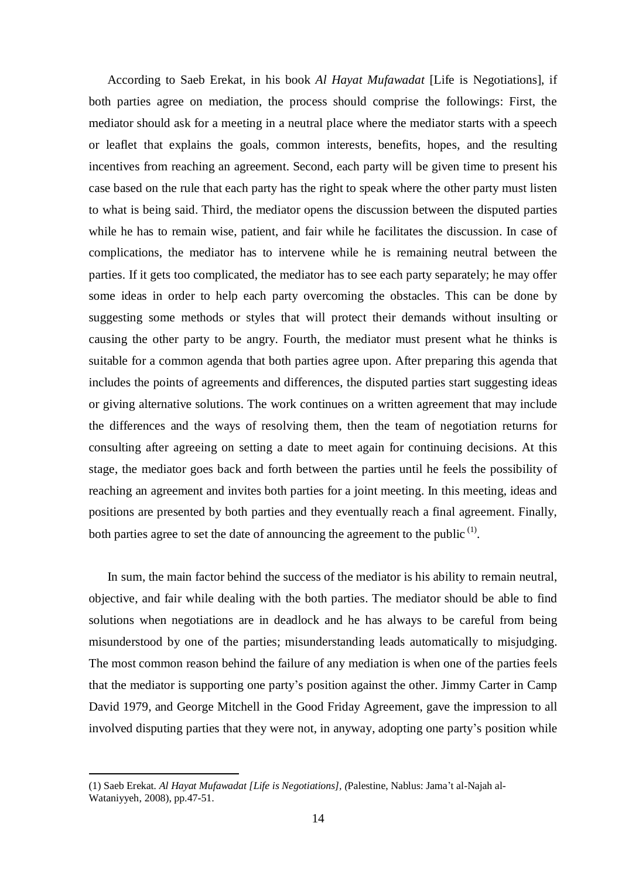According to Saeb Erekat, in his book *Al Hayat Mufawadat* [Life is Negotiations], if both parties agree on mediation, the process should comprise the followings: First, the mediator should ask for a meeting in a neutral place where the mediator starts with a speech or leaflet that explains the goals, common interests, benefits, hopes, and the resulting incentives from reaching an agreement. Second, each party will be given time to present his case based on the rule that each party has the right to speak where the other party must listen to what is being said. Third, the mediator opens the discussion between the disputed parties while he has to remain wise, patient, and fair while he facilitates the discussion. In case of complications, the mediator has to intervene while he is remaining neutral between the parties. If it gets too complicated, the mediator has to see each party separately; he may offer some ideas in order to help each party overcoming the obstacles. This can be done by suggesting some methods or styles that will protect their demands without insulting or causing the other party to be angry. Fourth, the mediator must present what he thinks is suitable for a common agenda that both parties agree upon. After preparing this agenda that includes the points of agreements and differences, the disputed parties start suggesting ideas or giving alternative solutions. The work continues on a written agreement that may include the differences and the ways of resolving them, then the team of negotiation returns for consulting after agreeing on setting a date to meet again for continuing decisions. At this stage, the mediator goes back and forth between the parties until he feels the possibility of reaching an agreement and invites both parties for a joint meeting. In this meeting, ideas and positions are presented by both parties and they eventually reach a final agreement. Finally, both parties agree to set the date of announcing the agreement to the public (1).

In sum, the main factor behind the success of the mediator is his ability to remain neutral, objective, and fair while dealing with the both parties. The mediator should be able to find solutions when negotiations are in deadlock and he has always to be careful from being misunderstood by one of the parties; misunderstanding leads automatically to misjudging. The most common reason behind the failure of any mediation is when one of the parties feels that the mediator is supporting one party's position against the other. Jimmy Carter in Camp David 1979, and George Mitchell in the Good Friday Agreement, gave the impression to all involved disputing parties that they were not, in anyway, adopting one party's position while

---

(1) Saeb Erekat. *Al Hayat Mufawadat [Life is Negotiations], (*Palestine, Nablus: Jama't al-Najah al-Wataniyyeh, 2008), pp.47-51.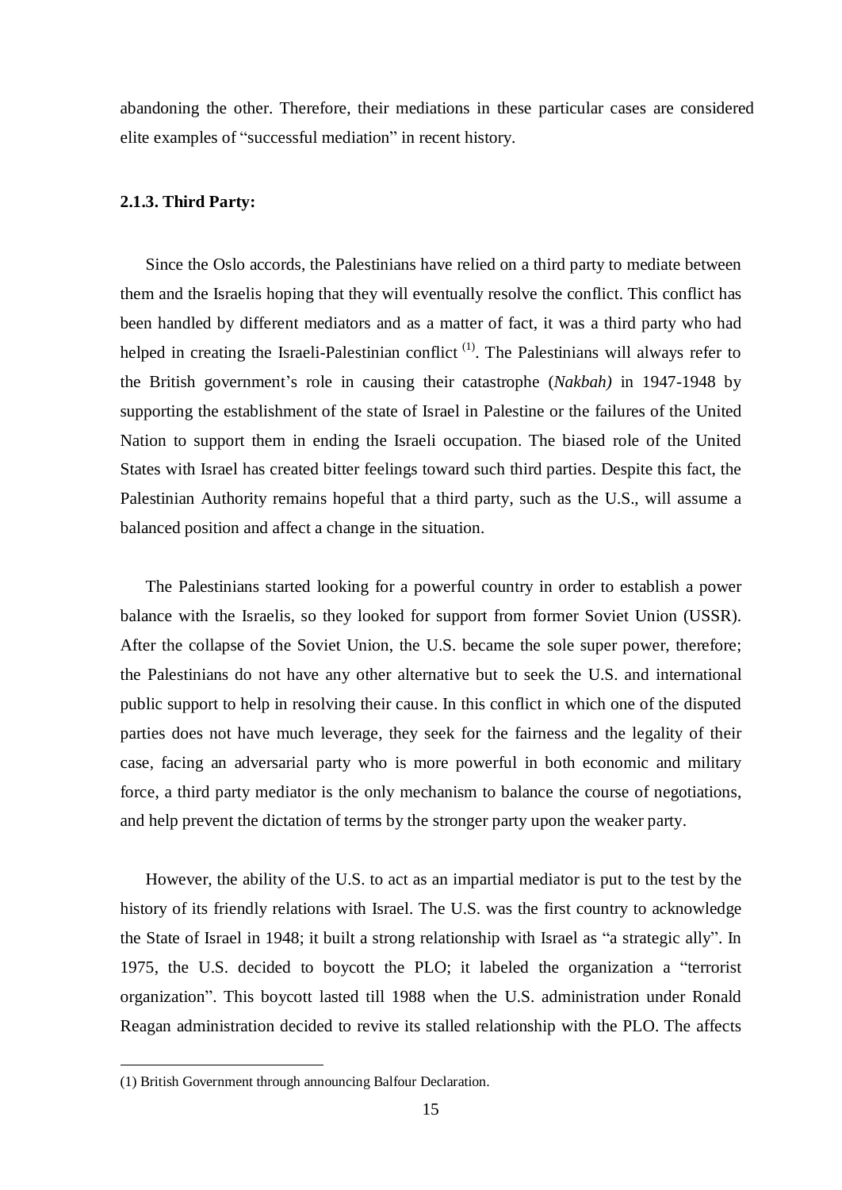abandoning the other. Therefore, their mediations in these particular cases are considered elite examples of "successful mediation" in recent history.

### 2.1.3. Third Party:

Since the Oslo accords, the Palestinians have relied on a third party to mediate between them and the Israelis hoping that they will eventually resolve the conflict. This conflict has been handled by different mediators and as a matter of fact, it was a third party who had helped in creating the Israeli-Palestinian conflict [(1)]. The Palestinians will always refer to the British government's role in causing their catastrophe (*Nakbah)* in 1947-1948 by supporting the establishment of the state of Israel in Palestine or the failures of the United Nation to support them in ending the Israeli occupation. The biased role of the United States with Israel has created bitter feelings toward such third parties. Despite this fact, the Palestinian Authority remains hopeful that a third party, such as the U.S., will assume a balanced position and affect a change in the situation.

The Palestinians started looking for a powerful country in order to establish a power balance with the Israelis, so they looked for support from former Soviet Union (USSR). After the collapse of the Soviet Union, the U.S. became the sole super power, therefore; the Palestinians do not have any other alternative but to seek the U.S. and international public support to help in resolving their cause. In this conflict in which one of the disputed parties does not have much leverage, they seek for the fairness and the legality of their case, facing an adversarial party who is more powerful in both economic and military force, a third party mediator is the only mechanism to balance the course of negotiations, and help prevent the dictation of terms by the stronger party upon the weaker party.

However, the ability of the U.S. to act as an impartial mediator is put to the test by the history of its friendly relations with Israel. The U.S. was the first country to acknowledge the State of Israel in 1948; it built a strong relationship with Israel as "a strategic ally". In 1975, the U.S. decided to boycott the PLO; it labeled the organization a "terrorist organization". This boycott lasted till 1988 when the U.S. administration under Ronald Reagan administration decided to revive its stalled relationship with the PLO. The affects

---

(1) British Government through announcing Balfour Declaration.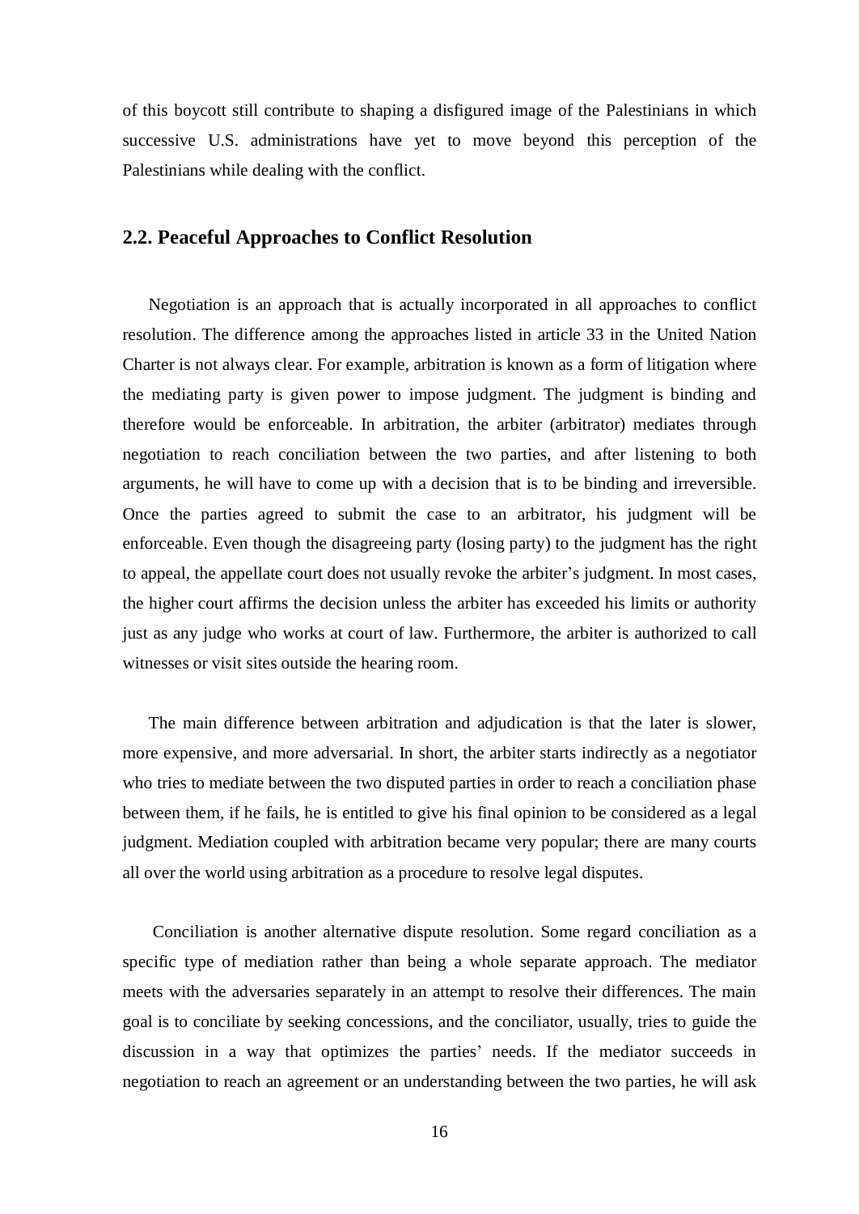of this boycott still contribute to shaping a disfigured image of the Palestinians in which successive U.S. administrations have yet to move beyond this perception of the Palestinians while dealing with the conflict.

## 2.2. Peaceful Approaches to Conflict Resolution

Negotiation is an approach that is actually incorporated in all approaches to conflict resolution. The difference among the approaches listed in article 33 in the United Nation Charter is not always clear. For example, arbitration is known as a form of litigation where the mediating party is given power to impose judgment. The judgment is binding and therefore would be enforceable. In arbitration, the arbiter (arbitrator) mediates through negotiation to reach conciliation between the two parties, and after listening to both arguments, he will have to come up with a decision that is to be binding and irreversible. Once the parties agreed to submit the case to an arbitrator, his judgment will be enforceable. Even though the disagreeing party (losing party) to the judgment has the right to appeal, the appellate court does not usually revoke the arbiter's judgment. In most cases, the higher court affirms the decision unless the arbiter has exceeded his limits or authority just as any judge who works at court of law. Furthermore, the arbiter is authorized to call witnesses or visit sites outside the hearing room.

The main difference between arbitration and adjudication is that the later is slower, more expensive, and more adversarial. In short, the arbiter starts indirectly as a negotiator who tries to mediate between the two disputed parties in order to reach a conciliation phase between them, if he fails, he is entitled to give his final opinion to be considered as a legal judgment. Mediation coupled with arbitration became very popular; there are many courts all over the world using arbitration as a procedure to resolve legal disputes.

Conciliation is another alternative dispute resolution. Some regard conciliation as a specific type of mediation rather than being a whole separate approach. The mediator meets with the adversaries separately in an attempt to resolve their differences. The main goal is to conciliate by seeking concessions, and the conciliator, usually, tries to guide the discussion in a way that optimizes the parties' needs. If the mediator succeeds in negotiation to reach an agreement or an understanding between the two parties, he will ask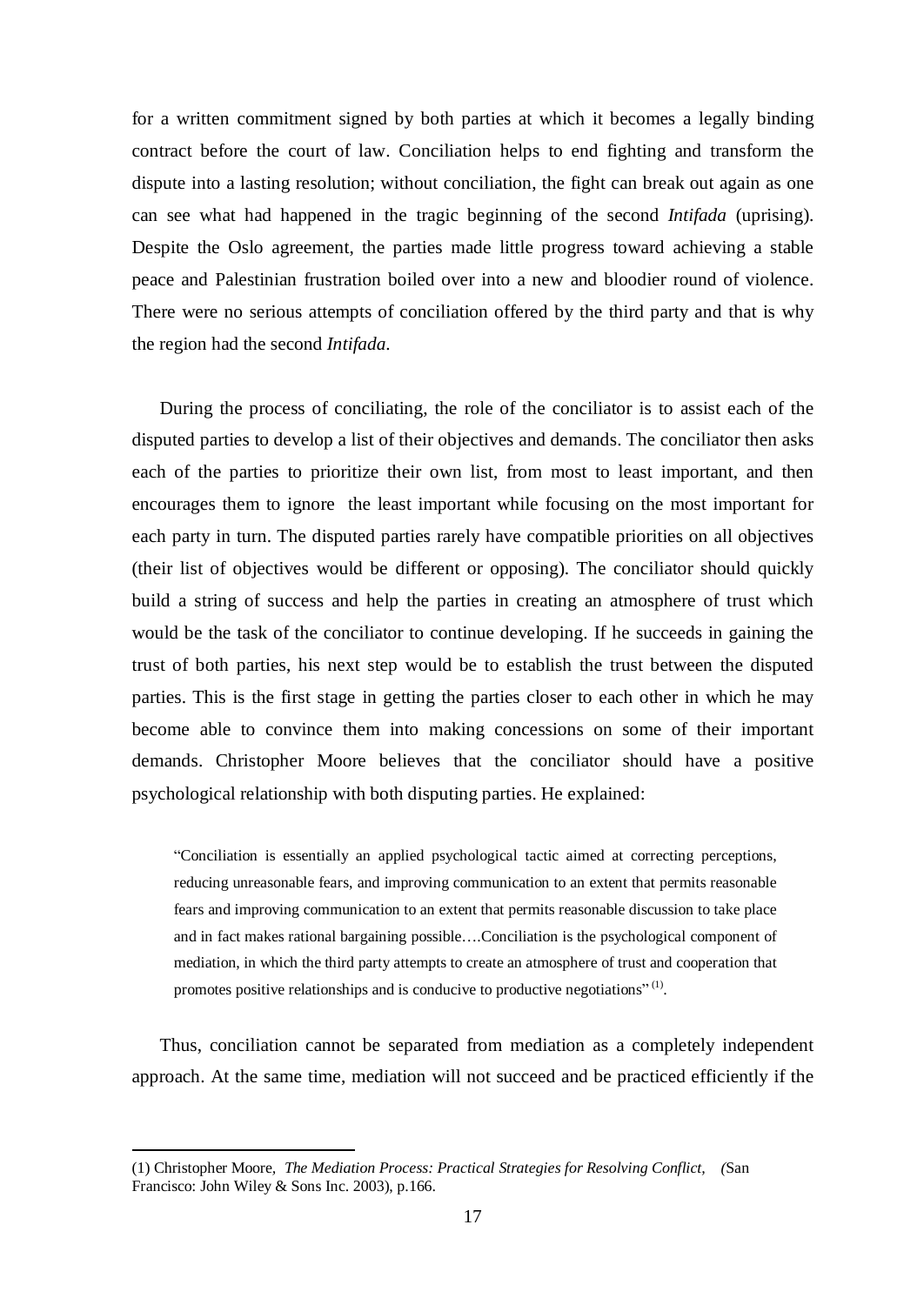for a written commitment signed by both parties at which it becomes a legally binding contract before the court of law. Conciliation helps to end fighting and transform the dispute into a lasting resolution; without conciliation, the fight can break out again as one can see what had happened in the tragic beginning of the second *Intifada* (uprising). Despite the Oslo agreement, the parties made little progress toward achieving a stable peace and Palestinian frustration boiled over into a new and bloodier round of violence. There were no serious attempts of conciliation offered by the third party and that is why the region had the second *Intifada*.

During the process of conciliating, the role of the conciliator is to assist each of the disputed parties to develop a list of their objectives and demands. The conciliator then asks each of the parties to prioritize their own list, from most to least important, and then encourages them to ignore the least important while focusing on the most important for each party in turn. The disputed parties rarely have compatible priorities on all objectives (their list of objectives would be different or opposing). The conciliator should quickly build a string of success and help the parties in creating an atmosphere of trust which would be the task of the conciliator to continue developing. If he succeeds in gaining the trust of both parties, his next step would be to establish the trust between the disputed parties. This is the first stage in getting the parties closer to each other in which he may become able to convince them into making concessions on some of their important demands. Christopher Moore believes that the conciliator should have a positive psychological relationship with both disputing parties. He explained:

> "Conciliation is essentially an applied psychological tactic aimed at correcting perceptions, reducing unreasonable fears, and improving communication to an extent that permits reasonable fears and improving communication to an extent that permits reasonable discussion to take place and in fact makes rational bargaining possible….Conciliation is the psychological component of mediation, in which the third party attempts to create an atmosphere of trust and cooperation that promotes positive relationships and is conducive to productive negotiations" (1).

Thus, conciliation cannot be separated from mediation as a completely independent approach. At the same time, mediation will not succeed and be practiced efficiently if the

---

(1) Christopher Moore, *The Mediation Process: Practical Strategies for Resolving Conflict, (*San Francisco: John Wiley & Sons Inc. 2003), p.166.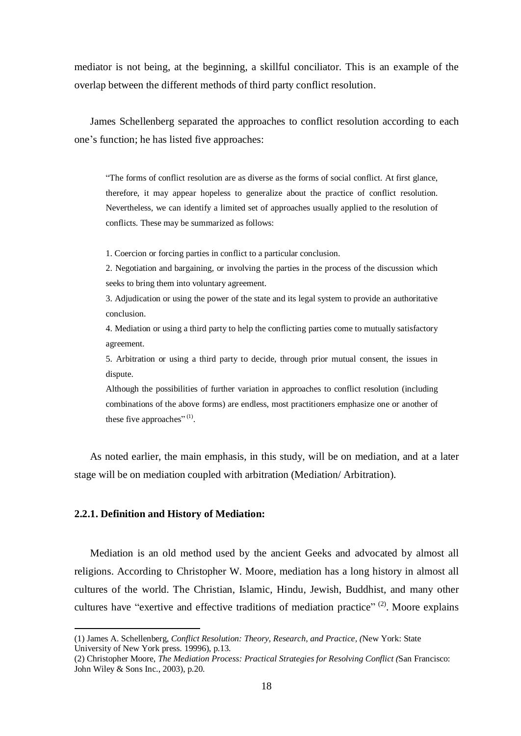mediator is not being, at the beginning, a skillful conciliator. This is an example of the overlap between the different methods of third party conflict resolution.

James Schellenberg separated the approaches to conflict resolution according to each one's function; he has listed five approaches:

> "The forms of conflict resolution are as diverse as the forms of social conflict. At first glance, therefore, it may appear hopeless to generalize about the practice of conflict resolution. Nevertheless, we can identify a limited set of approaches usually applied to the resolution of conflicts. These may be summarized as follows:
>
> 1. Coercion or forcing parties in conflict to a particular conclusion.
> 2. Negotiation and bargaining, or involving the parties in the process of the discussion which seeks to bring them into voluntary agreement.
> 3. Adjudication or using the power of the state and its legal system to provide an authoritative conclusion.
> 4. Mediation or using a third party to help the conflicting parties come to mutually satisfactory agreement.
> 5. Arbitration or using a third party to decide, through prior mutual consent, the issues in dispute.
>
> Although the possibilities of further variation in approaches to conflict resolution (including combinations of the above forms) are endless, most practitioners emphasize one or another of these five approaches" (1).

As noted earlier, the main emphasis, in this study, will be on mediation, and at a later stage will be on mediation coupled with arbitration (Mediation/ Arbitration).

### 2.2.1. Definition and History of Mediation:

Mediation is an old method used by the ancient Geeks and advocated by almost all religions. According to Christopher W. Moore, mediation has a long history in almost all cultures of the world. The Christian, Islamic, Hindu, Jewish, Buddhist, and many other cultures have "exertive and effective traditions of mediation practice" (2). Moore explains

---

(1) James A. Schellenberg, *Conflict Resolution: Theory, Research, and Practice, (*New York: State University of New York press. 19996), p.13.

(2) Christopher Moore, *The Mediation Process: Practical Strategies for Resolving Conflict (*San Francisco: John Wiley & Sons Inc., 2003), p.20.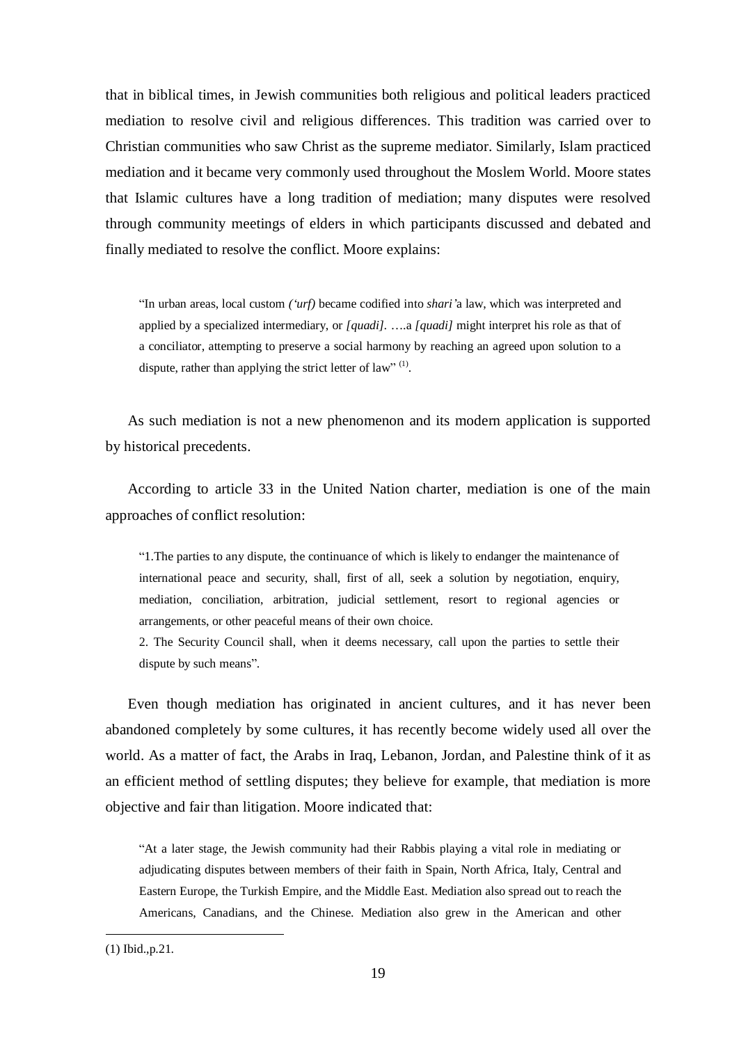that in biblical times, in Jewish communities both religious and political leaders practiced mediation to resolve civil and religious differences. This tradition was carried over to Christian communities who saw Christ as the supreme mediator. Similarly, Islam practiced mediation and it became very commonly used throughout the Moslem World. Moore states that Islamic cultures have a long tradition of mediation; many disputes were resolved through community meetings of elders in which participants discussed and debated and finally mediated to resolve the conflict. Moore explains:

> "In urban areas, local custom *('urf)* became codified into *shari'*a law, which was interpreted and applied by a specialized intermediary, or *[quadi]*. ….a *[quadi]* might interpret his role as that of a conciliator, attempting to preserve a social harmony by reaching an agreed upon solution to a dispute, rather than applying the strict letter of law" [(1)].

As such mediation is not a new phenomenon and its modern application is supported by historical precedents.

According to article 33 in the United Nation charter, mediation is one of the main approaches of conflict resolution:

> "1.The parties to any dispute, the continuance of which is likely to endanger the maintenance of international peace and security, shall, first of all, seek a solution by negotiation, enquiry, mediation, conciliation, arbitration, judicial settlement, resort to regional agencies or arrangements, or other peaceful means of their own choice.
> 2. The Security Council shall, when it deems necessary, call upon the parties to settle their dispute by such means".

Even though mediation has originated in ancient cultures, and it has never been abandoned completely by some cultures, it has recently become widely used all over the world. As a matter of fact, the Arabs in Iraq, Lebanon, Jordan, and Palestine think of it as an efficient method of settling disputes; they believe for example, that mediation is more objective and fair than litigation. Moore indicated that:

> "At a later stage, the Jewish community had their Rabbis playing a vital role in mediating or adjudicating disputes between members of their faith in Spain, North Africa, Italy, Central and Eastern Europe, the Turkish Empire, and the Middle East. Mediation also spread out to reach the Americans, Canadians, and the Chinese. Mediation also grew in the American and other

(1) Ibid.,p.21.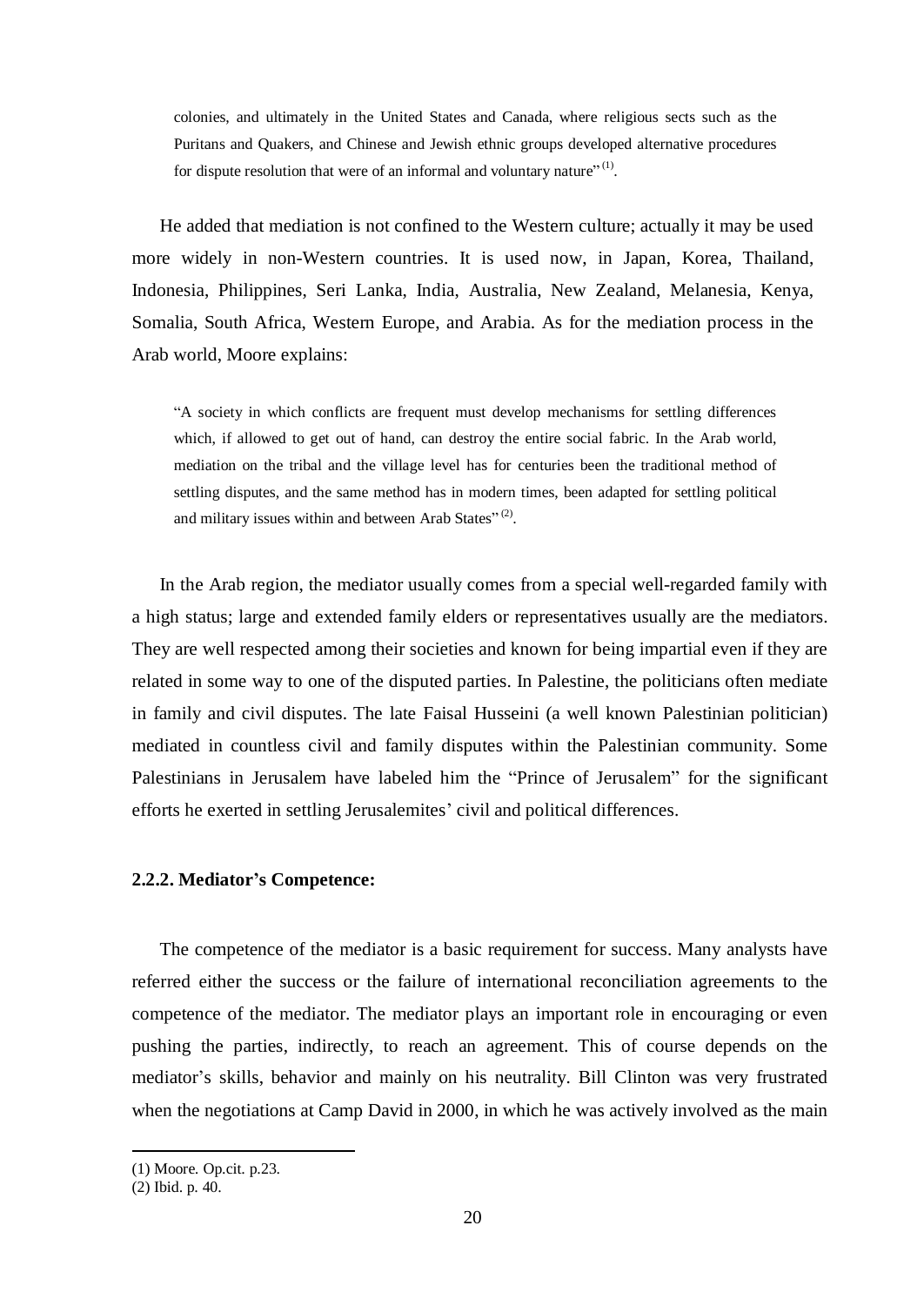> colonies, and ultimately in the United States and Canada, where religious sects such as the Puritans and Quakers, and Chinese and Jewish ethnic groups developed alternative procedures for dispute resolution that were of an informal and voluntary nature"[(1)].

He added that mediation is not confined to the Western culture; actually it may be used more widely in non-Western countries. It is used now, in Japan, Korea, Thailand, Indonesia, Philippines, Seri Lanka, India, Australia, New Zealand, Melanesia, Kenya, Somalia, South Africa, Western Europe, and Arabia. As for the mediation process in the Arab world, Moore explains:

> "A society in which conflicts are frequent must develop mechanisms for settling differences which, if allowed to get out of hand, can destroy the entire social fabric. In the Arab world, mediation on the tribal and the village level has for centuries been the traditional method of settling disputes, and the same method has in modern times, been adapted for settling political and military issues within and between Arab States"[(2)].

In the Arab region, the mediator usually comes from a special well-regarded family with a high status; large and extended family elders or representatives usually are the mediators. They are well respected among their societies and known for being impartial even if they are related in some way to one of the disputed parties. In Palestine, the politicians often mediate in family and civil disputes. The late Faisal Husseini (a well known Palestinian politician) mediated in countless civil and family disputes within the Palestinian community. Some Palestinians in Jerusalem have labeled him the "Prince of Jerusalem" for the significant efforts he exerted in settling Jerusalemites' civil and political differences.

### 2.2.2. Mediator's Competence:

The competence of the mediator is a basic requirement for success. Many analysts have referred either the success or the failure of international reconciliation agreements to the competence of the mediator. The mediator plays an important role in encouraging or even pushing the parties, indirectly, to reach an agreement. This of course depends on the mediator's skills, behavior and mainly on his neutrality. Bill Clinton was very frustrated when the negotiations at Camp David in 2000, in which he was actively involved as the main

(1) Moore. Op.cit. p.23.
(2) Ibid. p. 40.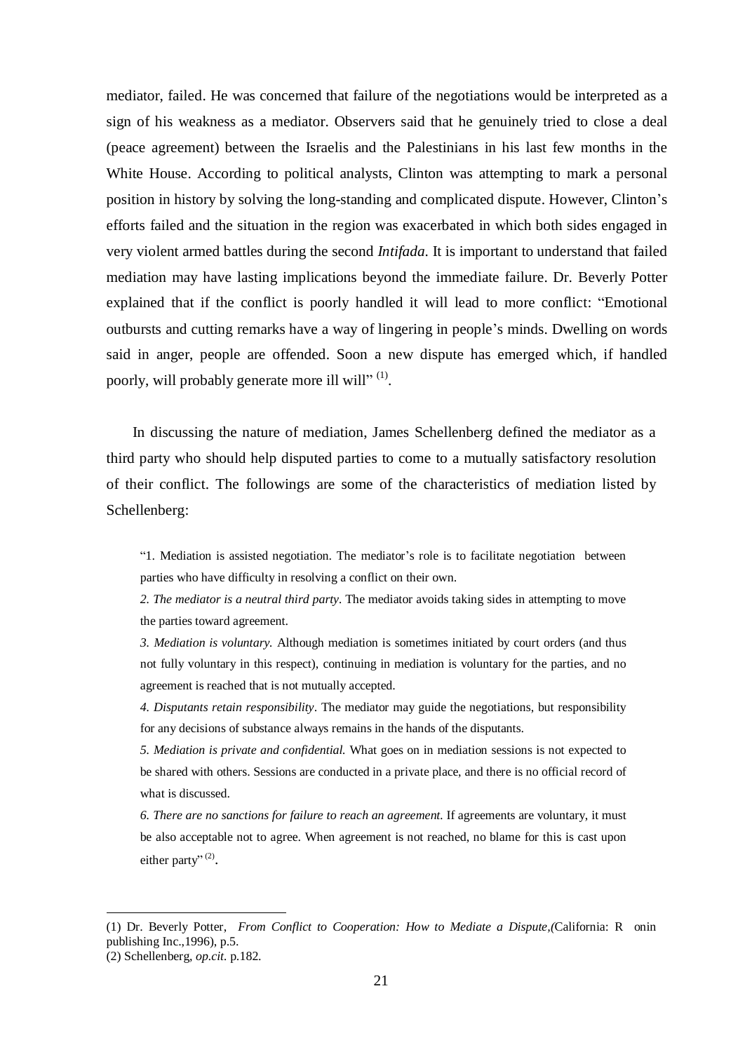mediator, failed. He was concerned that failure of the negotiations would be interpreted as a sign of his weakness as a mediator. Observers said that he genuinely tried to close a deal (peace agreement) between the Israelis and the Palestinians in his last few months in the White House. According to political analysts, Clinton was attempting to mark a personal position in history by solving the long-standing and complicated dispute. However, Clinton's efforts failed and the situation in the region was exacerbated in which both sides engaged in very violent armed battles during the second *Intifada*. It is important to understand that failed mediation may have lasting implications beyond the immediate failure. Dr. Beverly Potter explained that if the conflict is poorly handled it will lead to more conflict: "Emotional outbursts and cutting remarks have a way of lingering in people's minds. Dwelling on words said in anger, people are offended. Soon a new dispute has emerged which, if handled poorly, will probably generate more ill will" (1).

In discussing the nature of mediation, James Schellenberg defined the mediator as a third party who should help disputed parties to come to a mutually satisfactory resolution of their conflict. The followings are some of the characteristics of mediation listed by Schellenberg:

> "1. Mediation is assisted negotiation. The mediator's role is to facilitate negotiation between parties who have difficulty in resolving a conflict on their own.
>
> *2. The mediator is a neutral third party*. The mediator avoids taking sides in attempting to move the parties toward agreement.
>
> *3. Mediation is voluntary.* Although mediation is sometimes initiated by court orders (and thus not fully voluntary in this respect), continuing in mediation is voluntary for the parties, and no agreement is reached that is not mutually accepted.
>
> *4. Disputants retain responsibility*. The mediator may guide the negotiations, but responsibility for any decisions of substance always remains in the hands of the disputants.
>
> *5. Mediation is private and confidential.* What goes on in mediation sessions is not expected to be shared with others. Sessions are conducted in a private place, and there is no official record of what is discussed.
>
> *6. There are no sanctions for failure to reach an agreement.* If agreements are voluntary, it must be also acceptable not to agree. When agreement is not reached, no blame for this is cast upon either party" (2).

---

(1) Dr. Beverly Potter, *From Conflict to Cooperation: How to Mediate a Dispute*,(California: R onin publishing Inc.,1996), p.5.

(2) Schellenberg, *op.cit*. p.182.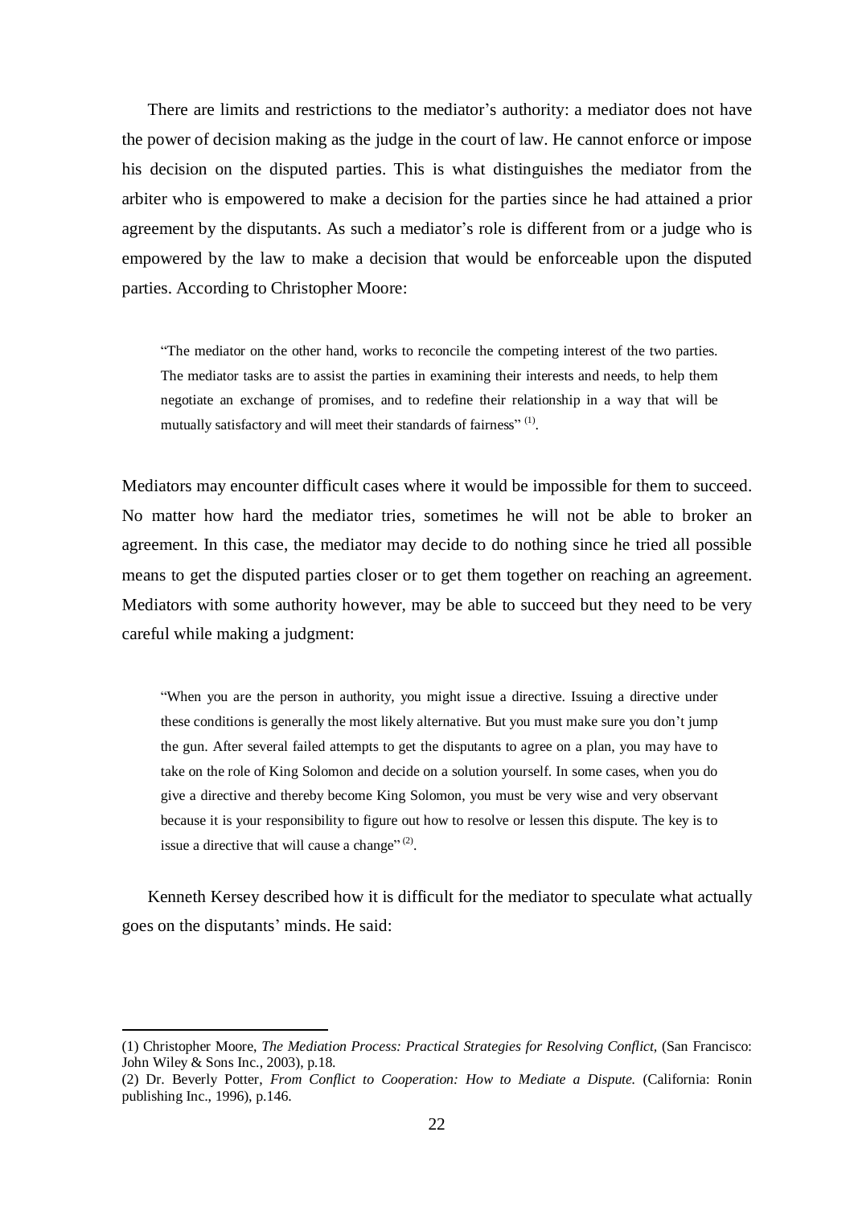There are limits and restrictions to the mediator's authority: a mediator does not have the power of decision making as the judge in the court of law. He cannot enforce or impose his decision on the disputed parties. This is what distinguishes the mediator from the arbiter who is empowered to make a decision for the parties since he had attained a prior agreement by the disputants. As such a mediator's role is different from or a judge who is empowered by the law to make a decision that would be enforceable upon the disputed parties. According to Christopher Moore:

> "The mediator on the other hand, works to reconcile the competing interest of the two parties. The mediator tasks are to assist the parties in examining their interests and needs, to help them negotiate an exchange of promises, and to redefine their relationship in a way that will be mutually satisfactory and will meet their standards of fairness" [(1)].

Mediators may encounter difficult cases where it would be impossible for them to succeed. No matter how hard the mediator tries, sometimes he will not be able to broker an agreement. In this case, the mediator may decide to do nothing since he tried all possible means to get the disputed parties closer or to get them together on reaching an agreement. Mediators with some authority however, may be able to succeed but they need to be very careful while making a judgment:

> "When you are the person in authority, you might issue a directive. Issuing a directive under these conditions is generally the most likely alternative. But you must make sure you don't jump the gun. After several failed attempts to get the disputants to agree on a plan, you may have to take on the role of King Solomon and decide on a solution yourself. In some cases, when you do give a directive and thereby become King Solomon, you must be very wise and very observant because it is your responsibility to figure out how to resolve or lessen this dispute. The key is to issue a directive that will cause a change" [(2)].

Kenneth Kersey described how it is difficult for the mediator to speculate what actually goes on the disputants' minds. He said:

---

(1) Christopher Moore, *The Mediation Process: Practical Strategies for Resolving Conflict*, (San Francisco: John Wiley & Sons Inc., 2003), p.18.

(2) Dr. Beverly Potter, *From Conflict to Cooperation: How to Mediate a Dispute.* (California: Ronin publishing Inc., 1996), p.146.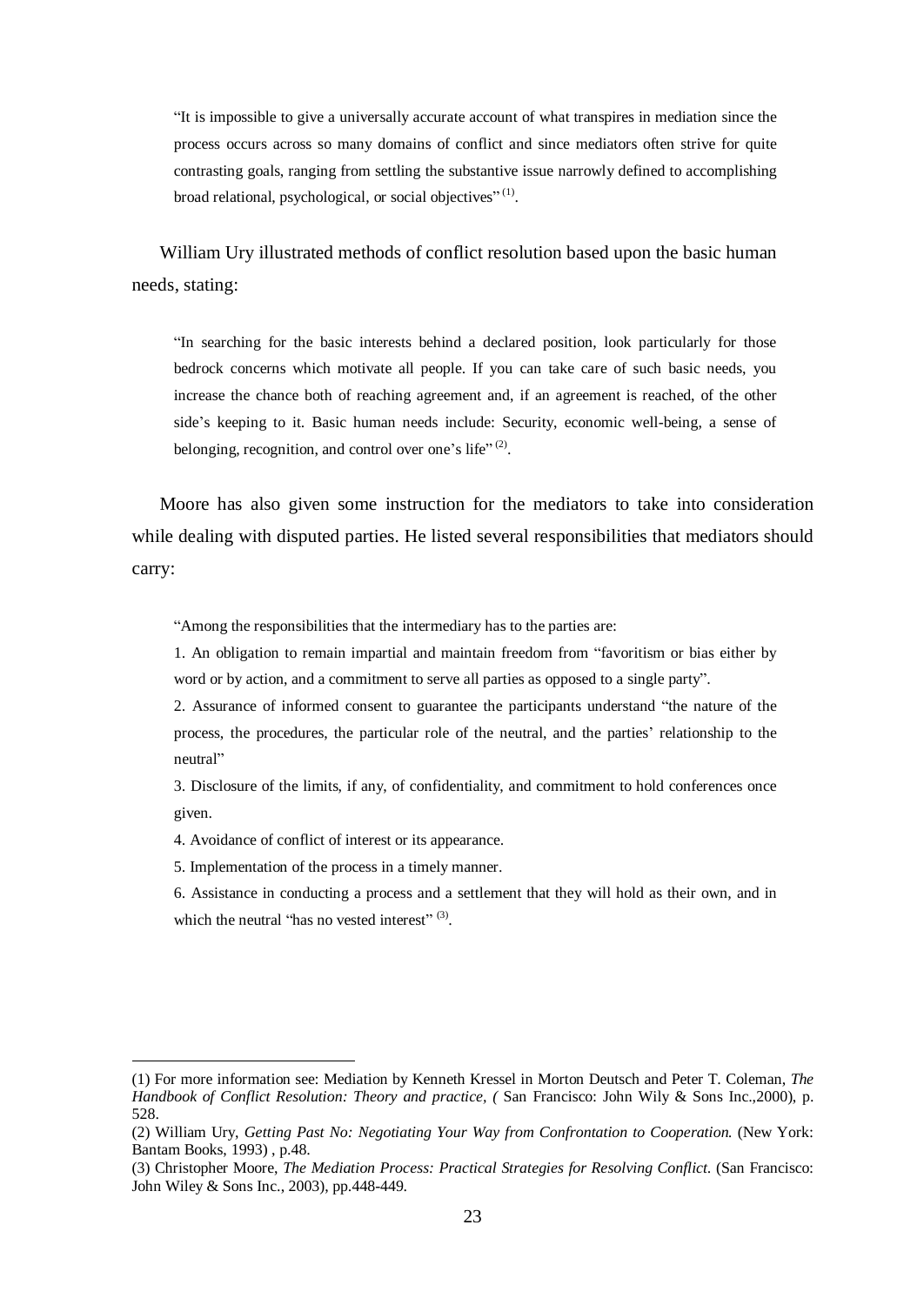> "It is impossible to give a universally accurate account of what transpires in mediation since the process occurs across so many domains of conflict and since mediators often strive for quite contrasting goals, ranging from settling the substantive issue narrowly defined to accomplishing broad relational, psychological, or social objectives" [(1)].

William Ury illustrated methods of conflict resolution based upon the basic human needs, stating:

> "In searching for the basic interests behind a declared position, look particularly for those bedrock concerns which motivate all people. If you can take care of such basic needs, you increase the chance both of reaching agreement and, if an agreement is reached, of the other side's keeping to it. Basic human needs include: Security, economic well-being, a sense of belonging, recognition, and control over one's life" [(2)].

Moore has also given some instruction for the mediators to take into consideration while dealing with disputed parties. He listed several responsibilities that mediators should carry:

> "Among the responsibilities that the intermediary has to the parties are:
>
> 1. An obligation to remain impartial and maintain freedom from "favoritism or bias either by word or by action, and a commitment to serve all parties as opposed to a single party".
> 2. Assurance of informed consent to guarantee the participants understand "the nature of the process, the procedures, the particular role of the neutral, and the parties' relationship to the neutral"
> 3. Disclosure of the limits, if any, of confidentiality, and commitment to hold conferences once given.
> 4. Avoidance of conflict of interest or its appearance.
> 5. Implementation of the process in a timely manner.
> 6. Assistance in conducting a process and a settlement that they will hold as their own, and in which the neutral "has no vested interest" [(3)].

---

(1) For more information see: Mediation by Kenneth Kressel in Morton Deutsch and Peter T. Coleman, *The Handbook of Conflict Resolution: Theory and practice, (* San Francisco: John Wily & Sons Inc.,2000), p. 528.

(2) William Ury, *Getting Past No: Negotiating Your Way from Confrontation to Cooperation.* (New York: Bantam Books, 1993) , p.48.

(3) Christopher Moore, *The Mediation Process: Practical Strategies for Resolving Conflict.* (San Francisco: John Wiley & Sons Inc., 2003), pp.448-449.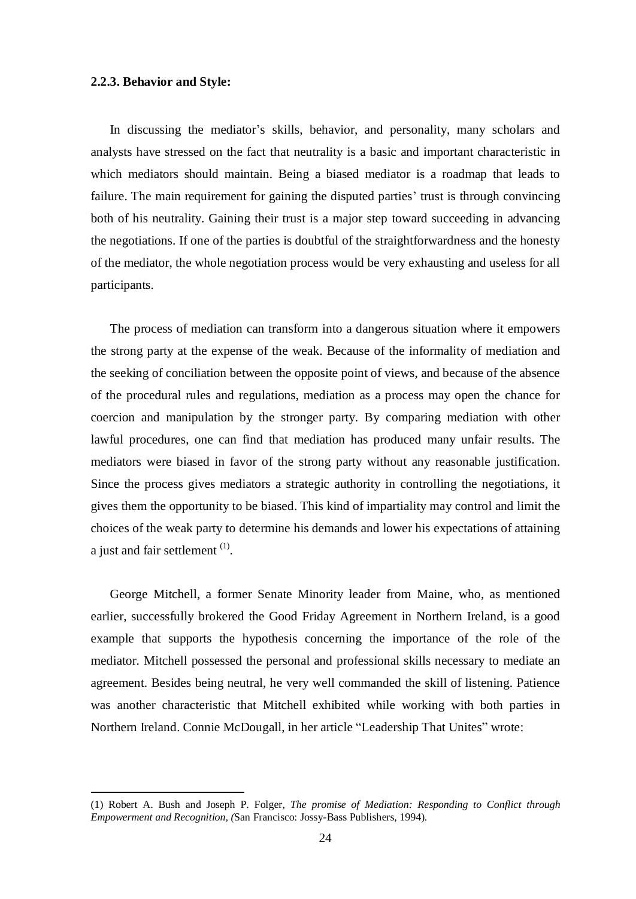### 2.2.3. Behavior and Style:

In discussing the mediator's skills, behavior, and personality, many scholars and analysts have stressed on the fact that neutrality is a basic and important characteristic in which mediators should maintain. Being a biased mediator is a roadmap that leads to failure. The main requirement for gaining the disputed parties' trust is through convincing both of his neutrality. Gaining their trust is a major step toward succeeding in advancing the negotiations. If one of the parties is doubtful of the straightforwardness and the honesty of the mediator, the whole negotiation process would be very exhausting and useless for all participants.

The process of mediation can transform into a dangerous situation where it empowers the strong party at the expense of the weak. Because of the informality of mediation and the seeking of conciliation between the opposite point of views, and because of the absence of the procedural rules and regulations, mediation as a process may open the chance for coercion and manipulation by the stronger party. By comparing mediation with other lawful procedures, one can find that mediation has produced many unfair results. The mediators were biased in favor of the strong party without any reasonable justification. Since the process gives mediators a strategic authority in controlling the negotiations, it gives them the opportunity to be biased. This kind of impartiality may control and limit the choices of the weak party to determine his demands and lower his expectations of attaining a just and fair settlement [(1)].

George Mitchell, a former Senate Minority leader from Maine, who, as mentioned earlier, successfully brokered the Good Friday Agreement in Northern Ireland, is a good example that supports the hypothesis concerning the importance of the role of the mediator. Mitchell possessed the personal and professional skills necessary to mediate an agreement. Besides being neutral, he very well commanded the skill of listening. Patience was another characteristic that Mitchell exhibited while working with both parties in Northern Ireland. Connie McDougall, in her article "Leadership That Unites" wrote:

---

(1) Robert A. Bush and Joseph P. Folger, *The promise of Mediation: Responding to Conflict through Empowerment and Recognition, (*San Francisco: Jossy-Bass Publishers, 1994).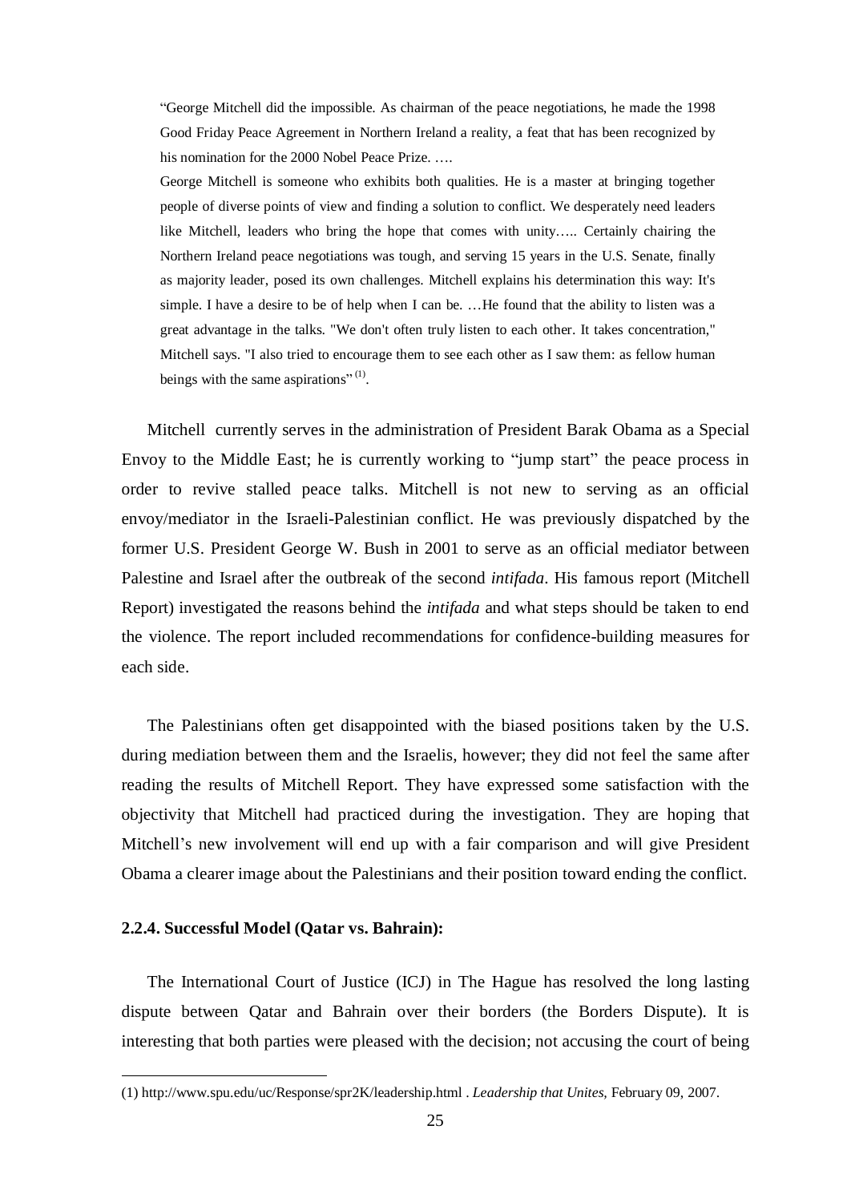> "George Mitchell did the impossible. As chairman of the peace negotiations, he made the 1998 Good Friday Peace Agreement in Northern Ireland a reality, a feat that has been recognized by his nomination for the 2000 Nobel Peace Prize. ….
>
> George Mitchell is someone who exhibits both qualities. He is a master at bringing together people of diverse points of view and finding a solution to conflict. We desperately need leaders like Mitchell, leaders who bring the hope that comes with unity….. Certainly chairing the Northern Ireland peace negotiations was tough, and serving 15 years in the U.S. Senate, finally as majority leader, posed its own challenges. Mitchell explains his determination this way: It's simple. I have a desire to be of help when I can be. …He found that the ability to listen was a great advantage in the talks. "We don't often truly listen to each other. It takes concentration," Mitchell says. "I also tried to encourage them to see each other as I saw them: as fellow human beings with the same aspirations" (1).

Mitchell currently serves in the administration of President Barak Obama as a Special Envoy to the Middle East; he is currently working to "jump start" the peace process in order to revive stalled peace talks. Mitchell is not new to serving as an official envoy/mediator in the Israeli-Palestinian conflict. He was previously dispatched by the former U.S. President George W. Bush in 2001 to serve as an official mediator between Palestine and Israel after the outbreak of the second *intifada*. His famous report (Mitchell Report) investigated the reasons behind the *intifada* and what steps should be taken to end the violence. The report included recommendations for confidence-building measures for each side.

The Palestinians often get disappointed with the biased positions taken by the U.S. during mediation between them and the Israelis, however; they did not feel the same after reading the results of Mitchell Report. They have expressed some satisfaction with the objectivity that Mitchell had practiced during the investigation. They are hoping that Mitchell's new involvement will end up with a fair comparison and will give President Obama a clearer image about the Palestinians and their position toward ending the conflict.

### 2.2.4. Successful Model (Qatar vs. Bahrain):

The International Court of Justice (ICJ) in The Hague has resolved the long lasting dispute between Qatar and Bahrain over their borders (the Borders Dispute). It is interesting that both parties were pleased with the decision; not accusing the court of being

---

(1) http://www.spu.edu/uc/Response/spr2K/leadership.html . *Leadership that Unites*, February 09, 2007.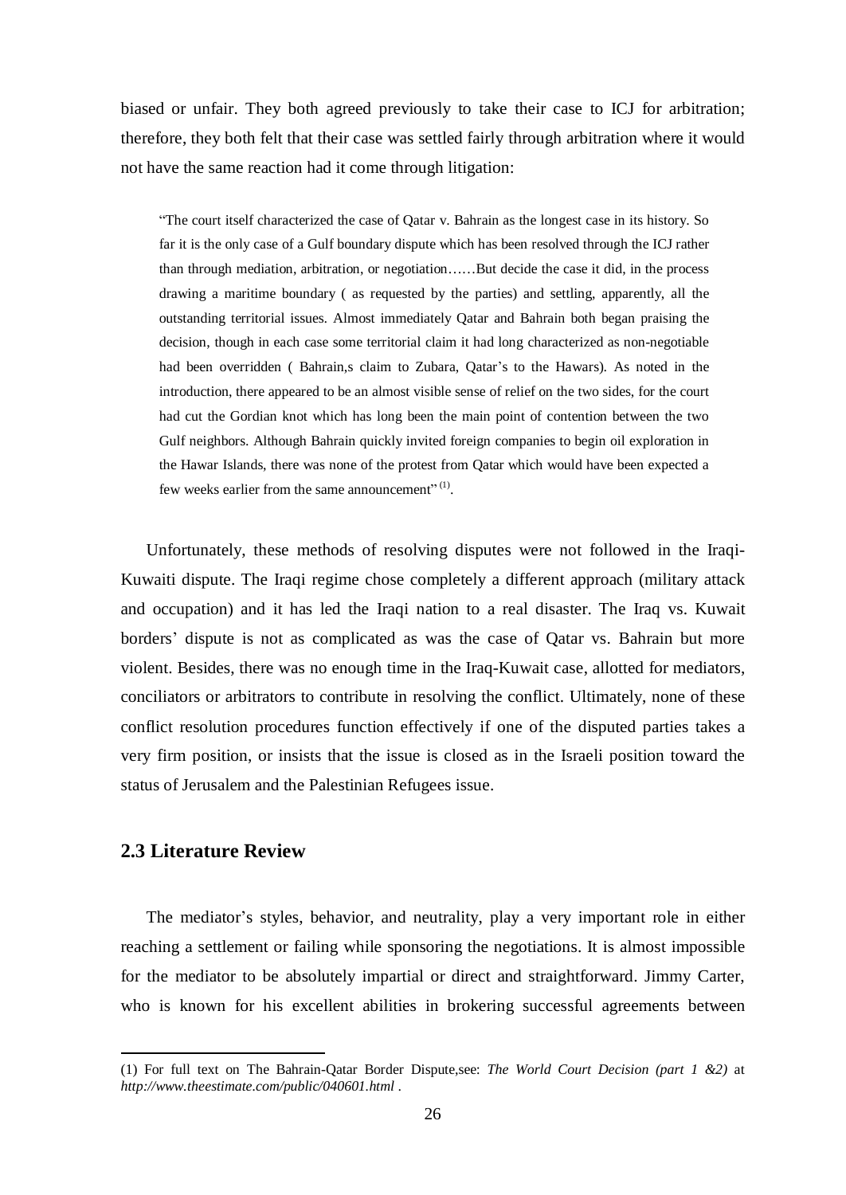biased or unfair. They both agreed previously to take their case to ICJ for arbitration; therefore, they both felt that their case was settled fairly through arbitration where it would not have the same reaction had it come through litigation:

> "The court itself characterized the case of Qatar v. Bahrain as the longest case in its history. So far it is the only case of a Gulf boundary dispute which has been resolved through the ICJ rather than through mediation, arbitration, or negotiation……But decide the case it did, in the process drawing a maritime boundary ( as requested by the parties) and settling, apparently, all the outstanding territorial issues. Almost immediately Qatar and Bahrain both began praising the decision, though in each case some territorial claim it had long characterized as non-negotiable had been overridden ( Bahrain,s claim to Zubara, Qatar's to the Hawars). As noted in the introduction, there appeared to be an almost visible sense of relief on the two sides, for the court had cut the Gordian knot which has long been the main point of contention between the two Gulf neighbors. Although Bahrain quickly invited foreign companies to begin oil exploration in the Hawar Islands, there was none of the protest from Qatar which would have been expected a few weeks earlier from the same announcement" (1).

Unfortunately, these methods of resolving disputes were not followed in the Iraqi-Kuwaiti dispute. The Iraqi regime chose completely a different approach (military attack and occupation) and it has led the Iraqi nation to a real disaster. The Iraq vs. Kuwait borders' dispute is not as complicated as was the case of Qatar vs. Bahrain but more violent. Besides, there was no enough time in the Iraq-Kuwait case, allotted for mediators, conciliators or arbitrators to contribute in resolving the conflict. Ultimately, none of these conflict resolution procedures function effectively if one of the disputed parties takes a very firm position, or insists that the issue is closed as in the Israeli position toward the status of Jerusalem and the Palestinian Refugees issue.

## 2.3 Literature Review

The mediator's styles, behavior, and neutrality, play a very important role in either reaching a settlement or failing while sponsoring the negotiations. It is almost impossible for the mediator to be absolutely impartial or direct and straightforward. Jimmy Carter, who is known for his excellent abilities in brokering successful agreements between

---

(1) For full text on The Bahrain-Qatar Border Dispute,see: *The World Court Decision (part 1 &2)* at *http://www.theestimate.com/public/040601.html* .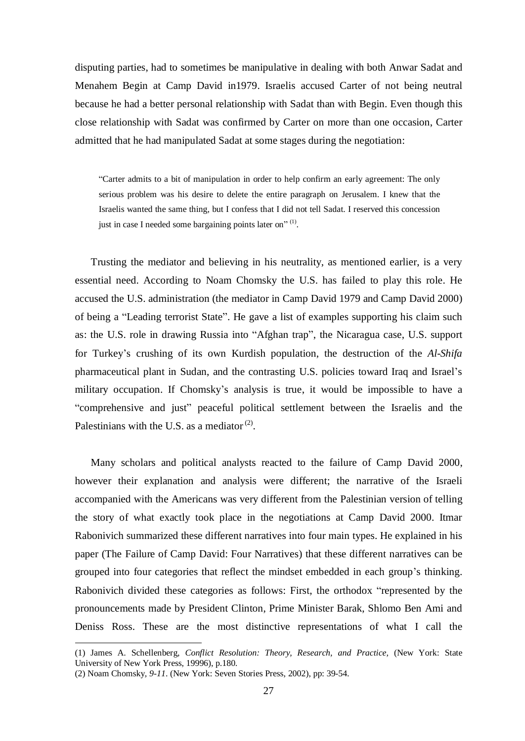disputing parties, had to sometimes be manipulative in dealing with both Anwar Sadat and Menahem Begin at Camp David in1979. Israelis accused Carter of not being neutral because he had a better personal relationship with Sadat than with Begin. Even though this close relationship with Sadat was confirmed by Carter on more than one occasion, Carter admitted that he had manipulated Sadat at some stages during the negotiation:

> "Carter admits to a bit of manipulation in order to help confirm an early agreement: The only serious problem was his desire to delete the entire paragraph on Jerusalem. I knew that the Israelis wanted the same thing, but I confess that I did not tell Sadat. I reserved this concession just in case I needed some bargaining points later on" (1).

Trusting the mediator and believing in his neutrality, as mentioned earlier, is a very essential need. According to Noam Chomsky the U.S. has failed to play this role. He accused the U.S. administration (the mediator in Camp David 1979 and Camp David 2000) of being a "Leading terrorist State". He gave a list of examples supporting his claim such as: the U.S. role in drawing Russia into "Afghan trap", the Nicaragua case, U.S. support for Turkey's crushing of its own Kurdish population, the destruction of the *Al-Shifa* pharmaceutical plant in Sudan, and the contrasting U.S. policies toward Iraq and Israel's military occupation. If Chomsky's analysis is true, it would be impossible to have a "comprehensive and just" peaceful political settlement between the Israelis and the Palestinians with the U.S. as a mediator (2).

Many scholars and political analysts reacted to the failure of Camp David 2000, however their explanation and analysis were different; the narrative of the Israeli accompanied with the Americans was very different from the Palestinian version of telling the story of what exactly took place in the negotiations at Camp David 2000. Itmar Rabonivich summarized these different narratives into four main types. He explained in his paper (The Failure of Camp David: Four Narratives) that these different narratives can be grouped into four categories that reflect the mindset embedded in each group's thinking. Rabonivich divided these categories as follows: First, the orthodox "represented by the pronouncements made by President Clinton, Prime Minister Barak, Shlomo Ben Ami and Deniss Ross. These are the most distinctive representations of what I call the

---

(1) James A. Schellenberg, *Conflict Resolution: Theory, Research, and Practice,* (New York: State University of New York Press, 19996), p.180.

(2) Noam Chomsky, *9-11*. (New York: Seven Stories Press, 2002), pp: 39-54.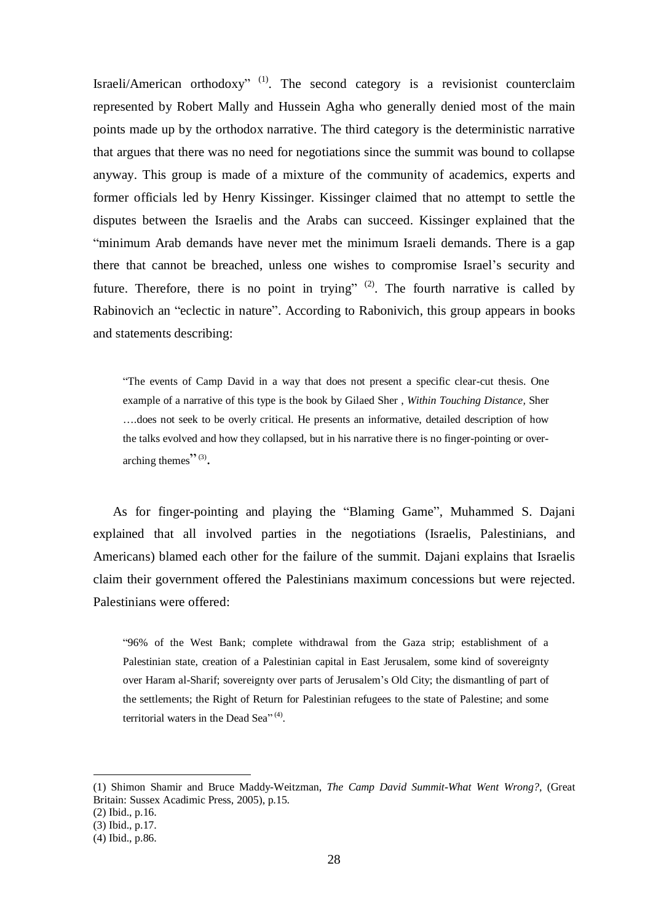Israeli/American orthodoxy" [1]. The second category is a revisionist counterclaim represented by Robert Mally and Hussein Agha who generally denied most of the main points made up by the orthodox narrative. The third category is the deterministic narrative that argues that there was no need for negotiations since the summit was bound to collapse anyway. This group is made of a mixture of the community of academics, experts and former officials led by Henry Kissinger. Kissinger claimed that no attempt to settle the disputes between the Israelis and the Arabs can succeed. Kissinger explained that the "minimum Arab demands have never met the minimum Israeli demands. There is a gap there that cannot be breached, unless one wishes to compromise Israel's security and future. Therefore, there is no point in trying" [2]. The fourth narrative is called by Rabinovich an "eclectic in nature". According to Rabonivich, this group appears in books and statements describing:

> "The events of Camp David in a way that does not present a specific clear-cut thesis. One example of a narrative of this type is the book by Gilaed Sher , *Within Touching Distance*, Sher ….does not seek to be overly critical. He presents an informative, detailed description of how the talks evolved and how they collapsed, but in his narrative there is no finger-pointing or over-arching themes" [3].

As for finger-pointing and playing the "Blaming Game", Muhammed S. Dajani explained that all involved parties in the negotiations (Israelis, Palestinians, and Americans) blamed each other for the failure of the summit. Dajani explains that Israelis claim their government offered the Palestinians maximum concessions but were rejected. Palestinians were offered:

> "96% of the West Bank; complete withdrawal from the Gaza strip; establishment of a Palestinian state, creation of a Palestinian capital in East Jerusalem, some kind of sovereignty over Haram al-Sharif; sovereignty over parts of Jerusalem's Old City; the dismantling of part of the settlements; the Right of Return for Palestinian refugees to the state of Palestine; and some territorial waters in the Dead Sea" [4].

---

(1) Shimon Shamir and Bruce Maddy-Weitzman, *The Camp David Summit-What Went Wrong?*, (Great Britain: Sussex Acadimic Press, 2005), p.15.
(2) Ibid., p.16.
(3) Ibid., p.17.
(4) Ibid., p.86.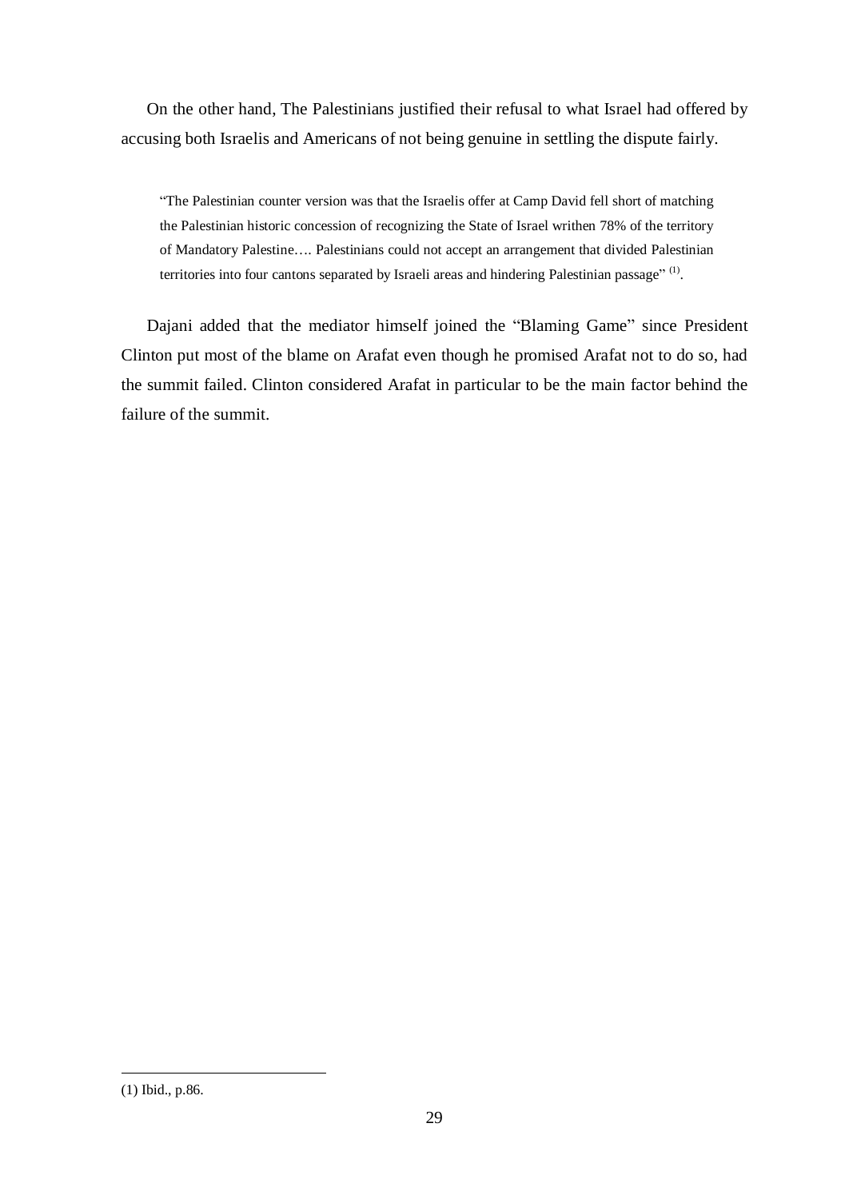On the other hand, The Palestinians justified their refusal to what Israel had offered by accusing both Israelis and Americans of not being genuine in settling the dispute fairly.

> "The Palestinian counter version was that the Israelis offer at Camp David fell short of matching the Palestinian historic concession of recognizing the State of Israel writhen 78% of the territory of Mandatory Palestine…. Palestinians could not accept an arrangement that divided Palestinian territories into four cantons separated by Israeli areas and hindering Palestinian passage" (1).

Dajani added that the mediator himself joined the "Blaming Game" since President Clinton put most of the blame on Arafat even though he promised Arafat not to do so, had the summit failed. Clinton considered Arafat in particular to be the main factor behind the failure of the summit.

---

(1) Ibid., p.86.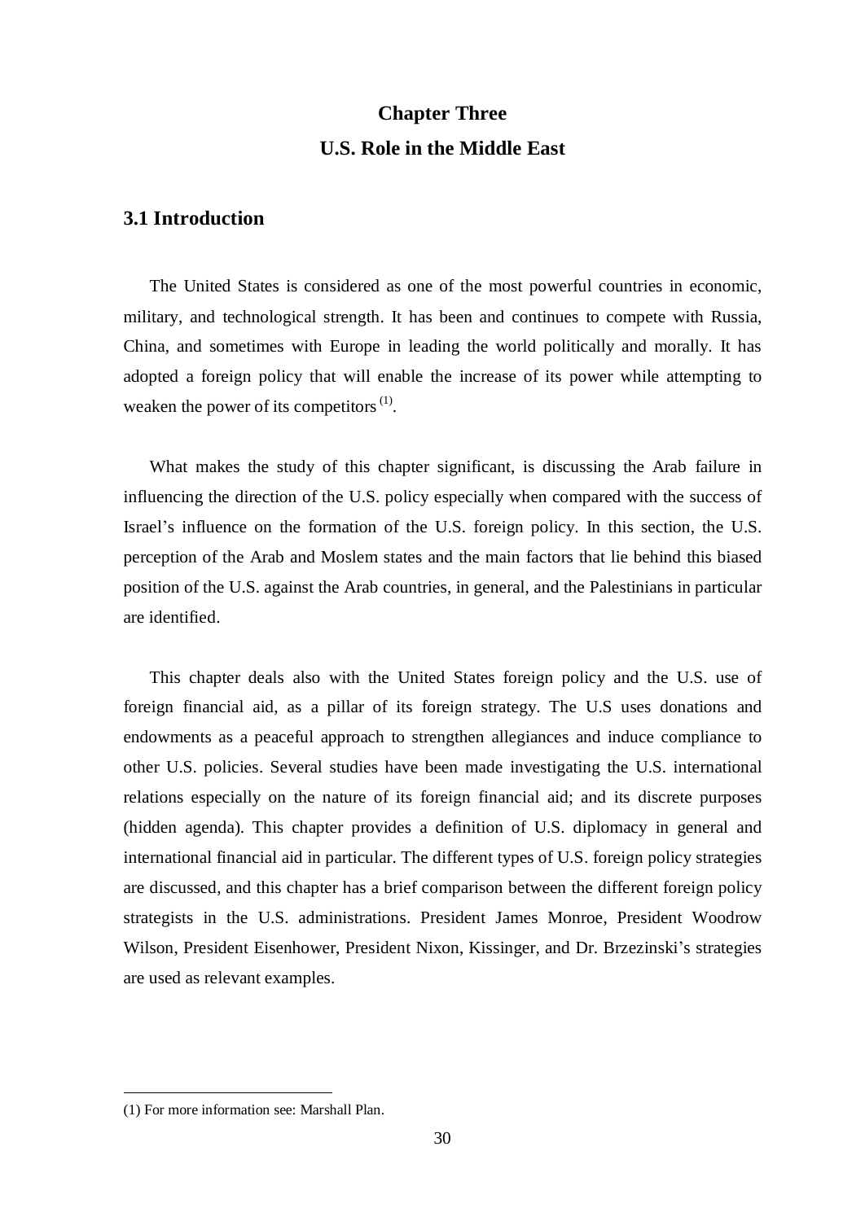# Chapter Three
# U.S. Role in the Middle East

## 3.1 Introduction

The United States is considered as one of the most powerful countries in economic, military, and technological strength. It has been and continues to compete with Russia, China, and sometimes with Europe in leading the world politically and morally. It has adopted a foreign policy that will enable the increase of its power while attempting to weaken the power of its competitors [(1)].

What makes the study of this chapter significant, is discussing the Arab failure in influencing the direction of the U.S. policy especially when compared with the success of Israel's influence on the formation of the U.S. foreign policy. In this section, the U.S. perception of the Arab and Moslem states and the main factors that lie behind this biased position of the U.S. against the Arab countries, in general, and the Palestinians in particular are identified.

This chapter deals also with the United States foreign policy and the U.S. use of foreign financial aid, as a pillar of its foreign strategy. The U.S uses donations and endowments as a peaceful approach to strengthen allegiances and induce compliance to other U.S. policies. Several studies have been made investigating the U.S. international relations especially on the nature of its foreign financial aid; and its discrete purposes (hidden agenda). This chapter provides a definition of U.S. diplomacy in general and international financial aid in particular. The different types of U.S. foreign policy strategies are discussed, and this chapter has a brief comparison between the different foreign policy strategists in the U.S. administrations. President James Monroe, President Woodrow Wilson, President Eisenhower, President Nixon, Kissinger, and Dr. Brzezinski's strategies are used as relevant examples.

---

(1) For more information see: Marshall Plan.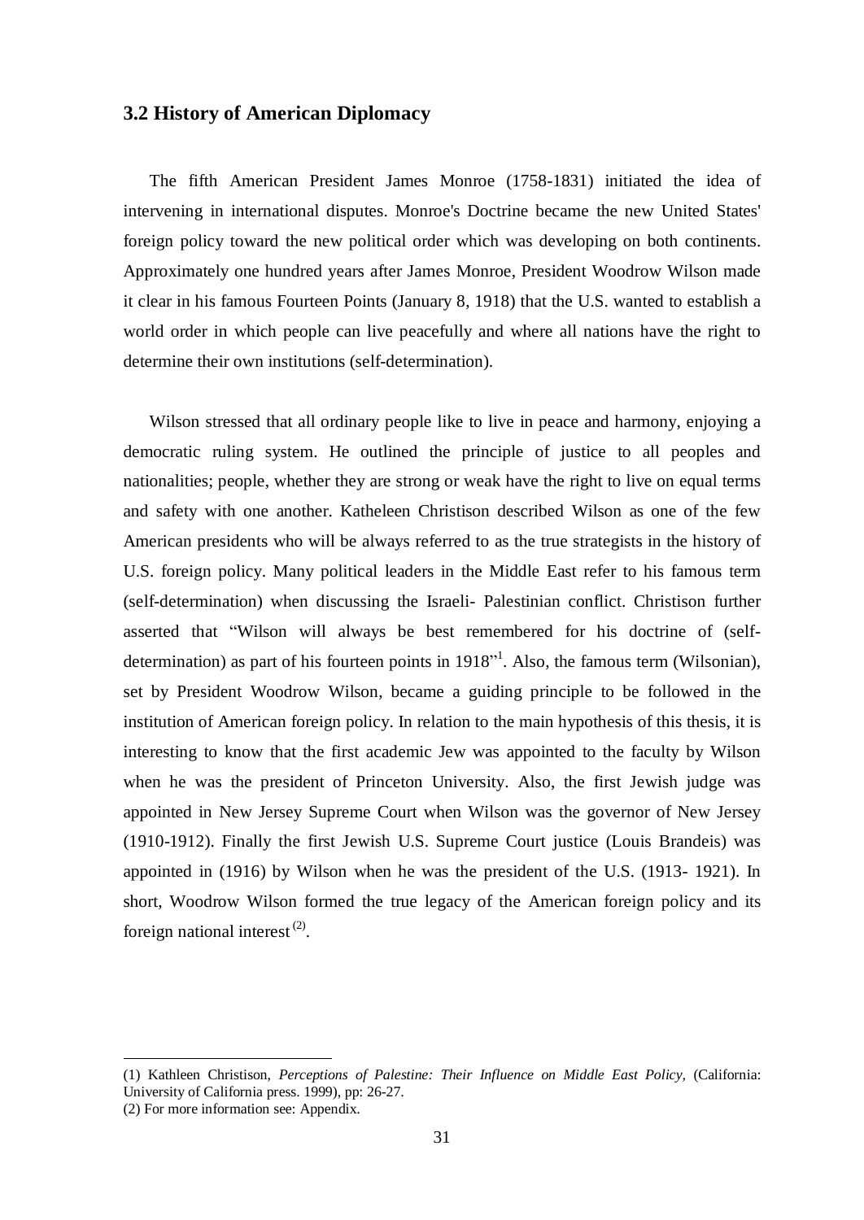### 3.2 History of American Diplomacy

The fifth American President James Monroe (1758-1831) initiated the idea of intervening in international disputes. Monroe's Doctrine became the new United States' foreign policy toward the new political order which was developing on both continents. Approximately one hundred years after James Monroe, President Woodrow Wilson made it clear in his famous Fourteen Points (January 8, 1918) that the U.S. wanted to establish a world order in which people can live peacefully and where all nations have the right to determine their own institutions (self-determination).

Wilson stressed that all ordinary people like to live in peace and harmony, enjoying a democratic ruling system. He outlined the principle of justice to all peoples and nationalities; people, whether they are strong or weak have the right to live on equal terms and safety with one another. Katheleen Christison described Wilson as one of the few American presidents who will be always referred to as the true strategists in the history of U.S. foreign policy. Many political leaders in the Middle East refer to his famous term (self-determination) when discussing the Israeli- Palestinian conflict. Christison further asserted that "Wilson will always be best remembered for his doctrine of (self-determination) as part of his fourteen points in 1918"[1]. Also, the famous term (Wilsonian), set by President Woodrow Wilson, became a guiding principle to be followed in the institution of American foreign policy. In relation to the main hypothesis of this thesis, it is interesting to know that the first academic Jew was appointed to the faculty by Wilson when he was the president of Princeton University. Also, the first Jewish judge was appointed in New Jersey Supreme Court when Wilson was the governor of New Jersey (1910-1912). Finally the first Jewish U.S. Supreme Court justice (Louis Brandeis) was appointed in (1916) by Wilson when he was the president of the U.S. (1913- 1921). In short, Woodrow Wilson formed the true legacy of the American foreign policy and its foreign national interest [(2)].

---

(1) Kathleen Christison, *Perceptions of Palestine: Their Influence on Middle East Policy,* (California: University of California press. 1999), pp: 26-27.

(2) For more information see: Appendix.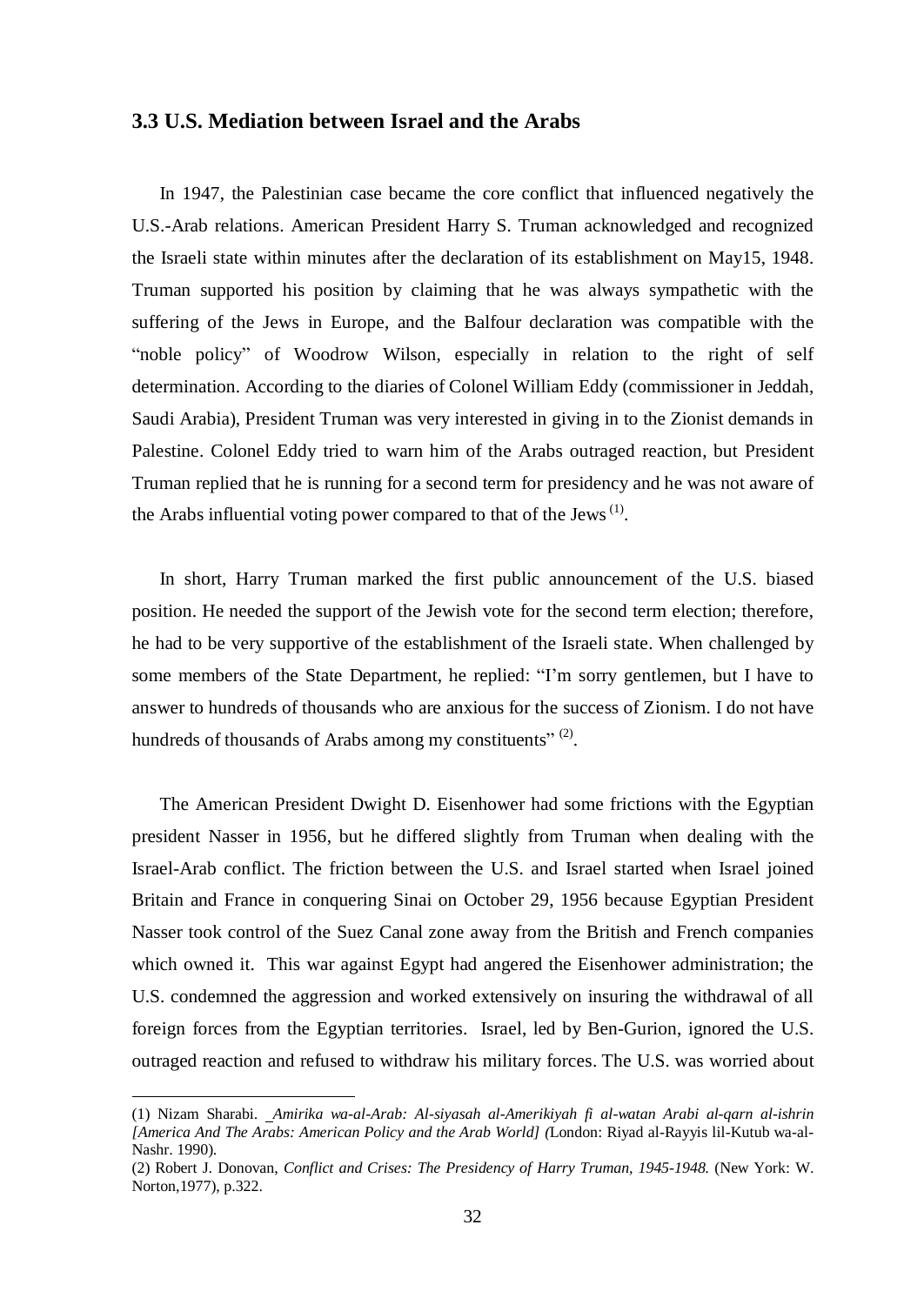### 3.3 U.S. Mediation between Israel and the Arabs

In 1947, the Palestinian case became the core conflict that influenced negatively the U.S.-Arab relations. American President Harry S. Truman acknowledged and recognized the Israeli state within minutes after the declaration of its establishment on May15, 1948. Truman supported his position by claiming that he was always sympathetic with the suffering of the Jews in Europe, and the Balfour declaration was compatible with the "noble policy" of Woodrow Wilson, especially in relation to the right of self determination. According to the diaries of Colonel William Eddy (commissioner in Jeddah, Saudi Arabia), President Truman was very interested in giving in to the Zionist demands in Palestine. Colonel Eddy tried to warn him of the Arabs outraged reaction, but President Truman replied that he is running for a second term for presidency and he was not aware of the Arabs influential voting power compared to that of the Jews [(1)].

In short, Harry Truman marked the first public announcement of the U.S. biased position. He needed the support of the Jewish vote for the second term election; therefore, he had to be very supportive of the establishment of the Israeli state. When challenged by some members of the State Department, he replied: "I'm sorry gentlemen, but I have to answer to hundreds of thousands who are anxious for the success of Zionism. I do not have hundreds of thousands of Arabs among my constituents" [(2)].

The American President Dwight D. Eisenhower had some frictions with the Egyptian president Nasser in 1956, but he differed slightly from Truman when dealing with the Israel-Arab conflict. The friction between the U.S. and Israel started when Israel joined Britain and France in conquering Sinai on October 29, 1956 because Egyptian President Nasser took control of the Suez Canal zone away from the British and French companies which owned it. This war against Egypt had angered the Eisenhower administration; the U.S. condemned the aggression and worked extensively on insuring the withdrawal of all foreign forces from the Egyptian territories. Israel, led by Ben-Gurion, ignored the U.S. outraged reaction and refused to withdraw his military forces. The U.S. was worried about

---

(1) Nizam Sharabi. _*Amirika wa-al-Arab: Al-siyasah al-Amerikiyah fi al-watan Arabi al-qarn al-ishrin [America And The Arabs: American Policy and the Arab World]* (London: Riyad al-Rayyis lil-Kutub wa-al-Nashr. 1990).

(2) Robert J. Donovan, *Conflict and Crises: The Presidency of Harry Truman, 1945-1948.* (New York: W. Norton,1977), p.322.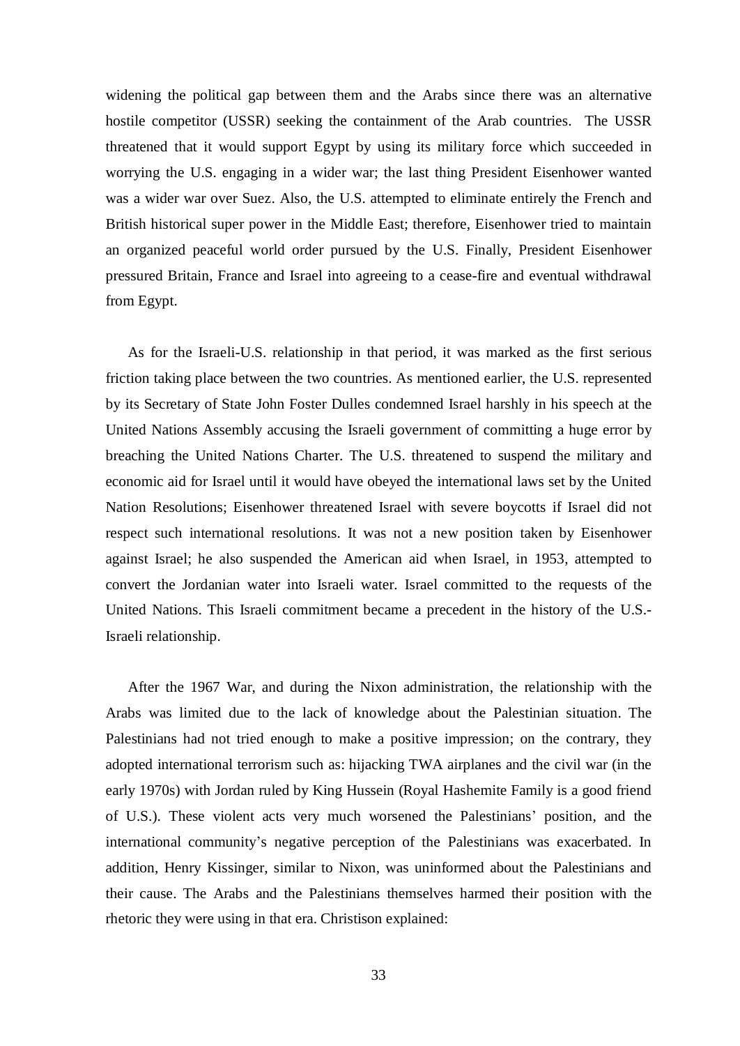widening the political gap between them and the Arabs since there was an alternative hostile competitor (USSR) seeking the containment of the Arab countries. The USSR threatened that it would support Egypt by using its military force which succeeded in worrying the U.S. engaging in a wider war; the last thing President Eisenhower wanted was a wider war over Suez. Also, the U.S. attempted to eliminate entirely the French and British historical super power in the Middle East; therefore, Eisenhower tried to maintain an organized peaceful world order pursued by the U.S. Finally, President Eisenhower pressured Britain, France and Israel into agreeing to a cease-fire and eventual withdrawal from Egypt.

As for the Israeli-U.S. relationship in that period, it was marked as the first serious friction taking place between the two countries. As mentioned earlier, the U.S. represented by its Secretary of State John Foster Dulles condemned Israel harshly in his speech at the United Nations Assembly accusing the Israeli government of committing a huge error by breaching the United Nations Charter. The U.S. threatened to suspend the military and economic aid for Israel until it would have obeyed the international laws set by the United Nation Resolutions; Eisenhower threatened Israel with severe boycotts if Israel did not respect such international resolutions. It was not a new position taken by Eisenhower against Israel; he also suspended the American aid when Israel, in 1953, attempted to convert the Jordanian water into Israeli water. Israel committed to the requests of the United Nations. This Israeli commitment became a precedent in the history of the U.S.-Israeli relationship.

After the 1967 War, and during the Nixon administration, the relationship with the Arabs was limited due to the lack of knowledge about the Palestinian situation. The Palestinians had not tried enough to make a positive impression; on the contrary, they adopted international terrorism such as: hijacking TWA airplanes and the civil war (in the early 1970s) with Jordan ruled by King Hussein (Royal Hashemite Family is a good friend of U.S.). These violent acts very much worsened the Palestinians' position, and the international community's negative perception of the Palestinians was exacerbated. In addition, Henry Kissinger, similar to Nixon, was uninformed about the Palestinians and their cause. The Arabs and the Palestinians themselves harmed their position with the rhetoric they were using in that era. Christison explained: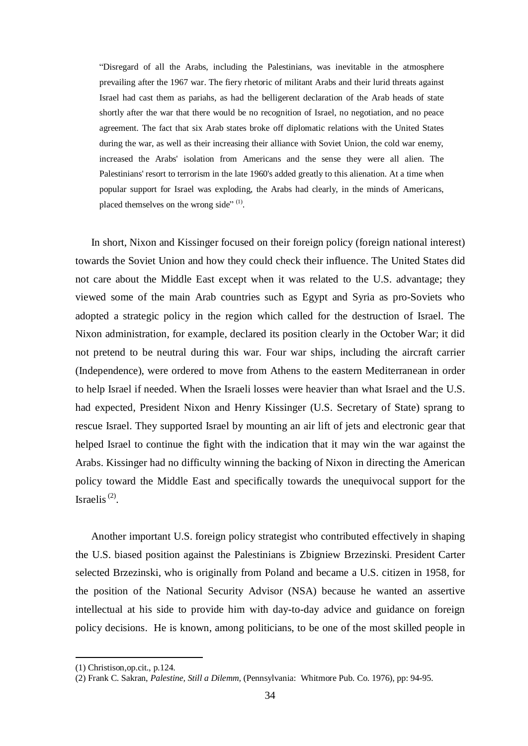> "Disregard of all the Arabs, including the Palestinians, was inevitable in the atmosphere prevailing after the 1967 war. The fiery rhetoric of militant Arabs and their lurid threats against Israel had cast them as pariahs, as had the belligerent declaration of the Arab heads of state shortly after the war that there would be no recognition of Israel, no negotiation, and no peace agreement. The fact that six Arab states broke off diplomatic relations with the United States during the war, as well as their increasing their alliance with Soviet Union, the cold war enemy, increased the Arabs' isolation from Americans and the sense they were all alien. The Palestinians' resort to terrorism in the late 1960's added greatly to this alienation. At a time when popular support for Israel was exploding, the Arabs had clearly, in the minds of Americans, placed themselves on the wrong side" [(1)].

In short, Nixon and Kissinger focused on their foreign policy (foreign national interest) towards the Soviet Union and how they could check their influence. The United States did not care about the Middle East except when it was related to the U.S. advantage; they viewed some of the main Arab countries such as Egypt and Syria as pro-Soviets who adopted a strategic policy in the region which called for the destruction of Israel. The Nixon administration, for example, declared its position clearly in the October War; it did not pretend to be neutral during this war. Four war ships, including the aircraft carrier (Independence), were ordered to move from Athens to the eastern Mediterranean in order to help Israel if needed. When the Israeli losses were heavier than what Israel and the U.S. had expected, President Nixon and Henry Kissinger (U.S. Secretary of State) sprang to rescue Israel. They supported Israel by mounting an air lift of jets and electronic gear that helped Israel to continue the fight with the indication that it may win the war against the Arabs. Kissinger had no difficulty winning the backing of Nixon in directing the American policy toward the Middle East and specifically towards the unequivocal support for the Israelis [(2)].

Another important U.S. foreign policy strategist who contributed effectively in shaping the U.S. biased position against the Palestinians is Zbigniew Brzezinski. President Carter selected Brzezinski, who is originally from Poland and became a U.S. citizen in 1958, for the position of the National Security Advisor (NSA) because he wanted an assertive intellectual at his side to provide him with day-to-day advice and guidance on foreign policy decisions. He is known, among politicians, to be one of the most skilled people in

---

(1) Christison,op.cit., p.124.

(2) Frank C. Sakran, *Palestine, Still a Dilemm,* (Pennsylvania: Whitmore Pub. Co. 1976), pp: 94-95.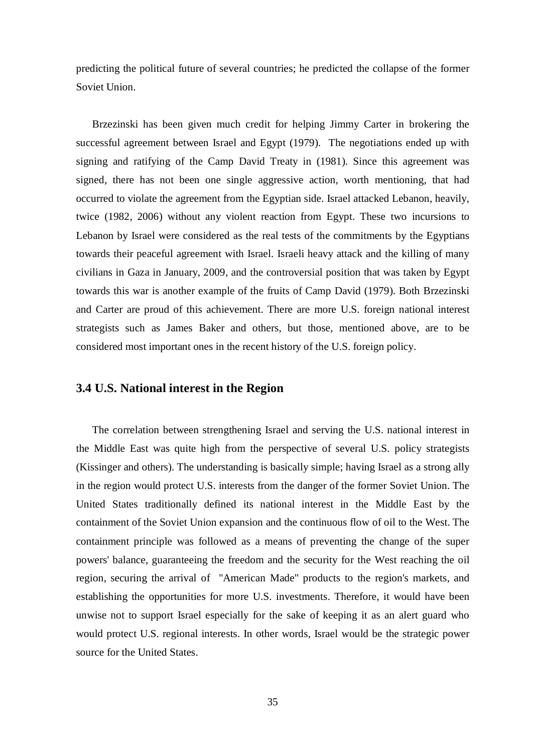predicting the political future of several countries; he predicted the collapse of the former Soviet Union.

Brzezinski has been given much credit for helping Jimmy Carter in brokering the successful agreement between Israel and Egypt (1979). The negotiations ended up with signing and ratifying of the Camp David Treaty in (1981). Since this agreement was signed, there has not been one single aggressive action, worth mentioning, that had occurred to violate the agreement from the Egyptian side. Israel attacked Lebanon, heavily, twice (1982, 2006) without any violent reaction from Egypt. These two incursions to Lebanon by Israel were considered as the real tests of the commitments by the Egyptians towards their peaceful agreement with Israel. Israeli heavy attack and the killing of many civilians in Gaza in January, 2009, and the controversial position that was taken by Egypt towards this war is another example of the fruits of Camp David (1979). Both Brzezinski and Carter are proud of this achievement. There are more U.S. foreign national interest strategists such as James Baker and others, but those, mentioned above, are to be considered most important ones in the recent history of the U.S. foreign policy.

### 3.4 U.S. National interest in the Region

The correlation between strengthening Israel and serving the U.S. national interest in the Middle East was quite high from the perspective of several U.S. policy strategists (Kissinger and others). The understanding is basically simple; having Israel as a strong ally in the region would protect U.S. interests from the danger of the former Soviet Union. The United States traditionally defined its national interest in the Middle East by the containment of the Soviet Union expansion and the continuous flow of oil to the West. The containment principle was followed as a means of preventing the change of the super powers' balance, guaranteeing the freedom and the security for the West reaching the oil region, securing the arrival of "American Made" products to the region's markets, and establishing the opportunities for more U.S. investments. Therefore, it would have been unwise not to support Israel especially for the sake of keeping it as an alert guard who would protect U.S. regional interests. In other words, Israel would be the strategic power source for the United States.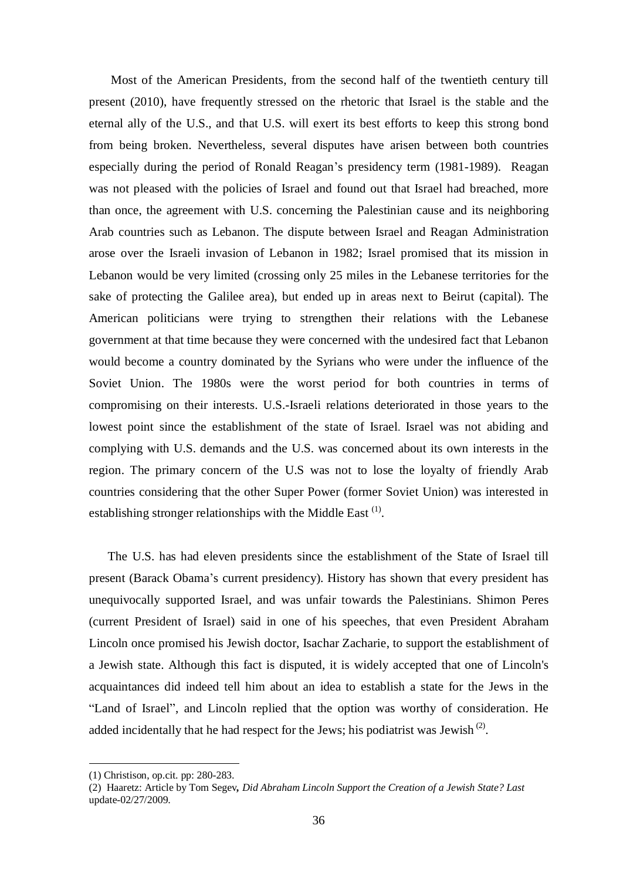Most of the American Presidents, from the second half of the twentieth century till present (2010), have frequently stressed on the rhetoric that Israel is the stable and the eternal ally of the U.S., and that U.S. will exert its best efforts to keep this strong bond from being broken. Nevertheless, several disputes have arisen between both countries especially during the period of Ronald Reagan's presidency term (1981-1989). Reagan was not pleased with the policies of Israel and found out that Israel had breached, more than once, the agreement with U.S. concerning the Palestinian cause and its neighboring Arab countries such as Lebanon. The dispute between Israel and Reagan Administration arose over the Israeli invasion of Lebanon in 1982; Israel promised that its mission in Lebanon would be very limited (crossing only 25 miles in the Lebanese territories for the sake of protecting the Galilee area), but ended up in areas next to Beirut (capital). The American politicians were trying to strengthen their relations with the Lebanese government at that time because they were concerned with the undesired fact that Lebanon would become a country dominated by the Syrians who were under the influence of the Soviet Union. The 1980s were the worst period for both countries in terms of compromising on their interests. U.S.-Israeli relations deteriorated in those years to the lowest point since the establishment of the state of Israel. Israel was not abiding and complying with U.S. demands and the U.S. was concerned about its own interests in the region. The primary concern of the U.S was not to lose the loyalty of friendly Arab countries considering that the other Super Power (former Soviet Union) was interested in establishing stronger relationships with the Middle East [(1)].

The U.S. has had eleven presidents since the establishment of the State of Israel till present (Barack Obama's current presidency). History has shown that every president has unequivocally supported Israel, and was unfair towards the Palestinians. Shimon Peres (current President of Israel) said in one of his speeches, that even President Abraham Lincoln once promised his Jewish doctor, Isachar Zacharie, to support the establishment of a Jewish state. Although this fact is disputed, it is widely accepted that one of Lincoln's acquaintances did indeed tell him about an idea to establish a state for the Jews in the "Land of Israel", and Lincoln replied that the option was worthy of consideration. He added incidentally that he had respect for the Jews; his podiatrist was Jewish [(2)].

---

(1) Christison, op.cit. pp: 280-283.

(2) Haaretz: Article by Tom Segev**,** *Did Abraham Lincoln Support the Creation of a Jewish State? Last* update-02/27/2009.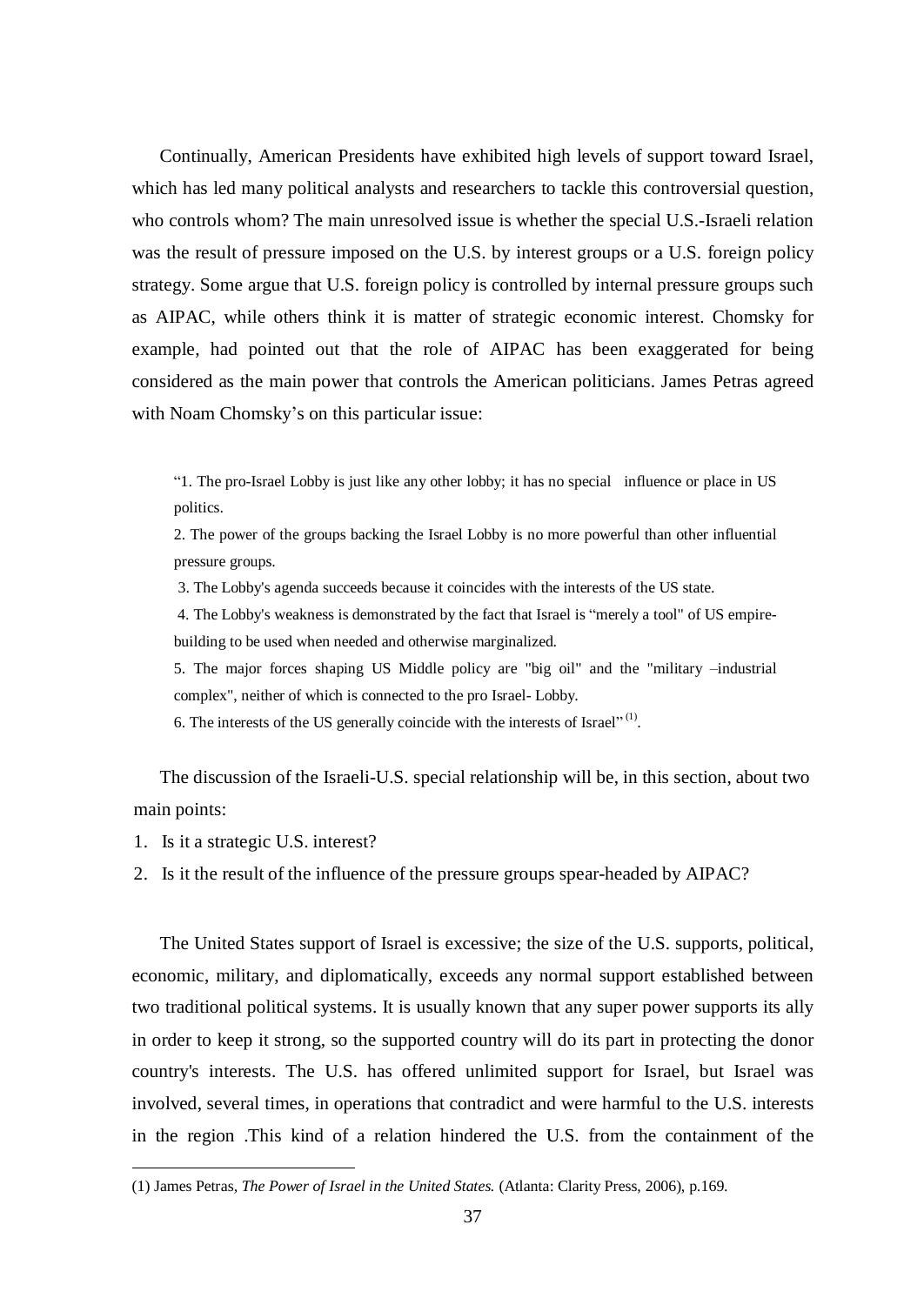Continually, American Presidents have exhibited high levels of support toward Israel, which has led many political analysts and researchers to tackle this controversial question, who controls whom? The main unresolved issue is whether the special U.S.-Israeli relation was the result of pressure imposed on the U.S. by interest groups or a U.S. foreign policy strategy. Some argue that U.S. foreign policy is controlled by internal pressure groups such as AIPAC, while others think it is matter of strategic economic interest. Chomsky for example, had pointed out that the role of AIPAC has been exaggerated for being considered as the main power that controls the American politicians. James Petras agreed with Noam Chomsky's on this particular issue:

> "1. The pro-Israel Lobby is just like any other lobby; it has no special influence or place in US politics.
>
> 2. The power of the groups backing the Israel Lobby is no more powerful than other influential pressure groups.
>
> 3. The Lobby's agenda succeeds because it coincides with the interests of the US state.
>
> 4. The Lobby's weakness is demonstrated by the fact that Israel is "merely a tool" of US empire-building to be used when needed and otherwise marginalized.
>
> 5. The major forces shaping US Middle policy are "big oil" and the "military –industrial complex", neither of which is connected to the pro Israel- Lobby.
>
> 6. The interests of the US generally coincide with the interests of Israel" [(1)].

The discussion of the Israeli-U.S. special relationship will be, in this section, about two main points:

1. Is it a strategic U.S. interest?
2. Is it the result of the influence of the pressure groups spear-headed by AIPAC?

The United States support of Israel is excessive; the size of the U.S. supports, political, economic, military, and diplomatically, exceeds any normal support established between two traditional political systems. It is usually known that any super power supports its ally in order to keep it strong, so the supported country will do its part in protecting the donor country's interests. The U.S. has offered unlimited support for Israel, but Israel was involved, several times, in operations that contradict and were harmful to the U.S. interests in the region .This kind of a relation hindered the U.S. from the containment of the

---

(1) James Petras, *The Power of Israel in the United States.* (Atlanta: Clarity Press, 2006), p.169.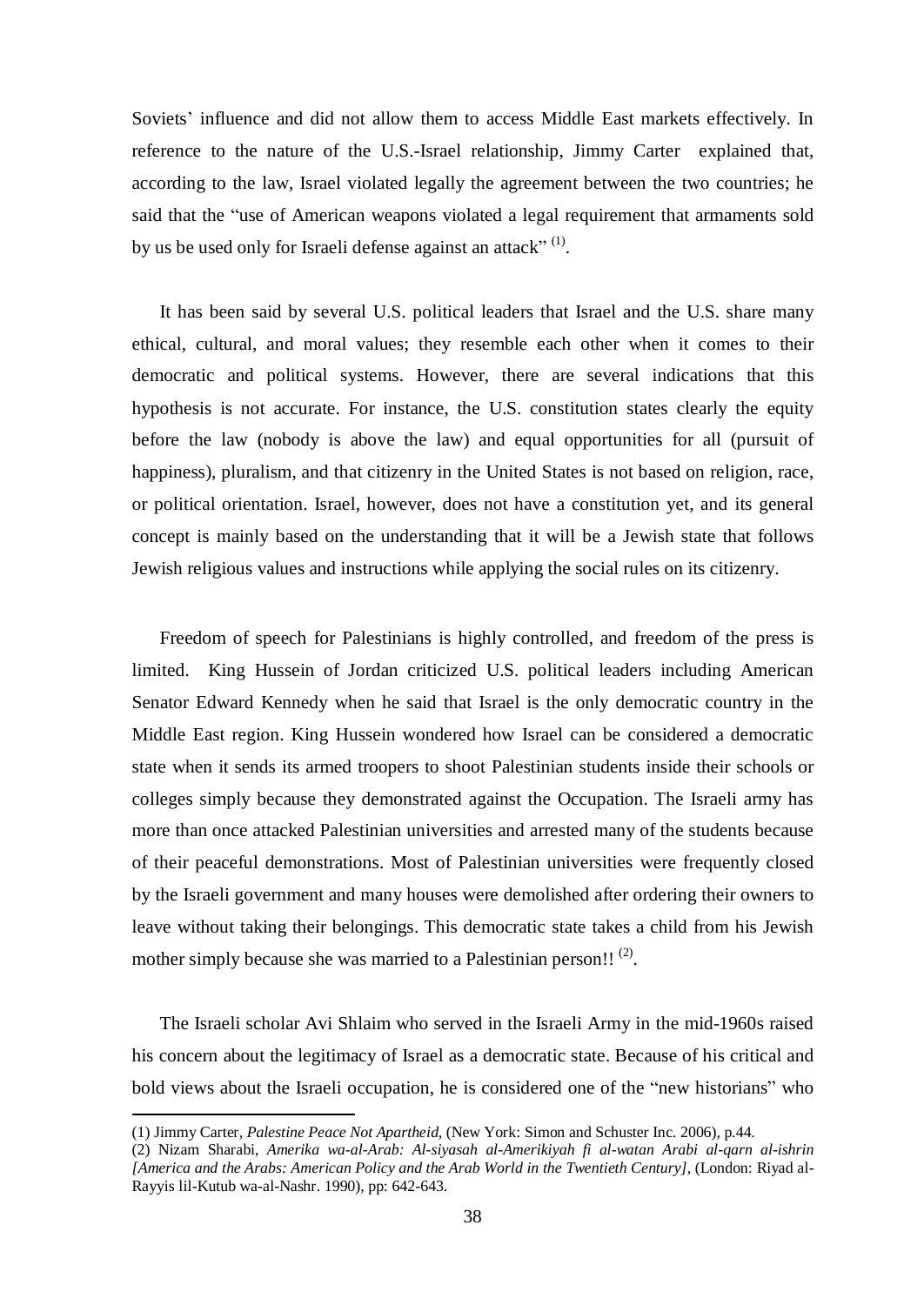Soviets' influence and did not allow them to access Middle East markets effectively. In reference to the nature of the U.S.-Israel relationship, Jimmy Carter explained that, according to the law, Israel violated legally the agreement between the two countries; he said that the "use of American weapons violated a legal requirement that armaments sold by us be used only for Israeli defense against an attack" (1).

It has been said by several U.S. political leaders that Israel and the U.S. share many ethical, cultural, and moral values; they resemble each other when it comes to their democratic and political systems. However, there are several indications that this hypothesis is not accurate. For instance, the U.S. constitution states clearly the equity before the law (nobody is above the law) and equal opportunities for all (pursuit of happiness), pluralism, and that citizenry in the United States is not based on religion, race, or political orientation. Israel, however, does not have a constitution yet, and its general concept is mainly based on the understanding that it will be a Jewish state that follows Jewish religious values and instructions while applying the social rules on its citizenry.

Freedom of speech for Palestinians is highly controlled, and freedom of the press is limited. King Hussein of Jordan criticized U.S. political leaders including American Senator Edward Kennedy when he said that Israel is the only democratic country in the Middle East region. King Hussein wondered how Israel can be considered a democratic state when it sends its armed troopers to shoot Palestinian students inside their schools or colleges simply because they demonstrated against the Occupation. The Israeli army has more than once attacked Palestinian universities and arrested many of the students because of their peaceful demonstrations. Most of Palestinian universities were frequently closed by the Israeli government and many houses were demolished after ordering their owners to leave without taking their belongings. This democratic state takes a child from his Jewish mother simply because she was married to a Palestinian person!! (2).

The Israeli scholar Avi Shlaim who served in the Israeli Army in the mid-1960s raised his concern about the legitimacy of Israel as a democratic state. Because of his critical and bold views about the Israeli occupation, he is considered one of the "new historians" who

---

(1) Jimmy Carter, *Palestine Peace Not Apartheid*, (New York: Simon and Schuster Inc. 2006), p.44.

(2) Nizam Sharabi, *Amerika wa-al-Arab: Al-siyasah al-Amerikiyah fi al-watan Arabi al-qarn al-ishrin [America and the Arabs: American Policy and the Arab World in the Twentieth Century]*, (London: Riyad al-Rayyis lil-Kutub wa-al-Nashr. 1990), pp: 642-643.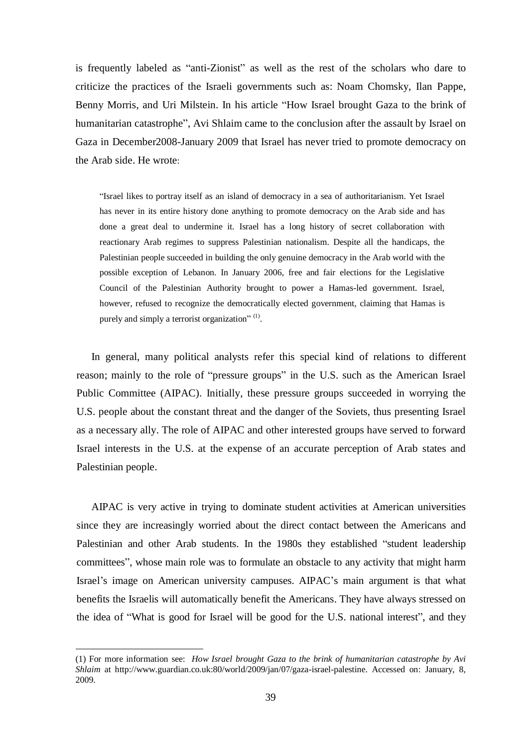is frequently labeled as "anti-Zionist" as well as the rest of the scholars who dare to criticize the practices of the Israeli governments such as: Noam Chomsky, Ilan Pappe, Benny Morris, and Uri Milstein. In his article "How Israel brought Gaza to the brink of humanitarian catastrophe", Avi Shlaim came to the conclusion after the assault by Israel on Gaza in December2008-January 2009 that Israel has never tried to promote democracy on the Arab side. He wrote:

> "Israel likes to portray itself as an island of democracy in a sea of authoritarianism. Yet Israel has never in its entire history done anything to promote democracy on the Arab side and has done a great deal to undermine it. Israel has a long history of secret collaboration with reactionary Arab regimes to suppress Palestinian nationalism. Despite all the handicaps, the Palestinian people succeeded in building the only genuine democracy in the Arab world with the possible exception of Lebanon. In January 2006, free and fair elections for the Legislative Council of the Palestinian Authority brought to power a Hamas-led government. Israel, however, refused to recognize the democratically elected government, claiming that Hamas is purely and simply a terrorist organization" (1).

In general, many political analysts refer this special kind of relations to different reason; mainly to the role of "pressure groups" in the U.S. such as the American Israel Public Committee (AIPAC). Initially, these pressure groups succeeded in worrying the U.S. people about the constant threat and the danger of the Soviets, thus presenting Israel as a necessary ally. The role of AIPAC and other interested groups have served to forward Israel interests in the U.S. at the expense of an accurate perception of Arab states and Palestinian people.

AIPAC is very active in trying to dominate student activities at American universities since they are increasingly worried about the direct contact between the Americans and Palestinian and other Arab students. In the 1980s they established "student leadership committees", whose main role was to formulate an obstacle to any activity that might harm Israel's image on American university campuses. AIPAC's main argument is that what benefits the Israelis will automatically benefit the Americans. They have always stressed on the idea of "What is good for Israel will be good for the U.S. national interest", and they

---

(1) For more information see: *How Israel brought Gaza to the brink of humanitarian catastrophe by Avi Shlaim* at http://www.guardian.co.uk:80/world/2009/jan/07/gaza-israel-palestine. Accessed on: January, 8, 2009.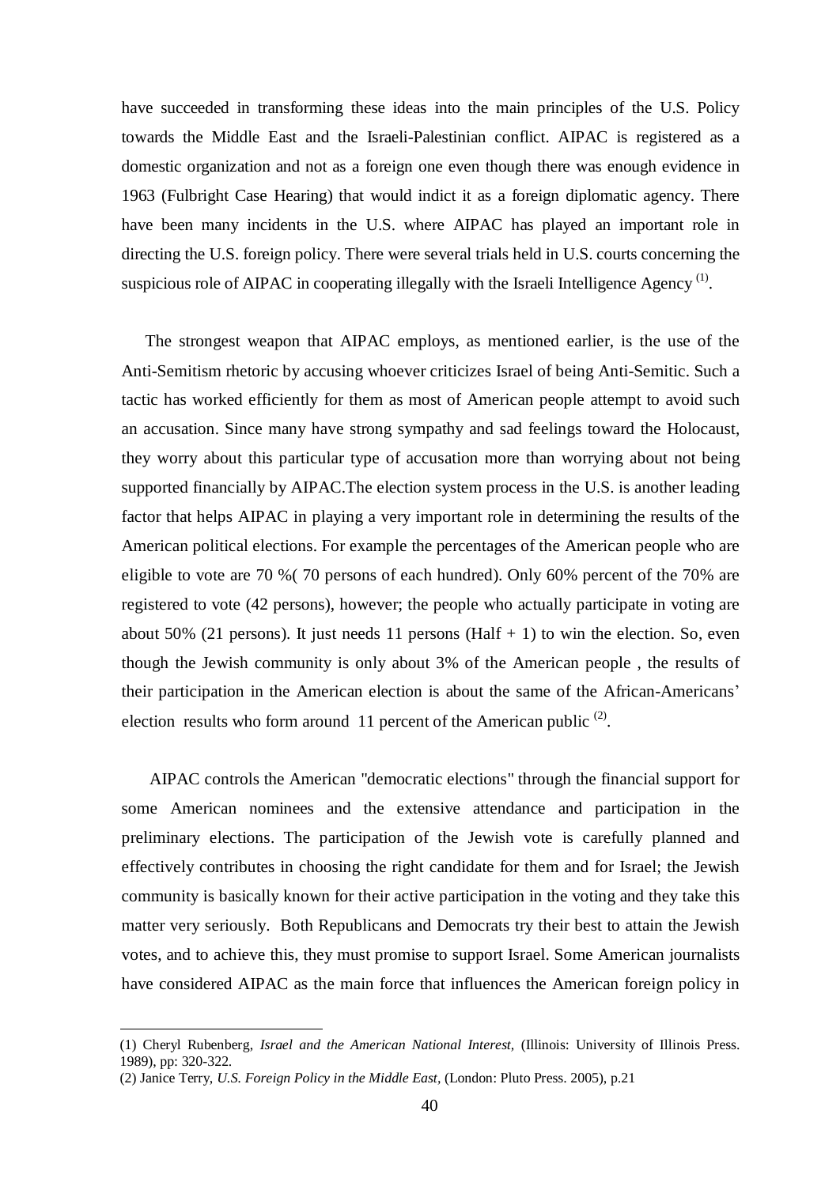have succeeded in transforming these ideas into the main principles of the U.S. Policy towards the Middle East and the Israeli-Palestinian conflict. AIPAC is registered as a domestic organization and not as a foreign one even though there was enough evidence in 1963 (Fulbright Case Hearing) that would indict it as a foreign diplomatic agency. There have been many incidents in the U.S. where AIPAC has played an important role in directing the U.S. foreign policy. There were several trials held in U.S. courts concerning the suspicious role of AIPAC in cooperating illegally with the Israeli Intelligence Agency [(1)].

The strongest weapon that AIPAC employs, as mentioned earlier, is the use of the Anti-Semitism rhetoric by accusing whoever criticizes Israel of being Anti-Semitic. Such a tactic has worked efficiently for them as most of American people attempt to avoid such an accusation. Since many have strong sympathy and sad feelings toward the Holocaust, they worry about this particular type of accusation more than worrying about not being supported financially by AIPAC.The election system process in the U.S. is another leading factor that helps AIPAC in playing a very important role in determining the results of the American political elections. For example the percentages of the American people who are eligible to vote are 70 %( 70 persons of each hundred). Only 60% percent of the 70% are registered to vote (42 persons), however; the people who actually participate in voting are about 50% (21 persons). It just needs 11 persons (Half + 1) to win the election. So, even though the Jewish community is only about 3% of the American people , the results of their participation in the American election is about the same of the African-Americans' election results who form around 11 percent of the American public [(2)].

AIPAC controls the American "democratic elections" through the financial support for some American nominees and the extensive attendance and participation in the preliminary elections. The participation of the Jewish vote is carefully planned and effectively contributes in choosing the right candidate for them and for Israel; the Jewish community is basically known for their active participation in the voting and they take this matter very seriously. Both Republicans and Democrats try their best to attain the Jewish votes, and to achieve this, they must promise to support Israel. Some American journalists have considered AIPAC as the main force that influences the American foreign policy in

---

(1) Cheryl Rubenberg, *Israel and the American National Interest*, (Illinois: University of Illinois Press. 1989), pp: 320-322.

(2) Janice Terry, *U.S. Foreign Policy in the Middle East*, (London: Pluto Press. 2005), p.21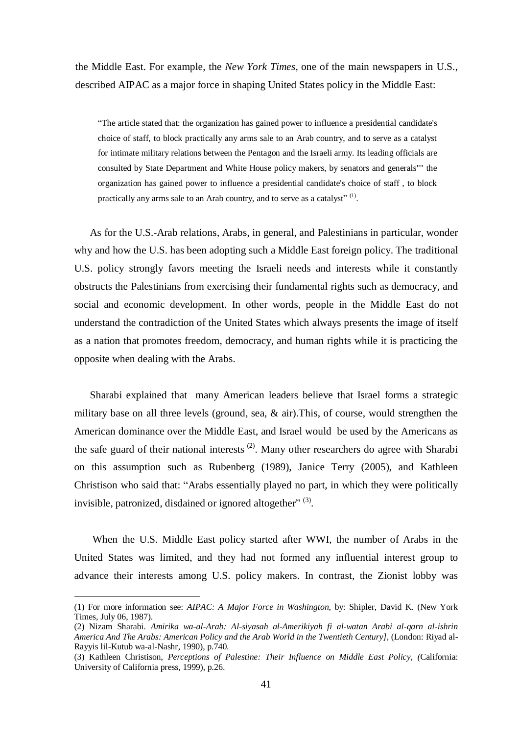the Middle East. For example, the *New York Times*, one of the main newspapers in U.S., described AIPAC as a major force in shaping United States policy in the Middle East:

> "The article stated that: the organization has gained power to influence a presidential candidate's choice of staff, to block practically any arms sale to an Arab country, and to serve as a catalyst for intimate military relations between the Pentagon and the Israeli army. Its leading officials are consulted by State Department and White House policy makers, by senators and generals"" the organization has gained power to influence a presidential candidate's choice of staff , to block practically any arms sale to an Arab country, and to serve as a catalyst" (1).

As for the U.S.-Arab relations, Arabs, in general, and Palestinians in particular, wonder why and how the U.S. has been adopting such a Middle East foreign policy. The traditional U.S. policy strongly favors meeting the Israeli needs and interests while it constantly obstructs the Palestinians from exercising their fundamental rights such as democracy, and social and economic development. In other words, people in the Middle East do not understand the contradiction of the United States which always presents the image of itself as a nation that promotes freedom, democracy, and human rights while it is practicing the opposite when dealing with the Arabs.

Sharabi explained that many American leaders believe that Israel forms a strategic military base on all three levels (ground, sea, & air).This, of course, would strengthen the American dominance over the Middle East, and Israel would be used by the Americans as the safe guard of their national interests (2). Many other researchers do agree with Sharabi on this assumption such as Rubenberg (1989), Janice Terry (2005), and Kathleen Christison who said that: "Arabs essentially played no part, in which they were politically invisible, patronized, disdained or ignored altogether" (3).

When the U.S. Middle East policy started after WWI, the number of Arabs in the United States was limited, and they had not formed any influential interest group to advance their interests among U.S. policy makers. In contrast, the Zionist lobby was

---

(1) For more information see: *AIPAC: A Major Force in Washington,* by: Shipler, David K. (New York Times, July 06, 1987).

(2) Nizam Sharabi. *Amirika wa-al-Arab: Al-siyasah al-Amerikiyah fi al-watan Arabi al-qarn al-ishrin America And The Arabs: American Policy and the Arab World in the Twentieth Century],* (London: Riyad al-Rayyis lil-Kutub wa-al-Nashr, 1990), p.740.

(3) Kathleen Christison, *Perceptions of Palestine: Their Influence on Middle East Policy, (*California: University of California press, 1999), p.26.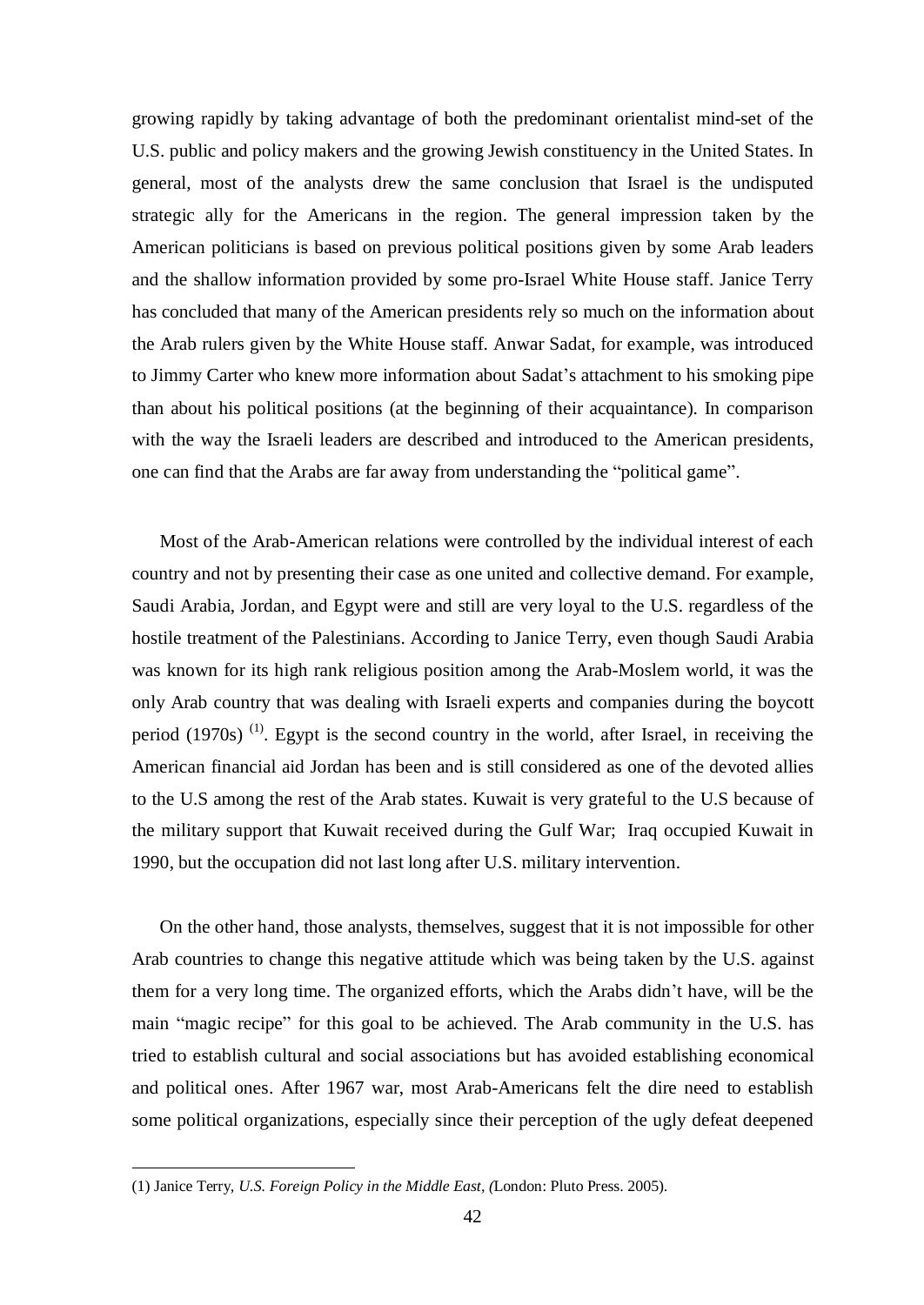growing rapidly by taking advantage of both the predominant orientalist mind-set of the U.S. public and policy makers and the growing Jewish constituency in the United States. In general, most of the analysts drew the same conclusion that Israel is the undisputed strategic ally for the Americans in the region. The general impression taken by the American politicians is based on previous political positions given by some Arab leaders and the shallow information provided by some pro-Israel White House staff. Janice Terry has concluded that many of the American presidents rely so much on the information about the Arab rulers given by the White House staff. Anwar Sadat, for example, was introduced to Jimmy Carter who knew more information about Sadat's attachment to his smoking pipe than about his political positions (at the beginning of their acquaintance). In comparison with the way the Israeli leaders are described and introduced to the American presidents, one can find that the Arabs are far away from understanding the "political game".

Most of the Arab-American relations were controlled by the individual interest of each country and not by presenting their case as one united and collective demand. For example, Saudi Arabia, Jordan, and Egypt were and still are very loyal to the U.S. regardless of the hostile treatment of the Palestinians. According to Janice Terry, even though Saudi Arabia was known for its high rank religious position among the Arab-Moslem world, it was the only Arab country that was dealing with Israeli experts and companies during the boycott period (1970s) [(1)]. Egypt is the second country in the world, after Israel, in receiving the American financial aid Jordan has been and is still considered as one of the devoted allies to the U.S among the rest of the Arab states. Kuwait is very grateful to the U.S because of the military support that Kuwait received during the Gulf War; Iraq occupied Kuwait in 1990, but the occupation did not last long after U.S. military intervention.

On the other hand, those analysts, themselves, suggest that it is not impossible for other Arab countries to change this negative attitude which was being taken by the U.S. against them for a very long time. The organized efforts, which the Arabs didn't have, will be the main "magic recipe" for this goal to be achieved. The Arab community in the U.S. has tried to establish cultural and social associations but has avoided establishing economical and political ones. After 1967 war, most Arab-Americans felt the dire need to establish some political organizations, especially since their perception of the ugly defeat deepened

---

(1) Janice Terry, *U.S. Foreign Policy in the Middle East, (*London: Pluto Press. 2005).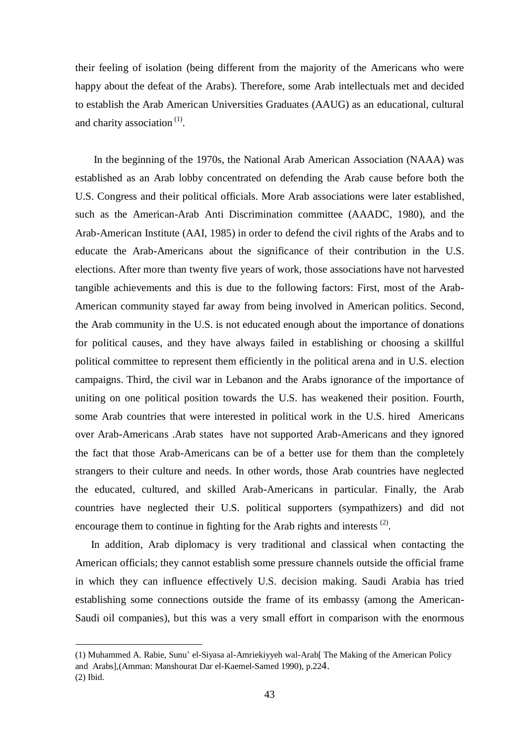their feeling of isolation (being different from the majority of the Americans who were happy about the defeat of the Arabs). Therefore, some Arab intellectuals met and decided to establish the Arab American Universities Graduates (AAUG) as an educational, cultural and charity association [(1)].

In the beginning of the 1970s, the National Arab American Association (NAAA) was established as an Arab lobby concentrated on defending the Arab cause before both the U.S. Congress and their political officials. More Arab associations were later established, such as the American-Arab Anti Discrimination committee (AAADC, 1980), and the Arab-American Institute (AAI, 1985) in order to defend the civil rights of the Arabs and to educate the Arab-Americans about the significance of their contribution in the U.S. elections. After more than twenty five years of work, those associations have not harvested tangible achievements and this is due to the following factors: First, most of the Arab-American community stayed far away from being involved in American politics. Second, the Arab community in the U.S. is not educated enough about the importance of donations for political causes, and they have always failed in establishing or choosing a skillful political committee to represent them efficiently in the political arena and in U.S. election campaigns. Third, the civil war in Lebanon and the Arabs ignorance of the importance of uniting on one political position towards the U.S. has weakened their position. Fourth, some Arab countries that were interested in political work in the U.S. hired Americans over Arab-Americans .Arab states have not supported Arab-Americans and they ignored the fact that those Arab-Americans can be of a better use for them than the completely strangers to their culture and needs. In other words, those Arab countries have neglected the educated, cultured, and skilled Arab-Americans in particular. Finally, the Arab countries have neglected their U.S. political supporters (sympathizers) and did not encourage them to continue in fighting for the Arab rights and interests [(2)].

In addition, Arab diplomacy is very traditional and classical when contacting the American officials; they cannot establish some pressure channels outside the official frame in which they can influence effectively U.S. decision making. Saudi Arabia has tried establishing some connections outside the frame of its embassy (among the American-Saudi oil companies), but this was a very small effort in comparison with the enormous

---

(1) Muhammed A. Rabie, Sunu' el-Siyasa al-Amriekiyyeh wal-Arab[ The Making of the American Policy and Arabs],(Amman: Manshourat Dar el-Kaemel-Samed 1990), p.224.

(2) Ibid.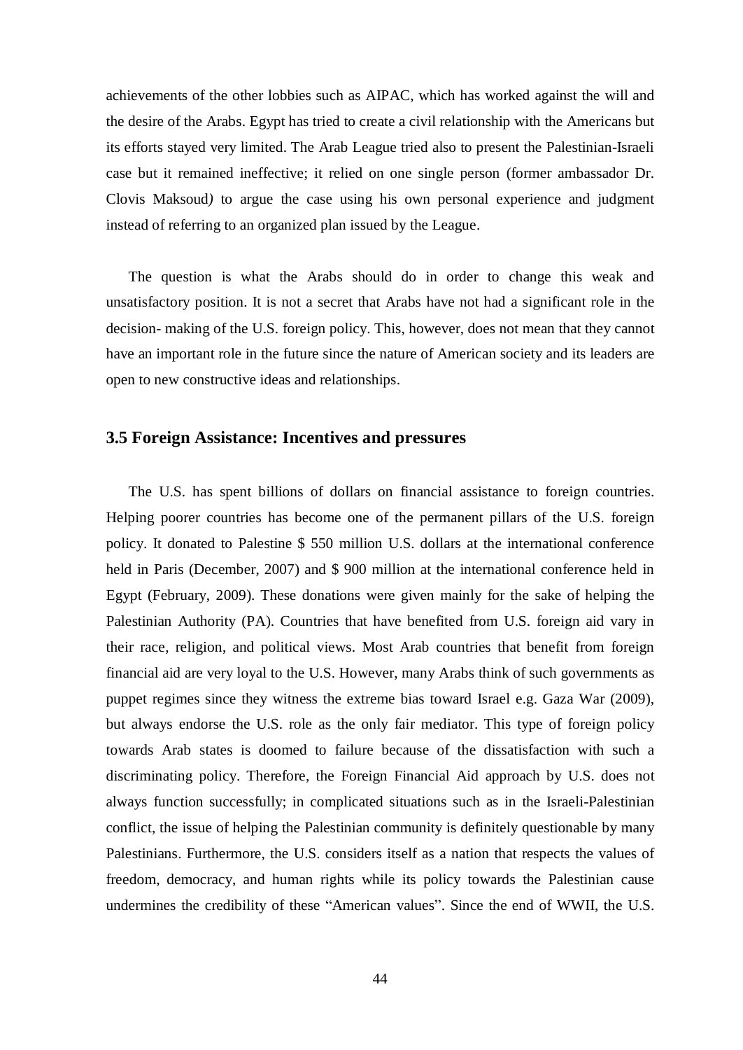achievements of the other lobbies such as AIPAC, which has worked against the will and the desire of the Arabs. Egypt has tried to create a civil relationship with the Americans but its efforts stayed very limited. The Arab League tried also to present the Palestinian-Israeli case but it remained ineffective; it relied on one single person (former ambassador Dr. Clovis Maksoud) to argue the case using his own personal experience and judgment instead of referring to an organized plan issued by the League.

The question is what the Arabs should do in order to change this weak and unsatisfactory position. It is not a secret that Arabs have not had a significant role in the decision- making of the U.S. foreign policy. This, however, does not mean that they cannot have an important role in the future since the nature of American society and its leaders are open to new constructive ideas and relationships.

## 3.5 Foreign Assistance: Incentives and pressures

The U.S. has spent billions of dollars on financial assistance to foreign countries. Helping poorer countries has become one of the permanent pillars of the U.S. foreign policy. It donated to Palestine $ 550 million U.S. dollars at the international conference held in Paris (December, 2007) and $ 900 million at the international conference held in Egypt (February, 2009). These donations were given mainly for the sake of helping the Palestinian Authority (PA). Countries that have benefited from U.S. foreign aid vary in their race, religion, and political views. Most Arab countries that benefit from foreign financial aid are very loyal to the U.S. However, many Arabs think of such governments as puppet regimes since they witness the extreme bias toward Israel e.g. Gaza War (2009), but always endorse the U.S. role as the only fair mediator. This type of foreign policy towards Arab states is doomed to failure because of the dissatisfaction with such a discriminating policy. Therefore, the Foreign Financial Aid approach by U.S. does not always function successfully; in complicated situations such as in the Israeli-Palestinian conflict, the issue of helping the Palestinian community is definitely questionable by many Palestinians. Furthermore, the U.S. considers itself as a nation that respects the values of freedom, democracy, and human rights while its policy towards the Palestinian cause undermines the credibility of these "American values". Since the end of WWII, the U.S.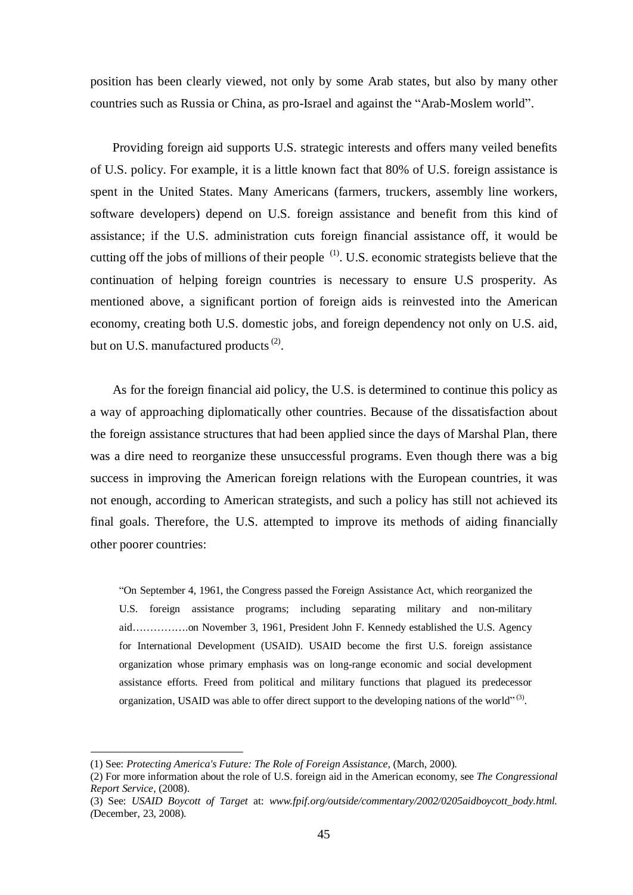position has been clearly viewed, not only by some Arab states, but also by many other countries such as Russia or China, as pro-Israel and against the "Arab-Moslem world".

Providing foreign aid supports U.S. strategic interests and offers many veiled benefits of U.S. policy. For example, it is a little known fact that 80% of U.S. foreign assistance is spent in the United States. Many Americans (farmers, truckers, assembly line workers, software developers) depend on U.S. foreign assistance and benefit from this kind of assistance; if the U.S. administration cuts foreign financial assistance off, it would be cutting off the jobs of millions of their people [(1)]. U.S. economic strategists believe that the continuation of helping foreign countries is necessary to ensure U.S prosperity. As mentioned above, a significant portion of foreign aids is reinvested into the American economy, creating both U.S. domestic jobs, and foreign dependency not only on U.S. aid, but on U.S. manufactured products [(2)].

As for the foreign financial aid policy, the U.S. is determined to continue this policy as a way of approaching diplomatically other countries. Because of the dissatisfaction about the foreign assistance structures that had been applied since the days of Marshal Plan, there was a dire need to reorganize these unsuccessful programs. Even though there was a big success in improving the American foreign relations with the European countries, it was not enough, according to American strategists, and such a policy has still not achieved its final goals. Therefore, the U.S. attempted to improve its methods of aiding financially other poorer countries:

> "On September 4, 1961, the Congress passed the Foreign Assistance Act, which reorganized the U.S. foreign assistance programs; including separating military and non-military aid…………….on November 3, 1961, President John F. Kennedy established the U.S. Agency for International Development (USAID). USAID become the first U.S. foreign assistance organization whose primary emphasis was on long-range economic and social development assistance efforts. Freed from political and military functions that plagued its predecessor organization, USAID was able to offer direct support to the developing nations of the world" [(3)].

---

(1) See: *Protecting America's Future: The Role of Foreign Assistance,* (March, 2000).

(2) For more information about the role of U.S. foreign aid in the American economy, see *The Congressional Report Service*, (2008).

(3) See: *USAID Boycott of Target* at: *www.fpif.org/outside/commentary/2002/0205aidboycott_body.html. (*December, 23, 2008).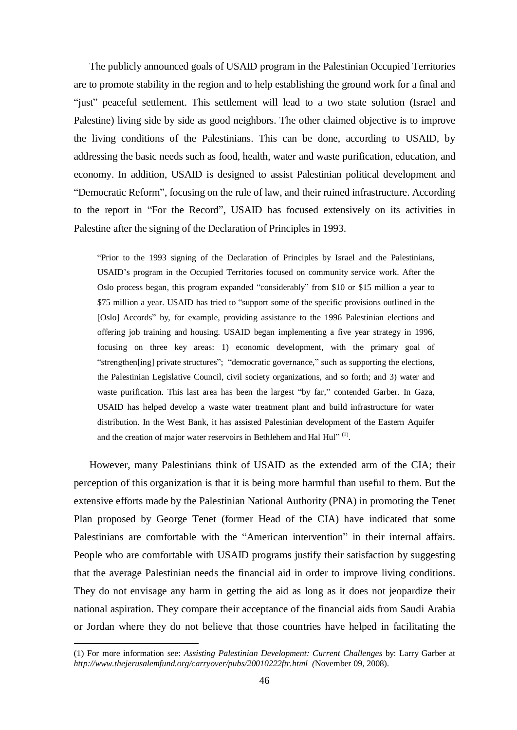The publicly announced goals of USAID program in the Palestinian Occupied Territories are to promote stability in the region and to help establishing the ground work for a final and "just" peaceful settlement. This settlement will lead to a two state solution (Israel and Palestine) living side by side as good neighbors. The other claimed objective is to improve the living conditions of the Palestinians. This can be done, according to USAID, by addressing the basic needs such as food, health, water and waste purification, education, and economy. In addition, USAID is designed to assist Palestinian political development and "Democratic Reform", focusing on the rule of law, and their ruined infrastructure. According to the report in "For the Record", USAID has focused extensively on its activities in Palestine after the signing of the Declaration of Principles in 1993.

> "Prior to the 1993 signing of the Declaration of Principles by Israel and the Palestinians, USAID's program in the Occupied Territories focused on community service work. After the Oslo process began, this program expanded "considerably" from $10 or $15 million a year to $75 million a year. USAID has tried to "support some of the specific provisions outlined in the [Oslo] Accords" by, for example, providing assistance to the 1996 Palestinian elections and offering job training and housing. USAID began implementing a five year strategy in 1996, focusing on three key areas: 1) economic development, with the primary goal of "strengthen[ing] private structures"; "democratic governance," such as supporting the elections, the Palestinian Legislative Council, civil society organizations, and so forth; and 3) water and waste purification. This last area has been the largest "by far," contended Garber. In Gaza, USAID has helped develop a waste water treatment plant and build infrastructure for water distribution. In the West Bank, it has assisted Palestinian development of the Eastern Aquifer and the creation of major water reservoirs in Bethlehem and Hal Hul" [(1)].

However, many Palestinians think of USAID as the extended arm of the CIA; their perception of this organization is that it is being more harmful than useful to them. But the extensive efforts made by the Palestinian National Authority (PNA) in promoting the Tenet Plan proposed by George Tenet (former Head of the CIA) have indicated that some Palestinians are comfortable with the "American intervention" in their internal affairs. People who are comfortable with USAID programs justify their satisfaction by suggesting that the average Palestinian needs the financial aid in order to improve living conditions. They do not envisage any harm in getting the aid as long as it does not jeopardize their national aspiration. They compare their acceptance of the financial aids from Saudi Arabia or Jordan where they do not believe that those countries have helped in facilitating the

---

(1) For more information see: *Assisting Palestinian Development: Current Challenges* by: Larry Garber at *http://www.thejerusalemfund.org/carryover/pubs/20010222ftr.html (*November 09, 2008).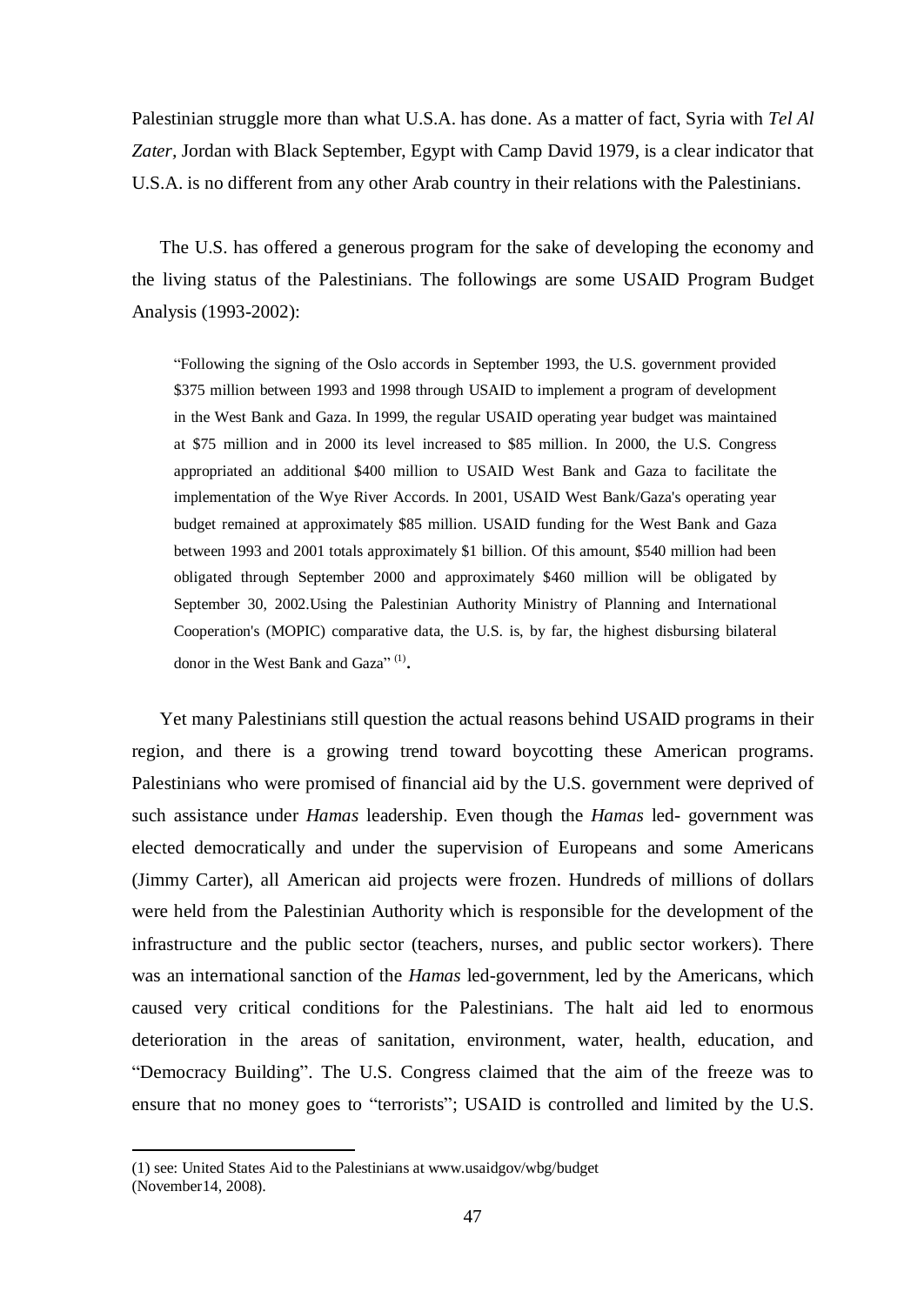Palestinian struggle more than what U.S.A. has done. As a matter of fact, Syria with *Tel Al Zater*, Jordan with Black September, Egypt with Camp David 1979, is a clear indicator that U.S.A. is no different from any other Arab country in their relations with the Palestinians.

The U.S. has offered a generous program for the sake of developing the economy and the living status of the Palestinians. The followings are some USAID Program Budget Analysis (1993-2002):

> "Following the signing of the Oslo accords in September 1993, the U.S. government provided \$375 million between 1993 and 1998 through USAID to implement a program of development in the West Bank and Gaza. In 1999, the regular USAID operating year budget was maintained at \$75 million and in 2000 its level increased to \$85 million. In 2000, the U.S. Congress appropriated an additional \$400 million to USAID West Bank and Gaza to facilitate the implementation of the Wye River Accords. In 2001, USAID West Bank/Gaza's operating year budget remained at approximately \$85 million. USAID funding for the West Bank and Gaza between 1993 and 2001 totals approximately \$1 billion. Of this amount, \$540 million had been obligated through September 2000 and approximately \$460 million will be obligated by September 30, 2002.Using the Palestinian Authority Ministry of Planning and International Cooperation's (MOPIC) comparative data, the U.S. is, by far, the highest disbursing bilateral donor in the West Bank and Gaza" [(1)].

Yet many Palestinians still question the actual reasons behind USAID programs in their region, and there is a growing trend toward boycotting these American programs. Palestinians who were promised of financial aid by the U.S. government were deprived of such assistance under *Hamas* leadership. Even though the *Hamas* led- government was elected democratically and under the supervision of Europeans and some Americans (Jimmy Carter), all American aid projects were frozen. Hundreds of millions of dollars were held from the Palestinian Authority which is responsible for the development of the infrastructure and the public sector (teachers, nurses, and public sector workers). There was an international sanction of the *Hamas* led-government, led by the Americans, which caused very critical conditions for the Palestinians. The halt aid led to enormous deterioration in the areas of sanitation, environment, water, health, education, and "Democracy Building". The U.S. Congress claimed that the aim of the freeze was to ensure that no money goes to "terrorists"; USAID is controlled and limited by the U.S.

---

(1) see: United States Aid to the Palestinians at www.usaidgov/wbg/budget (November14, 2008).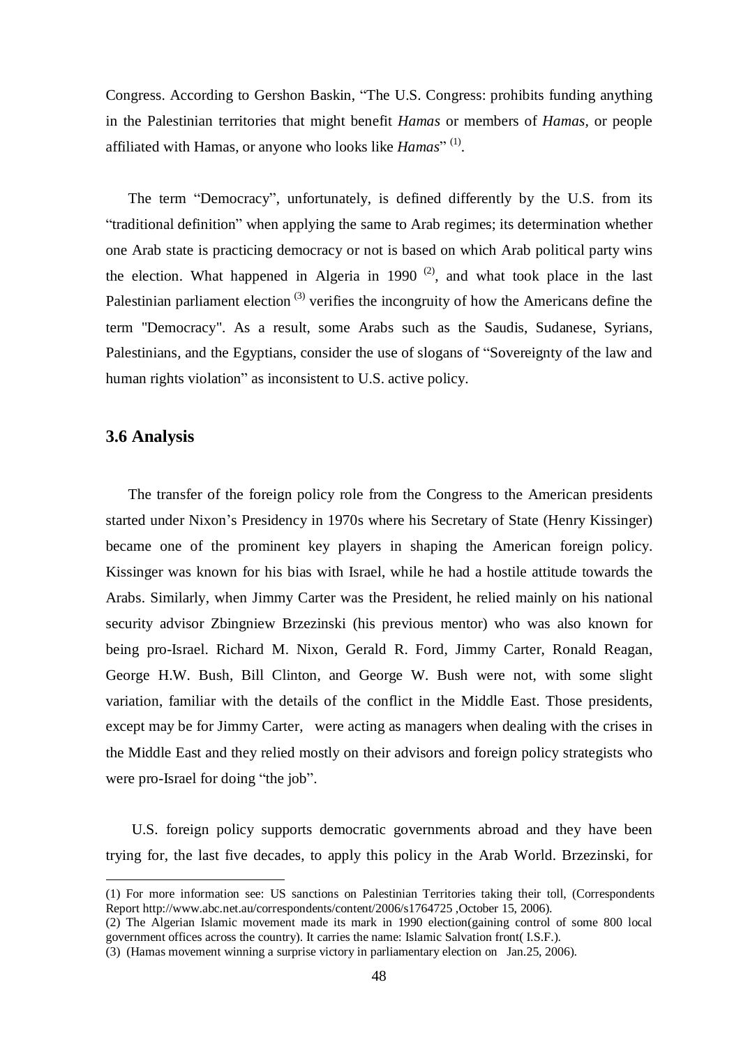Congress. According to Gershon Baskin, "The U.S. Congress: prohibits funding anything in the Palestinian territories that might benefit *Hamas* or members of *Hamas*, or people affiliated with Hamas, or anyone who looks like *Hamas*" [(1)].

The term "Democracy", unfortunately, is defined differently by the U.S. from its "traditional definition" when applying the same to Arab regimes; its determination whether one Arab state is practicing democracy or not is based on which Arab political party wins the election. What happened in Algeria in 1990 [(2)], and what took place in the last Palestinian parliament election [(3)] verifies the incongruity of how the Americans define the term "Democracy". As a result, some Arabs such as the Saudis, Sudanese, Syrians, Palestinians, and the Egyptians, consider the use of slogans of "Sovereignty of the law and human rights violation" as inconsistent to U.S. active policy.

### 3.6 Analysis

The transfer of the foreign policy role from the Congress to the American presidents started under Nixon's Presidency in 1970s where his Secretary of State (Henry Kissinger) became one of the prominent key players in shaping the American foreign policy. Kissinger was known for his bias with Israel, while he had a hostile attitude towards the Arabs. Similarly, when Jimmy Carter was the President, he relied mainly on his national security advisor Zbingniew Brzezinski (his previous mentor) who was also known for being pro-Israel. Richard M. Nixon, Gerald R. Ford, Jimmy Carter, Ronald Reagan, George H.W. Bush, Bill Clinton, and George W. Bush were not, with some slight variation, familiar with the details of the conflict in the Middle East. Those presidents, except may be for Jimmy Carter, were acting as managers when dealing with the crises in the Middle East and they relied mostly on their advisors and foreign policy strategists who were pro-Israel for doing "the job".

U.S. foreign policy supports democratic governments abroad and they have been trying for, the last five decades, to apply this policy in the Arab World. Brzezinski, for

---

(1) For more information see: US sanctions on Palestinian Territories taking their toll, (Correspondents Report http://www.abc.net.au/correspondents/content/2006/s1764725 ,October 15, 2006).

(2) The Algerian Islamic movement made its mark in 1990 election(gaining control of some 800 local government offices across the country). It carries the name: Islamic Salvation front( I.S.F.).

(3) (Hamas movement winning a surprise victory in parliamentary election on Jan.25, 2006).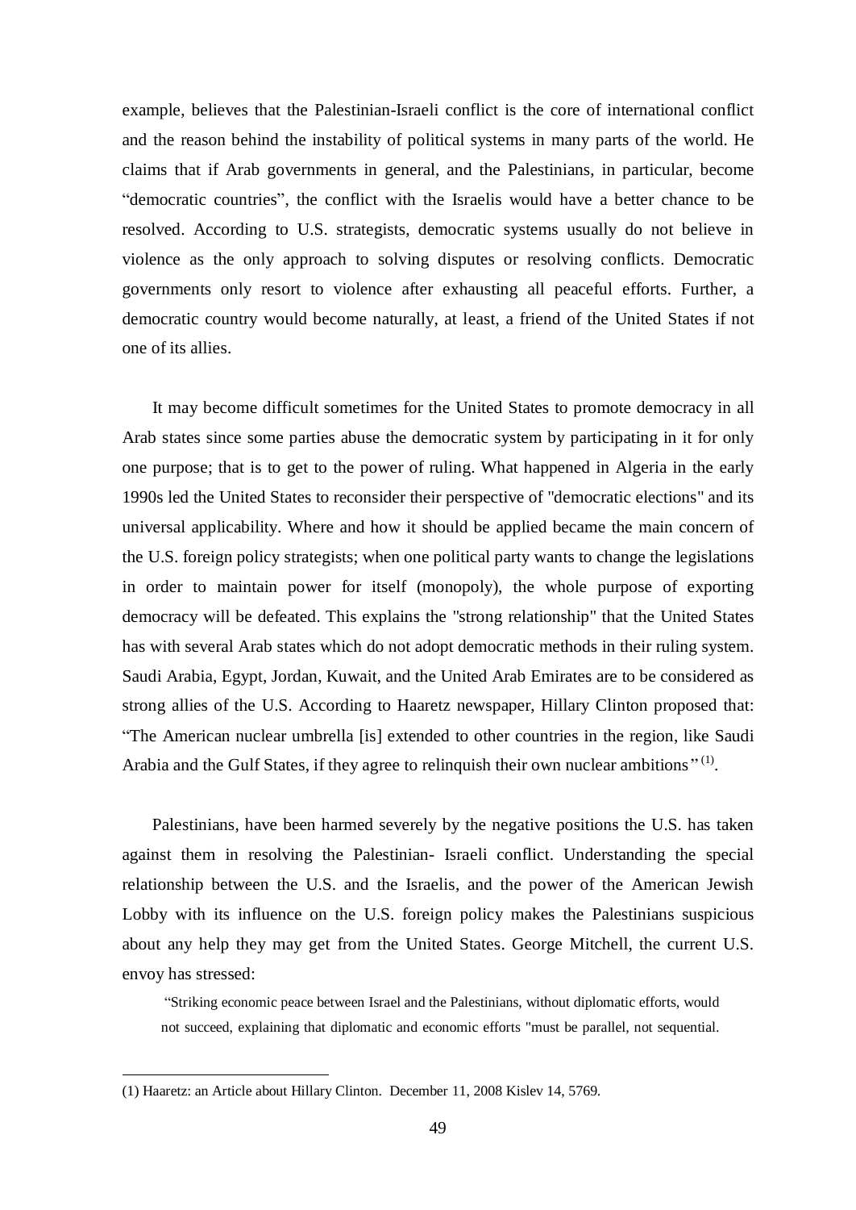example, believes that the Palestinian-Israeli conflict is the core of international conflict and the reason behind the instability of political systems in many parts of the world. He claims that if Arab governments in general, and the Palestinians, in particular, become “democratic countries”, the conflict with the Israelis would have a better chance to be resolved. According to U.S. strategists, democratic systems usually do not believe in violence as the only approach to solving disputes or resolving conflicts. Democratic governments only resort to violence after exhausting all peaceful efforts. Further, a democratic country would become naturally, at least, a friend of the United States if not one of its allies.

It may become difficult sometimes for the United States to promote democracy in all Arab states since some parties abuse the democratic system by participating in it for only one purpose; that is to get to the power of ruling. What happened in Algeria in the early 1990s led the United States to reconsider their perspective of "democratic elections" and its universal applicability. Where and how it should be applied became the main concern of the U.S. foreign policy strategists; when one political party wants to change the legislations in order to maintain power for itself (monopoly), the whole purpose of exporting democracy will be defeated. This explains the "strong relationship" that the United States has with several Arab states which do not adopt democratic methods in their ruling system. Saudi Arabia, Egypt, Jordan, Kuwait, and the United Arab Emirates are to be considered as strong allies of the U.S. According to Haaretz newspaper, Hillary Clinton proposed that: “The American nuclear umbrella [is] extended to other countries in the region, like Saudi Arabia and the Gulf States, if they agree to relinquish their own nuclear ambitions” [(1)].

Palestinians, have been harmed severely by the negative positions the U.S. has taken against them in resolving the Palestinian- Israeli conflict. Understanding the special relationship between the U.S. and the Israelis, and the power of the American Jewish Lobby with its influence on the U.S. foreign policy makes the Palestinians suspicious about any help they may get from the United States. George Mitchell, the current U.S. envoy has stressed:

> “Striking economic peace between Israel and the Palestinians, without diplomatic efforts, would not succeed, explaining that diplomatic and economic efforts "must be parallel, not sequential.

---

(1) Haaretz: an Article about Hillary Clinton. December 11, 2008 Kislev 14, 5769.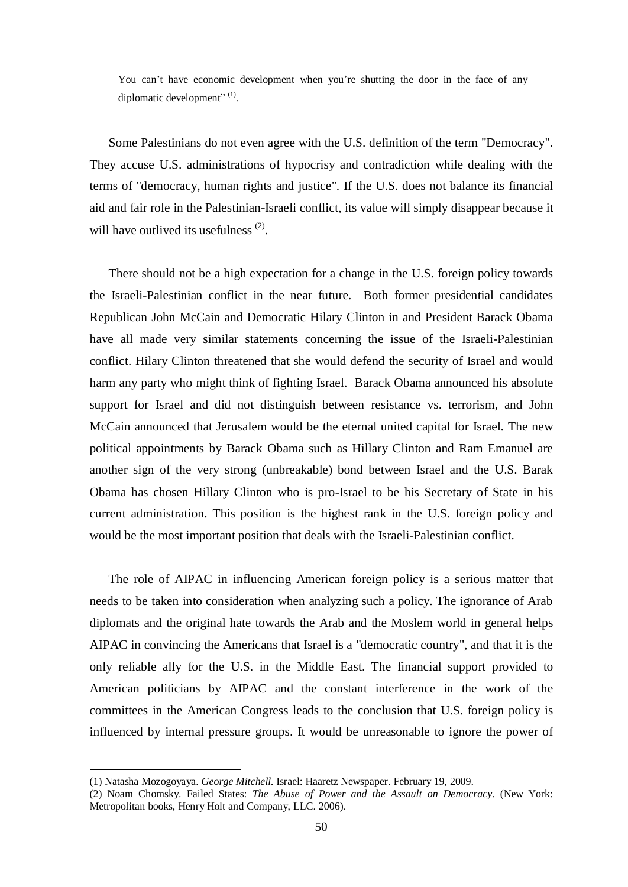You can't have economic development when you're shutting the door in the face of any diplomatic development" (1).

Some Palestinians do not even agree with the U.S. definition of the term "Democracy". They accuse U.S. administrations of hypocrisy and contradiction while dealing with the terms of "democracy, human rights and justice". If the U.S. does not balance its financial aid and fair role in the Palestinian-Israeli conflict, its value will simply disappear because it will have outlived its usefulness (2).

There should not be a high expectation for a change in the U.S. foreign policy towards the Israeli-Palestinian conflict in the near future. Both former presidential candidates Republican John McCain and Democratic Hilary Clinton in and President Barack Obama have all made very similar statements concerning the issue of the Israeli-Palestinian conflict. Hilary Clinton threatened that she would defend the security of Israel and would harm any party who might think of fighting Israel. Barack Obama announced his absolute support for Israel and did not distinguish between resistance vs. terrorism, and John McCain announced that Jerusalem would be the eternal united capital for Israel. The new political appointments by Barack Obama such as Hillary Clinton and Ram Emanuel are another sign of the very strong (unbreakable) bond between Israel and the U.S. Barak Obama has chosen Hillary Clinton who is pro-Israel to be his Secretary of State in his current administration. This position is the highest rank in the U.S. foreign policy and would be the most important position that deals with the Israeli-Palestinian conflict.

The role of AIPAC in influencing American foreign policy is a serious matter that needs to be taken into consideration when analyzing such a policy. The ignorance of Arab diplomats and the original hate towards the Arab and the Moslem world in general helps AIPAC in convincing the Americans that Israel is a "democratic country", and that it is the only reliable ally for the U.S. in the Middle East. The financial support provided to American politicians by AIPAC and the constant interference in the work of the committees in the American Congress leads to the conclusion that U.S. foreign policy is influenced by internal pressure groups. It would be unreasonable to ignore the power of

(1) Natasha Mozogoyaya. *George Mitchell*. Israel: Haaretz Newspaper. February 19, 2009.

(2) Noam Chomsky. Failed States: *The Abuse of Power and the Assault on Democracy*. (New York: Metropolitan books, Henry Holt and Company, LLC. 2006).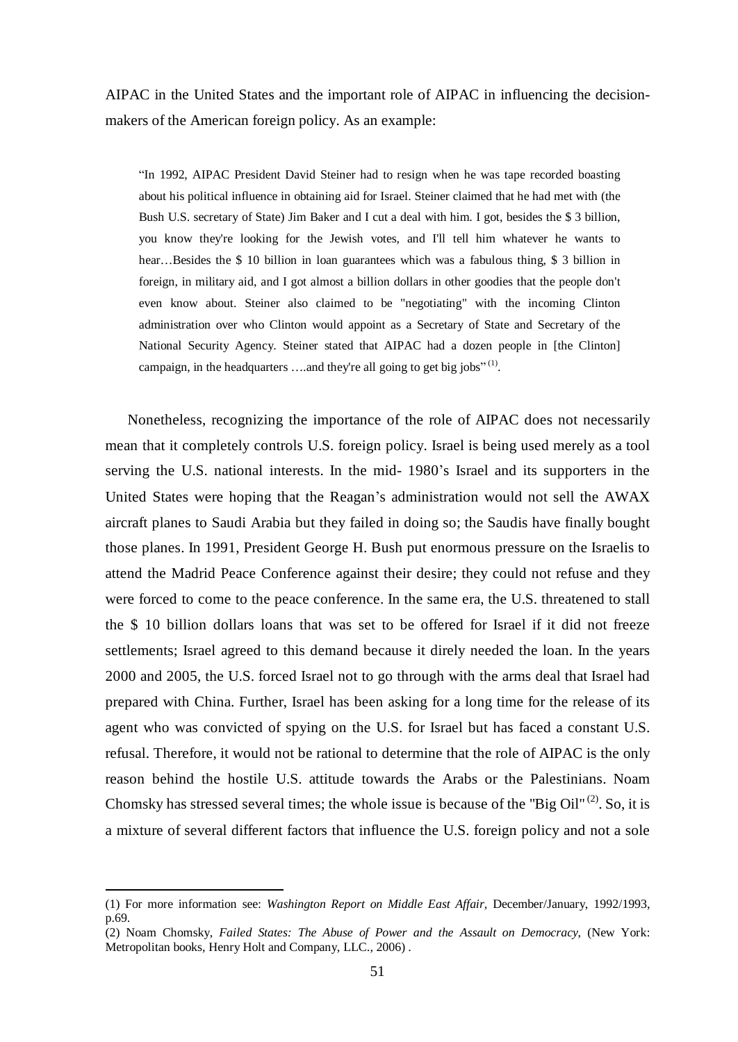AIPAC in the United States and the important role of AIPAC in influencing the decision-makers of the American foreign policy. As an example:

> "In 1992, AIPAC President David Steiner had to resign when he was tape recorded boasting about his political influence in obtaining aid for Israel. Steiner claimed that he had met with (the Bush U.S. secretary of State) Jim Baker and I cut a deal with him. I got, besides the $ 3 billion, you know they're looking for the Jewish votes, and I'll tell him whatever he wants to hear…Besides the $ 10 billion in loan guarantees which was a fabulous thing, $ 3 billion in foreign, in military aid, and I got almost a billion dollars in other goodies that the people don't even know about. Steiner also claimed to be "negotiating" with the incoming Clinton administration over who Clinton would appoint as a Secretary of State and Secretary of the National Security Agency. Steiner stated that AIPAC had a dozen people in [the Clinton] campaign, in the headquarters ….and they're all going to get big jobs" (1).

Nonetheless, recognizing the importance of the role of AIPAC does not necessarily mean that it completely controls U.S. foreign policy. Israel is being used merely as a tool serving the U.S. national interests. In the mid- 1980's Israel and its supporters in the United States were hoping that the Reagan's administration would not sell the AWAX aircraft planes to Saudi Arabia but they failed in doing so; the Saudis have finally bought those planes. In 1991, President George H. Bush put enormous pressure on the Israelis to attend the Madrid Peace Conference against their desire; they could not refuse and they were forced to come to the peace conference. In the same era, the U.S. threatened to stall the $ 10 billion dollars loans that was set to be offered for Israel if it did not freeze settlements; Israel agreed to this demand because it direly needed the loan. In the years 2000 and 2005, the U.S. forced Israel not to go through with the arms deal that Israel had prepared with China. Further, Israel has been asking for a long time for the release of its agent who was convicted of spying on the U.S. for Israel but has faced a constant U.S. refusal. Therefore, it would not be rational to determine that the role of AIPAC is the only reason behind the hostile U.S. attitude towards the Arabs or the Palestinians. Noam Chomsky has stressed several times; the whole issue is because of the "Big Oil" (2). So, it is a mixture of several different factors that influence the U.S. foreign policy and not a sole

---

(1) For more information see: *Washington Report on Middle East Affair,* December/January, 1992/1993, p.69.

(2) Noam Chomsky, *Failed States: The Abuse of Power and the Assault on Democracy,* (New York: Metropolitan books, Henry Holt and Company, LLC., 2006) .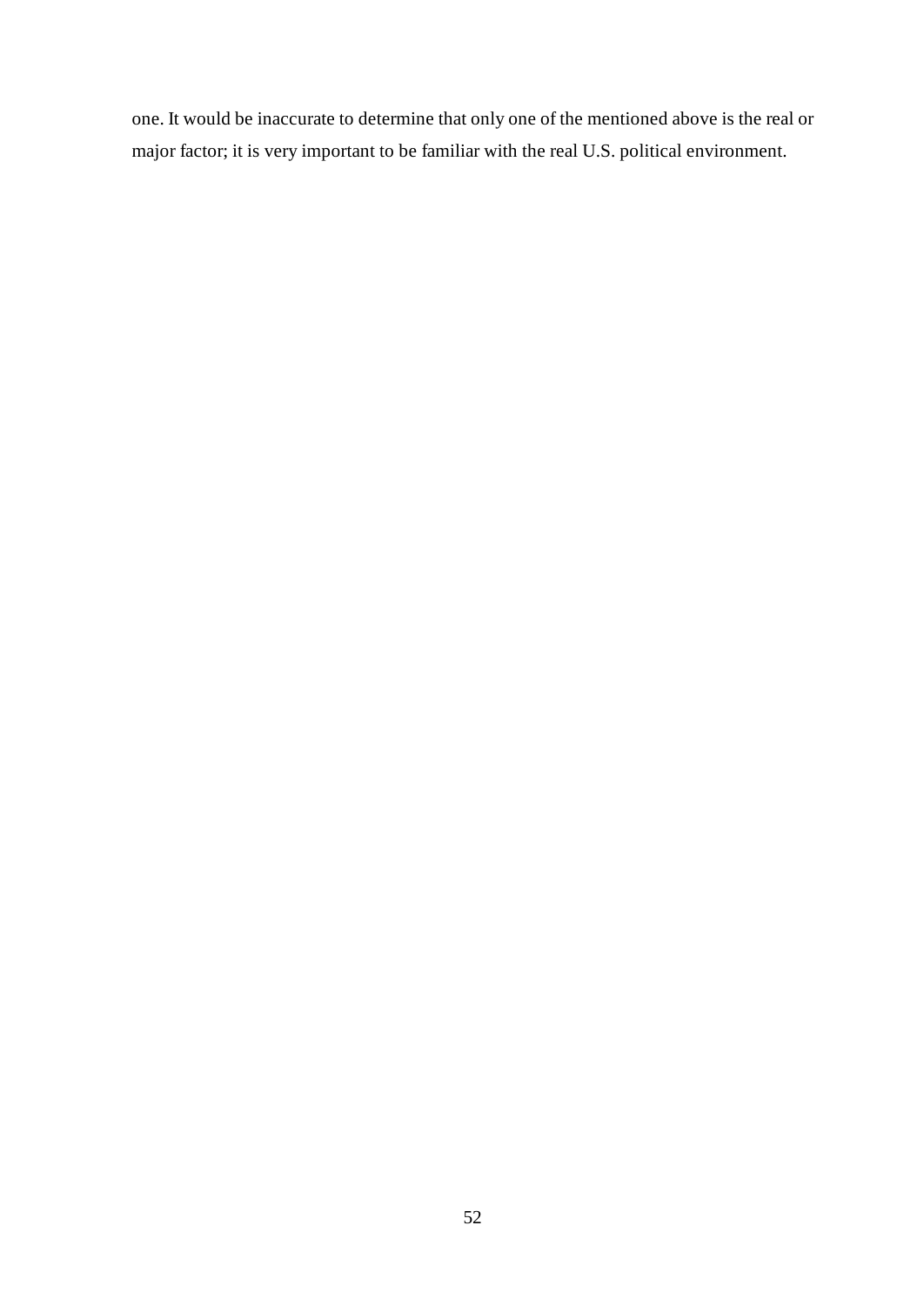one. It would be inaccurate to determine that only one of the mentioned above is the real or major factor; it is very important to be familiar with the real U.S. political environment.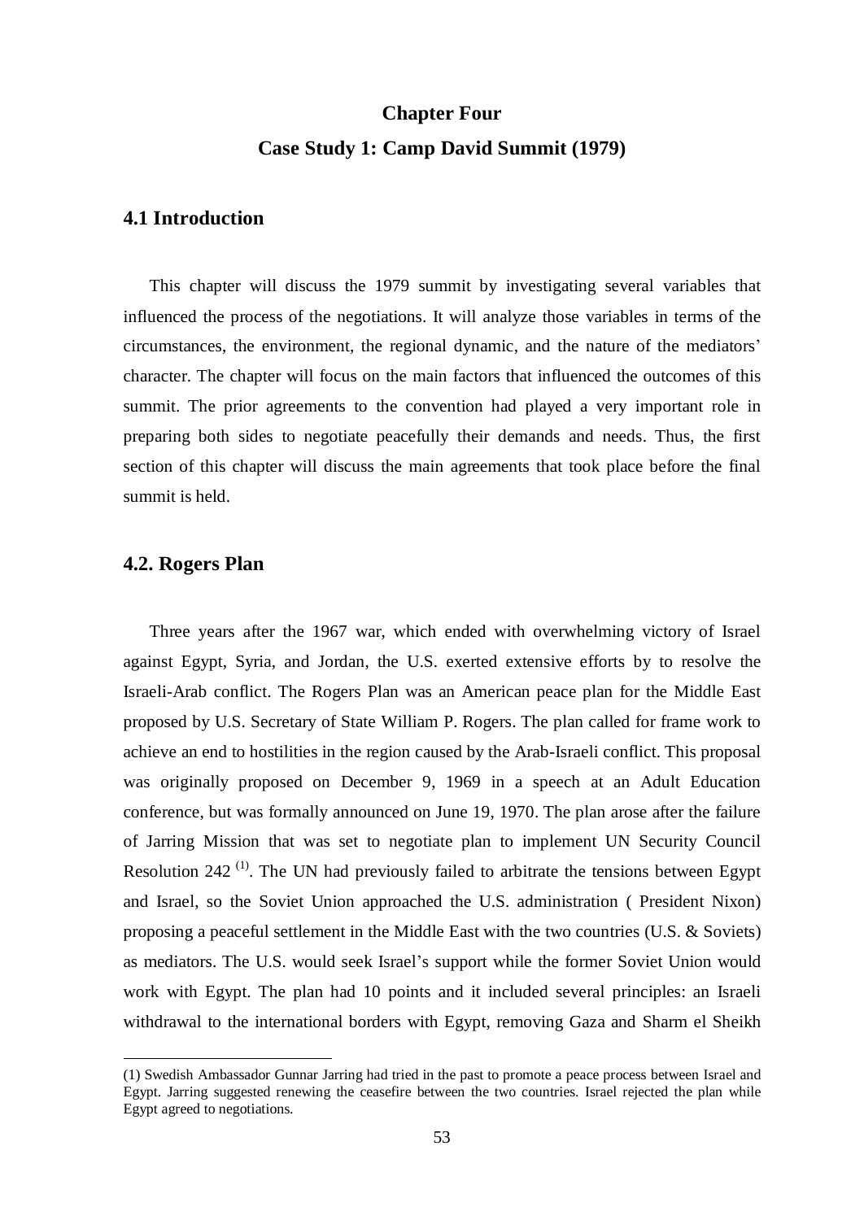# Chapter Four

# Case Study 1: Camp David Summit (1979)

## 4.1 Introduction

This chapter will discuss the 1979 summit by investigating several variables that influenced the process of the negotiations. It will analyze those variables in terms of the circumstances, the environment, the regional dynamic, and the nature of the mediators' character. The chapter will focus on the main factors that influenced the outcomes of this summit. The prior agreements to the convention had played a very important role in preparing both sides to negotiate peacefully their demands and needs. Thus, the first section of this chapter will discuss the main agreements that took place before the final summit is held.

## 4.2. Rogers Plan

Three years after the 1967 war, which ended with overwhelming victory of Israel against Egypt, Syria, and Jordan, the U.S. exerted extensive efforts by to resolve the Israeli-Arab conflict. The Rogers Plan was an American peace plan for the Middle East proposed by U.S. Secretary of State William P. Rogers. The plan called for frame work to achieve an end to hostilities in the region caused by the Arab-Israeli conflict. This proposal was originally proposed on December 9, 1969 in a speech at an Adult Education conference, but was formally announced on June 19, 1970. The plan arose after the failure of Jarring Mission that was set to negotiate plan to implement UN Security Council Resolution 242 [(1)]. The UN had previously failed to arbitrate the tensions between Egypt and Israel, so the Soviet Union approached the U.S. administration ( President Nixon) proposing a peaceful settlement in the Middle East with the two countries (U.S. & Soviets) as mediators. The U.S. would seek Israel's support while the former Soviet Union would work with Egypt. The plan had 10 points and it included several principles: an Israeli withdrawal to the international borders with Egypt, removing Gaza and Sharm el Sheikh

(1) Swedish Ambassador Gunnar Jarring had tried in the past to promote a peace process between Israel and Egypt. Jarring suggested renewing the ceasefire between the two countries. Israel rejected the plan while Egypt agreed to negotiations.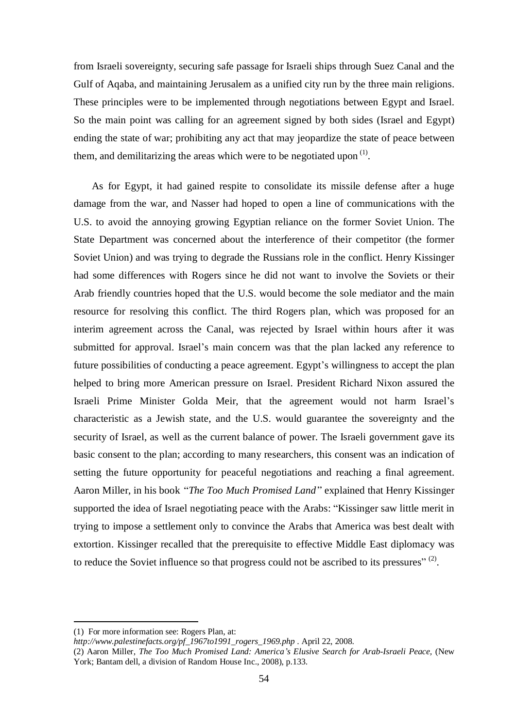from Israeli sovereignty, securing safe passage for Israeli ships through Suez Canal and the Gulf of Aqaba, and maintaining Jerusalem as a unified city run by the three main religions. These principles were to be implemented through negotiations between Egypt and Israel. So the main point was calling for an agreement signed by both sides (Israel and Egypt) ending the state of war; prohibiting any act that may jeopardize the state of peace between them, and demilitarizing the areas which were to be negotiated upon [(1)].

As for Egypt, it had gained respite to consolidate its missile defense after a huge damage from the war, and Nasser had hoped to open a line of communications with the U.S. to avoid the annoying growing Egyptian reliance on the former Soviet Union. The State Department was concerned about the interference of their competitor (the former Soviet Union) and was trying to degrade the Russians role in the conflict. Henry Kissinger had some differences with Rogers since he did not want to involve the Soviets or their Arab friendly countries hoped that the U.S. would become the sole mediator and the main resource for resolving this conflict. The third Rogers plan, which was proposed for an interim agreement across the Canal, was rejected by Israel within hours after it was submitted for approval. Israel's main concern was that the plan lacked any reference to future possibilities of conducting a peace agreement. Egypt's willingness to accept the plan helped to bring more American pressure on Israel. President Richard Nixon assured the Israeli Prime Minister Golda Meir, that the agreement would not harm Israel's characteristic as a Jewish state, and the U.S. would guarantee the sovereignty and the security of Israel, as well as the current balance of power. The Israeli government gave its basic consent to the plan; according to many researchers, this consent was an indication of setting the future opportunity for peaceful negotiations and reaching a final agreement. Aaron Miller, in his book *"The Too Much Promised Land"* explained that Henry Kissinger supported the idea of Israel negotiating peace with the Arabs: "Kissinger saw little merit in trying to impose a settlement only to convince the Arabs that America was best dealt with extortion. Kissinger recalled that the prerequisite to effective Middle East diplomacy was to reduce the Soviet influence so that progress could not be ascribed to its pressures" [(2)].

---

(1) For more information see: Rogers Plan, at: *http://www.palestinefacts.org/pf_1967to1991_rogers_1969.php* . April 22, 2008.

(2) Aaron Miller, *The Too Much Promised Land: America's Elusive Search for Arab-Israeli Peace*, (New York; Bantam dell, a division of Random House Inc., 2008), p.133.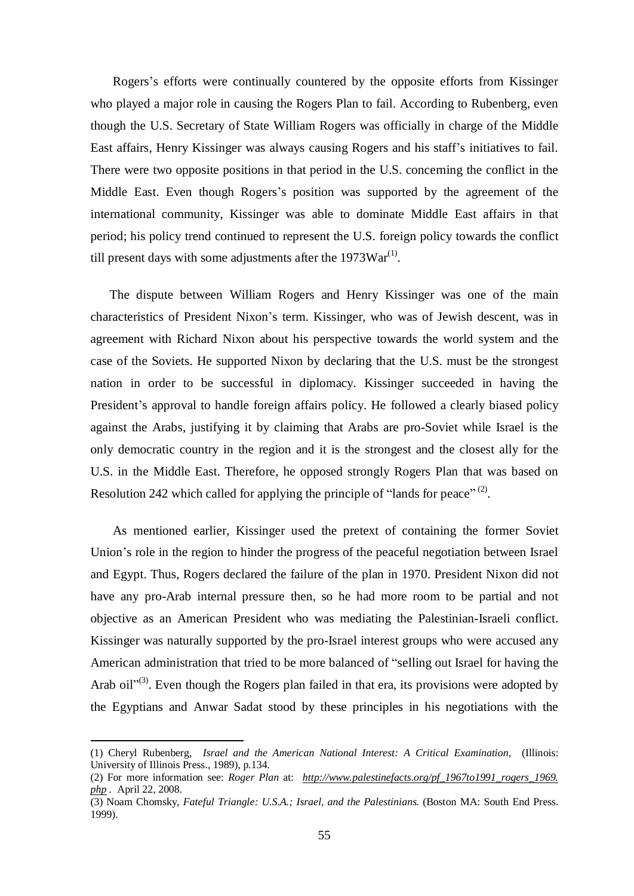Rogers's efforts were continually countered by the opposite efforts from Kissinger who played a major role in causing the Rogers Plan to fail. According to Rubenberg, even though the U.S. Secretary of State William Rogers was officially in charge of the Middle East affairs, Henry Kissinger was always causing Rogers and his staff's initiatives to fail. There were two opposite positions in that period in the U.S. concerning the conflict in the Middle East. Even though Rogers's position was supported by the agreement of the international community, Kissinger was able to dominate Middle East affairs in that period; his policy trend continued to represent the U.S. foreign policy towards the conflict till present days with some adjustments after the 1973War(1).

The dispute between William Rogers and Henry Kissinger was one of the main characteristics of President Nixon's term. Kissinger, who was of Jewish descent, was in agreement with Richard Nixon about his perspective towards the world system and the case of the Soviets. He supported Nixon by declaring that the U.S. must be the strongest nation in order to be successful in diplomacy. Kissinger succeeded in having the President's approval to handle foreign affairs policy. He followed a clearly biased policy against the Arabs, justifying it by claiming that Arabs are pro-Soviet while Israel is the only democratic country in the region and it is the strongest and the closest ally for the U.S. in the Middle East. Therefore, he opposed strongly Rogers Plan that was based on Resolution 242 which called for applying the principle of "lands for peace" (2).

As mentioned earlier, Kissinger used the pretext of containing the former Soviet Union's role in the region to hinder the progress of the peaceful negotiation between Israel and Egypt. Thus, Rogers declared the failure of the plan in 1970. President Nixon did not have any pro-Arab internal pressure then, so he had more room to be partial and not objective as an American President who was mediating the Palestinian-Israeli conflict. Kissinger was naturally supported by the pro-Israel interest groups who were accused any American administration that tried to be more balanced of "selling out Israel for having the Arab oil"(3). Even though the Rogers plan failed in that era, its provisions were adopted by the Egyptians and Anwar Sadat stood by these principles in his negotiations with the

---

(1) Cheryl Rubenberg, *Israel and the American National Interest: A Critical Examination,* (Illinois: University of Illinois Press., 1989), p.134.

(2) For more information see: *Roger Plan* at: *http://www.palestinefacts.org/pf_1967to1991_rogers_1969.php* . April 22, 2008.

(3) Noam Chomsky, *Fateful Triangle: U.S.A.; Israel, and the Palestinians*. (Boston MA: South End Press. 1999).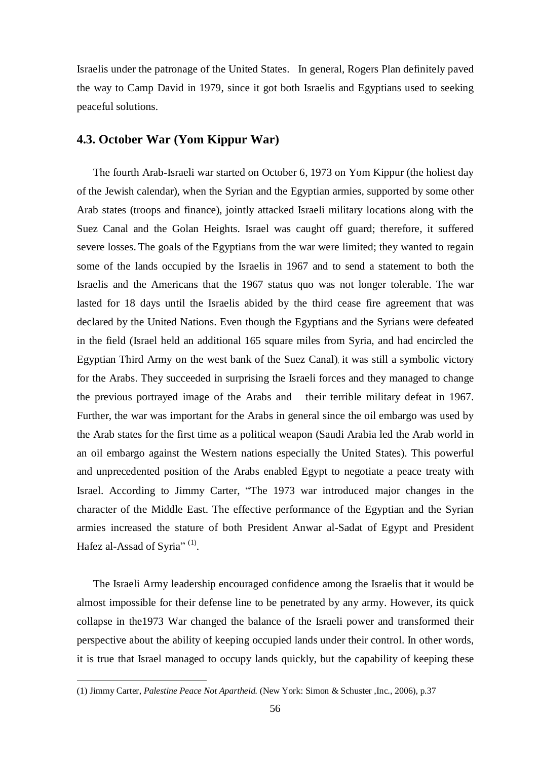Israelis under the patronage of the United States. In general, Rogers Plan definitely paved the way to Camp David in 1979, since it got both Israelis and Egyptians used to seeking peaceful solutions.

## 4.3. October War (Yom Kippur War)

The fourth Arab-Israeli war started on October 6, 1973 on Yom Kippur (the holiest day of the Jewish calendar), when the Syrian and the Egyptian armies, supported by some other Arab states (troops and finance), jointly attacked Israeli military locations along with the Suez Canal and the Golan Heights. Israel was caught off guard; therefore, it suffered severe losses. The goals of the Egyptians from the war were limited; they wanted to regain some of the lands occupied by the Israelis in 1967 and to send a statement to both the Israelis and the Americans that the 1967 status quo was not longer tolerable. The war lasted for 18 days until the Israelis abided by the third cease fire agreement that was declared by the United Nations. Even though the Egyptians and the Syrians were defeated in the field (Israel held an additional 165 square miles from Syria, and had encircled the Egyptian Third Army on the west bank of the Suez Canal), it was still a symbolic victory for the Arabs. They succeeded in surprising the Israeli forces and they managed to change the previous portrayed image of the Arabs and their terrible military defeat in 1967. Further, the war was important for the Arabs in general since the oil embargo was used by the Arab states for the first time as a political weapon (Saudi Arabia led the Arab world in an oil embargo against the Western nations especially the United States). This powerful and unprecedented position of the Arabs enabled Egypt to negotiate a peace treaty with Israel. According to Jimmy Carter, "The 1973 war introduced major changes in the character of the Middle East. The effective performance of the Egyptian and the Syrian armies increased the stature of both President Anwar al-Sadat of Egypt and President Hafez al-Assad of Syria" (1).

The Israeli Army leadership encouraged confidence among the Israelis that it would be almost impossible for their defense line to be penetrated by any army. However, its quick collapse in the1973 War changed the balance of the Israeli power and transformed their perspective about the ability of keeping occupied lands under their control. In other words, it is true that Israel managed to occupy lands quickly, but the capability of keeping these

---

(1) Jimmy Carter, *Palestine Peace Not Apartheid.* (New York: Simon & Schuster ,Inc., 2006), p.37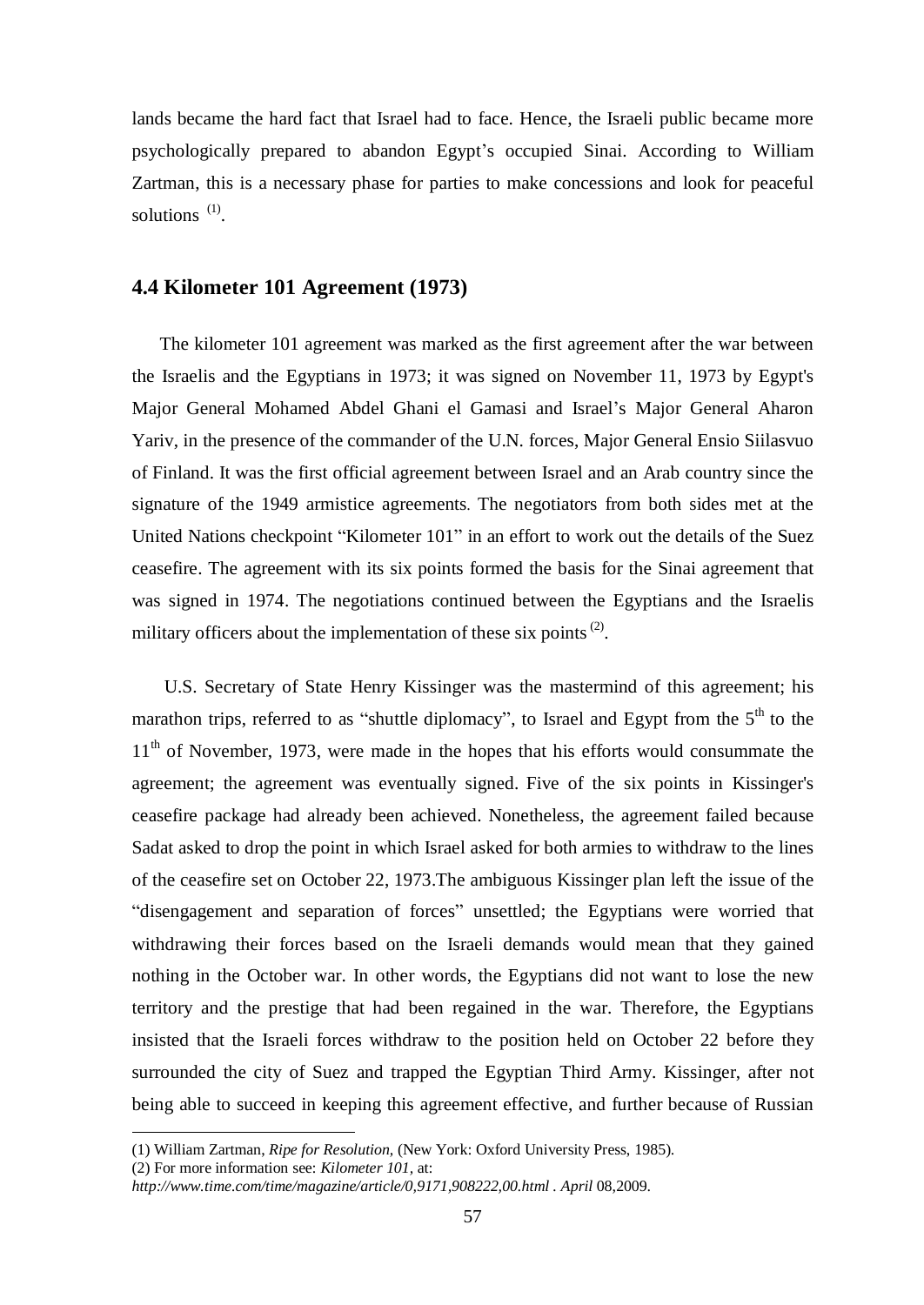lands became the hard fact that Israel had to face. Hence, the Israeli public became more psychologically prepared to abandon Egypt's occupied Sinai. According to William Zartman, this is a necessary phase for parties to make concessions and look for peaceful solutions [(1)].

## 4.4 Kilometer 101 Agreement (1973)

The kilometer 101 agreement was marked as the first agreement after the war between the Israelis and the Egyptians in 1973; it was signed on November 11, 1973 by Egypt's Major General Mohamed Abdel Ghani el Gamasi and Israel's Major General Aharon Yariv, in the presence of the commander of the U.N. forces, Major General Ensio Siilasvuo of Finland. It was the first official agreement between Israel and an Arab country since the signature of the 1949 armistice agreements. The negotiators from both sides met at the United Nations checkpoint "Kilometer 101" in an effort to work out the details of the Suez ceasefire. The agreement with its six points formed the basis for the Sinai agreement that was signed in 1974. The negotiations continued between the Egyptians and the Israelis military officers about the implementation of these six points [(2)].

U.S. Secretary of State Henry Kissinger was the mastermind of this agreement; his marathon trips, referred to as "shuttle diplomacy", to Israel and Egypt from the 5th to the 11th of November, 1973, were made in the hopes that his efforts would consummate the agreement; the agreement was eventually signed. Five of the six points in Kissinger's ceasefire package had already been achieved. Nonetheless, the agreement failed because Sadat asked to drop the point in which Israel asked for both armies to withdraw to the lines of the ceasefire set on October 22, 1973.The ambiguous Kissinger plan left the issue of the "disengagement and separation of forces" unsettled; the Egyptians were worried that withdrawing their forces based on the Israeli demands would mean that they gained nothing in the October war. In other words, the Egyptians did not want to lose the new territory and the prestige that had been regained in the war. Therefore, the Egyptians insisted that the Israeli forces withdraw to the position held on October 22 before they surrounded the city of Suez and trapped the Egyptian Third Army. Kissinger, after not being able to succeed in keeping this agreement effective, and further because of Russian

---

(1) William Zartman, *Ripe for Resolution,* (New York: Oxford University Press, 1985).

(2) For more information see: *Kilometer 101,* at: *http://www.time.com/time/magazine/article/0,9171,908222,00.html . April* 08,2009.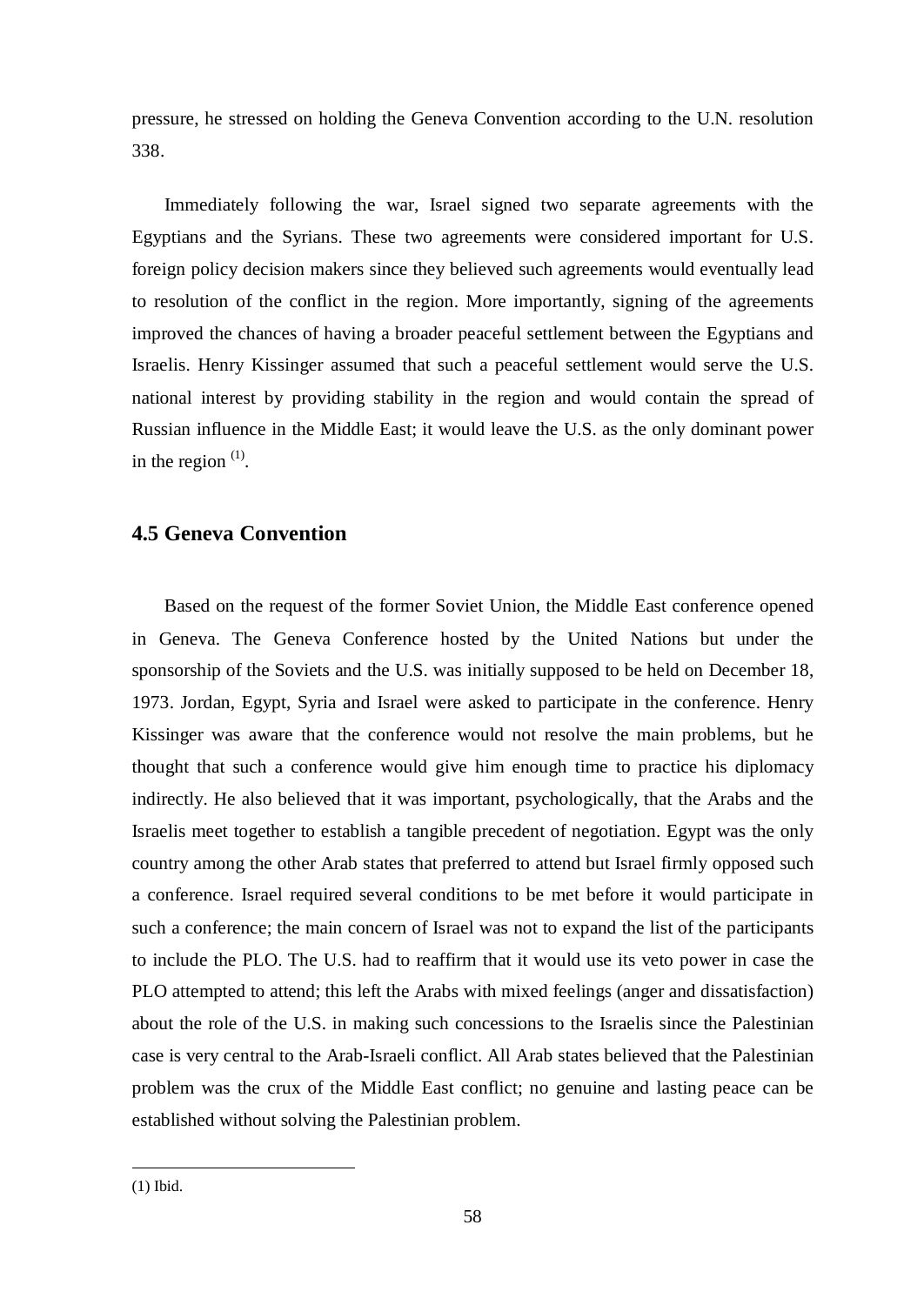pressure, he stressed on holding the Geneva Convention according to the U.N. resolution 338.

Immediately following the war, Israel signed two separate agreements with the Egyptians and the Syrians. These two agreements were considered important for U.S. foreign policy decision makers since they believed such agreements would eventually lead to resolution of the conflict in the region. More importantly, signing of the agreements improved the chances of having a broader peaceful settlement between the Egyptians and Israelis. Henry Kissinger assumed that such a peaceful settlement would serve the U.S. national interest by providing stability in the region and would contain the spread of Russian influence in the Middle East; it would leave the U.S. as the only dominant power in the region [(1)].

### 4.5 Geneva Convention

Based on the request of the former Soviet Union, the Middle East conference opened in Geneva. The Geneva Conference hosted by the United Nations but under the sponsorship of the Soviets and the U.S. was initially supposed to be held on December 18, 1973. Jordan, Egypt, Syria and Israel were asked to participate in the conference. Henry Kissinger was aware that the conference would not resolve the main problems, but he thought that such a conference would give him enough time to practice his diplomacy indirectly. He also believed that it was important, psychologically, that the Arabs and the Israelis meet together to establish a tangible precedent of negotiation. Egypt was the only country among the other Arab states that preferred to attend but Israel firmly opposed such a conference. Israel required several conditions to be met before it would participate in such a conference; the main concern of Israel was not to expand the list of the participants to include the PLO. The U.S. had to reaffirm that it would use its veto power in case the PLO attempted to attend; this left the Arabs with mixed feelings (anger and dissatisfaction) about the role of the U.S. in making such concessions to the Israelis since the Palestinian case is very central to the Arab-Israeli conflict. All Arab states believed that the Palestinian problem was the crux of the Middle East conflict; no genuine and lasting peace can be established without solving the Palestinian problem.

---

(1) Ibid.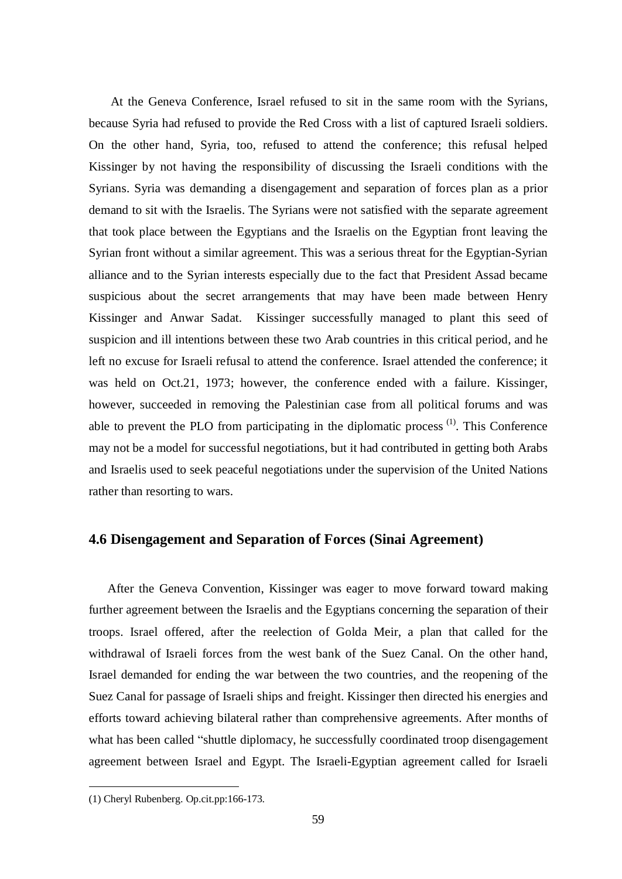At the Geneva Conference, Israel refused to sit in the same room with the Syrians, because Syria had refused to provide the Red Cross with a list of captured Israeli soldiers. On the other hand, Syria, too, refused to attend the conference; this refusal helped Kissinger by not having the responsibility of discussing the Israeli conditions with the Syrians. Syria was demanding a disengagement and separation of forces plan as a prior demand to sit with the Israelis. The Syrians were not satisfied with the separate agreement that took place between the Egyptians and the Israelis on the Egyptian front leaving the Syrian front without a similar agreement. This was a serious threat for the Egyptian-Syrian alliance and to the Syrian interests especially due to the fact that President Assad became suspicious about the secret arrangements that may have been made between Henry Kissinger and Anwar Sadat. Kissinger successfully managed to plant this seed of suspicion and ill intentions between these two Arab countries in this critical period, and he left no excuse for Israeli refusal to attend the conference. Israel attended the conference; it was held on Oct.21, 1973; however, the conference ended with a failure. Kissinger, however, succeeded in removing the Palestinian case from all political forums and was able to prevent the PLO from participating in the diplomatic process [(1)]. This Conference may not be a model for successful negotiations, but it had contributed in getting both Arabs and Israelis used to seek peaceful negotiations under the supervision of the United Nations rather than resorting to wars.

## 4.6 Disengagement and Separation of Forces (Sinai Agreement)

After the Geneva Convention, Kissinger was eager to move forward toward making further agreement between the Israelis and the Egyptians concerning the separation of their troops. Israel offered, after the reelection of Golda Meir, a plan that called for the withdrawal of Israeli forces from the west bank of the Suez Canal. On the other hand, Israel demanded for ending the war between the two countries, and the reopening of the Suez Canal for passage of Israeli ships and freight. Kissinger then directed his energies and efforts toward achieving bilateral rather than comprehensive agreements. After months of what has been called "shuttle diplomacy, he successfully coordinated troop disengagement agreement between Israel and Egypt. The Israeli-Egyptian agreement called for Israeli

---

(1) Cheryl Rubenberg. Op.cit.pp:166-173.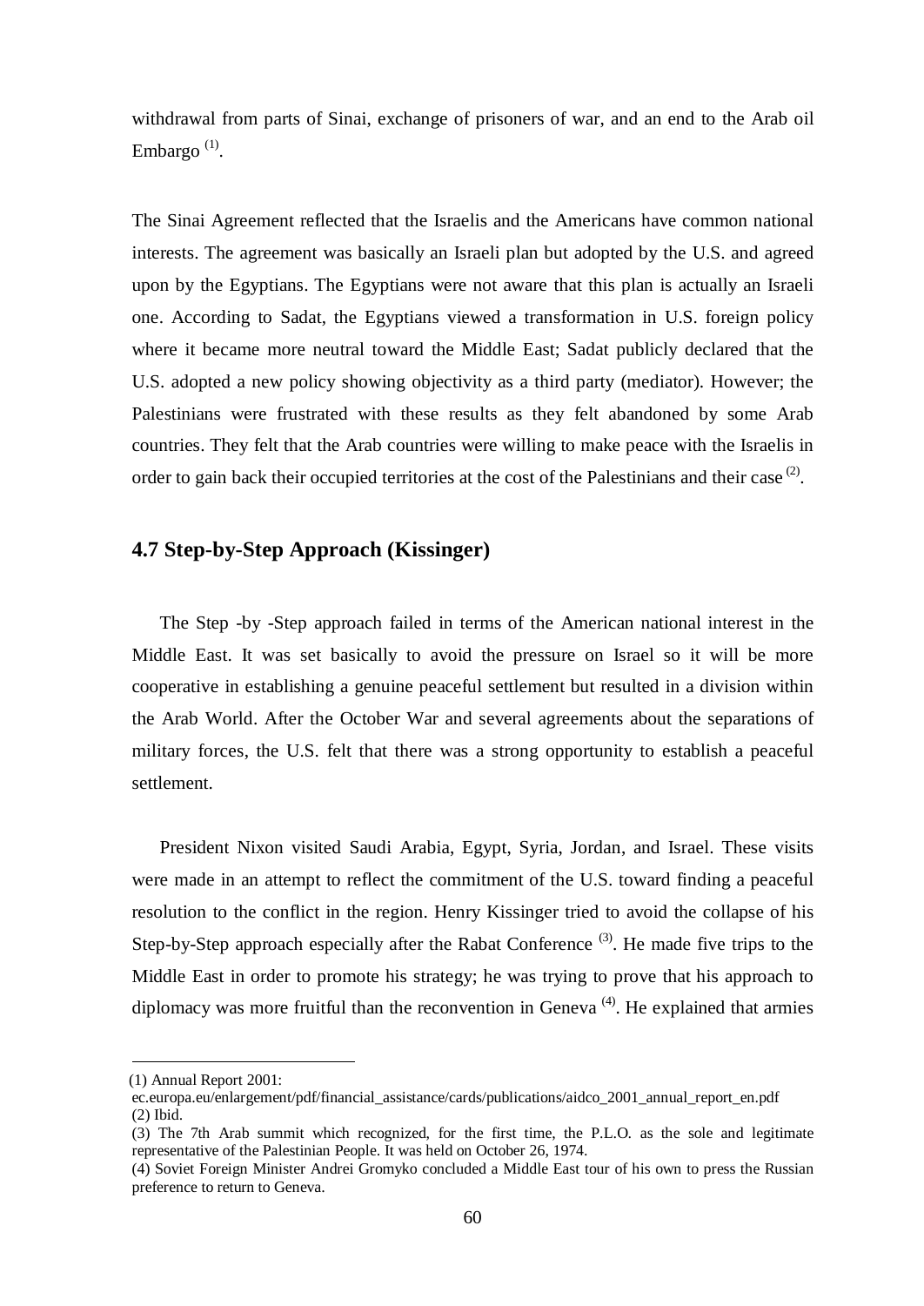withdrawal from parts of Sinai, exchange of prisoners of war, and an end to the Arab oil Embargo [(1)].

The Sinai Agreement reflected that the Israelis and the Americans have common national interests. The agreement was basically an Israeli plan but adopted by the U.S. and agreed upon by the Egyptians. The Egyptians were not aware that this plan is actually an Israeli one. According to Sadat, the Egyptians viewed a transformation in U.S. foreign policy where it became more neutral toward the Middle East; Sadat publicly declared that the U.S. adopted a new policy showing objectivity as a third party (mediator). However; the Palestinians were frustrated with these results as they felt abandoned by some Arab countries. They felt that the Arab countries were willing to make peace with the Israelis in order to gain back their occupied territories at the cost of the Palestinians and their case [(2)].

## 4.7 Step-by-Step Approach (Kissinger)

The Step -by -Step approach failed in terms of the American national interest in the Middle East. It was set basically to avoid the pressure on Israel so it will be more cooperative in establishing a genuine peaceful settlement but resulted in a division within the Arab World. After the October War and several agreements about the separations of military forces, the U.S. felt that there was a strong opportunity to establish a peaceful settlement.

President Nixon visited Saudi Arabia, Egypt, Syria, Jordan, and Israel. These visits were made in an attempt to reflect the commitment of the U.S. toward finding a peaceful resolution to the conflict in the region. Henry Kissinger tried to avoid the collapse of his Step-by-Step approach especially after the Rabat Conference [(3)]. He made five trips to the Middle East in order to promote his strategy; he was trying to prove that his approach to diplomacy was more fruitful than the reconvention in Geneva [(4)]. He explained that armies

---

(1) Annual Report 2001: ec.europa.eu/enlargement/pdf/financial_assistance/cards/publications/aidco_2001_annual_report_en.pdf

(2) Ibid.

(3) The 7th Arab summit which recognized, for the first time, the P.L.O. as the sole and legitimate representative of the Palestinian People. It was held on October 26, 1974.

(4) Soviet Foreign Minister Andrei Gromyko concluded a Middle East tour of his own to press the Russian preference to return to Geneva.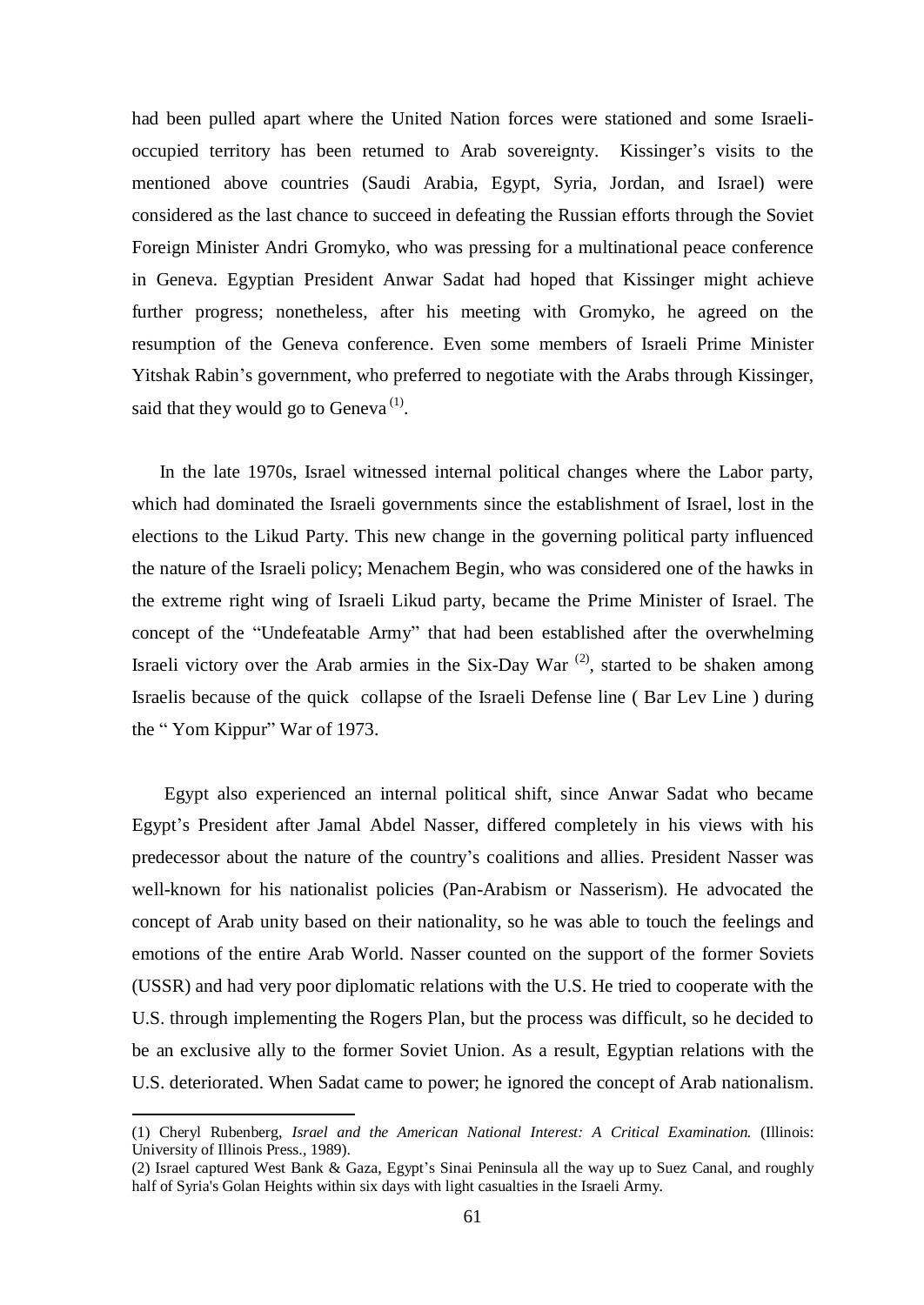had been pulled apart where the United Nation forces were stationed and some Israeli-occupied territory has been returned to Arab sovereignty. Kissinger's visits to the mentioned above countries (Saudi Arabia, Egypt, Syria, Jordan, and Israel) were considered as the last chance to succeed in defeating the Russian efforts through the Soviet Foreign Minister Andri Gromyko, who was pressing for a multinational peace conference in Geneva. Egyptian President Anwar Sadat had hoped that Kissinger might achieve further progress; nonetheless, after his meeting with Gromyko, he agreed on the resumption of the Geneva conference. Even some members of Israeli Prime Minister Yitshak Rabin's government, who preferred to negotiate with the Arabs through Kissinger, said that they would go to Geneva [(1)].

In the late 1970s, Israel witnessed internal political changes where the Labor party, which had dominated the Israeli governments since the establishment of Israel, lost in the elections to the Likud Party. This new change in the governing political party influenced the nature of the Israeli policy; Menachem Begin, who was considered one of the hawks in the extreme right wing of Israeli Likud party, became the Prime Minister of Israel. The concept of the "Undefeatable Army" that had been established after the overwhelming Israeli victory over the Arab armies in the Six-Day War [(2)], started to be shaken among Israelis because of the quick collapse of the Israeli Defense line ( Bar Lev Line ) during the " Yom Kippur" War of 1973.

Egypt also experienced an internal political shift, since Anwar Sadat who became Egypt's President after Jamal Abdel Nasser, differed completely in his views with his predecessor about the nature of the country's coalitions and allies. President Nasser was well-known for his nationalist policies (Pan-Arabism or Nasserism). He advocated the concept of Arab unity based on their nationality, so he was able to touch the feelings and emotions of the entire Arab World. Nasser counted on the support of the former Soviets (USSR) and had very poor diplomatic relations with the U.S. He tried to cooperate with the U.S. through implementing the Rogers Plan, but the process was difficult, so he decided to be an exclusive ally to the former Soviet Union. As a result, Egyptian relations with the U.S. deteriorated. When Sadat came to power; he ignored the concept of Arab nationalism.

---

(1) Cheryl Rubenberg, *Israel and the American National Interest: A Critical Examination.* (Illinois: University of Illinois Press., 1989).

(2) Israel captured West Bank & Gaza, Egypt's Sinai Peninsula all the way up to Suez Canal, and roughly half of Syria's Golan Heights within six days with light casualties in the Israeli Army.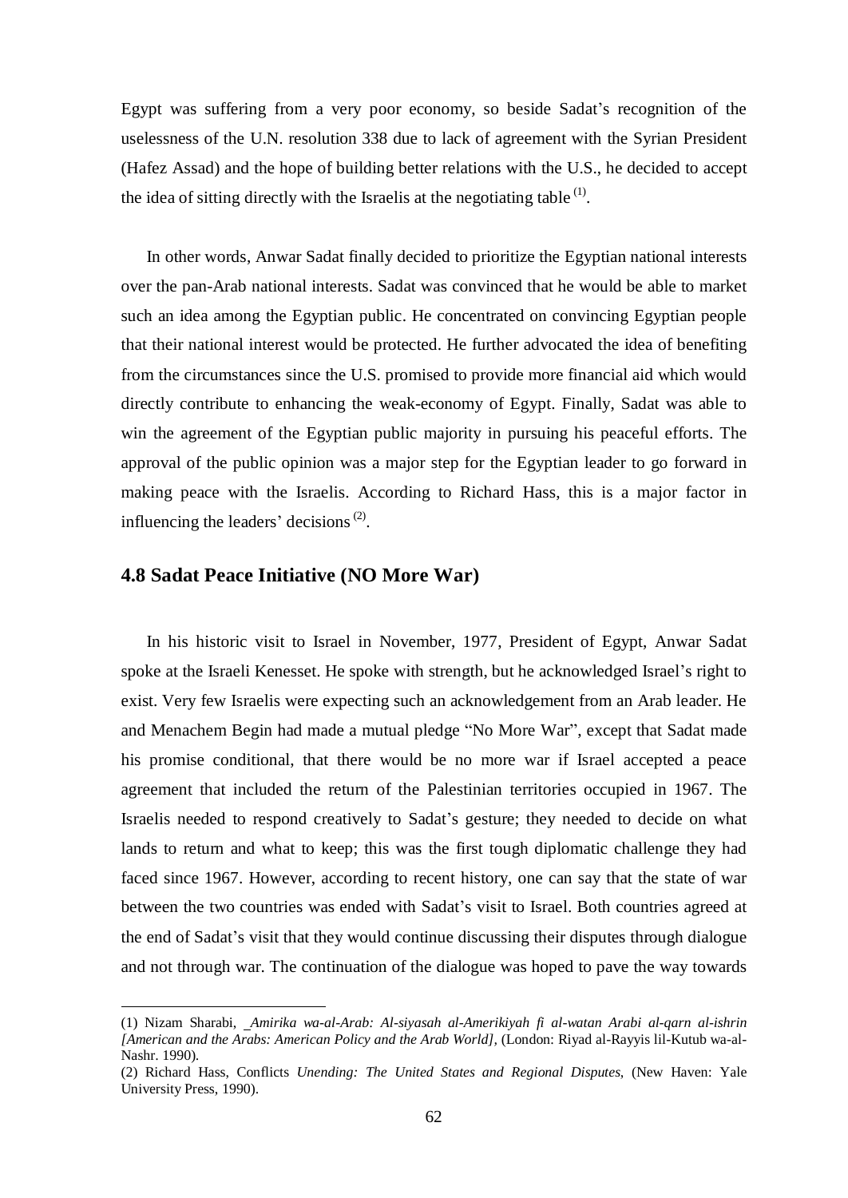Egypt was suffering from a very poor economy, so beside Sadat's recognition of the uselessness of the U.N. resolution 338 due to lack of agreement with the Syrian President (Hafez Assad) and the hope of building better relations with the U.S., he decided to accept the idea of sitting directly with the Israelis at the negotiating table [(1)].

In other words, Anwar Sadat finally decided to prioritize the Egyptian national interests over the pan-Arab national interests. Sadat was convinced that he would be able to market such an idea among the Egyptian public. He concentrated on convincing Egyptian people that their national interest would be protected. He further advocated the idea of benefiting from the circumstances since the U.S. promised to provide more financial aid which would directly contribute to enhancing the weak-economy of Egypt. Finally, Sadat was able to win the agreement of the Egyptian public majority in pursuing his peaceful efforts. The approval of the public opinion was a major step for the Egyptian leader to go forward in making peace with the Israelis. According to Richard Hass, this is a major factor in influencing the leaders' decisions [(2)].

## 4.8 Sadat Peace Initiative (NO More War)

In his historic visit to Israel in November, 1977, President of Egypt, Anwar Sadat spoke at the Israeli Kenesset. He spoke with strength, but he acknowledged Israel's right to exist. Very few Israelis were expecting such an acknowledgement from an Arab leader. He and Menachem Begin had made a mutual pledge "No More War", except that Sadat made his promise conditional, that there would be no more war if Israel accepted a peace agreement that included the return of the Palestinian territories occupied in 1967. The Israelis needed to respond creatively to Sadat's gesture; they needed to decide on what lands to return and what to keep; this was the first tough diplomatic challenge they had faced since 1967. However, according to recent history, one can say that the state of war between the two countries was ended with Sadat's visit to Israel. Both countries agreed at the end of Sadat's visit that they would continue discussing their disputes through dialogue and not through war. The continuation of the dialogue was hoped to pave the way towards

---

(1) Nizam Sharabi, _*Amirika wa-al-Arab: Al-siyasah al-Amerikiyah fi al-watan Arabi al-qarn al-ishrin [American and the Arabs: American Policy and the Arab World]*, (London: Riyad al-Rayyis lil-Kutub wa-al-Nashr. 1990).

(2) Richard Hass, Conflicts *Unending: The United States and Regional Disputes*, (New Haven: Yale University Press, 1990).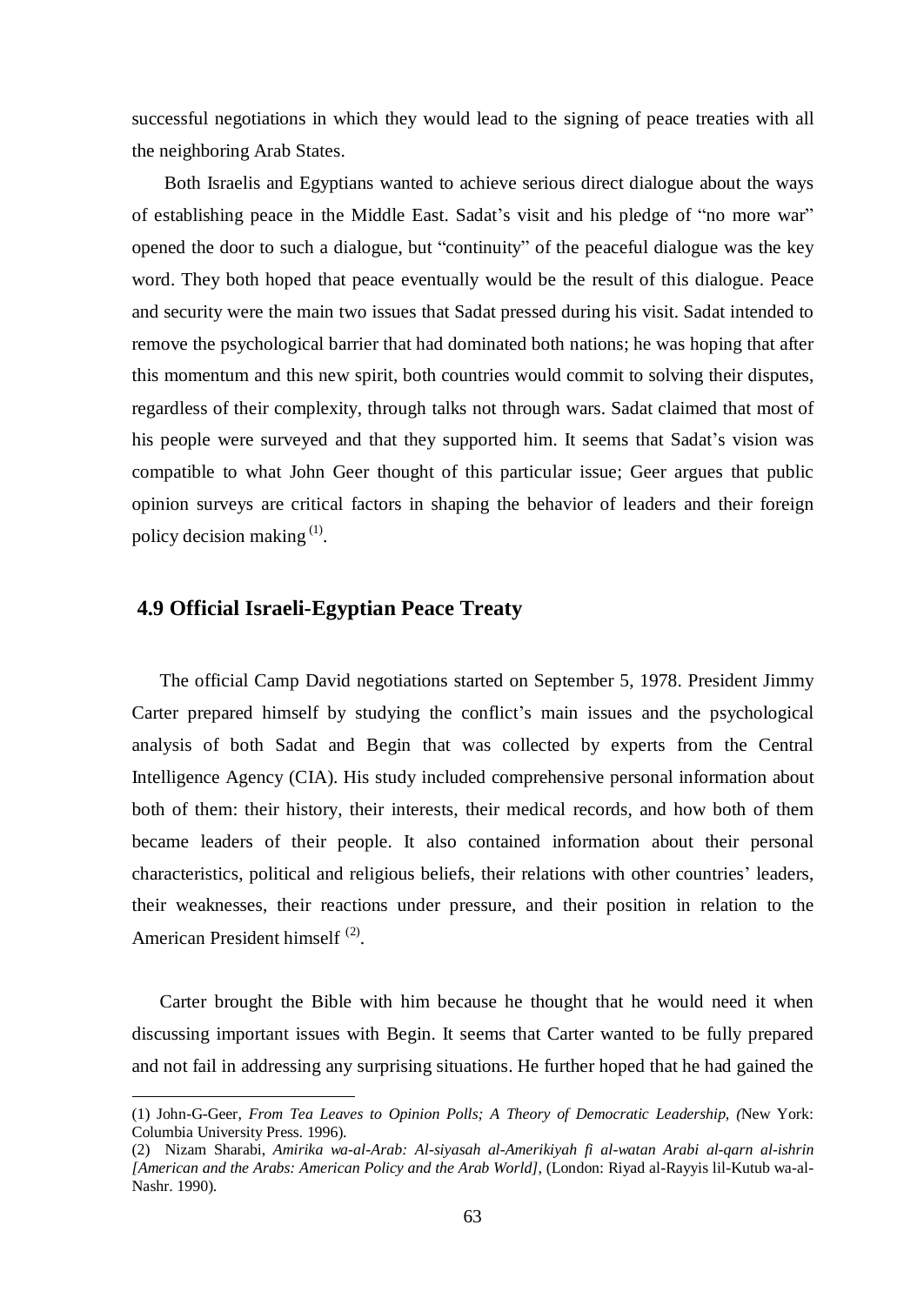successful negotiations in which they would lead to the signing of peace treaties with all the neighboring Arab States.

Both Israelis and Egyptians wanted to achieve serious direct dialogue about the ways of establishing peace in the Middle East. Sadat's visit and his pledge of "no more war" opened the door to such a dialogue, but "continuity" of the peaceful dialogue was the key word. They both hoped that peace eventually would be the result of this dialogue. Peace and security were the main two issues that Sadat pressed during his visit. Sadat intended to remove the psychological barrier that had dominated both nations; he was hoping that after this momentum and this new spirit, both countries would commit to solving their disputes, regardless of their complexity, through talks not through wars. Sadat claimed that most of his people were surveyed and that they supported him. It seems that Sadat's vision was compatible to what John Geer thought of this particular issue; Geer argues that public opinion surveys are critical factors in shaping the behavior of leaders and their foreign policy decision making [(1)].

## 4.9 Official Israeli-Egyptian Peace Treaty

The official Camp David negotiations started on September 5, 1978. President Jimmy Carter prepared himself by studying the conflict's main issues and the psychological analysis of both Sadat and Begin that was collected by experts from the Central Intelligence Agency (CIA). His study included comprehensive personal information about both of them: their history, their interests, their medical records, and how both of them became leaders of their people. It also contained information about their personal characteristics, political and religious beliefs, their relations with other countries' leaders, their weaknesses, their reactions under pressure, and their position in relation to the American President himself [(2)].

Carter brought the Bible with him because he thought that he would need it when discussing important issues with Begin. It seems that Carter wanted to be fully prepared and not fail in addressing any surprising situations. He further hoped that he had gained the

---

(1) John-G-Geer, *From Tea Leaves to Opinion Polls; A Theory of Democratic Leadership, (*New York: Columbia University Press. 1996).

(2) Nizam Sharabi, *Amirika wa-al-Arab: Al-siyasah al-Amerikiyah fi al-watan Arabi al-qarn al-ishrin [American and the Arabs: American Policy and the Arab World],* (London: Riyad al-Rayyis lil-Kutub wa-al-Nashr. 1990).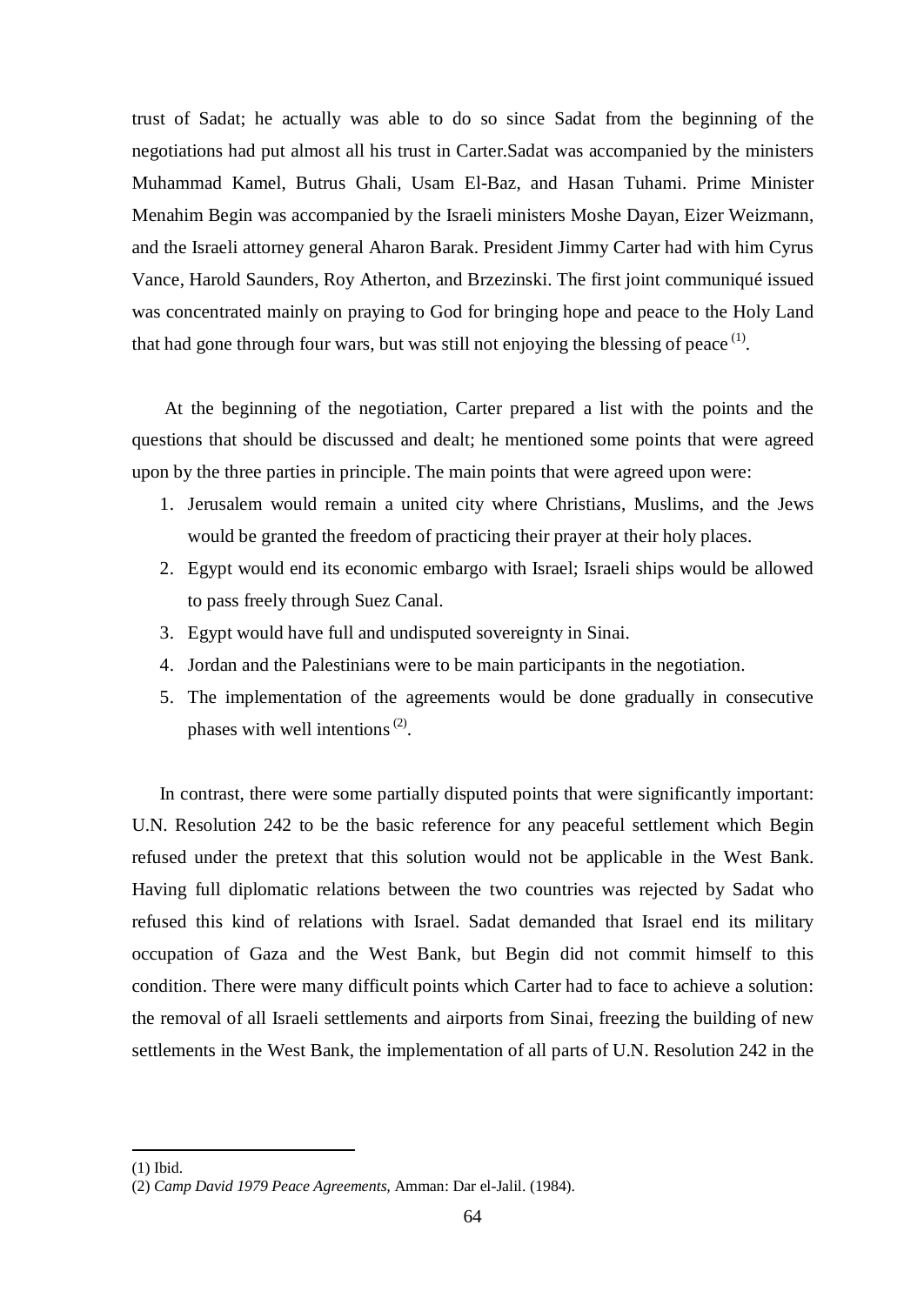trust of Sadat; he actually was able to do so since Sadat from the beginning of the negotiations had put almost all his trust in Carter.Sadat was accompanied by the ministers Muhammad Kamel, Butrus Ghali, Usam El-Baz, and Hasan Tuhami. Prime Minister Menahim Begin was accompanied by the Israeli ministers Moshe Dayan, Eizer Weizmann, and the Israeli attorney general Aharon Barak. President Jimmy Carter had with him Cyrus Vance, Harold Saunders, Roy Atherton, and Brzezinski. The first joint communiqué issued was concentrated mainly on praying to God for bringing hope and peace to the Holy Land that had gone through four wars, but was still not enjoying the blessing of peace [(1)].

At the beginning of the negotiation, Carter prepared a list with the points and the questions that should be discussed and dealt; he mentioned some points that were agreed upon by the three parties in principle. The main points that were agreed upon were:

1. Jerusalem would remain a united city where Christians, Muslims, and the Jews would be granted the freedom of practicing their prayer at their holy places.
2. Egypt would end its economic embargo with Israel; Israeli ships would be allowed to pass freely through Suez Canal.
3. Egypt would have full and undisputed sovereignty in Sinai.
4. Jordan and the Palestinians were to be main participants in the negotiation.
5. The implementation of the agreements would be done gradually in consecutive phases with well intentions [(2)].

In contrast, there were some partially disputed points that were significantly important: U.N. Resolution 242 to be the basic reference for any peaceful settlement which Begin refused under the pretext that this solution would not be applicable in the West Bank. Having full diplomatic relations between the two countries was rejected by Sadat who refused this kind of relations with Israel. Sadat demanded that Israel end its military occupation of Gaza and the West Bank, but Begin did not commit himself to this condition. There were many difficult points which Carter had to face to achieve a solution: the removal of all Israeli settlements and airports from Sinai, freezing the building of new settlements in the West Bank, the implementation of all parts of U.N. Resolution 242 in the

---

(1) Ibid.

(2) *Camp David 1979 Peace Agreements,* Amman: Dar el-Jalil. (1984).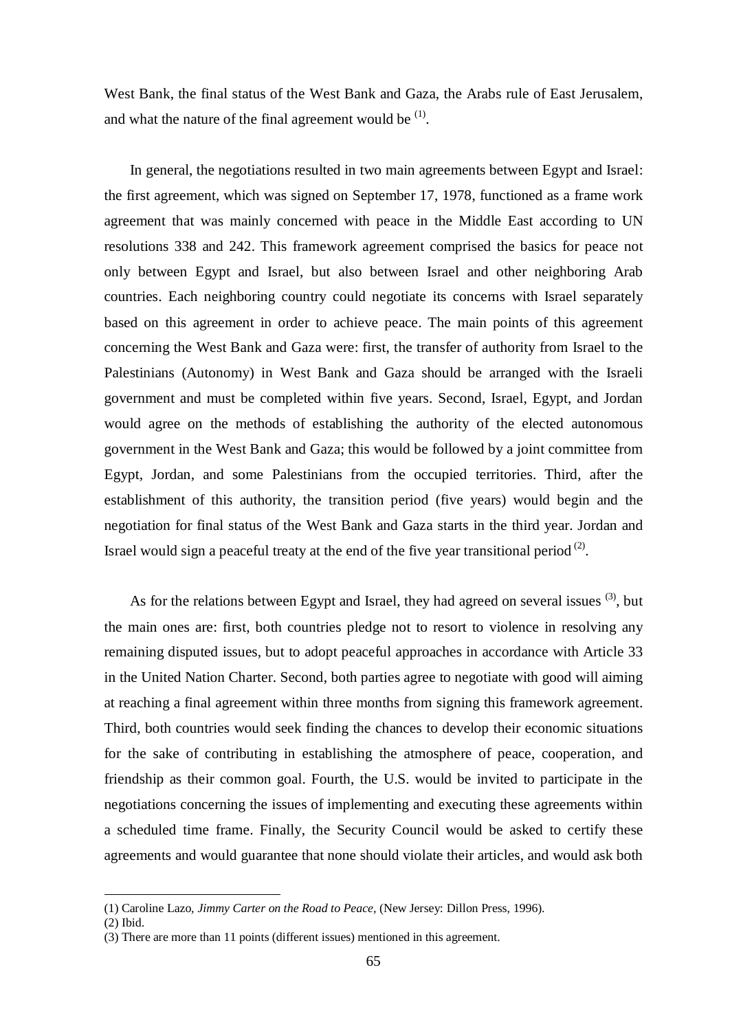West Bank, the final status of the West Bank and Gaza, the Arabs rule of East Jerusalem, and what the nature of the final agreement would be [(1)].

In general, the negotiations resulted in two main agreements between Egypt and Israel: the first agreement, which was signed on September 17, 1978, functioned as a frame work agreement that was mainly concerned with peace in the Middle East according to UN resolutions 338 and 242. This framework agreement comprised the basics for peace not only between Egypt and Israel, but also between Israel and other neighboring Arab countries. Each neighboring country could negotiate its concerns with Israel separately based on this agreement in order to achieve peace. The main points of this agreement concerning the West Bank and Gaza were: first, the transfer of authority from Israel to the Palestinians (Autonomy) in West Bank and Gaza should be arranged with the Israeli government and must be completed within five years. Second, Israel, Egypt, and Jordan would agree on the methods of establishing the authority of the elected autonomous government in the West Bank and Gaza; this would be followed by a joint committee from Egypt, Jordan, and some Palestinians from the occupied territories. Third, after the establishment of this authority, the transition period (five years) would begin and the negotiation for final status of the West Bank and Gaza starts in the third year. Jordan and Israel would sign a peaceful treaty at the end of the five year transitional period [(2)].

As for the relations between Egypt and Israel, they had agreed on several issues [(3)], but the main ones are: first, both countries pledge not to resort to violence in resolving any remaining disputed issues, but to adopt peaceful approaches in accordance with Article 33 in the United Nation Charter. Second, both parties agree to negotiate with good will aiming at reaching a final agreement within three months from signing this framework agreement. Third, both countries would seek finding the chances to develop their economic situations for the sake of contributing in establishing the atmosphere of peace, cooperation, and friendship as their common goal. Fourth, the U.S. would be invited to participate in the negotiations concerning the issues of implementing and executing these agreements within a scheduled time frame. Finally, the Security Council would be asked to certify these agreements and would guarantee that none should violate their articles, and would ask both

---

(1) Caroline Lazo, *Jimmy Carter on the Road to Peace*, (New Jersey: Dillon Press, 1996).

(2) Ibid.

(3) There are more than 11 points (different issues) mentioned in this agreement.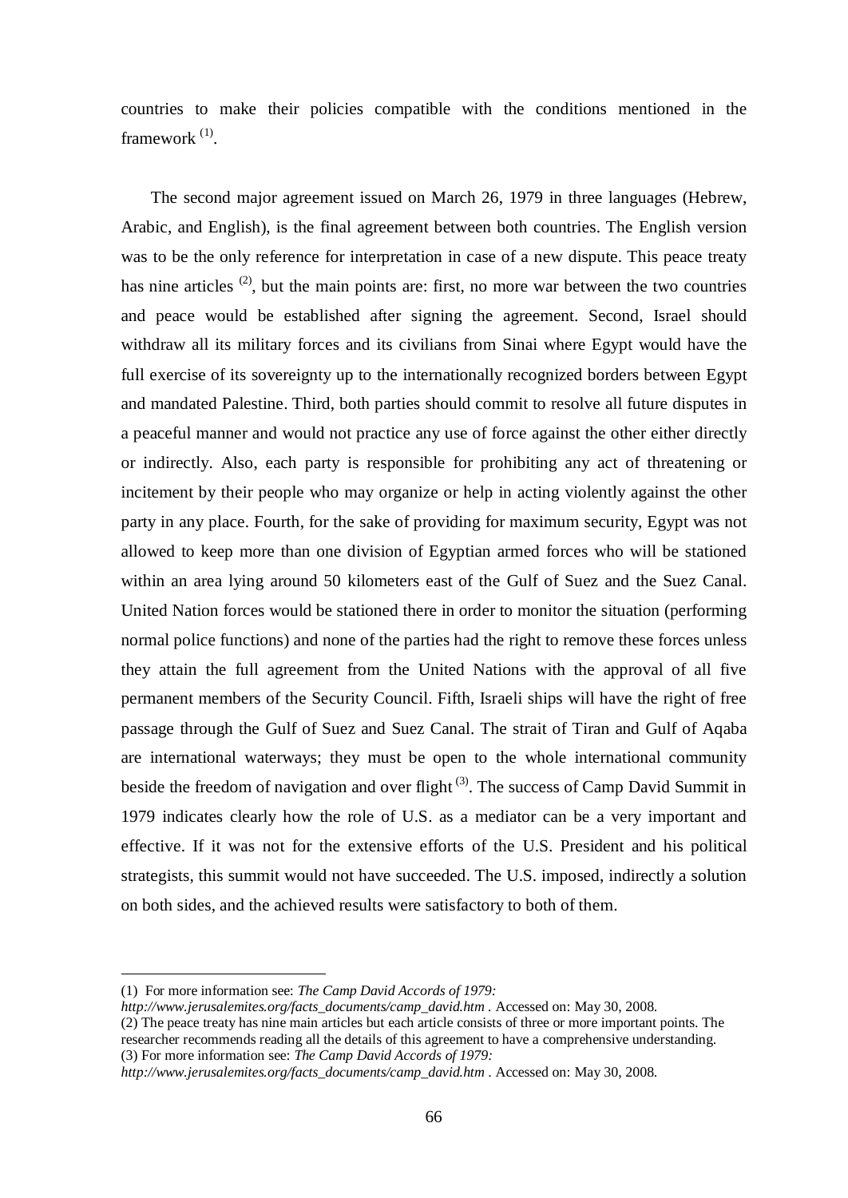countries to make their policies compatible with the conditions mentioned in the framework [(1)].

The second major agreement issued on March 26, 1979 in three languages (Hebrew, Arabic, and English), is the final agreement between both countries. The English version was to be the only reference for interpretation in case of a new dispute. This peace treaty has nine articles [(2)], but the main points are: first, no more war between the two countries and peace would be established after signing the agreement. Second, Israel should withdraw all its military forces and its civilians from Sinai where Egypt would have the full exercise of its sovereignty up to the internationally recognized borders between Egypt and mandated Palestine. Third, both parties should commit to resolve all future disputes in a peaceful manner and would not practice any use of force against the other either directly or indirectly. Also, each party is responsible for prohibiting any act of threatening or incitement by their people who may organize or help in acting violently against the other party in any place. Fourth, for the sake of providing for maximum security, Egypt was not allowed to keep more than one division of Egyptian armed forces who will be stationed within an area lying around 50 kilometers east of the Gulf of Suez and the Suez Canal. United Nation forces would be stationed there in order to monitor the situation (performing normal police functions) and none of the parties had the right to remove these forces unless they attain the full agreement from the United Nations with the approval of all five permanent members of the Security Council. Fifth, Israeli ships will have the right of free passage through the Gulf of Suez and Suez Canal. The strait of Tiran and Gulf of Aqaba are international waterways; they must be open to the whole international community beside the freedom of navigation and over flight [(3)]. The success of Camp David Summit in 1979 indicates clearly how the role of U.S. as a mediator can be a very important and effective. If it was not for the extensive efforts of the U.S. President and his political strategists, this summit would not have succeeded. The U.S. imposed, indirectly a solution on both sides, and the achieved results were satisfactory to both of them.

---

(1) For more information see: *The Camp David Accords of 1979: http://www.jerusalemites.org/facts_documents/camp_david.htm* . Accessed on: May 30, 2008.

(2) The peace treaty has nine main articles but each article consists of three or more important points. The researcher recommends reading all the details of this agreement to have a comprehensive understanding.

(3) For more information see: *The Camp David Accords of 1979: http://www.jerusalemites.org/facts_documents/camp_david.htm* . Accessed on: May 30, 2008.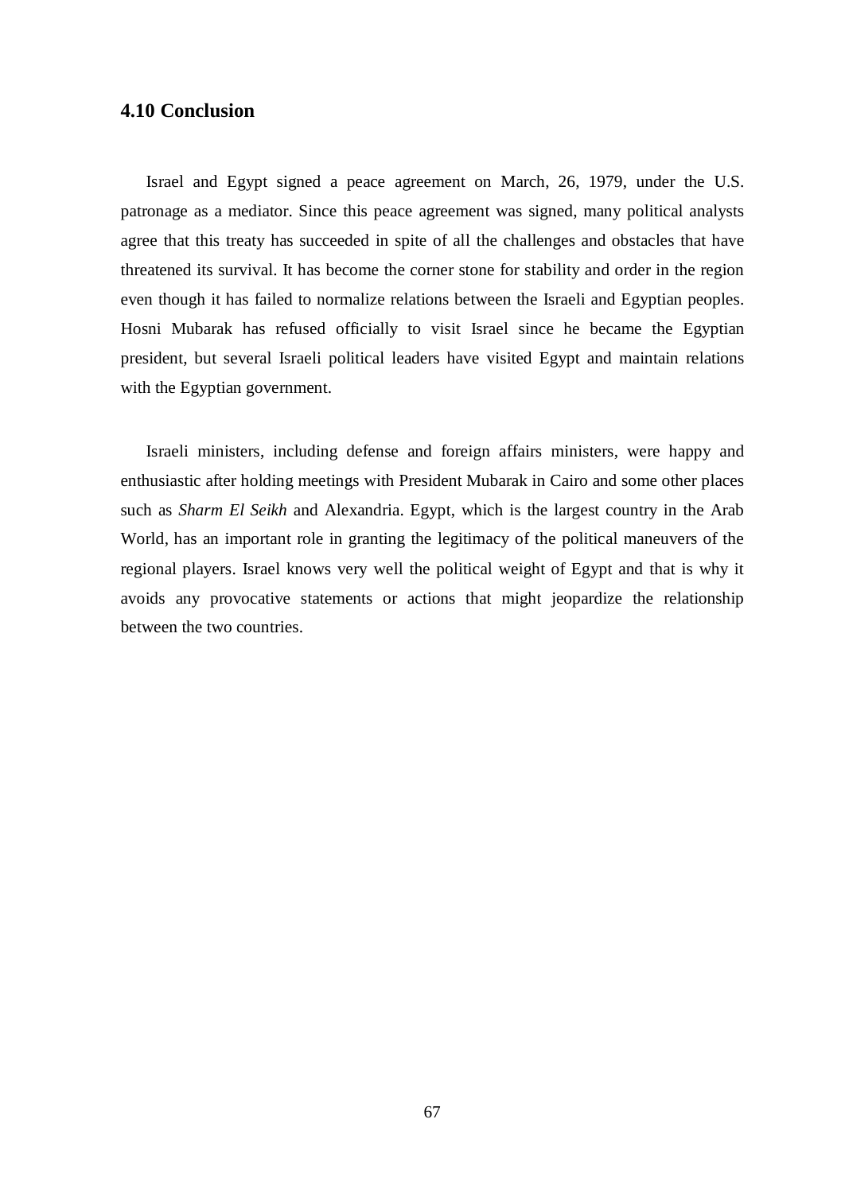### 4.10 Conclusion

Israel and Egypt signed a peace agreement on March, 26, 1979, under the U.S. patronage as a mediator. Since this peace agreement was signed, many political analysts agree that this treaty has succeeded in spite of all the challenges and obstacles that have threatened its survival. It has become the corner stone for stability and order in the region even though it has failed to normalize relations between the Israeli and Egyptian peoples. Hosni Mubarak has refused officially to visit Israel since he became the Egyptian president, but several Israeli political leaders have visited Egypt and maintain relations with the Egyptian government.

Israeli ministers, including defense and foreign affairs ministers, were happy and enthusiastic after holding meetings with President Mubarak in Cairo and some other places such as *Sharm El Seikh* and Alexandria. Egypt, which is the largest country in the Arab World, has an important role in granting the legitimacy of the political maneuvers of the regional players. Israel knows very well the political weight of Egypt and that is why it avoids any provocative statements or actions that might jeopardize the relationship between the two countries.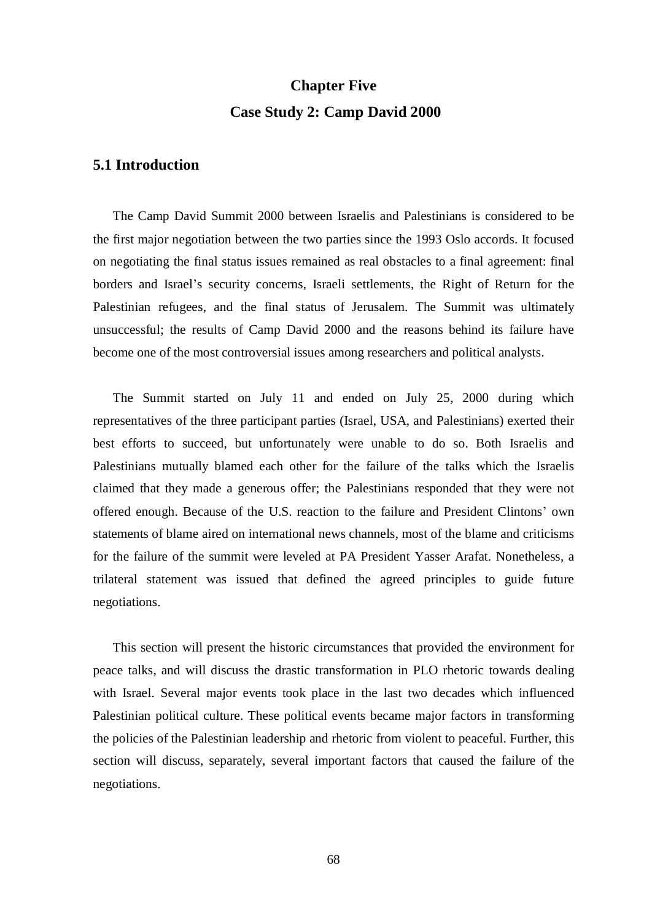# Chapter Five

# Case Study 2: Camp David 2000

## 5.1 Introduction

The Camp David Summit 2000 between Israelis and Palestinians is considered to be the first major negotiation between the two parties since the 1993 Oslo accords. It focused on negotiating the final status issues remained as real obstacles to a final agreement: final borders and Israel's security concerns, Israeli settlements, the Right of Return for the Palestinian refugees, and the final status of Jerusalem. The Summit was ultimately unsuccessful; the results of Camp David 2000 and the reasons behind its failure have become one of the most controversial issues among researchers and political analysts.

The Summit started on July 11 and ended on July 25, 2000 during which representatives of the three participant parties (Israel, USA, and Palestinians) exerted their best efforts to succeed, but unfortunately were unable to do so. Both Israelis and Palestinians mutually blamed each other for the failure of the talks which the Israelis claimed that they made a generous offer; the Palestinians responded that they were not offered enough. Because of the U.S. reaction to the failure and President Clintons' own statements of blame aired on international news channels, most of the blame and criticisms for the failure of the summit were leveled at PA President Yasser Arafat. Nonetheless, a trilateral statement was issued that defined the agreed principles to guide future negotiations.

This section will present the historic circumstances that provided the environment for peace talks, and will discuss the drastic transformation in PLO rhetoric towards dealing with Israel. Several major events took place in the last two decades which influenced Palestinian political culture. These political events became major factors in transforming the policies of the Palestinian leadership and rhetoric from violent to peaceful. Further, this section will discuss, separately, several important factors that caused the failure of the negotiations.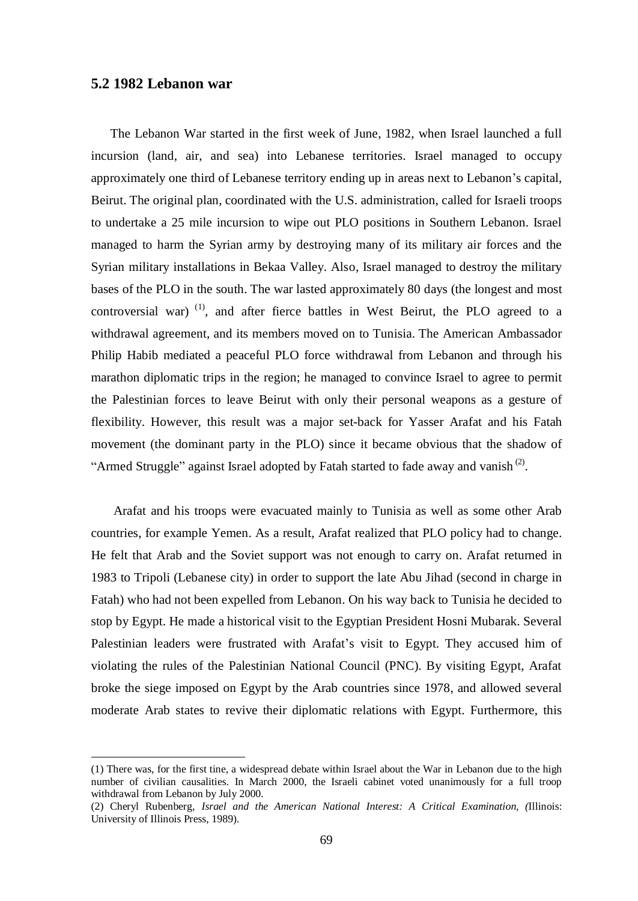## 5.2 1982 Lebanon war

The Lebanon War started in the first week of June, 1982, when Israel launched a full incursion (land, air, and sea) into Lebanese territories. Israel managed to occupy approximately one third of Lebanese territory ending up in areas next to Lebanon's capital, Beirut. The original plan, coordinated with the U.S. administration, called for Israeli troops to undertake a 25 mile incursion to wipe out PLO positions in Southern Lebanon. Israel managed to harm the Syrian army by destroying many of its military air forces and the Syrian military installations in Bekaa Valley. Also, Israel managed to destroy the military bases of the PLO in the south. The war lasted approximately 80 days (the longest and most controversial war) (1), and after fierce battles in West Beirut, the PLO agreed to a withdrawal agreement, and its members moved on to Tunisia. The American Ambassador Philip Habib mediated a peaceful PLO force withdrawal from Lebanon and through his marathon diplomatic trips in the region; he managed to convince Israel to agree to permit the Palestinian forces to leave Beirut with only their personal weapons as a gesture of flexibility. However, this result was a major set-back for Yasser Arafat and his Fatah movement (the dominant party in the PLO) since it became obvious that the shadow of "Armed Struggle" against Israel adopted by Fatah started to fade away and vanish (2).

Arafat and his troops were evacuated mainly to Tunisia as well as some other Arab countries, for example Yemen. As a result, Arafat realized that PLO policy had to change. He felt that Arab and the Soviet support was not enough to carry on. Arafat returned in 1983 to Tripoli (Lebanese city) in order to support the late Abu Jihad (second in charge in Fatah) who had not been expelled from Lebanon. On his way back to Tunisia he decided to stop by Egypt. He made a historical visit to the Egyptian President Hosni Mubarak. Several Palestinian leaders were frustrated with Arafat's visit to Egypt. They accused him of violating the rules of the Palestinian National Council (PNC). By visiting Egypt, Arafat broke the siege imposed on Egypt by the Arab countries since 1978, and allowed several moderate Arab states to revive their diplomatic relations with Egypt. Furthermore, this

---

(1) There was, for the first tine, a widespread debate within Israel about the War in Lebanon due to the high number of civilian causalities. In March 2000, the Israeli cabinet voted unanimously for a full troop withdrawal from Lebanon by July 2000.

(2) Cheryl Rubenberg, *Israel and the American National Interest: A Critical Examination, (*Illinois: University of Illinois Press, 1989).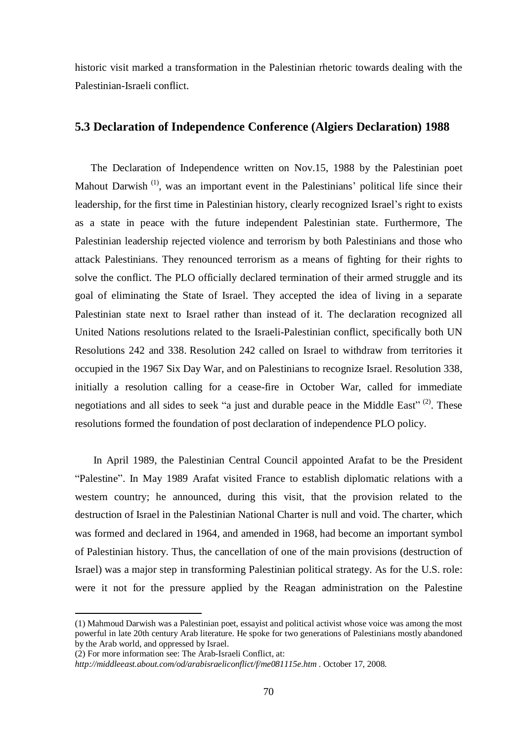historic visit marked a transformation in the Palestinian rhetoric towards dealing with the Palestinian-Israeli conflict.

### 5.3 Declaration of Independence Conference (Algiers Declaration) 1988

The Declaration of Independence written on Nov.15, 1988 by the Palestinian poet Mahout Darwish [(1)], was an important event in the Palestinians' political life since their leadership, for the first time in Palestinian history, clearly recognized Israel's right to exists as a state in peace with the future independent Palestinian state. Furthermore, The Palestinian leadership rejected violence and terrorism by both Palestinians and those who attack Palestinians. They renounced terrorism as a means of fighting for their rights to solve the conflict. The PLO officially declared termination of their armed struggle and its goal of eliminating the State of Israel. They accepted the idea of living in a separate Palestinian state next to Israel rather than instead of it. The declaration recognized all United Nations resolutions related to the Israeli-Palestinian conflict, specifically both UN Resolutions 242 and 338. Resolution 242 called on Israel to withdraw from territories it occupied in the 1967 Six Day War, and on Palestinians to recognize Israel. Resolution 338, initially a resolution calling for a cease-fire in October War, called for immediate negotiations and all sides to seek "a just and durable peace in the Middle East" [(2)]. These resolutions formed the foundation of post declaration of independence PLO policy.

In April 1989, the Palestinian Central Council appointed Arafat to be the President "Palestine". In May 1989 Arafat visited France to establish diplomatic relations with a western country; he announced, during this visit, that the provision related to the destruction of Israel in the Palestinian National Charter is null and void. The charter, which was formed and declared in 1964, and amended in 1968, had become an important symbol of Palestinian history. Thus, the cancellation of one of the main provisions (destruction of Israel) was a major step in transforming Palestinian political strategy. As for the U.S. role: were it not for the pressure applied by the Reagan administration on the Palestine

---

(1) Mahmoud Darwish was a Palestinian poet, essayist and political activist whose voice was among the most powerful in late 20th century Arab literature. He spoke for two generations of Palestinians mostly abandoned by the Arab world, and oppressed by Israel.

(2) For more information see: The Arab-Israeli Conflict, at: *http://middleeast.about.com/od/arabisraeliconflict/f/me081115e.htm* . October 17, 2008.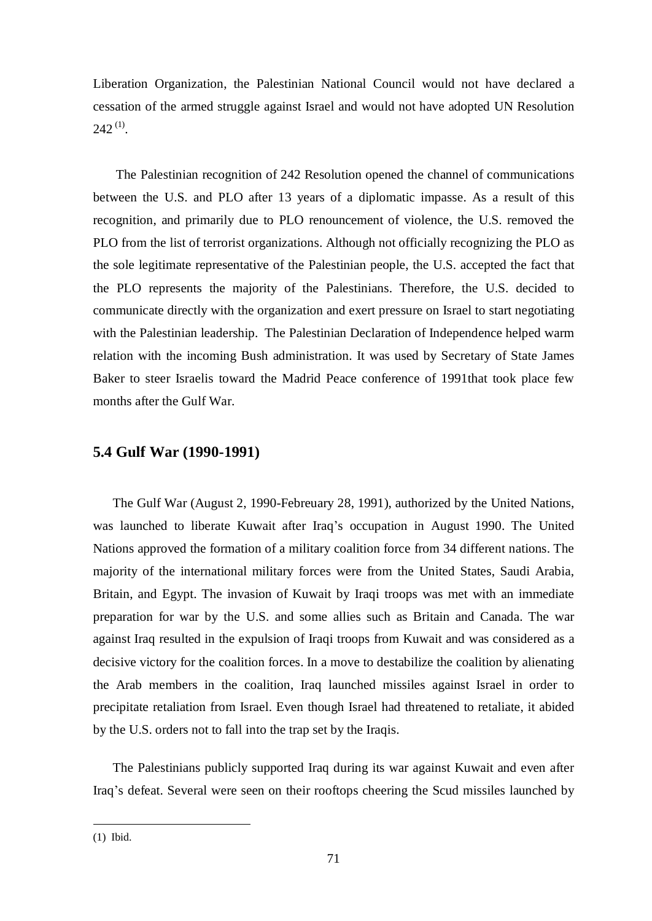Liberation Organization, the Palestinian National Council would not have declared a cessation of the armed struggle against Israel and would not have adopted UN Resolution 242 [(1)].

The Palestinian recognition of 242 Resolution opened the channel of communications between the U.S. and PLO after 13 years of a diplomatic impasse. As a result of this recognition, and primarily due to PLO renouncement of violence, the U.S. removed the PLO from the list of terrorist organizations. Although not officially recognizing the PLO as the sole legitimate representative of the Palestinian people, the U.S. accepted the fact that the PLO represents the majority of the Palestinians. Therefore, the U.S. decided to communicate directly with the organization and exert pressure on Israel to start negotiating with the Palestinian leadership. The Palestinian Declaration of Independence helped warm relation with the incoming Bush administration. It was used by Secretary of State James Baker to steer Israelis toward the Madrid Peace conference of 1991that took place few months after the Gulf War.

## 5.4 Gulf War (1990-1991)

The Gulf War (August 2, 1990-Febreuary 28, 1991), authorized by the United Nations, was launched to liberate Kuwait after Iraq's occupation in August 1990. The United Nations approved the formation of a military coalition force from 34 different nations. The majority of the international military forces were from the United States, Saudi Arabia, Britain, and Egypt. The invasion of Kuwait by Iraqi troops was met with an immediate preparation for war by the U.S. and some allies such as Britain and Canada. The war against Iraq resulted in the expulsion of Iraqi troops from Kuwait and was considered as a decisive victory for the coalition forces. In a move to destabilize the coalition by alienating the Arab members in the coalition, Iraq launched missiles against Israel in order to precipitate retaliation from Israel. Even though Israel had threatened to retaliate, it abided by the U.S. orders not to fall into the trap set by the Iraqis.

The Palestinians publicly supported Iraq during its war against Kuwait and even after Iraq's defeat. Several were seen on their rooftops cheering the Scud missiles launched by

---

(1) Ibid.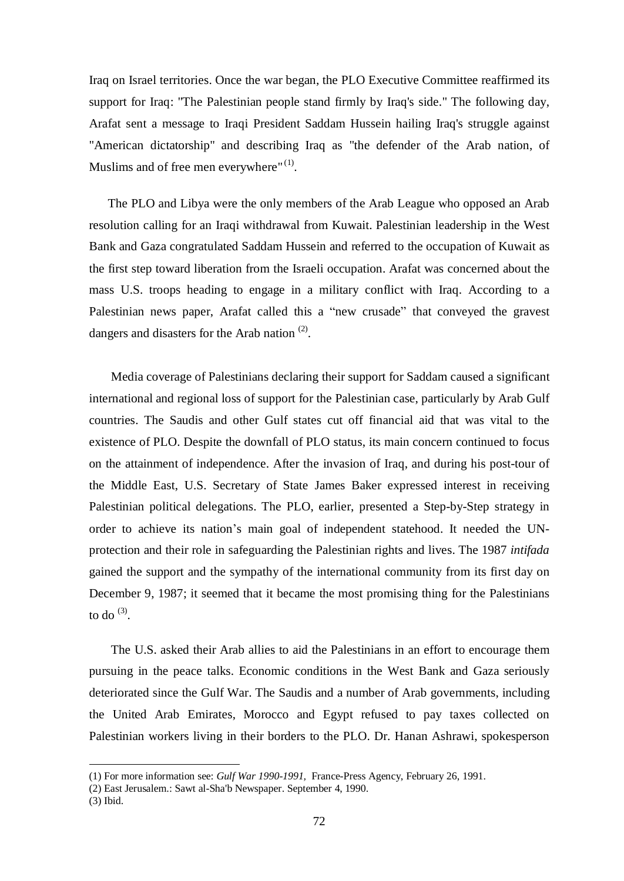Iraq on Israel territories. Once the war began, the PLO Executive Committee reaffirmed its support for Iraq: "The Palestinian people stand firmly by Iraq's side." The following day, Arafat sent a message to Iraqi President Saddam Hussein hailing Iraq's struggle against "American dictatorship" and describing Iraq as "the defender of the Arab nation, of Muslims and of free men everywhere"[1].

The PLO and Libya were the only members of the Arab League who opposed an Arab resolution calling for an Iraqi withdrawal from Kuwait. Palestinian leadership in the West Bank and Gaza congratulated Saddam Hussein and referred to the occupation of Kuwait as the first step toward liberation from the Israeli occupation. Arafat was concerned about the mass U.S. troops heading to engage in a military conflict with Iraq. According to a Palestinian news paper, Arafat called this a “new crusade” that conveyed the gravest dangers and disasters for the Arab nation [2].

Media coverage of Palestinians declaring their support for Saddam caused a significant international and regional loss of support for the Palestinian case, particularly by Arab Gulf countries. The Saudis and other Gulf states cut off financial aid that was vital to the existence of PLO. Despite the downfall of PLO status, its main concern continued to focus on the attainment of independence. After the invasion of Iraq, and during his post-tour of the Middle East, U.S. Secretary of State James Baker expressed interest in receiving Palestinian political delegations. The PLO, earlier, presented a Step-by-Step strategy in order to achieve its nation’s main goal of independent statehood. It needed the UN-protection and their role in safeguarding the Palestinian rights and lives. The 1987 *intifada* gained the support and the sympathy of the international community from its first day on December 9, 1987; it seemed that it became the most promising thing for the Palestinians to do [3].

The U.S. asked their Arab allies to aid the Palestinians in an effort to encourage them pursuing in the peace talks. Economic conditions in the West Bank and Gaza seriously deteriorated since the Gulf War. The Saudis and a number of Arab governments, including the United Arab Emirates, Morocco and Egypt refused to pay taxes collected on Palestinian workers living in their borders to the PLO. Dr. Hanan Ashrawi, spokesperson

---

(1) For more information see: *Gulf War 1990-1991,* France-Press Agency, February 26, 1991.
(2) East Jerusalem.: Sawt al-Sha'b Newspaper. September 4, 1990.
(3) Ibid.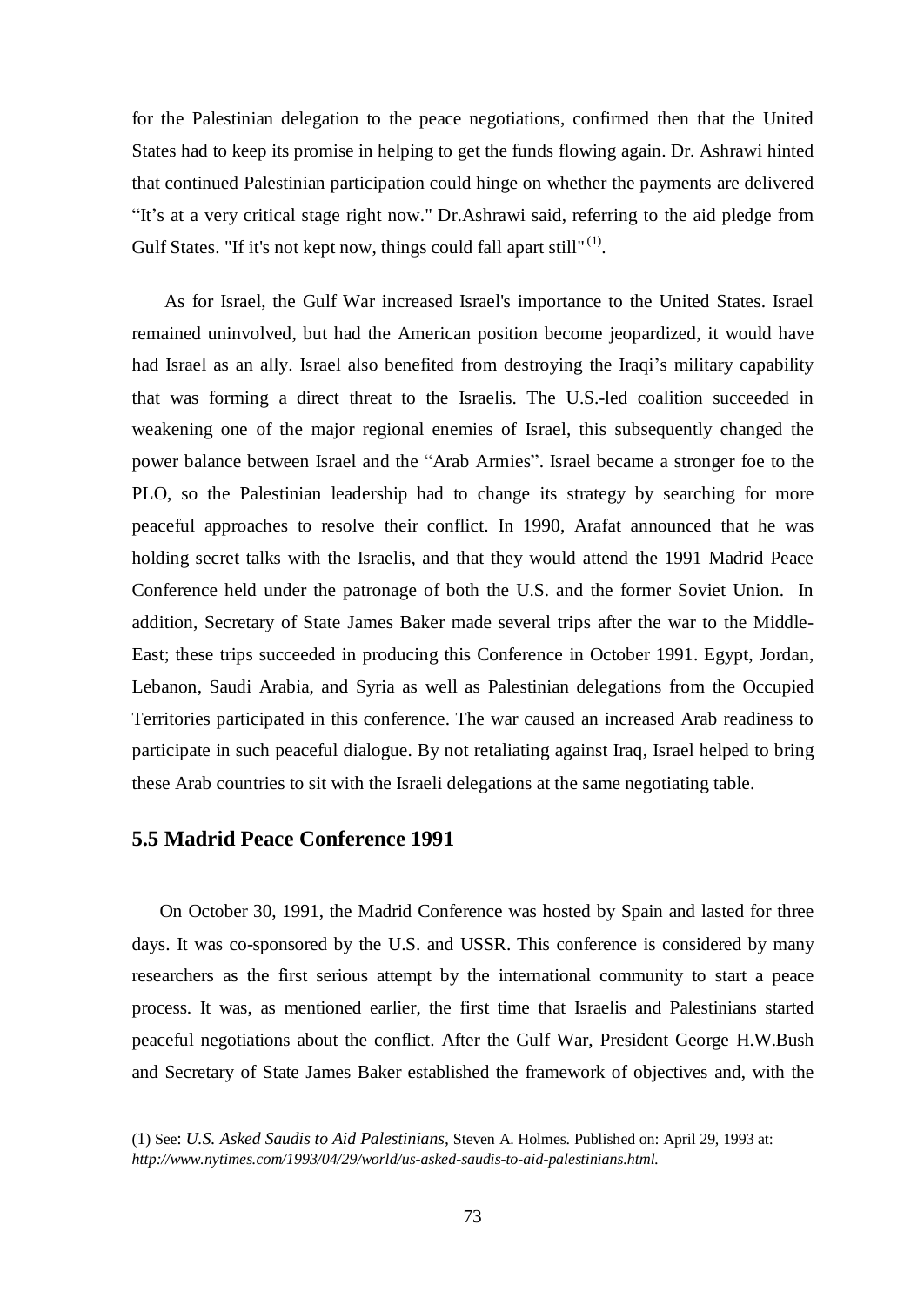for the Palestinian delegation to the peace negotiations, confirmed then that the United States had to keep its promise in helping to get the funds flowing again. Dr. Ashrawi hinted that continued Palestinian participation could hinge on whether the payments are delivered "It's at a very critical stage right now." Dr.Ashrawi said, referring to the aid pledge from Gulf States. "If it's not kept now, things could fall apart still"[(1)].

As for Israel, the Gulf War increased Israel's importance to the United States. Israel remained uninvolved, but had the American position become jeopardized, it would have had Israel as an ally. Israel also benefited from destroying the Iraqi's military capability that was forming a direct threat to the Israelis. The U.S.-led coalition succeeded in weakening one of the major regional enemies of Israel, this subsequently changed the power balance between Israel and the "Arab Armies". Israel became a stronger foe to the PLO, so the Palestinian leadership had to change its strategy by searching for more peaceful approaches to resolve their conflict. In 1990, Arafat announced that he was holding secret talks with the Israelis, and that they would attend the 1991 Madrid Peace Conference held under the patronage of both the U.S. and the former Soviet Union. In addition, Secretary of State James Baker made several trips after the war to the Middle-East; these trips succeeded in producing this Conference in October 1991. Egypt, Jordan, Lebanon, Saudi Arabia, and Syria as well as Palestinian delegations from the Occupied Territories participated in this conference. The war caused an increased Arab readiness to participate in such peaceful dialogue. By not retaliating against Iraq, Israel helped to bring these Arab countries to sit with the Israeli delegations at the same negotiating table.

## 5.5 Madrid Peace Conference 1991

On October 30, 1991, the Madrid Conference was hosted by Spain and lasted for three days. It was co-sponsored by the U.S. and USSR. This conference is considered by many researchers as the first serious attempt by the international community to start a peace process. It was, as mentioned earlier, the first time that Israelis and Palestinians started peaceful negotiations about the conflict. After the Gulf War, President George H.W.Bush and Secretary of State James Baker established the framework of objectives and, with the

---

(1) See: *U.S. Asked Saudis to Aid Palestinians*, Steven A. Holmes. Published on: April 29, 1993 at: *http://www.nytimes.com/1993/04/29/world/us-asked-saudis-to-aid-palestinians.html.*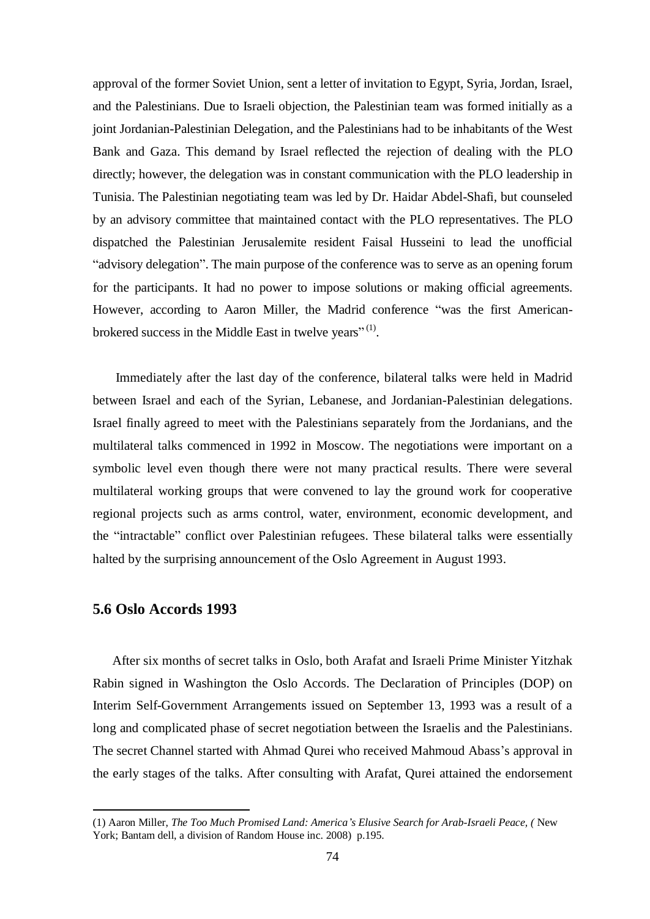approval of the former Soviet Union, sent a letter of invitation to Egypt, Syria, Jordan, Israel, and the Palestinians. Due to Israeli objection, the Palestinian team was formed initially as a joint Jordanian-Palestinian Delegation, and the Palestinians had to be inhabitants of the West Bank and Gaza. This demand by Israel reflected the rejection of dealing with the PLO directly; however, the delegation was in constant communication with the PLO leadership in Tunisia. The Palestinian negotiating team was led by Dr. Haidar Abdel-Shafi, but counseled by an advisory committee that maintained contact with the PLO representatives. The PLO dispatched the Palestinian Jerusalemite resident Faisal Husseini to lead the unofficial "advisory delegation". The main purpose of the conference was to serve as an opening forum for the participants. It had no power to impose solutions or making official agreements. However, according to Aaron Miller, the Madrid conference "was the first American-brokered success in the Middle East in twelve years" (1).

Immediately after the last day of the conference, bilateral talks were held in Madrid between Israel and each of the Syrian, Lebanese, and Jordanian-Palestinian delegations. Israel finally agreed to meet with the Palestinians separately from the Jordanians, and the multilateral talks commenced in 1992 in Moscow. The negotiations were important on a symbolic level even though there were not many practical results. There were several multilateral working groups that were convened to lay the ground work for cooperative regional projects such as arms control, water, environment, economic development, and the "intractable" conflict over Palestinian refugees. These bilateral talks were essentially halted by the surprising announcement of the Oslo Agreement in August 1993.

## 5.6 Oslo Accords 1993

After six months of secret talks in Oslo, both Arafat and Israeli Prime Minister Yitzhak Rabin signed in Washington the Oslo Accords. The Declaration of Principles (DOP) on Interim Self-Government Arrangements issued on September 13, 1993 was a result of a long and complicated phase of secret negotiation between the Israelis and the Palestinians. The secret Channel started with Ahmad Qurei who received Mahmoud Abass's approval in the early stages of the talks. After consulting with Arafat, Qurei attained the endorsement

---

(1) Aaron Miller, *The Too Much Promised Land: America's Elusive Search for Arab-Israeli Peace, (* New York; Bantam dell, a division of Random House inc. 2008) p.195.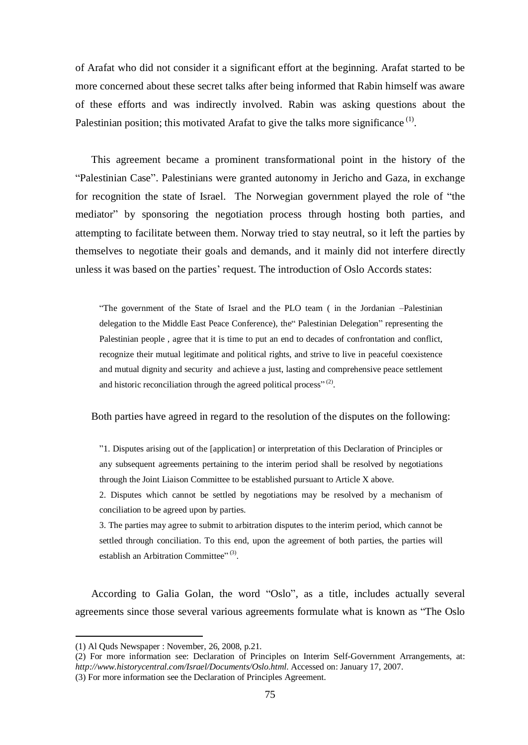of Arafat who did not consider it a significant effort at the beginning. Arafat started to be more concerned about these secret talks after being informed that Rabin himself was aware of these efforts and was indirectly involved. Rabin was asking questions about the Palestinian position; this motivated Arafat to give the talks more significance [(1)].

This agreement became a prominent transformational point in the history of the "Palestinian Case". Palestinians were granted autonomy in Jericho and Gaza, in exchange for recognition the state of Israel. The Norwegian government played the role of "the mediator" by sponsoring the negotiation process through hosting both parties, and attempting to facilitate between them. Norway tried to stay neutral, so it left the parties by themselves to negotiate their goals and demands, and it mainly did not interfere directly unless it was based on the parties' request. The introduction of Oslo Accords states:

> "The government of the State of Israel and the PLO team ( in the Jordanian –Palestinian delegation to the Middle East Peace Conference), the" Palestinian Delegation" representing the Palestinian people , agree that it is time to put an end to decades of confrontation and conflict, recognize their mutual legitimate and political rights, and strive to live in peaceful coexistence and mutual dignity and security and achieve a just, lasting and comprehensive peace settlement and historic reconciliation through the agreed political process" [(2)].

Both parties have agreed in regard to the resolution of the disputes on the following:

> "1. Disputes arising out of the [application] or interpretation of this Declaration of Principles or any subsequent agreements pertaining to the interim period shall be resolved by negotiations through the Joint Liaison Committee to be established pursuant to Article X above.
>
> 2. Disputes which cannot be settled by negotiations may be resolved by a mechanism of conciliation to be agreed upon by parties.
>
> 3. The parties may agree to submit to arbitration disputes to the interim period, which cannot be settled through conciliation. To this end, upon the agreement of both parties, the parties will establish an Arbitration Committee" [(3)].

According to Galia Golan, the word "Oslo", as a title, includes actually several agreements since those several various agreements formulate what is known as "The Oslo

---

(1) Al Quds Newspaper : November, 26, 2008, p.21.

(2) For more information see: Declaration of Principles on Interim Self-Government Arrangements, at: *http://www.historycentral.com/Israel/Documents/Oslo.html*. Accessed on: January 17, 2007.

(3) For more information see the Declaration of Principles Agreement.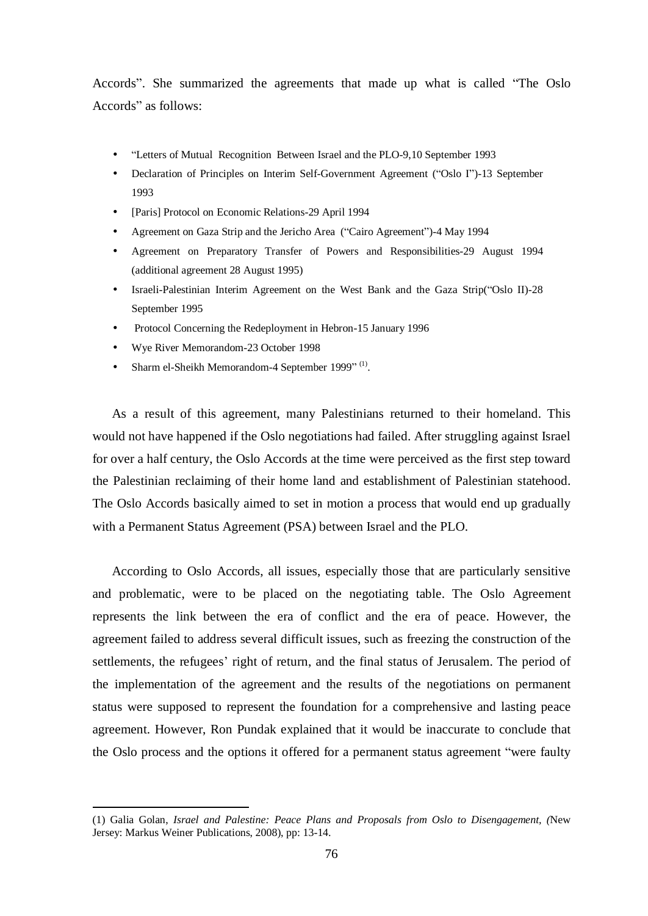Accords". She summarized the agreements that made up what is called "The Oslo Accords" as follows:

- "Letters of Mutual Recognition Between Israel and the PLO-9,10 September 1993
- Declaration of Principles on Interim Self-Government Agreement ("Oslo I")-13 September 1993
- [Paris] Protocol on Economic Relations-29 April 1994
- Agreement on Gaza Strip and the Jericho Area ("Cairo Agreement")-4 May 1994
- Agreement on Preparatory Transfer of Powers and Responsibilities-29 August 1994 (additional agreement 28 August 1995)
- Israeli-Palestinian Interim Agreement on the West Bank and the Gaza Strip("Oslo II)-28 September 1995
- Protocol Concerning the Redeployment in Hebron-15 January 1996
- Wye River Memorandom-23 October 1998
- Sharm el-Sheikh Memorandom-4 September 1999" [(1)].

As a result of this agreement, many Palestinians returned to their homeland. This would not have happened if the Oslo negotiations had failed. After struggling against Israel for over a half century, the Oslo Accords at the time were perceived as the first step toward the Palestinian reclaiming of their home land and establishment of Palestinian statehood. The Oslo Accords basically aimed to set in motion a process that would end up gradually with a Permanent Status Agreement (PSA) between Israel and the PLO.

According to Oslo Accords, all issues, especially those that are particularly sensitive and problematic, were to be placed on the negotiating table. The Oslo Agreement represents the link between the era of conflict and the era of peace. However, the agreement failed to address several difficult issues, such as freezing the construction of the settlements, the refugees' right of return, and the final status of Jerusalem. The period of the implementation of the agreement and the results of the negotiations on permanent status were supposed to represent the foundation for a comprehensive and lasting peace agreement. However, Ron Pundak explained that it would be inaccurate to conclude that the Oslo process and the options it offered for a permanent status agreement "were faulty

---

(1) Galia Golan, *Israel and Palestine: Peace Plans and Proposals from Oslo to Disengagement, (*New Jersey: Markus Weiner Publications, 2008), pp: 13-14.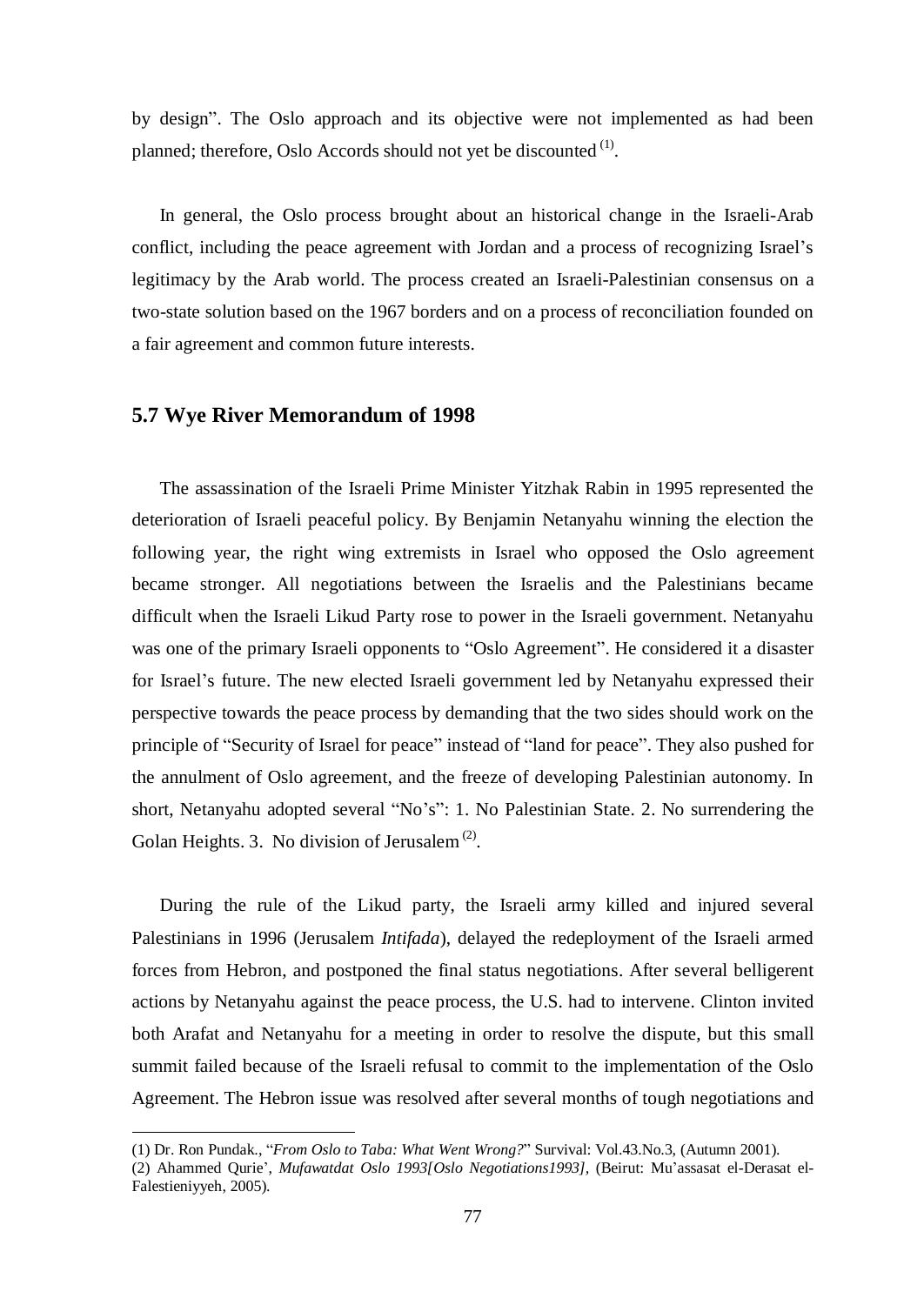by design". The Oslo approach and its objective were not implemented as had been planned; therefore, Oslo Accords should not yet be discounted [1].

In general, the Oslo process brought about an historical change in the Israeli-Arab conflict, including the peace agreement with Jordan and a process of recognizing Israel's legitimacy by the Arab world. The process created an Israeli-Palestinian consensus on a two-state solution based on the 1967 borders and on a process of reconciliation founded on a fair agreement and common future interests.

### 5.7 Wye River Memorandum of 1998

The assassination of the Israeli Prime Minister Yitzhak Rabin in 1995 represented the deterioration of Israeli peaceful policy. By Benjamin Netanyahu winning the election the following year, the right wing extremists in Israel who opposed the Oslo agreement became stronger. All negotiations between the Israelis and the Palestinians became difficult when the Israeli Likud Party rose to power in the Israeli government. Netanyahu was one of the primary Israeli opponents to "Oslo Agreement". He considered it a disaster for Israel's future. The new elected Israeli government led by Netanyahu expressed their perspective towards the peace process by demanding that the two sides should work on the principle of "Security of Israel for peace" instead of "land for peace". They also pushed for the annulment of Oslo agreement, and the freeze of developing Palestinian autonomy. In short, Netanyahu adopted several "No's": 1. No Palestinian State. 2. No surrendering the Golan Heights. 3. No division of Jerusalem [2].

During the rule of the Likud party, the Israeli army killed and injured several Palestinians in 1996 (Jerusalem *Intifada*), delayed the redeployment of the Israeli armed forces from Hebron, and postponed the final status negotiations. After several belligerent actions by Netanyahu against the peace process, the U.S. had to intervene. Clinton invited both Arafat and Netanyahu for a meeting in order to resolve the dispute, but this small summit failed because of the Israeli refusal to commit to the implementation of the Oslo Agreement. The Hebron issue was resolved after several months of tough negotiations and

---

(1) Dr. Ron Pundak., "*From Oslo to Taba: What Went Wrong?*" Survival: Vol.43.No.3, (Autumn 2001).

(2) Ahammed Qurie', *Mufawatdat Oslo 1993[Oslo Negotiations1993],* (Beirut: Mu'assasat el-Derasat el-Falestieniyyeh, 2005).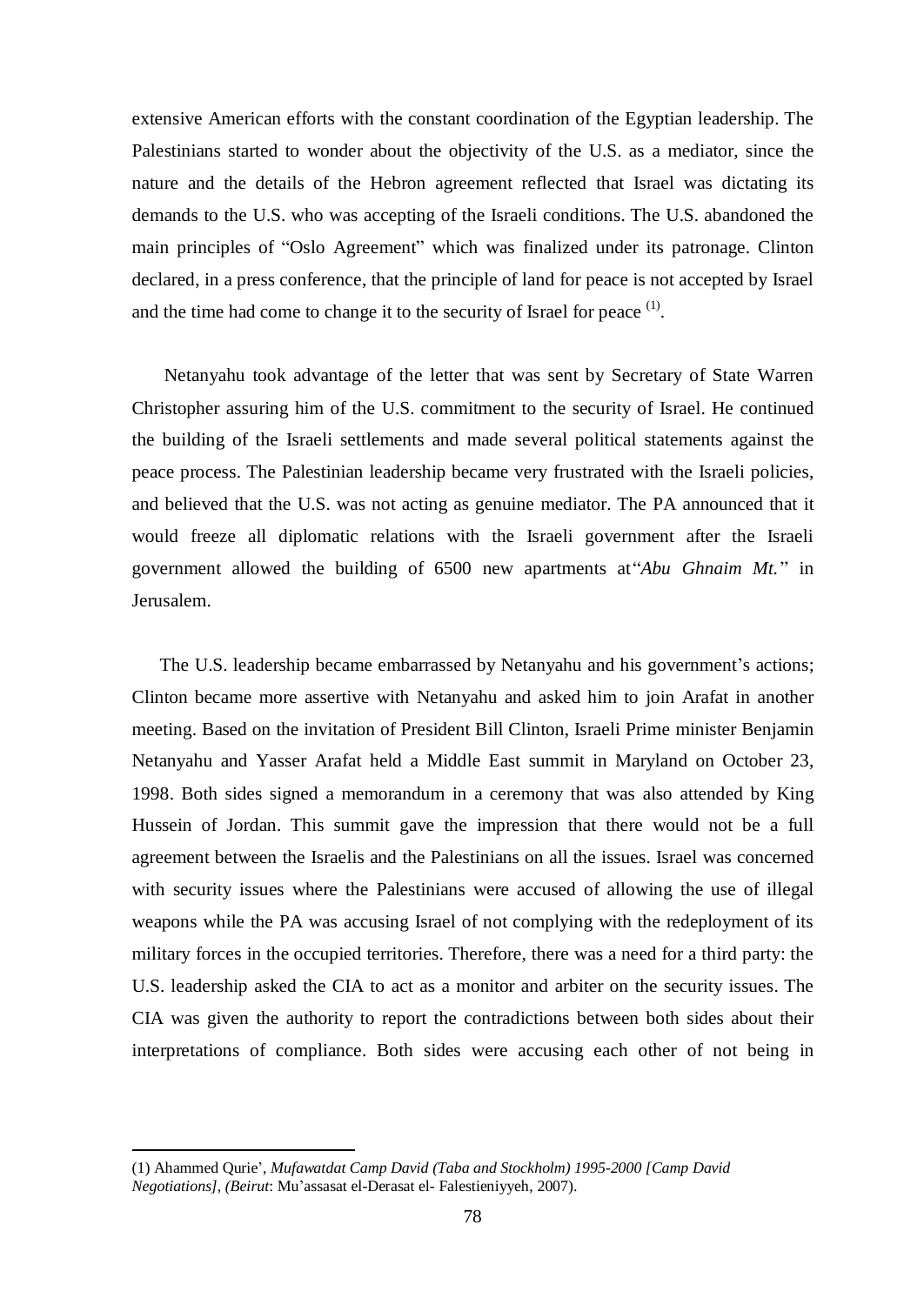extensive American efforts with the constant coordination of the Egyptian leadership. The Palestinians started to wonder about the objectivity of the U.S. as a mediator, since the nature and the details of the Hebron agreement reflected that Israel was dictating its demands to the U.S. who was accepting of the Israeli conditions. The U.S. abandoned the main principles of "Oslo Agreement" which was finalized under its patronage. Clinton declared, in a press conference, that the principle of land for peace is not accepted by Israel and the time had come to change it to the security of Israel for peace [(1)].

Netanyahu took advantage of the letter that was sent by Secretary of State Warren Christopher assuring him of the U.S. commitment to the security of Israel. He continued the building of the Israeli settlements and made several political statements against the peace process. The Palestinian leadership became very frustrated with the Israeli policies, and believed that the U.S. was not acting as genuine mediator. The PA announced that it would freeze all diplomatic relations with the Israeli government after the Israeli government allowed the building of 6500 new apartments at "*Abu Ghnaim Mt.*" in Jerusalem.

The U.S. leadership became embarrassed by Netanyahu and his government's actions; Clinton became more assertive with Netanyahu and asked him to join Arafat in another meeting. Based on the invitation of President Bill Clinton, Israeli Prime minister Benjamin Netanyahu and Yasser Arafat held a Middle East summit in Maryland on October 23, 1998. Both sides signed a memorandum in a ceremony that was also attended by King Hussein of Jordan. This summit gave the impression that there would not be a full agreement between the Israelis and the Palestinians on all the issues. Israel was concerned with security issues where the Palestinians were accused of allowing the use of illegal weapons while the PA was accusing Israel of not complying with the redeployment of its military forces in the occupied territories. Therefore, there was a need for a third party: the U.S. leadership asked the CIA to act as a monitor and arbiter on the security issues. The CIA was given the authority to report the contradictions between both sides about their interpretations of compliance. Both sides were accusing each other of not being in

---

(1) Ahammed Qurie', *Mufawatdat Camp David (Taba and Stockholm) 1995-2000 [Camp David Negotiations], (Beirut*: Mu'assasat el-Derasat el- Falestieniyyeh, 2007).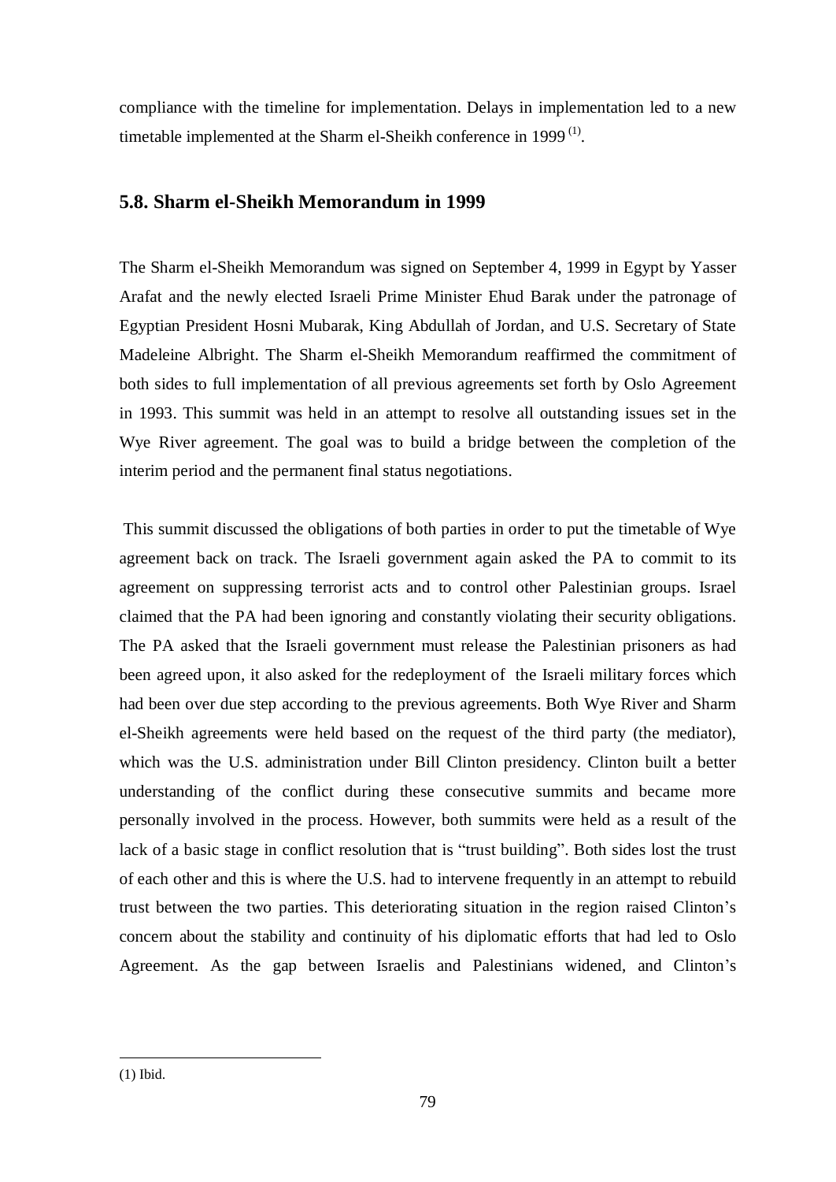compliance with the timeline for implementation. Delays in implementation led to a new timetable implemented at the Sharm el-Sheikh conference in 1999 [(1)].

## 5.8. Sharm el-Sheikh Memorandum in 1999

The Sharm el-Sheikh Memorandum was signed on September 4, 1999 in Egypt by Yasser Arafat and the newly elected Israeli Prime Minister Ehud Barak under the patronage of Egyptian President Hosni Mubarak, King Abdullah of Jordan, and U.S. Secretary of State Madeleine Albright. The Sharm el-Sheikh Memorandum reaffirmed the commitment of both sides to full implementation of all previous agreements set forth by Oslo Agreement in 1993. This summit was held in an attempt to resolve all outstanding issues set in the Wye River agreement. The goal was to build a bridge between the completion of the interim period and the permanent final status negotiations.

This summit discussed the obligations of both parties in order to put the timetable of Wye agreement back on track. The Israeli government again asked the PA to commit to its agreement on suppressing terrorist acts and to control other Palestinian groups. Israel claimed that the PA had been ignoring and constantly violating their security obligations. The PA asked that the Israeli government must release the Palestinian prisoners as had been agreed upon, it also asked for the redeployment of the Israeli military forces which had been over due step according to the previous agreements. Both Wye River and Sharm el-Sheikh agreements were held based on the request of the third party (the mediator), which was the U.S. administration under Bill Clinton presidency. Clinton built a better understanding of the conflict during these consecutive summits and became more personally involved in the process. However, both summits were held as a result of the lack of a basic stage in conflict resolution that is "trust building". Both sides lost the trust of each other and this is where the U.S. had to intervene frequently in an attempt to rebuild trust between the two parties. This deteriorating situation in the region raised Clinton's concern about the stability and continuity of his diplomatic efforts that had led to Oslo Agreement. As the gap between Israelis and Palestinians widened, and Clinton's

(1) Ibid.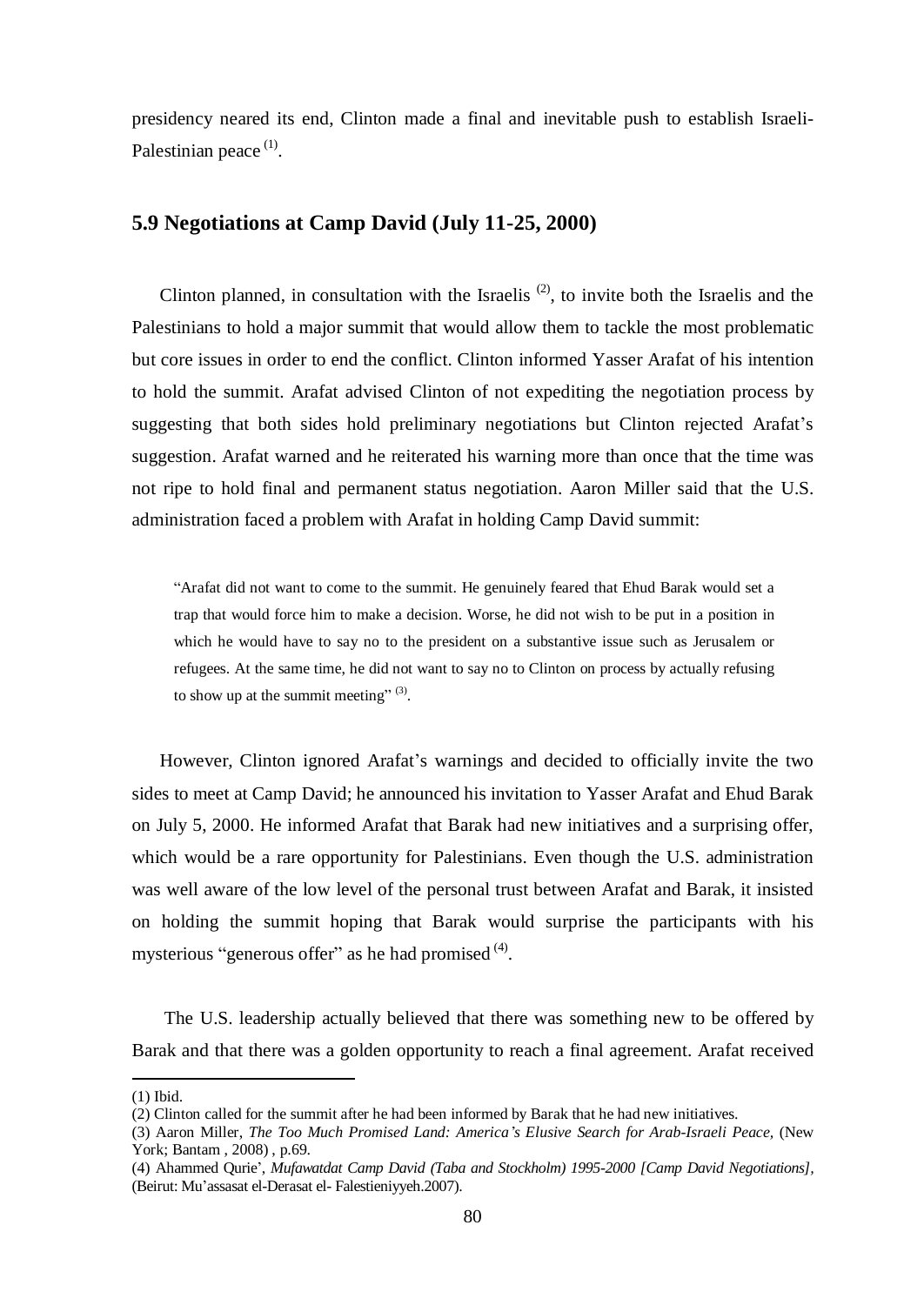presidency neared its end, Clinton made a final and inevitable push to establish Israeli-Palestinian peace [1].

## 5.9 Negotiations at Camp David (July 11-25, 2000)

Clinton planned, in consultation with the Israelis [2], to invite both the Israelis and the Palestinians to hold a major summit that would allow them to tackle the most problematic but core issues in order to end the conflict. Clinton informed Yasser Arafat of his intention to hold the summit. Arafat advised Clinton of not expediting the negotiation process by suggesting that both sides hold preliminary negotiations but Clinton rejected Arafat's suggestion. Arafat warned and he reiterated his warning more than once that the time was not ripe to hold final and permanent status negotiation. Aaron Miller said that the U.S. administration faced a problem with Arafat in holding Camp David summit:

> "Arafat did not want to come to the summit. He genuinely feared that Ehud Barak would set a trap that would force him to make a decision. Worse, he did not wish to be put in a position in which he would have to say no to the president on a substantive issue such as Jerusalem or refugees. At the same time, he did not want to say no to Clinton on process by actually refusing to show up at the summit meeting" [3].

However, Clinton ignored Arafat's warnings and decided to officially invite the two sides to meet at Camp David; he announced his invitation to Yasser Arafat and Ehud Barak on July 5, 2000. He informed Arafat that Barak had new initiatives and a surprising offer, which would be a rare opportunity for Palestinians. Even though the U.S. administration was well aware of the low level of the personal trust between Arafat and Barak, it insisted on holding the summit hoping that Barak would surprise the participants with his mysterious "generous offer" as he had promised [4].

The U.S. leadership actually believed that there was something new to be offered by Barak and that there was a golden opportunity to reach a final agreement. Arafat received

---

(1) Ibid.

(2) Clinton called for the summit after he had been informed by Barak that he had new initiatives.

(3) Aaron Miller, *The Too Much Promised Land: America's Elusive Search for Arab-Israeli Peace,* (New York; Bantam , 2008) , p.69.

(4) Ahammed Qurie', *Mufawatdat Camp David (Taba and Stockholm) 1995-2000 [Camp David Negotiations],* (Beirut: Mu'assasat el-Derasat el- Falestieniyyeh.2007).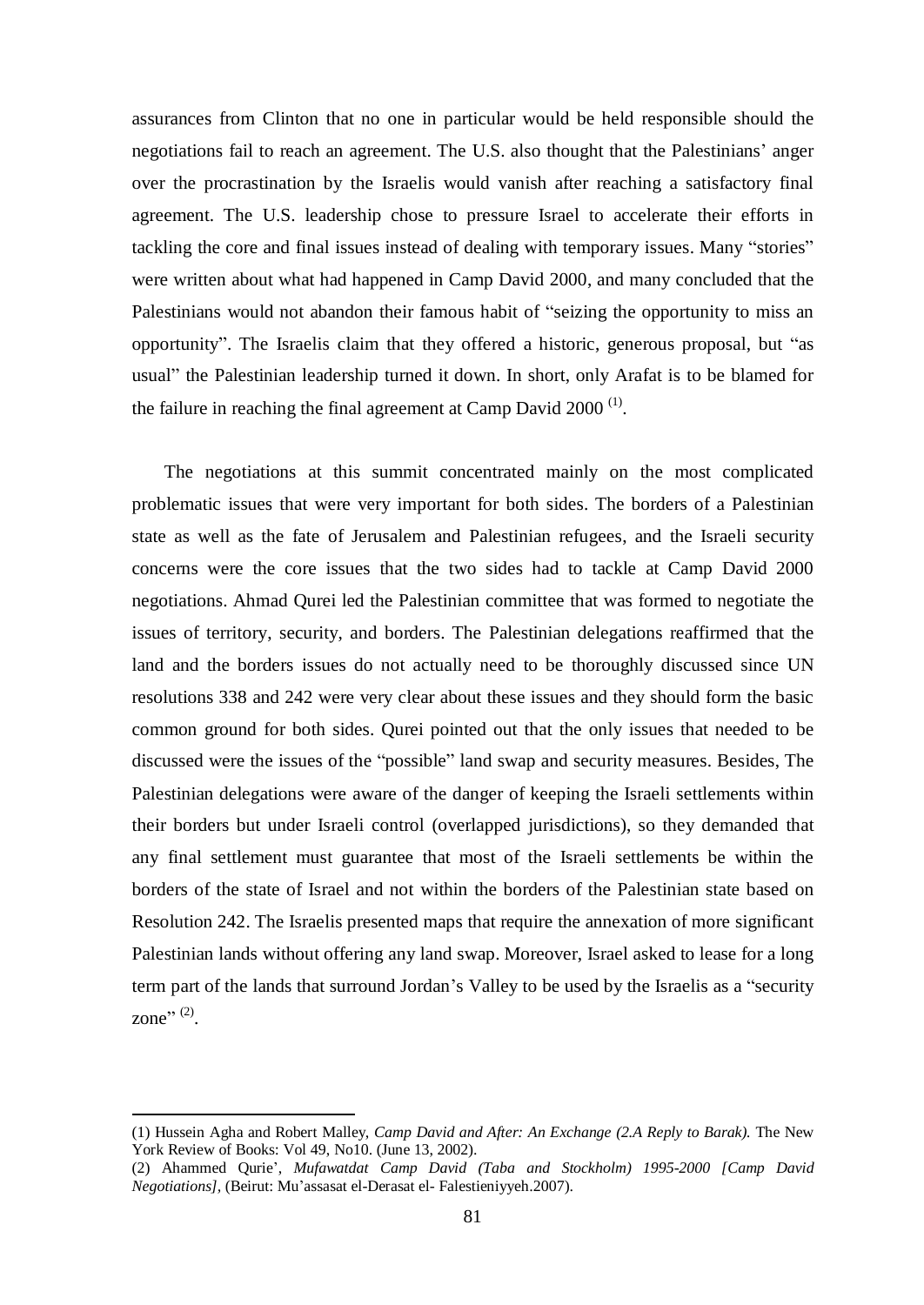assurances from Clinton that no one in particular would be held responsible should the negotiations fail to reach an agreement. The U.S. also thought that the Palestinians' anger over the procrastination by the Israelis would vanish after reaching a satisfactory final agreement. The U.S. leadership chose to pressure Israel to accelerate their efforts in tackling the core and final issues instead of dealing with temporary issues. Many "stories" were written about what had happened in Camp David 2000, and many concluded that the Palestinians would not abandon their famous habit of "seizing the opportunity to miss an opportunity". The Israelis claim that they offered a historic, generous proposal, but "as usual" the Palestinian leadership turned it down. In short, only Arafat is to be blamed for the failure in reaching the final agreement at Camp David 2000 (1).

The negotiations at this summit concentrated mainly on the most complicated problematic issues that were very important for both sides. The borders of a Palestinian state as well as the fate of Jerusalem and Palestinian refugees, and the Israeli security concerns were the core issues that the two sides had to tackle at Camp David 2000 negotiations. Ahmad Qurei led the Palestinian committee that was formed to negotiate the issues of territory, security, and borders. The Palestinian delegations reaffirmed that the land and the borders issues do not actually need to be thoroughly discussed since UN resolutions 338 and 242 were very clear about these issues and they should form the basic common ground for both sides. Qurei pointed out that the only issues that needed to be discussed were the issues of the "possible" land swap and security measures. Besides, The Palestinian delegations were aware of the danger of keeping the Israeli settlements within their borders but under Israeli control (overlapped jurisdictions), so they demanded that any final settlement must guarantee that most of the Israeli settlements be within the borders of the state of Israel and not within the borders of the Palestinian state based on Resolution 242. The Israelis presented maps that require the annexation of more significant Palestinian lands without offering any land swap. Moreover, Israel asked to lease for a long term part of the lands that surround Jordan's Valley to be used by the Israelis as a "security zone" (2).

---

(1) Hussein Agha and Robert Malley, *Camp David and After: An Exchange (2.A Reply to Barak).* The New York Review of Books: Vol 49, No10. (June 13, 2002).

(2) Ahammed Qurie', *Mufawatdat Camp David (Taba and Stockholm) 1995-2000 [Camp David Negotiations],* (Beirut: Mu'assasat el-Derasat el- Falestieniyyeh.2007).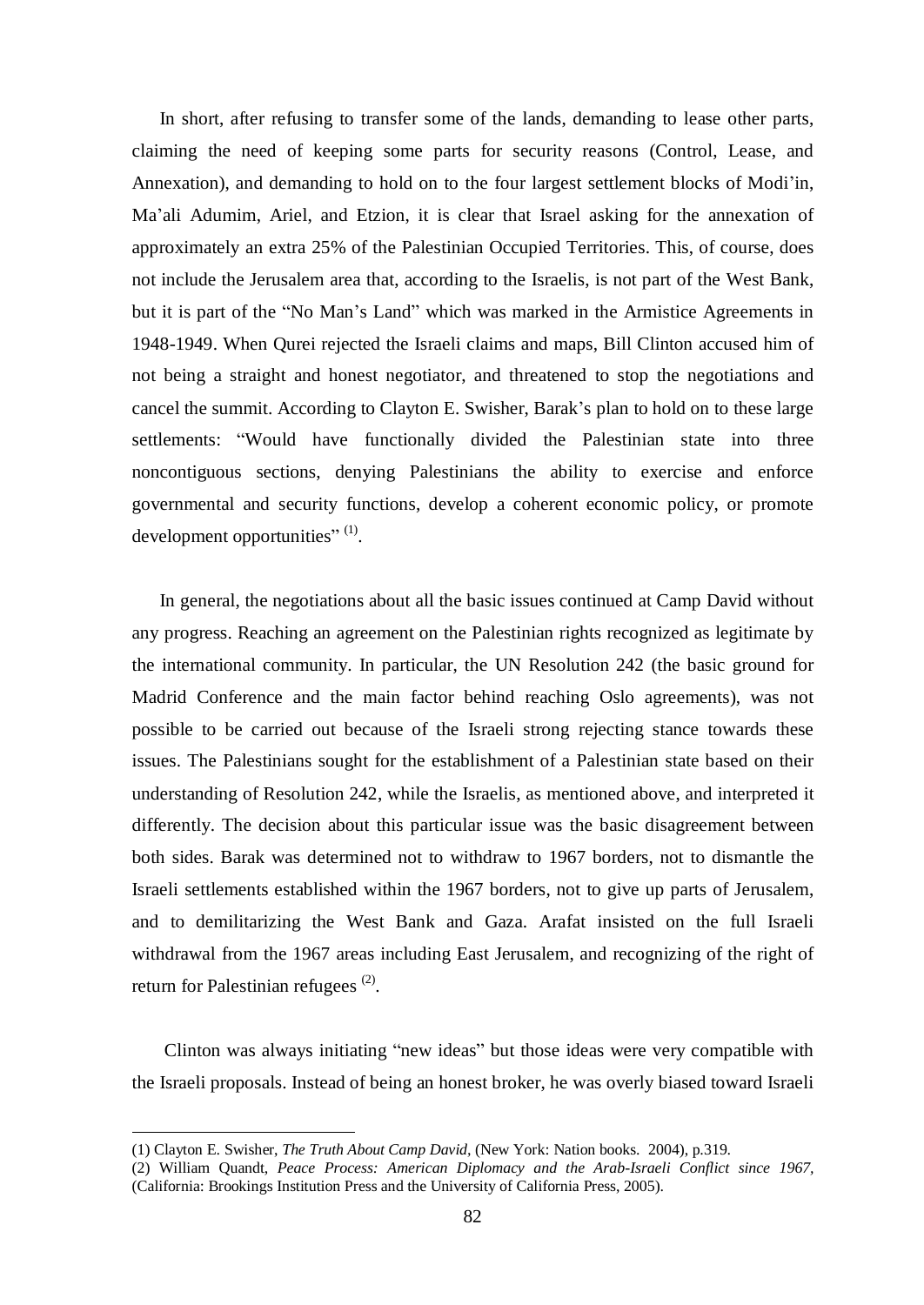In short, after refusing to transfer some of the lands, demanding to lease other parts, claiming the need of keeping some parts for security reasons (Control, Lease, and Annexation), and demanding to hold on to the four largest settlement blocks of Modi'in, Ma'ali Adumim, Ariel, and Etzion, it is clear that Israel asking for the annexation of approximately an extra 25% of the Palestinian Occupied Territories. This, of course, does not include the Jerusalem area that, according to the Israelis, is not part of the West Bank, but it is part of the "No Man's Land" which was marked in the Armistice Agreements in 1948-1949. When Qurei rejected the Israeli claims and maps, Bill Clinton accused him of not being a straight and honest negotiator, and threatened to stop the negotiations and cancel the summit. According to Clayton E. Swisher, Barak's plan to hold on to these large settlements: "Would have functionally divided the Palestinian state into three noncontiguous sections, denying Palestinians the ability to exercise and enforce governmental and security functions, develop a coherent economic policy, or promote development opportunities" (1).

In general, the negotiations about all the basic issues continued at Camp David without any progress. Reaching an agreement on the Palestinian rights recognized as legitimate by the international community. In particular, the UN Resolution 242 (the basic ground for Madrid Conference and the main factor behind reaching Oslo agreements), was not possible to be carried out because of the Israeli strong rejecting stance towards these issues. The Palestinians sought for the establishment of a Palestinian state based on their understanding of Resolution 242, while the Israelis, as mentioned above, and interpreted it differently. The decision about this particular issue was the basic disagreement between both sides. Barak was determined not to withdraw to 1967 borders, not to dismantle the Israeli settlements established within the 1967 borders, not to give up parts of Jerusalem, and to demilitarizing the West Bank and Gaza. Arafat insisted on the full Israeli withdrawal from the 1967 areas including East Jerusalem, and recognizing of the right of return for Palestinian refugees (2).

Clinton was always initiating "new ideas" but those ideas were very compatible with the Israeli proposals. Instead of being an honest broker, he was overly biased toward Israeli

---

(1) Clayton E. Swisher, *The Truth About Camp David*, (New York: Nation books. 2004), p.319.

(2) William Quandt, *Peace Process: American Diplomacy and the Arab-Israeli Conflict since 1967*, (California: Brookings Institution Press and the University of California Press, 2005).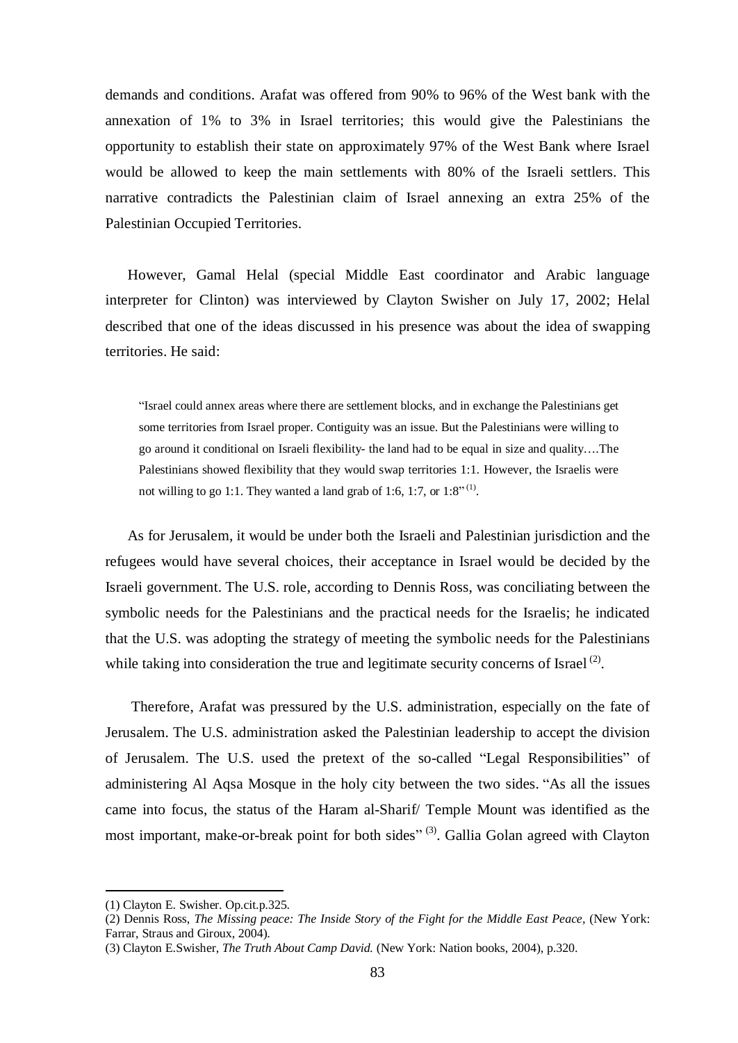demands and conditions. Arafat was offered from 90% to 96% of the West bank with the annexation of 1% to 3% in Israel territories; this would give the Palestinians the opportunity to establish their state on approximately 97% of the West Bank where Israel would be allowed to keep the main settlements with 80% of the Israeli settlers. This narrative contradicts the Palestinian claim of Israel annexing an extra 25% of the Palestinian Occupied Territories.

However, Gamal Helal (special Middle East coordinator and Arabic language interpreter for Clinton) was interviewed by Clayton Swisher on July 17, 2002; Helal described that one of the ideas discussed in his presence was about the idea of swapping territories. He said:

> "Israel could annex areas where there are settlement blocks, and in exchange the Palestinians get some territories from Israel proper. Contiguity was an issue. But the Palestinians were willing to go around it conditional on Israeli flexibility- the land had to be equal in size and quality….The Palestinians showed flexibility that they would swap territories 1:1. However, the Israelis were not willing to go 1:1. They wanted a land grab of 1:6, 1:7, or 1:8" (1).

As for Jerusalem, it would be under both the Israeli and Palestinian jurisdiction and the refugees would have several choices, their acceptance in Israel would be decided by the Israeli government. The U.S. role, according to Dennis Ross, was conciliating between the symbolic needs for the Palestinians and the practical needs for the Israelis; he indicated that the U.S. was adopting the strategy of meeting the symbolic needs for the Palestinians while taking into consideration the true and legitimate security concerns of Israel (2).

Therefore, Arafat was pressured by the U.S. administration, especially on the fate of Jerusalem. The U.S. administration asked the Palestinian leadership to accept the division of Jerusalem. The U.S. used the pretext of the so-called "Legal Responsibilities" of administering Al Aqsa Mosque in the holy city between the two sides. "As all the issues came into focus, the status of the Haram al-Sharif/ Temple Mount was identified as the most important, make-or-break point for both sides" (3). Gallia Golan agreed with Clayton

---

(1) Clayton E. Swisher. Op.cit.p.325.

(2) Dennis Ross, *The Missing peace: The Inside Story of the Fight for the Middle East Peace*, (New York: Farrar, Straus and Giroux, 2004).

(3) Clayton E.Swisher, *The Truth About Camp David.* (New York: Nation books, 2004), p.320.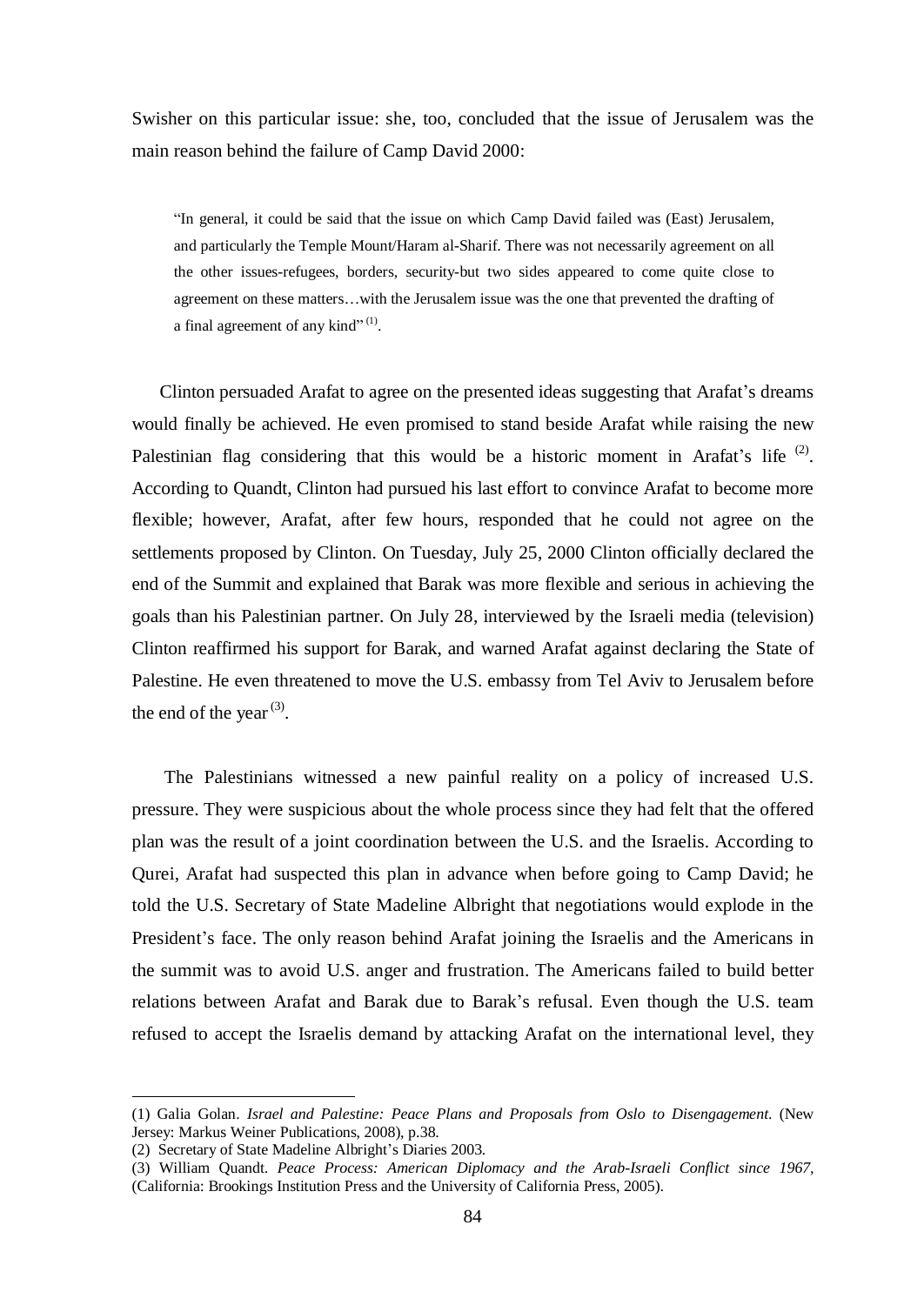Swisher on this particular issue: she, too, concluded that the issue of Jerusalem was the main reason behind the failure of Camp David 2000:

> "In general, it could be said that the issue on which Camp David failed was (East) Jerusalem, and particularly the Temple Mount/Haram al-Sharif. There was not necessarily agreement on all the other issues-refugees, borders, security-but two sides appeared to come quite close to agreement on these matters…with the Jerusalem issue was the one that prevented the drafting of a final agreement of any kind" (1).

Clinton persuaded Arafat to agree on the presented ideas suggesting that Arafat's dreams would finally be achieved. He even promised to stand beside Arafat while raising the new Palestinian flag considering that this would be a historic moment in Arafat's life (2). According to Quandt, Clinton had pursued his last effort to convince Arafat to become more flexible; however, Arafat, after few hours, responded that he could not agree on the settlements proposed by Clinton. On Tuesday, July 25, 2000 Clinton officially declared the end of the Summit and explained that Barak was more flexible and serious in achieving the goals than his Palestinian partner. On July 28, interviewed by the Israeli media (television) Clinton reaffirmed his support for Barak, and warned Arafat against declaring the State of Palestine. He even threatened to move the U.S. embassy from Tel Aviv to Jerusalem before the end of the year (3).

The Palestinians witnessed a new painful reality on a policy of increased U.S. pressure. They were suspicious about the whole process since they had felt that the offered plan was the result of a joint coordination between the U.S. and the Israelis. According to Qurei, Arafat had suspected this plan in advance when before going to Camp David; he told the U.S. Secretary of State Madeline Albright that negotiations would explode in the President's face. The only reason behind Arafat joining the Israelis and the Americans in the summit was to avoid U.S. anger and frustration. The Americans failed to build better relations between Arafat and Barak due to Barak's refusal. Even though the U.S. team refused to accept the Israelis demand by attacking Arafat on the international level, they

---

(1) Galia Golan. *Israel and Palestine: Peace Plans and Proposals from Oslo to Disengagement*. (New Jersey: Markus Weiner Publications, 2008), p.38.

(2) Secretary of State Madeline Albright's Diaries 2003.

(3) William Quandt. *Peace Process: American Diplomacy and the Arab-Israeli Conflict since 1967*, (California: Brookings Institution Press and the University of California Press, 2005).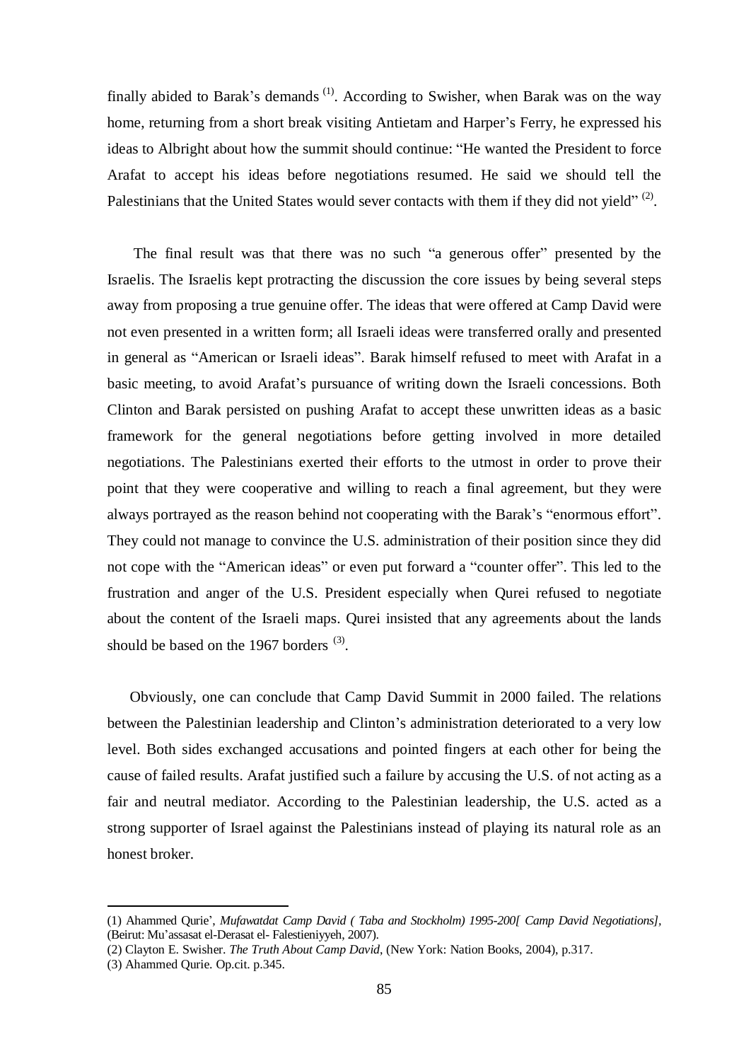finally abided to Barak's demands [1]. According to Swisher, when Barak was on the way home, returning from a short break visiting Antietam and Harper's Ferry, he expressed his ideas to Albright about how the summit should continue: "He wanted the President to force Arafat to accept his ideas before negotiations resumed. He said we should tell the Palestinians that the United States would sever contacts with them if they did not yield" [2].

The final result was that there was no such "a generous offer" presented by the Israelis. The Israelis kept protracting the discussion the core issues by being several steps away from proposing a true genuine offer. The ideas that were offered at Camp David were not even presented in a written form; all Israeli ideas were transferred orally and presented in general as "American or Israeli ideas". Barak himself refused to meet with Arafat in a basic meeting, to avoid Arafat's pursuance of writing down the Israeli concessions. Both Clinton and Barak persisted on pushing Arafat to accept these unwritten ideas as a basic framework for the general negotiations before getting involved in more detailed negotiations. The Palestinians exerted their efforts to the utmost in order to prove their point that they were cooperative and willing to reach a final agreement, but they were always portrayed as the reason behind not cooperating with the Barak's "enormous effort". They could not manage to convince the U.S. administration of their position since they did not cope with the "American ideas" or even put forward a "counter offer". This led to the frustration and anger of the U.S. President especially when Qurei refused to negotiate about the content of the Israeli maps. Qurei insisted that any agreements about the lands should be based on the 1967 borders [3].

Obviously, one can conclude that Camp David Summit in 2000 failed. The relations between the Palestinian leadership and Clinton's administration deteriorated to a very low level. Both sides exchanged accusations and pointed fingers at each other for being the cause of failed results. Arafat justified such a failure by accusing the U.S. of not acting as a fair and neutral mediator. According to the Palestinian leadership, the U.S. acted as a strong supporter of Israel against the Palestinians instead of playing its natural role as an honest broker.

---

(1) Ahammed Qurie', *Mufawatdat Camp David ( Taba and Stockholm) 1995-200[ Camp David Negotiations],* (Beirut: Mu'assasat el-Derasat el- Falestieniyyeh, 2007).

(2) Clayton E. Swisher. *The Truth About Camp David*, (New York: Nation Books, 2004), p.317.

(3) Ahammed Qurie. Op.cit. p.345.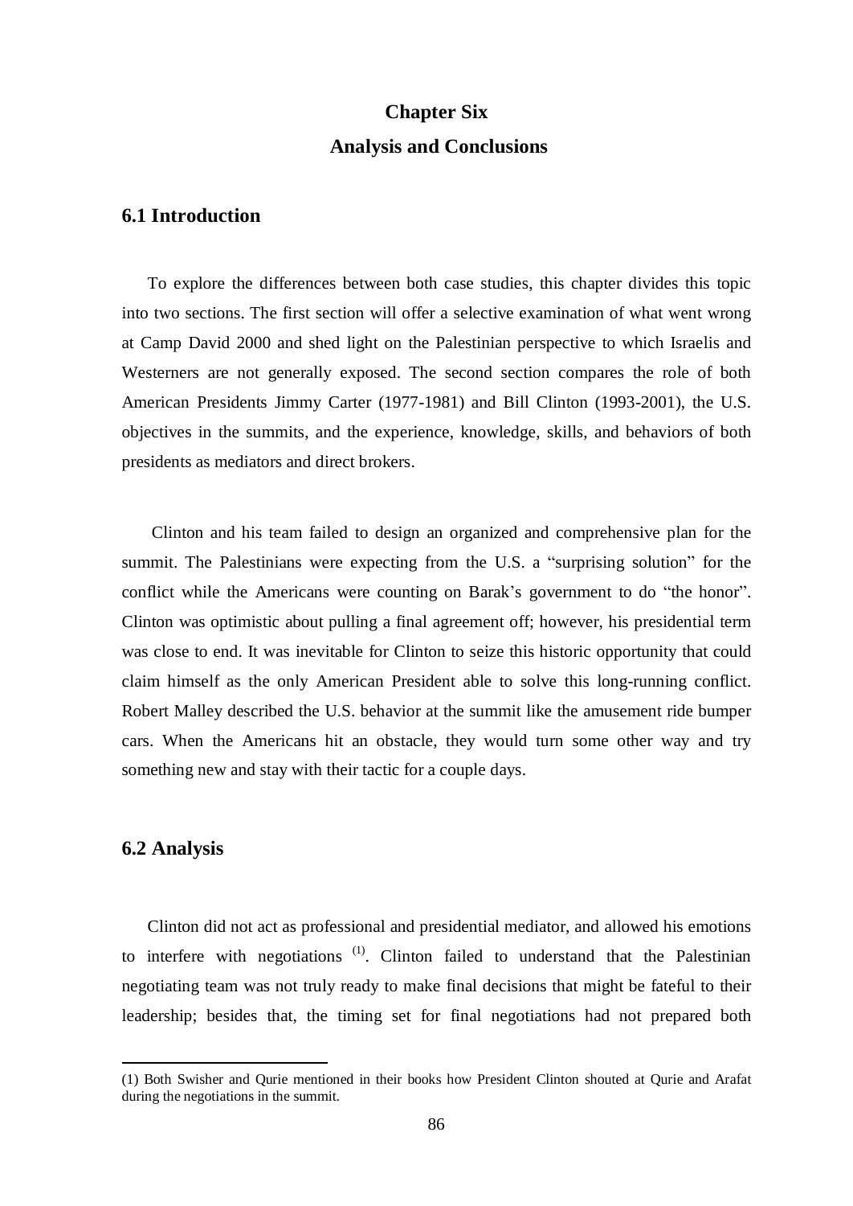# Chapter Six

# Analysis and Conclusions

## 6.1 Introduction

To explore the differences between both case studies, this chapter divides this topic into two sections. The first section will offer a selective examination of what went wrong at Camp David 2000 and shed light on the Palestinian perspective to which Israelis and Westerners are not generally exposed. The second section compares the role of both American Presidents Jimmy Carter (1977-1981) and Bill Clinton (1993-2001), the U.S. objectives in the summits, and the experience, knowledge, skills, and behaviors of both presidents as mediators and direct brokers.

Clinton and his team failed to design an organized and comprehensive plan for the summit. The Palestinians were expecting from the U.S. a "surprising solution" for the conflict while the Americans were counting on Barak's government to do "the honor". Clinton was optimistic about pulling a final agreement off; however, his presidential term was close to end. It was inevitable for Clinton to seize this historic opportunity that could claim himself as the only American President able to solve this long-running conflict. Robert Malley described the U.S. behavior at the summit like the amusement ride bumper cars. When the Americans hit an obstacle, they would turn some other way and try something new and stay with their tactic for a couple days.

## 6.2 Analysis

Clinton did not act as professional and presidential mediator, and allowed his emotions to interfere with negotiations [(1)]. Clinton failed to understand that the Palestinian negotiating team was not truly ready to make final decisions that might be fateful to their leadership; besides that, the timing set for final negotiations had not prepared both

(1) Both Swisher and Qurie mentioned in their books how President Clinton shouted at Qurie and Arafat during the negotiations in the summit.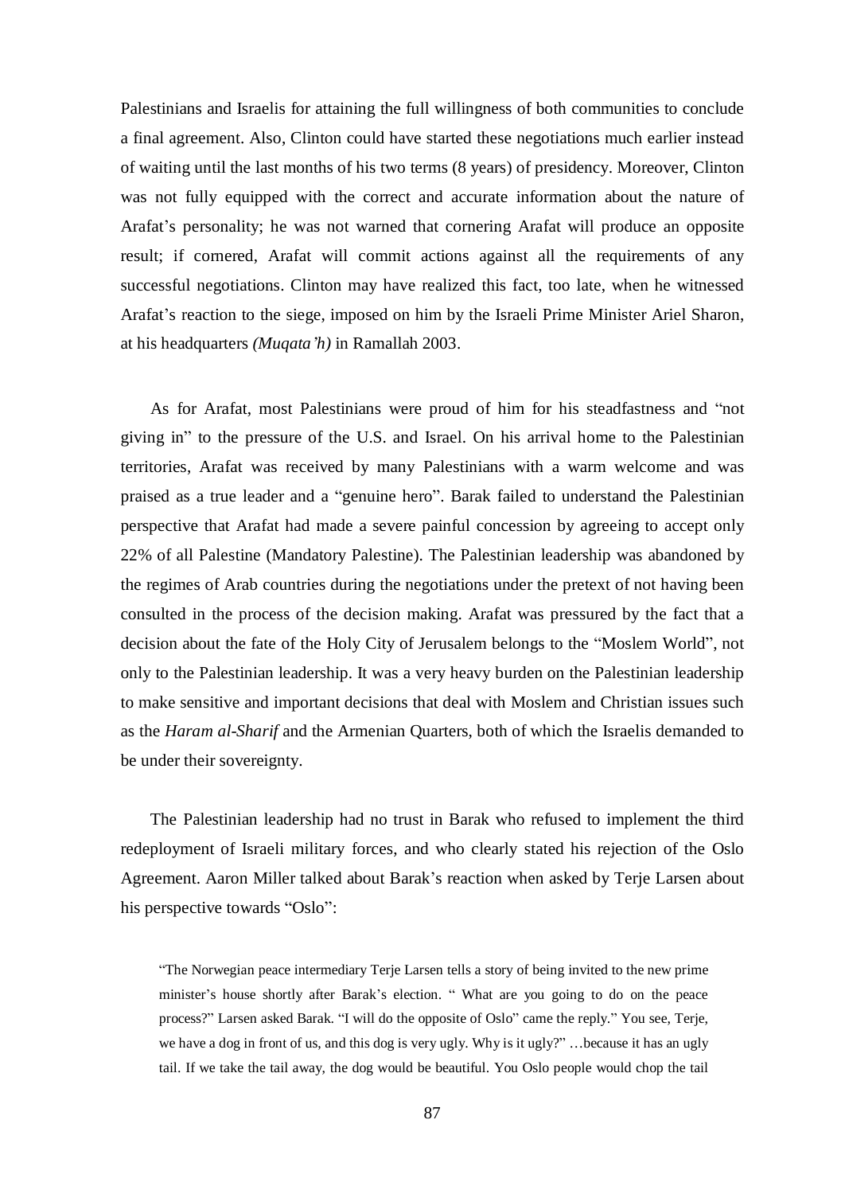Palestinians and Israelis for attaining the full willingness of both communities to conclude a final agreement. Also, Clinton could have started these negotiations much earlier instead of waiting until the last months of his two terms (8 years) of presidency. Moreover, Clinton was not fully equipped with the correct and accurate information about the nature of Arafat's personality; he was not warned that cornering Arafat will produce an opposite result; if cornered, Arafat will commit actions against all the requirements of any successful negotiations. Clinton may have realized this fact, too late, when he witnessed Arafat's reaction to the siege, imposed on him by the Israeli Prime Minister Ariel Sharon, at his headquarters *(Muqata'h)* in Ramallah 2003.

As for Arafat, most Palestinians were proud of him for his steadfastness and "not giving in" to the pressure of the U.S. and Israel. On his arrival home to the Palestinian territories, Arafat was received by many Palestinians with a warm welcome and was praised as a true leader and a "genuine hero". Barak failed to understand the Palestinian perspective that Arafat had made a severe painful concession by agreeing to accept only 22% of all Palestine (Mandatory Palestine). The Palestinian leadership was abandoned by the regimes of Arab countries during the negotiations under the pretext of not having been consulted in the process of the decision making. Arafat was pressured by the fact that a decision about the fate of the Holy City of Jerusalem belongs to the "Moslem World", not only to the Palestinian leadership. It was a very heavy burden on the Palestinian leadership to make sensitive and important decisions that deal with Moslem and Christian issues such as the *Haram al-Sharif* and the Armenian Quarters, both of which the Israelis demanded to be under their sovereignty.

The Palestinian leadership had no trust in Barak who refused to implement the third redeployment of Israeli military forces, and who clearly stated his rejection of the Oslo Agreement. Aaron Miller talked about Barak's reaction when asked by Terje Larsen about his perspective towards "Oslo":

> "The Norwegian peace intermediary Terje Larsen tells a story of being invited to the new prime minister's house shortly after Barak's election. " What are you going to do on the peace process?" Larsen asked Barak. "I will do the opposite of Oslo" came the reply." You see, Terje, we have a dog in front of us, and this dog is very ugly. Why is it ugly?" …because it has an ugly tail. If we take the tail away, the dog would be beautiful. You Oslo people would chop the tail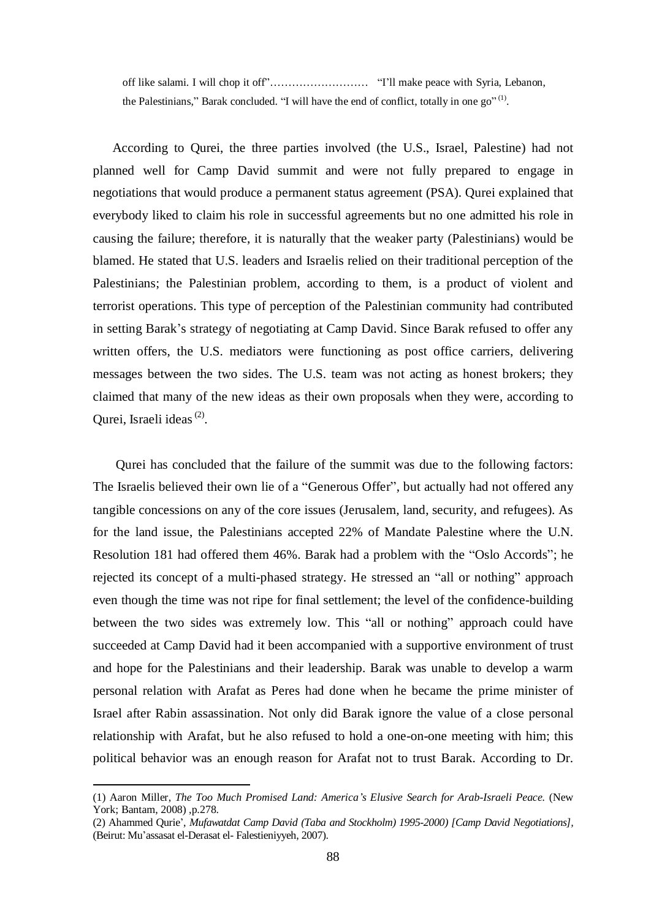> off like salami. I will chop it off"……………………… "I'll make peace with Syria, Lebanon, the Palestinians," Barak concluded. "I will have the end of conflict, totally in one go" (1).

According to Qurei, the three parties involved (the U.S., Israel, Palestine) had not planned well for Camp David summit and were not fully prepared to engage in negotiations that would produce a permanent status agreement (PSA). Qurei explained that everybody liked to claim his role in successful agreements but no one admitted his role in causing the failure; therefore, it is naturally that the weaker party (Palestinians) would be blamed. He stated that U.S. leaders and Israelis relied on their traditional perception of the Palestinians; the Palestinian problem, according to them, is a product of violent and terrorist operations. This type of perception of the Palestinian community had contributed in setting Barak's strategy of negotiating at Camp David. Since Barak refused to offer any written offers, the U.S. mediators were functioning as post office carriers, delivering messages between the two sides. The U.S. team was not acting as honest brokers; they claimed that many of the new ideas as their own proposals when they were, according to Qurei, Israeli ideas (2).

Qurei has concluded that the failure of the summit was due to the following factors: The Israelis believed their own lie of a "Generous Offer", but actually had not offered any tangible concessions on any of the core issues (Jerusalem, land, security, and refugees). As for the land issue, the Palestinians accepted 22% of Mandate Palestine where the U.N. Resolution 181 had offered them 46%. Barak had a problem with the "Oslo Accords"; he rejected its concept of a multi-phased strategy. He stressed an "all or nothing" approach even though the time was not ripe for final settlement; the level of the confidence-building between the two sides was extremely low. This "all or nothing" approach could have succeeded at Camp David had it been accompanied with a supportive environment of trust and hope for the Palestinians and their leadership. Barak was unable to develop a warm personal relation with Arafat as Peres had done when he became the prime minister of Israel after Rabin assassination. Not only did Barak ignore the value of a close personal relationship with Arafat, but he also refused to hold a one-on-one meeting with him; this political behavior was an enough reason for Arafat not to trust Barak. According to Dr.

---

(1) Aaron Miller, *The Too Much Promised Land: America's Elusive Search for Arab-Israeli Peace.* (New York; Bantam, 2008) ,p.278.

(2) Ahammed Qurie', *Mufawatdat Camp David (Taba and Stockholm) 1995-2000) [Camp David Negotiations],* (Beirut: Mu'assasat el-Derasat el- Falestieniyyeh, 2007).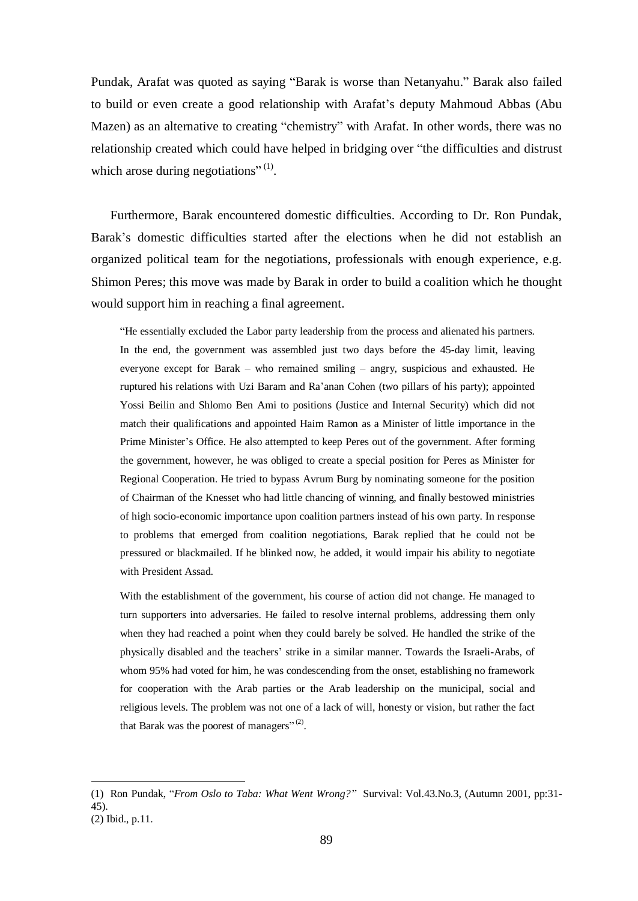Pundak, Arafat was quoted as saying "Barak is worse than Netanyahu." Barak also failed to build or even create a good relationship with Arafat's deputy Mahmoud Abbas (Abu Mazen) as an alternative to creating "chemistry" with Arafat. In other words, there was no relationship created which could have helped in bridging over "the difficulties and distrust which arose during negotiations" [(1)].

Furthermore, Barak encountered domestic difficulties. According to Dr. Ron Pundak, Barak's domestic difficulties started after the elections when he did not establish an organized political team for the negotiations, professionals with enough experience, e.g. Shimon Peres; this move was made by Barak in order to build a coalition which he thought would support him in reaching a final agreement.

> "He essentially excluded the Labor party leadership from the process and alienated his partners. In the end, the government was assembled just two days before the 45-day limit, leaving everyone except for Barak – who remained smiling – angry, suspicious and exhausted. He ruptured his relations with Uzi Baram and Ra'anan Cohen (two pillars of his party); appointed Yossi Beilin and Shlomo Ben Ami to positions (Justice and Internal Security) which did not match their qualifications and appointed Haim Ramon as a Minister of little importance in the Prime Minister's Office. He also attempted to keep Peres out of the government. After forming the government, however, he was obliged to create a special position for Peres as Minister for Regional Cooperation. He tried to bypass Avrum Burg by nominating someone for the position of Chairman of the Knesset who had little chancing of winning, and finally bestowed ministries of high socio-economic importance upon coalition partners instead of his own party. In response to problems that emerged from coalition negotiations, Barak replied that he could not be pressured or blackmailed. If he blinked now, he added, it would impair his ability to negotiate with President Assad.
>
> With the establishment of the government, his course of action did not change. He managed to turn supporters into adversaries. He failed to resolve internal problems, addressing them only when they had reached a point when they could barely be solved. He handled the strike of the physically disabled and the teachers' strike in a similar manner. Towards the Israeli-Arabs, of whom 95% had voted for him, he was condescending from the onset, establishing no framework for cooperation with the Arab parties or the Arab leadership on the municipal, social and religious levels. The problem was not one of a lack of will, honesty or vision, but rather the fact that Barak was the poorest of managers" [(2)].

---

(1) Ron Pundak, "*From Oslo to Taba: What Went Wrong?*" Survival: Vol.43.No.3, (Autumn 2001, pp:31-45).

(2) Ibid., p.11.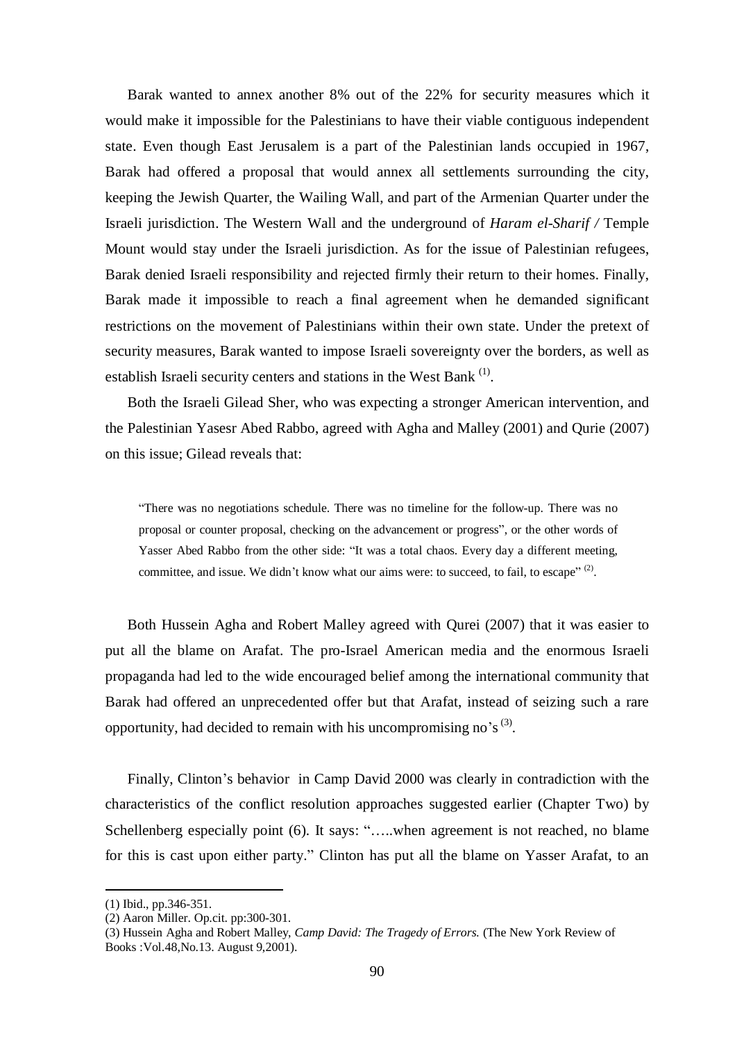Barak wanted to annex another 8% out of the 22% for security measures which it would make it impossible for the Palestinians to have their viable contiguous independent state. Even though East Jerusalem is a part of the Palestinian lands occupied in 1967, Barak had offered a proposal that would annex all settlements surrounding the city, keeping the Jewish Quarter, the Wailing Wall, and part of the Armenian Quarter under the Israeli jurisdiction. The Western Wall and the underground of *Haram el-Sharif /* Temple Mount would stay under the Israeli jurisdiction. As for the issue of Palestinian refugees, Barak denied Israeli responsibility and rejected firmly their return to their homes. Finally, Barak made it impossible to reach a final agreement when he demanded significant restrictions on the movement of Palestinians within their own state. Under the pretext of security measures, Barak wanted to impose Israeli sovereignty over the borders, as well as establish Israeli security centers and stations in the West Bank [(1)].

Both the Israeli Gilead Sher, who was expecting a stronger American intervention, and the Palestinian Yasesr Abed Rabbo, agreed with Agha and Malley (2001) and Qurie (2007) on this issue; Gilead reveals that:

> "There was no negotiations schedule. There was no timeline for the follow-up. There was no proposal or counter proposal, checking on the advancement or progress", or the other words of Yasser Abed Rabbo from the other side: "It was a total chaos. Every day a different meeting, committee, and issue. We didn't know what our aims were: to succeed, to fail, to escape" [(2)].

Both Hussein Agha and Robert Malley agreed with Qurei (2007) that it was easier to put all the blame on Arafat. The pro-Israel American media and the enormous Israeli propaganda had led to the wide encouraged belief among the international community that Barak had offered an unprecedented offer but that Arafat, instead of seizing such a rare opportunity, had decided to remain with his uncompromising no's [(3)].

Finally, Clinton's behavior in Camp David 2000 was clearly in contradiction with the characteristics of the conflict resolution approaches suggested earlier (Chapter Two) by Schellenberg especially point (6). It says: "…..when agreement is not reached, no blame for this is cast upon either party." Clinton has put all the blame on Yasser Arafat, to an

---

(1) Ibid., pp.346-351.

(2) Aaron Miller. Op.cit. pp:300-301.

(3) Hussein Agha and Robert Malley, *Camp David: The Tragedy of Errors.* (The New York Review of Books :Vol.48,No.13. August 9,2001).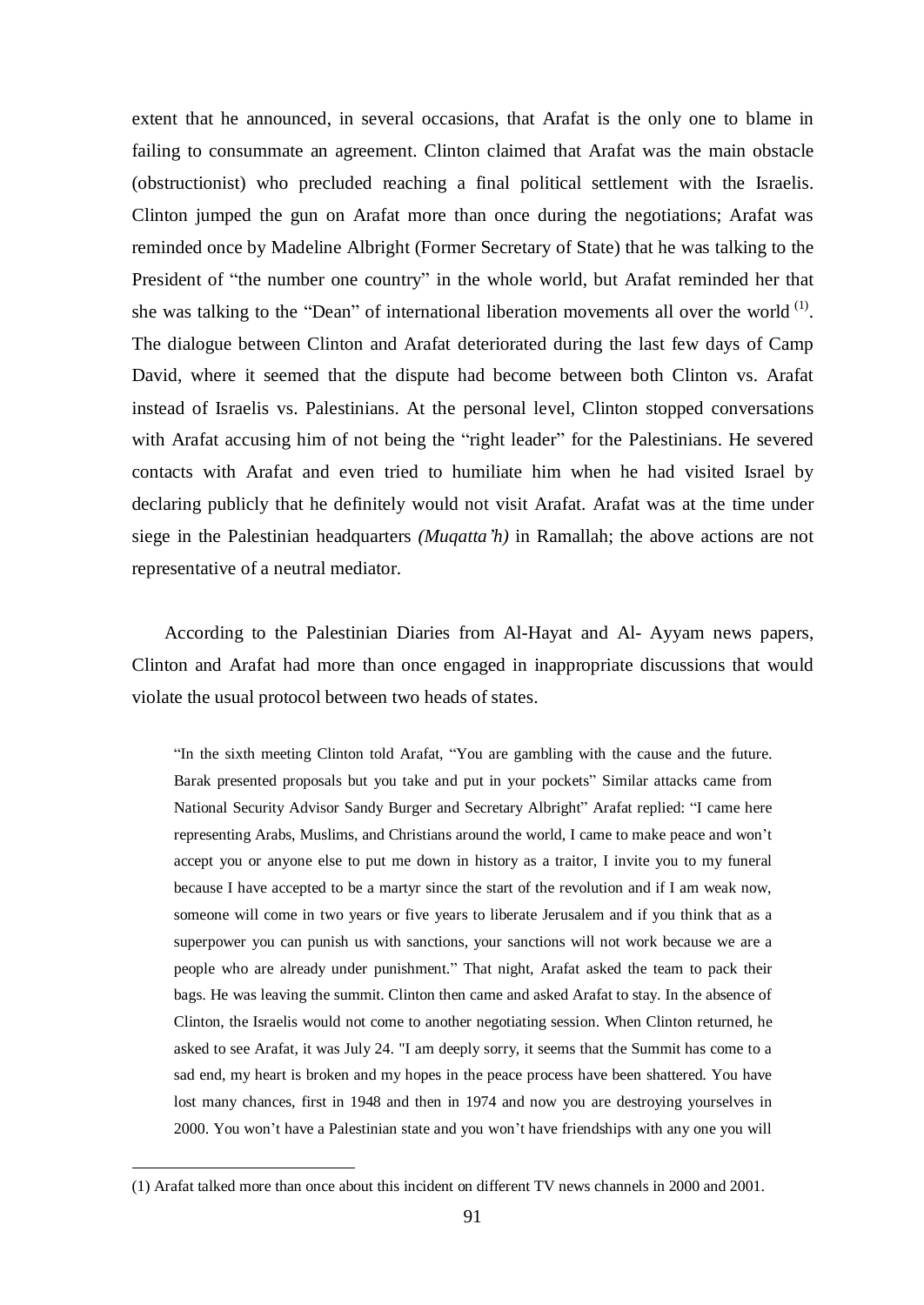extent that he announced, in several occasions, that Arafat is the only one to blame in failing to consummate an agreement. Clinton claimed that Arafat was the main obstacle (obstructionist) who precluded reaching a final political settlement with the Israelis. Clinton jumped the gun on Arafat more than once during the negotiations; Arafat was reminded once by Madeline Albright (Former Secretary of State) that he was talking to the President of "the number one country" in the whole world, but Arafat reminded her that she was talking to the "Dean" of international liberation movements all over the world [(1)]. The dialogue between Clinton and Arafat deteriorated during the last few days of Camp David, where it seemed that the dispute had become between both Clinton vs. Arafat instead of Israelis vs. Palestinians. At the personal level, Clinton stopped conversations with Arafat accusing him of not being the "right leader" for the Palestinians. He severed contacts with Arafat and even tried to humiliate him when he had visited Israel by declaring publicly that he definitely would not visit Arafat. Arafat was at the time under siege in the Palestinian headquarters *(Muqatta'h)* in Ramallah; the above actions are not representative of a neutral mediator.

According to the Palestinian Diaries from Al-Hayat and Al- Ayyam news papers, Clinton and Arafat had more than once engaged in inappropriate discussions that would violate the usual protocol between two heads of states.

> "In the sixth meeting Clinton told Arafat, "You are gambling with the cause and the future. Barak presented proposals but you take and put in your pockets" Similar attacks came from National Security Advisor Sandy Burger and Secretary Albright" Arafat replied: "I came here representing Arabs, Muslims, and Christians around the world, I came to make peace and won't accept you or anyone else to put me down in history as a traitor, I invite you to my funeral because I have accepted to be a martyr since the start of the revolution and if I am weak now, someone will come in two years or five years to liberate Jerusalem and if you think that as a superpower you can punish us with sanctions, your sanctions will not work because we are a people who are already under punishment." That night, Arafat asked the team to pack their bags. He was leaving the summit. Clinton then came and asked Arafat to stay. In the absence of Clinton, the Israelis would not come to another negotiating session. When Clinton returned, he asked to see Arafat, it was July 24. "I am deeply sorry, it seems that the Summit has come to a sad end, my heart is broken and my hopes in the peace process have been shattered. You have lost many chances, first in 1948 and then in 1974 and now you are destroying yourselves in 2000. You won't have a Palestinian state and you won't have friendships with any one you will

(1) Arafat talked more than once about this incident on different TV news channels in 2000 and 2001.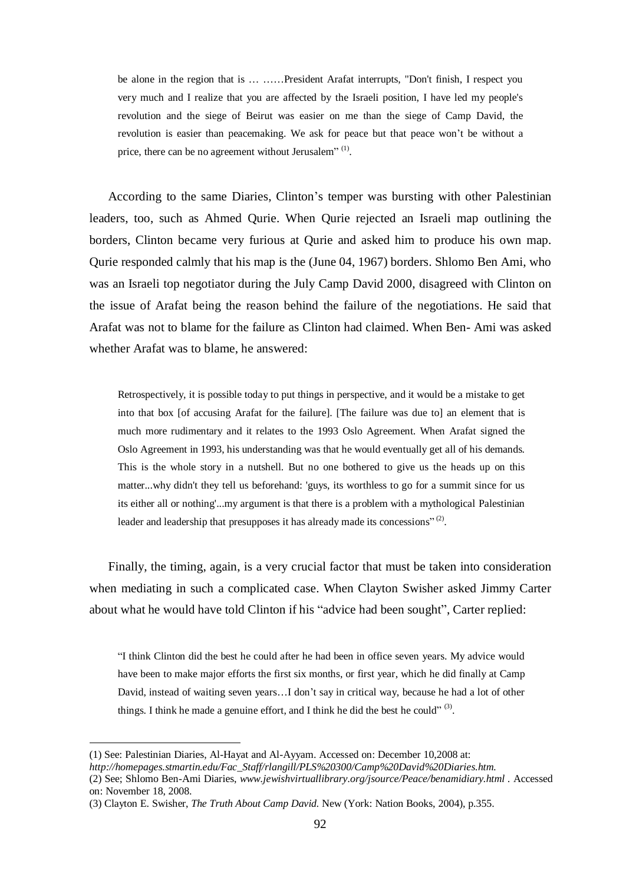> be alone in the region that is … ……President Arafat interrupts, "Don't finish, I respect you very much and I realize that you are affected by the Israeli position, I have led my people's revolution and the siege of Beirut was easier on me than the siege of Camp David, the revolution is easier than peacemaking. We ask for peace but that peace won't be without a price, there can be no agreement without Jerusalem" [(1)].

According to the same Diaries, Clinton's temper was bursting with other Palestinian leaders, too, such as Ahmed Qurie. When Qurie rejected an Israeli map outlining the borders, Clinton became very furious at Qurie and asked him to produce his own map. Qurie responded calmly that his map is the (June 04, 1967) borders. Shlomo Ben Ami, who was an Israeli top negotiator during the July Camp David 2000, disagreed with Clinton on the issue of Arafat being the reason behind the failure of the negotiations. He said that Arafat was not to blame for the failure as Clinton had claimed. When Ben- Ami was asked whether Arafat was to blame, he answered:

> Retrospectively, it is possible today to put things in perspective, and it would be a mistake to get into that box [of accusing Arafat for the failure]. [The failure was due to] an element that is much more rudimentary and it relates to the 1993 Oslo Agreement. When Arafat signed the Oslo Agreement in 1993, his understanding was that he would eventually get all of his demands. This is the whole story in a nutshell. But no one bothered to give us the heads up on this matter...why didn't they tell us beforehand: 'guys, its worthless to go for a summit since for us its either all or nothing'...my argument is that there is a problem with a mythological Palestinian leader and leadership that presupposes it has already made its concessions" [(2)].

Finally, the timing, again, is a very crucial factor that must be taken into consideration when mediating in such a complicated case. When Clayton Swisher asked Jimmy Carter about what he would have told Clinton if his "advice had been sought", Carter replied:

> "I think Clinton did the best he could after he had been in office seven years. My advice would have been to make major efforts the first six months, or first year, which he did finally at Camp David, instead of waiting seven years…I don't say in critical way, because he had a lot of other things. I think he made a genuine effort, and I think he did the best he could" [(3)].

---

(1) See: Palestinian Diaries, Al-Hayat and Al-Ayyam. Accessed on: December 10,2008 at: *http://homepages.stmartin.edu/Fac_Staff/rlangill/PLS%20300/Camp%20David%20Diaries.htm.*

(2) See; Shlomo Ben-Ami Diaries, *www.jewishvirtuallibrary.org/jsource/Peace/benamidiary.html* . Accessed on: November 18, 2008.

(3) Clayton E. Swisher, *The Truth About Camp David.* New (York: Nation Books, 2004), p.355.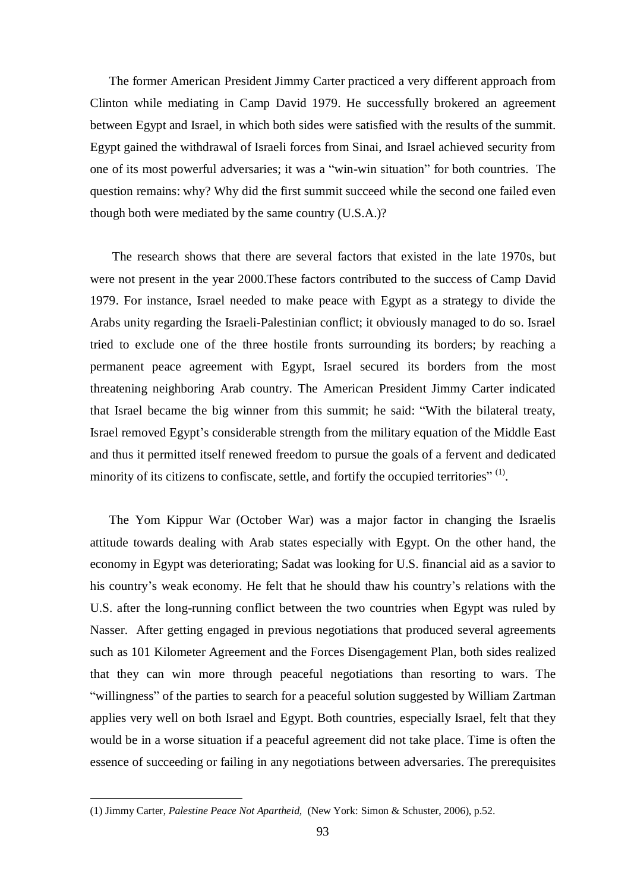The former American President Jimmy Carter practiced a very different approach from Clinton while mediating in Camp David 1979. He successfully brokered an agreement between Egypt and Israel, in which both sides were satisfied with the results of the summit. Egypt gained the withdrawal of Israeli forces from Sinai, and Israel achieved security from one of its most powerful adversaries; it was a "win-win situation" for both countries. The question remains: why? Why did the first summit succeed while the second one failed even though both were mediated by the same country (U.S.A.)?

The research shows that there are several factors that existed in the late 1970s, but were not present in the year 2000.These factors contributed to the success of Camp David 1979. For instance, Israel needed to make peace with Egypt as a strategy to divide the Arabs unity regarding the Israeli-Palestinian conflict; it obviously managed to do so. Israel tried to exclude one of the three hostile fronts surrounding its borders; by reaching a permanent peace agreement with Egypt, Israel secured its borders from the most threatening neighboring Arab country. The American President Jimmy Carter indicated that Israel became the big winner from this summit; he said: "With the bilateral treaty, Israel removed Egypt's considerable strength from the military equation of the Middle East and thus it permitted itself renewed freedom to pursue the goals of a fervent and dedicated minority of its citizens to confiscate, settle, and fortify the occupied territories" [(1)].

The Yom Kippur War (October War) was a major factor in changing the Israelis attitude towards dealing with Arab states especially with Egypt. On the other hand, the economy in Egypt was deteriorating; Sadat was looking for U.S. financial aid as a savior to his country's weak economy. He felt that he should thaw his country's relations with the U.S. after the long-running conflict between the two countries when Egypt was ruled by Nasser. After getting engaged in previous negotiations that produced several agreements such as 101 Kilometer Agreement and the Forces Disengagement Plan, both sides realized that they can win more through peaceful negotiations than resorting to wars. The "willingness" of the parties to search for a peaceful solution suggested by William Zartman applies very well on both Israel and Egypt. Both countries, especially Israel, felt that they would be in a worse situation if a peaceful agreement did not take place. Time is often the essence of succeeding or failing in any negotiations between adversaries. The prerequisites

---

(1) Jimmy Carter, *Palestine Peace Not Apartheid*, (New York: Simon & Schuster, 2006), p.52.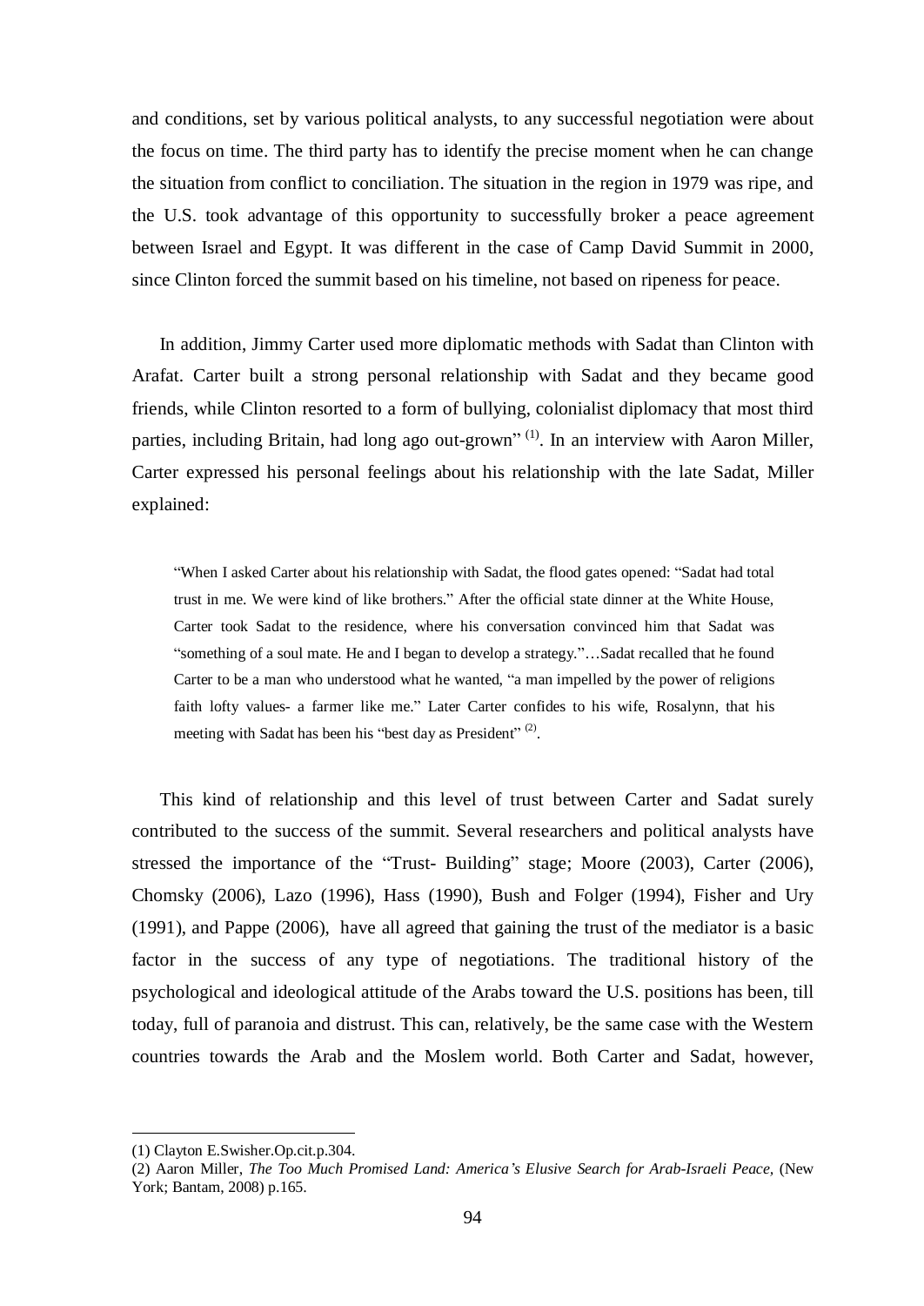and conditions, set by various political analysts, to any successful negotiation were about the focus on time. The third party has to identify the precise moment when he can change the situation from conflict to conciliation. The situation in the region in 1979 was ripe, and the U.S. took advantage of this opportunity to successfully broker a peace agreement between Israel and Egypt. It was different in the case of Camp David Summit in 2000, since Clinton forced the summit based on his timeline, not based on ripeness for peace.

In addition, Jimmy Carter used more diplomatic methods with Sadat than Clinton with Arafat. Carter built a strong personal relationship with Sadat and they became good friends, while Clinton resorted to a form of bullying, colonialist diplomacy that most third parties, including Britain, had long ago out-grown" [(1)]. In an interview with Aaron Miller, Carter expressed his personal feelings about his relationship with the late Sadat, Miller explained:

> "When I asked Carter about his relationship with Sadat, the flood gates opened: "Sadat had total trust in me. We were kind of like brothers." After the official state dinner at the White House, Carter took Sadat to the residence, where his conversation convinced him that Sadat was "something of a soul mate. He and I began to develop a strategy."…Sadat recalled that he found Carter to be a man who understood what he wanted, "a man impelled by the power of religions faith lofty values- a farmer like me." Later Carter confides to his wife, Rosalynn, that his meeting with Sadat has been his "best day as President" [(2)].

This kind of relationship and this level of trust between Carter and Sadat surely contributed to the success of the summit. Several researchers and political analysts have stressed the importance of the "Trust- Building" stage; Moore (2003), Carter (2006), Chomsky (2006), Lazo (1996), Hass (1990), Bush and Folger (1994), Fisher and Ury (1991), and Pappe (2006), have all agreed that gaining the trust of the mediator is a basic factor in the success of any type of negotiations. The traditional history of the psychological and ideological attitude of the Arabs toward the U.S. positions has been, till today, full of paranoia and distrust. This can, relatively, be the same case with the Western countries towards the Arab and the Moslem world. Both Carter and Sadat, however,

---

(1) Clayton E.Swisher.Op.cit.p.304.

(2) Aaron Miller, *The Too Much Promised Land: America's Elusive Search for Arab-Israeli Peace*, (New York; Bantam, 2008) p.165.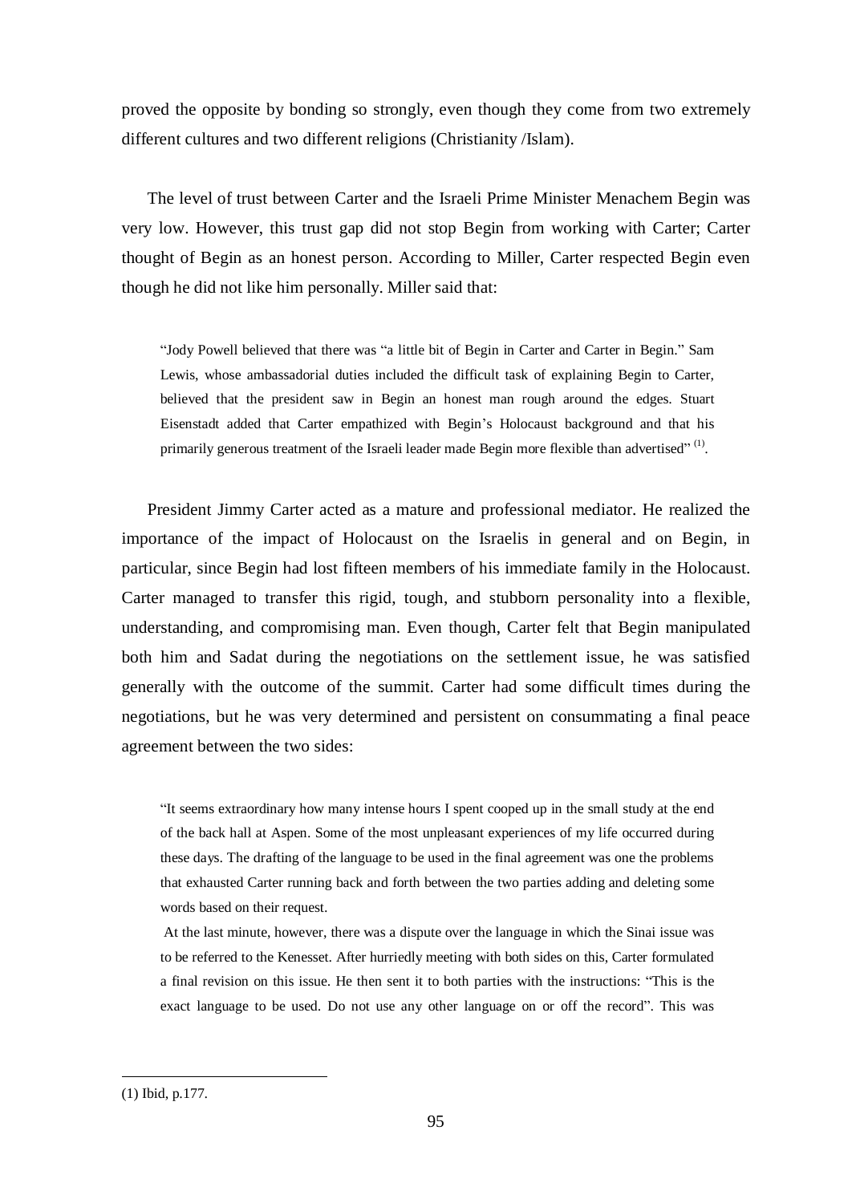proved the opposite by bonding so strongly, even though they come from two extremely different cultures and two different religions (Christianity /Islam).

The level of trust between Carter and the Israeli Prime Minister Menachem Begin was very low. However, this trust gap did not stop Begin from working with Carter; Carter thought of Begin as an honest person. According to Miller, Carter respected Begin even though he did not like him personally. Miller said that:

> "Jody Powell believed that there was "a little bit of Begin in Carter and Carter in Begin." Sam Lewis, whose ambassadorial duties included the difficult task of explaining Begin to Carter, believed that the president saw in Begin an honest man rough around the edges. Stuart Eisenstadt added that Carter empathized with Begin's Holocaust background and that his primarily generous treatment of the Israeli leader made Begin more flexible than advertised" (1).

President Jimmy Carter acted as a mature and professional mediator. He realized the importance of the impact of Holocaust on the Israelis in general and on Begin, in particular, since Begin had lost fifteen members of his immediate family in the Holocaust. Carter managed to transfer this rigid, tough, and stubborn personality into a flexible, understanding, and compromising man. Even though, Carter felt that Begin manipulated both him and Sadat during the negotiations on the settlement issue, he was satisfied generally with the outcome of the summit. Carter had some difficult times during the negotiations, but he was very determined and persistent on consummating a final peace agreement between the two sides:

> "It seems extraordinary how many intense hours I spent cooped up in the small study at the end of the back hall at Aspen. Some of the most unpleasant experiences of my life occurred during these days. The drafting of the language to be used in the final agreement was one the problems that exhausted Carter running back and forth between the two parties adding and deleting some words based on their request.
>
> At the last minute, however, there was a dispute over the language in which the Sinai issue was to be referred to the Kenesset. After hurriedly meeting with both sides on this, Carter formulated a final revision on this issue. He then sent it to both parties with the instructions: "This is the exact language to be used. Do not use any other language on or off the record". This was

---

(1) Ibid, p.177.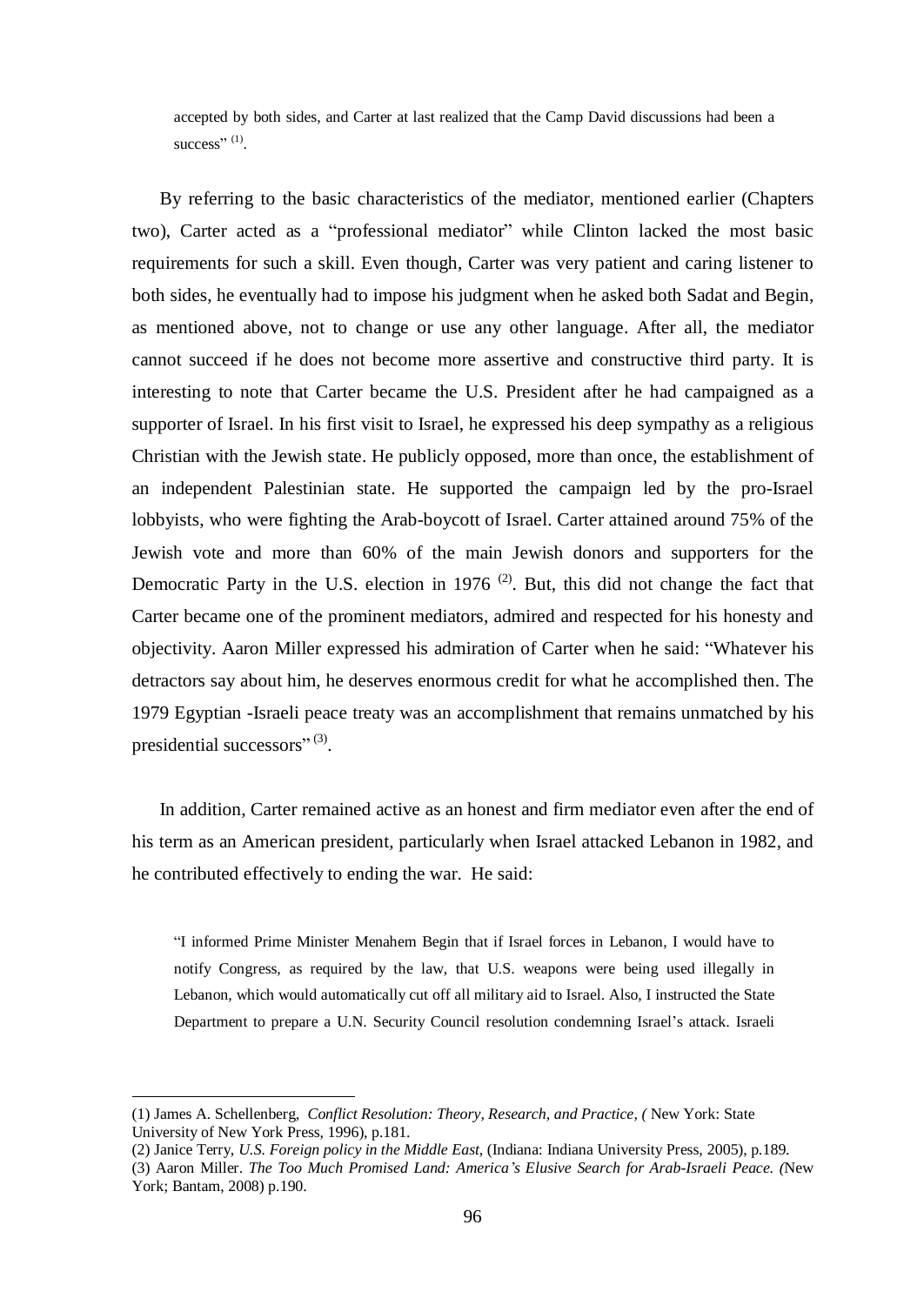> accepted by both sides, and Carter at last realized that the Camp David discussions had been a success" [1].

By referring to the basic characteristics of the mediator, mentioned earlier (Chapters two), Carter acted as a "professional mediator" while Clinton lacked the most basic requirements for such a skill. Even though, Carter was very patient and caring listener to both sides, he eventually had to impose his judgment when he asked both Sadat and Begin, as mentioned above, not to change or use any other language. After all, the mediator cannot succeed if he does not become more assertive and constructive third party. It is interesting to note that Carter became the U.S. President after he had campaigned as a supporter of Israel. In his first visit to Israel, he expressed his deep sympathy as a religious Christian with the Jewish state. He publicly opposed, more than once, the establishment of an independent Palestinian state. He supported the campaign led by the pro-Israel lobbyists, who were fighting the Arab-boycott of Israel. Carter attained around 75% of the Jewish vote and more than 60% of the main Jewish donors and supporters for the Democratic Party in the U.S. election in 1976 [2]. But, this did not change the fact that Carter became one of the prominent mediators, admired and respected for his honesty and objectivity. Aaron Miller expressed his admiration of Carter when he said: "Whatever his detractors say about him, he deserves enormous credit for what he accomplished then. The 1979 Egyptian -Israeli peace treaty was an accomplishment that remains unmatched by his presidential successors" [3].

In addition, Carter remained active as an honest and firm mediator even after the end of his term as an American president, particularly when Israel attacked Lebanon in 1982, and he contributed effectively to ending the war. He said:

> "I informed Prime Minister Menahem Begin that if Israel forces in Lebanon, I would have to notify Congress, as required by the law, that U.S. weapons were being used illegally in Lebanon, which would automatically cut off all military aid to Israel. Also, I instructed the State Department to prepare a U.N. Security Council resolution condemning Israel's attack. Israeli

---

(1) James A. Schellenberg, *Conflict Resolution: Theory, Research, and Practice, (* New York: State University of New York Press, 1996), p.181.

(2) Janice Terry, *U.S. Foreign policy in the Middle East,* (Indiana: Indiana University Press, 2005), p.189.

(3) Aaron Miller. *The Too Much Promised Land: America's Elusive Search for Arab-Israeli Peace. (*New York; Bantam, 2008) p.190.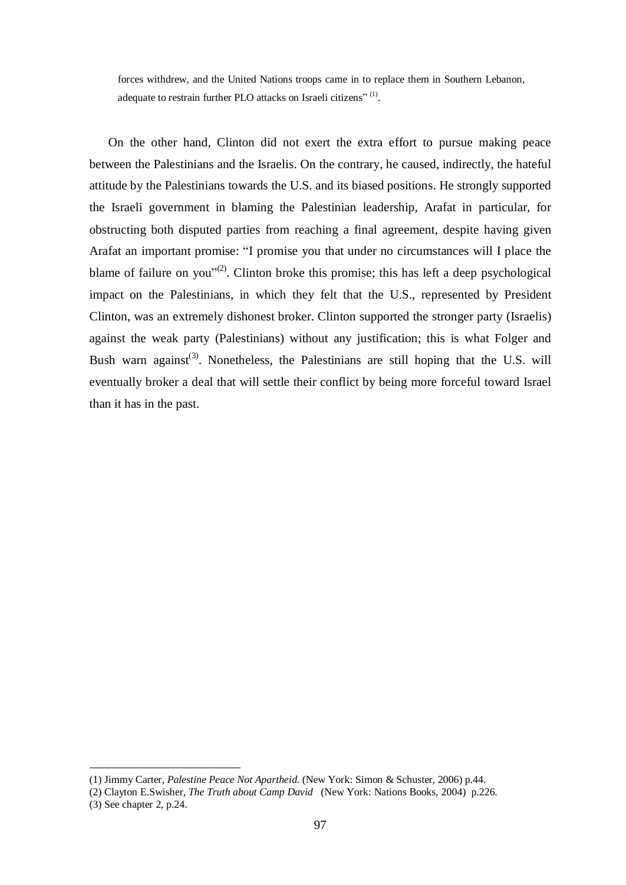forces withdrew, and the United Nations troops came in to replace them in Southern Lebanon, adequate to restrain further PLO attacks on Israeli citizens" [1].

On the other hand, Clinton did not exert the extra effort to pursue making peace between the Palestinians and the Israelis. On the contrary, he caused, indirectly, the hateful attitude by the Palestinians towards the U.S. and its biased positions. He strongly supported the Israeli government in blaming the Palestinian leadership, Arafat in particular, for obstructing both disputed parties from reaching a final agreement, despite having given Arafat an important promise: "I promise you that under no circumstances will I place the blame of failure on you"[2]. Clinton broke this promise; this has left a deep psychological impact on the Palestinians, in which they felt that the U.S., represented by President Clinton, was an extremely dishonest broker. Clinton supported the stronger party (Israelis) against the weak party (Palestinians) without any justification; this is what Folger and Bush warn against[3]. Nonetheless, the Palestinians are still hoping that the U.S. will eventually broker a deal that will settle their conflict by being more forceful toward Israel than it has in the past.

---

(1) Jimmy Carter, *Palestine Peace Not Apartheid.* (New York: Simon & Schuster, 2006) p.44.

(2) Clayton E.Swisher, *The Truth about Camp David* (New York: Nations Books, 2004) p.226.

(3) See chapter 2, p.24.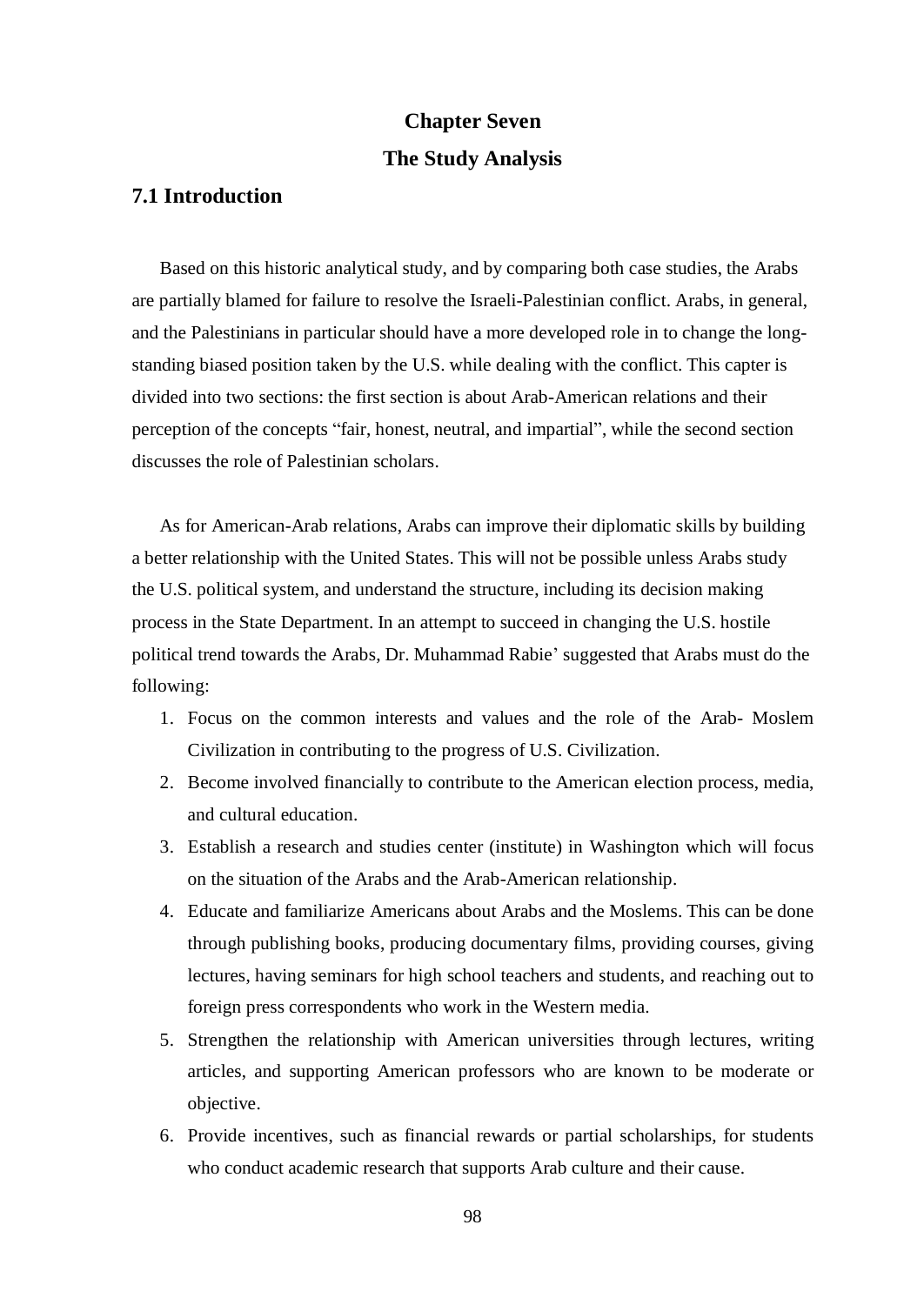# Chapter Seven

# The Study Analysis

## 7.1 Introduction

Based on this historic analytical study, and by comparing both case studies, the Arabs are partially blamed for failure to resolve the Israeli-Palestinian conflict. Arabs, in general, and the Palestinians in particular should have a more developed role in to change the long-standing biased position taken by the U.S. while dealing with the conflict. This capter is divided into two sections: the first section is about Arab-American relations and their perception of the concepts "fair, honest, neutral, and impartial", while the second section discusses the role of Palestinian scholars.

As for American-Arab relations, Arabs can improve their diplomatic skills by building a better relationship with the United States. This will not be possible unless Arabs study the U.S. political system, and understand the structure, including its decision making process in the State Department. In an attempt to succeed in changing the U.S. hostile political trend towards the Arabs, Dr. Muhammad Rabie' suggested that Arabs must do the following:

1. Focus on the common interests and values and the role of the Arab- Moslem Civilization in contributing to the progress of U.S. Civilization.
2. Become involved financially to contribute to the American election process, media, and cultural education.
3. Establish a research and studies center (institute) in Washington which will focus on the situation of the Arabs and the Arab-American relationship.
4. Educate and familiarize Americans about Arabs and the Moslems. This can be done through publishing books, producing documentary films, providing courses, giving lectures, having seminars for high school teachers and students, and reaching out to foreign press correspondents who work in the Western media.
5. Strengthen the relationship with American universities through lectures, writing articles, and supporting American professors who are known to be moderate or objective.
6. Provide incentives, such as financial rewards or partial scholarships, for students who conduct academic research that supports Arab culture and their cause.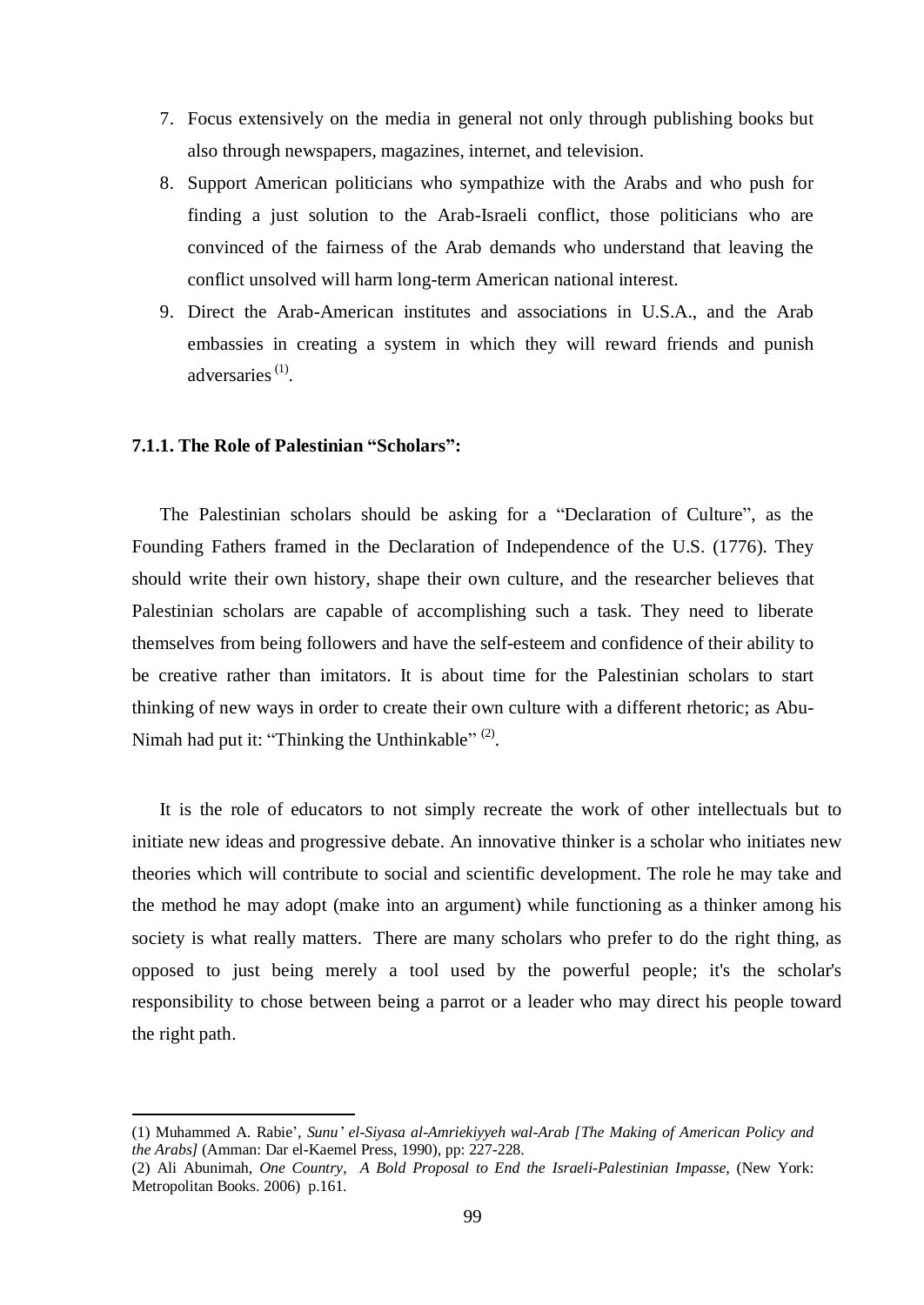7. Focus extensively on the media in general not only through publishing books but also through newspapers, magazines, internet, and television.
8. Support American politicians who sympathize with the Arabs and who push for finding a just solution to the Arab-Israeli conflict, those politicians who are convinced of the fairness of the Arab demands who understand that leaving the conflict unsolved will harm long-term American national interest.
9. Direct the Arab-American institutes and associations in U.S.A., and the Arab embassies in creating a system in which they will reward friends and punish adversaries [(1)].

### 7.1.1. The Role of Palestinian "Scholars":

The Palestinian scholars should be asking for a "Declaration of Culture", as the Founding Fathers framed in the Declaration of Independence of the U.S. (1776). They should write their own history, shape their own culture, and the researcher believes that Palestinian scholars are capable of accomplishing such a task. They need to liberate themselves from being followers and have the self-esteem and confidence of their ability to be creative rather than imitators. It is about time for the Palestinian scholars to start thinking of new ways in order to create their own culture with a different rhetoric; as Abu-Nimah had put it: "Thinking the Unthinkable" [(2)].

It is the role of educators to not simply recreate the work of other intellectuals but to initiate new ideas and progressive debate. An innovative thinker is a scholar who initiates new theories which will contribute to social and scientific development. The role he may take and the method he may adopt (make into an argument) while functioning as a thinker among his society is what really matters. There are many scholars who prefer to do the right thing, as opposed to just being merely a tool used by the powerful people; it's the scholar's responsibility to chose between being a parrot or a leader who may direct his people toward the right path.

---

(1) Muhammed A. Rabie', *Sunu' el-Siyasa al-Amriekiyyeh wal-Arab [The Making of American Policy and the Arabs]* (Amman: Dar el-Kaemel Press, 1990), pp: 227-228.

(2) Ali Abunimah, *One Country, A Bold Proposal to End the Israeli-Palestinian Impasse*, (New York: Metropolitan Books. 2006) p.161.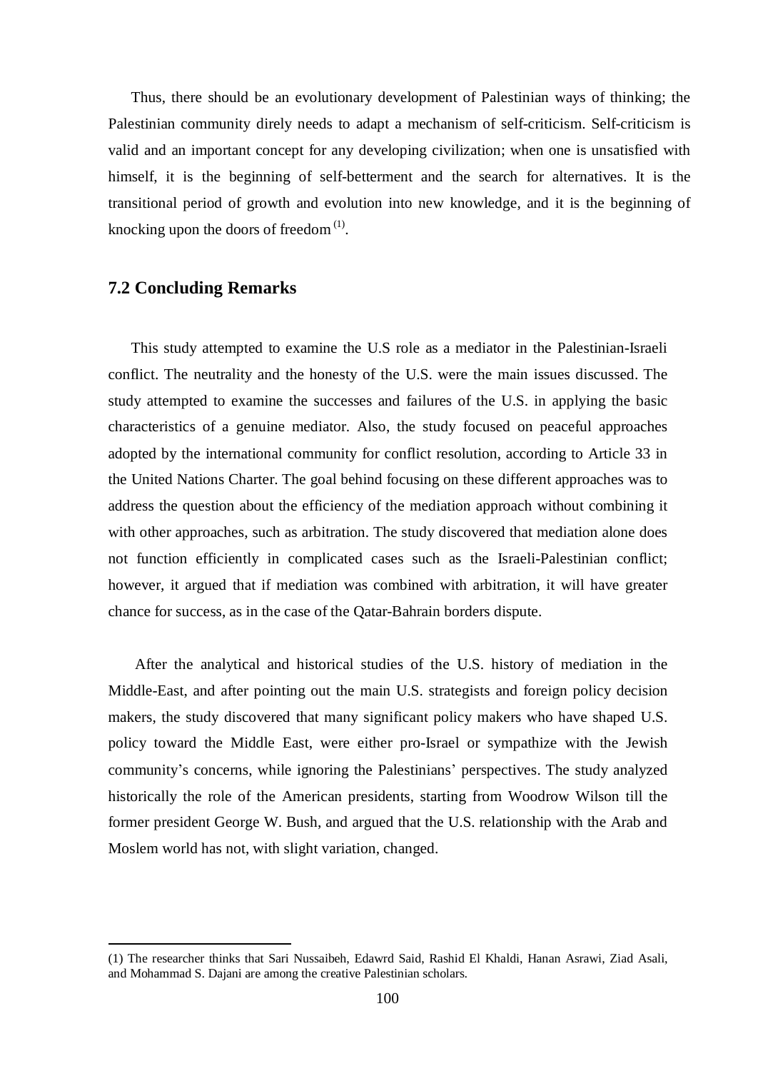Thus, there should be an evolutionary development of Palestinian ways of thinking; the Palestinian community direly needs to adapt a mechanism of self-criticism. Self-criticism is valid and an important concept for any developing civilization; when one is unsatisfied with himself, it is the beginning of self-betterment and the search for alternatives. It is the transitional period of growth and evolution into new knowledge, and it is the beginning of knocking upon the doors of freedom [(1)].

## 7.2 Concluding Remarks

This study attempted to examine the U.S role as a mediator in the Palestinian-Israeli conflict. The neutrality and the honesty of the U.S. were the main issues discussed. The study attempted to examine the successes and failures of the U.S. in applying the basic characteristics of a genuine mediator. Also, the study focused on peaceful approaches adopted by the international community for conflict resolution, according to Article 33 in the United Nations Charter. The goal behind focusing on these different approaches was to address the question about the efficiency of the mediation approach without combining it with other approaches, such as arbitration. The study discovered that mediation alone does not function efficiently in complicated cases such as the Israeli-Palestinian conflict; however, it argued that if mediation was combined with arbitration, it will have greater chance for success, as in the case of the Qatar-Bahrain borders dispute.

After the analytical and historical studies of the U.S. history of mediation in the Middle-East, and after pointing out the main U.S. strategists and foreign policy decision makers, the study discovered that many significant policy makers who have shaped U.S. policy toward the Middle East, were either pro-Israel or sympathize with the Jewish community's concerns, while ignoring the Palestinians' perspectives. The study analyzed historically the role of the American presidents, starting from Woodrow Wilson till the former president George W. Bush, and argued that the U.S. relationship with the Arab and Moslem world has not, with slight variation, changed.

---

(1) The researcher thinks that Sari Nussaibeh, Edawrd Said, Rashid El Khaldi, Hanan Asrawi, Ziad Asali, and Mohammad S. Dajani are among the creative Palestinian scholars.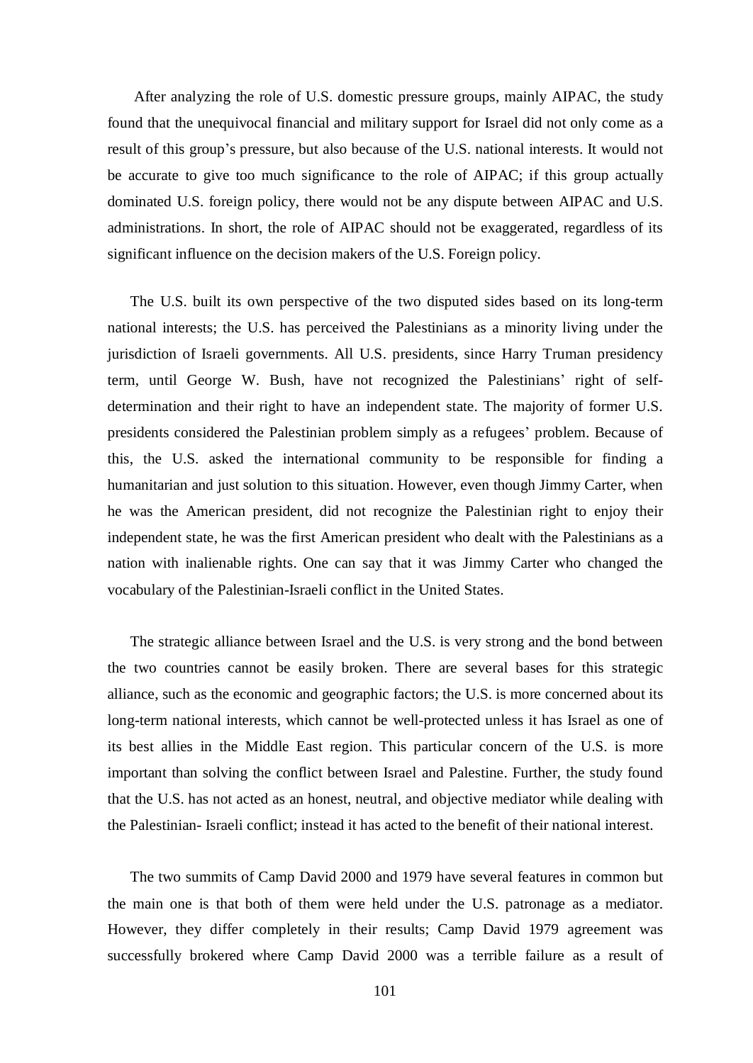After analyzing the role of U.S. domestic pressure groups, mainly AIPAC, the study found that the unequivocal financial and military support for Israel did not only come as a result of this group's pressure, but also because of the U.S. national interests. It would not be accurate to give too much significance to the role of AIPAC; if this group actually dominated U.S. foreign policy, there would not be any dispute between AIPAC and U.S. administrations. In short, the role of AIPAC should not be exaggerated, regardless of its significant influence on the decision makers of the U.S. Foreign policy.

The U.S. built its own perspective of the two disputed sides based on its long-term national interests; the U.S. has perceived the Palestinians as a minority living under the jurisdiction of Israeli governments. All U.S. presidents, since Harry Truman presidency term, until George W. Bush, have not recognized the Palestinians' right of self-determination and their right to have an independent state. The majority of former U.S. presidents considered the Palestinian problem simply as a refugees' problem. Because of this, the U.S. asked the international community to be responsible for finding a humanitarian and just solution to this situation. However, even though Jimmy Carter, when he was the American president, did not recognize the Palestinian right to enjoy their independent state, he was the first American president who dealt with the Palestinians as a nation with inalienable rights. One can say that it was Jimmy Carter who changed the vocabulary of the Palestinian-Israeli conflict in the United States.

The strategic alliance between Israel and the U.S. is very strong and the bond between the two countries cannot be easily broken. There are several bases for this strategic alliance, such as the economic and geographic factors; the U.S. is more concerned about its long-term national interests, which cannot be well-protected unless it has Israel as one of its best allies in the Middle East region. This particular concern of the U.S. is more important than solving the conflict between Israel and Palestine. Further, the study found that the U.S. has not acted as an honest, neutral, and objective mediator while dealing with the Palestinian- Israeli conflict; instead it has acted to the benefit of their national interest.

The two summits of Camp David 2000 and 1979 have several features in common but the main one is that both of them were held under the U.S. patronage as a mediator. However, they differ completely in their results; Camp David 1979 agreement was successfully brokered where Camp David 2000 was a terrible failure as a result of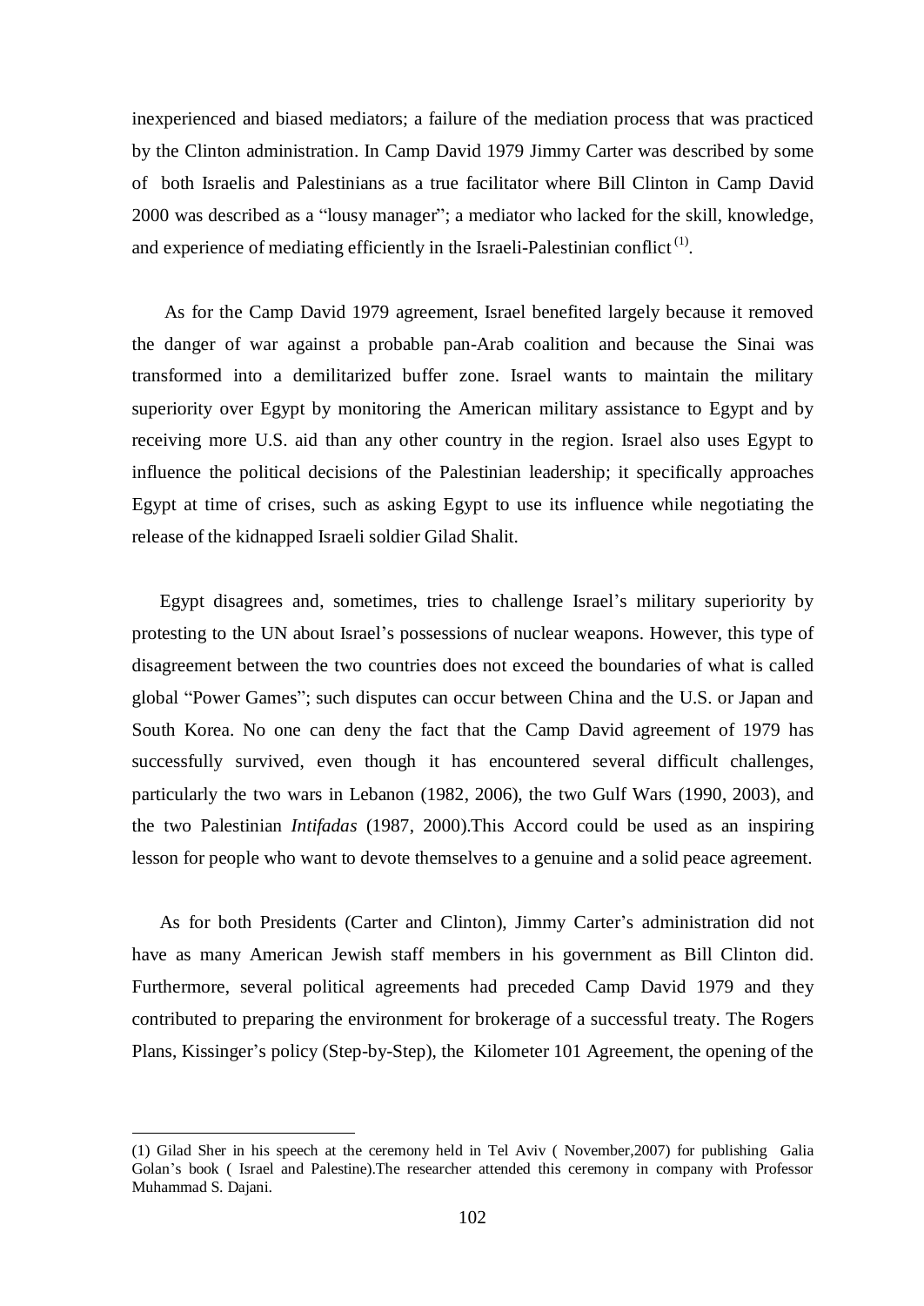inexperienced and biased mediators; a failure of the mediation process that was practiced by the Clinton administration. In Camp David 1979 Jimmy Carter was described by some of both Israelis and Palestinians as a true facilitator where Bill Clinton in Camp David 2000 was described as a "lousy manager"; a mediator who lacked for the skill, knowledge, and experience of mediating efficiently in the Israeli-Palestinian conflict [(1)].

As for the Camp David 1979 agreement, Israel benefited largely because it removed the danger of war against a probable pan-Arab coalition and because the Sinai was transformed into a demilitarized buffer zone. Israel wants to maintain the military superiority over Egypt by monitoring the American military assistance to Egypt and by receiving more U.S. aid than any other country in the region. Israel also uses Egypt to influence the political decisions of the Palestinian leadership; it specifically approaches Egypt at time of crises, such as asking Egypt to use its influence while negotiating the release of the kidnapped Israeli soldier Gilad Shalit.

Egypt disagrees and, sometimes, tries to challenge Israel's military superiority by protesting to the UN about Israel's possessions of nuclear weapons. However, this type of disagreement between the two countries does not exceed the boundaries of what is called global "Power Games"; such disputes can occur between China and the U.S. or Japan and South Korea. No one can deny the fact that the Camp David agreement of 1979 has successfully survived, even though it has encountered several difficult challenges, particularly the two wars in Lebanon (1982, 2006), the two Gulf Wars (1990, 2003), and the two Palestinian *Intifadas* (1987, 2000).This Accord could be used as an inspiring lesson for people who want to devote themselves to a genuine and a solid peace agreement.

As for both Presidents (Carter and Clinton), Jimmy Carter's administration did not have as many American Jewish staff members in his government as Bill Clinton did. Furthermore, several political agreements had preceded Camp David 1979 and they contributed to preparing the environment for brokerage of a successful treaty. The Rogers Plans, Kissinger's policy (Step-by-Step), the Kilometer 101 Agreement, the opening of the

---

(1) Gilad Sher in his speech at the ceremony held in Tel Aviv ( November,2007) for publishing Galia Golan's book ( Israel and Palestine).The researcher attended this ceremony in company with Professor Muhammad S. Dajani.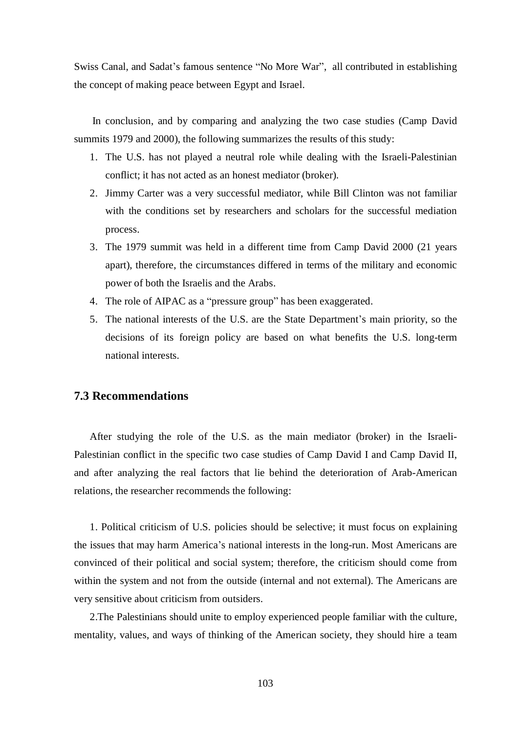Swiss Canal, and Sadat's famous sentence "No More War", all contributed in establishing the concept of making peace between Egypt and Israel.

In conclusion, and by comparing and analyzing the two case studies (Camp David summits 1979 and 2000), the following summarizes the results of this study:

1. The U.S. has not played a neutral role while dealing with the Israeli-Palestinian conflict; it has not acted as an honest mediator (broker).
2. Jimmy Carter was a very successful mediator, while Bill Clinton was not familiar with the conditions set by researchers and scholars for the successful mediation process.
3. The 1979 summit was held in a different time from Camp David 2000 (21 years apart), therefore, the circumstances differed in terms of the military and economic power of both the Israelis and the Arabs.
4. The role of AIPAC as a "pressure group" has been exaggerated.
5. The national interests of the U.S. are the State Department's main priority, so the decisions of its foreign policy are based on what benefits the U.S. long-term national interests.

## 7.3 Recommendations

After studying the role of the U.S. as the main mediator (broker) in the Israeli-Palestinian conflict in the specific two case studies of Camp David I and Camp David II, and after analyzing the real factors that lie behind the deterioration of Arab-American relations, the researcher recommends the following:

1. Political criticism of U.S. policies should be selective; it must focus on explaining the issues that may harm America's national interests in the long-run. Most Americans are convinced of their political and social system; therefore, the criticism should come from within the system and not from the outside (internal and not external). The Americans are very sensitive about criticism from outsiders.

2.The Palestinians should unite to employ experienced people familiar with the culture, mentality, values, and ways of thinking of the American society, they should hire a team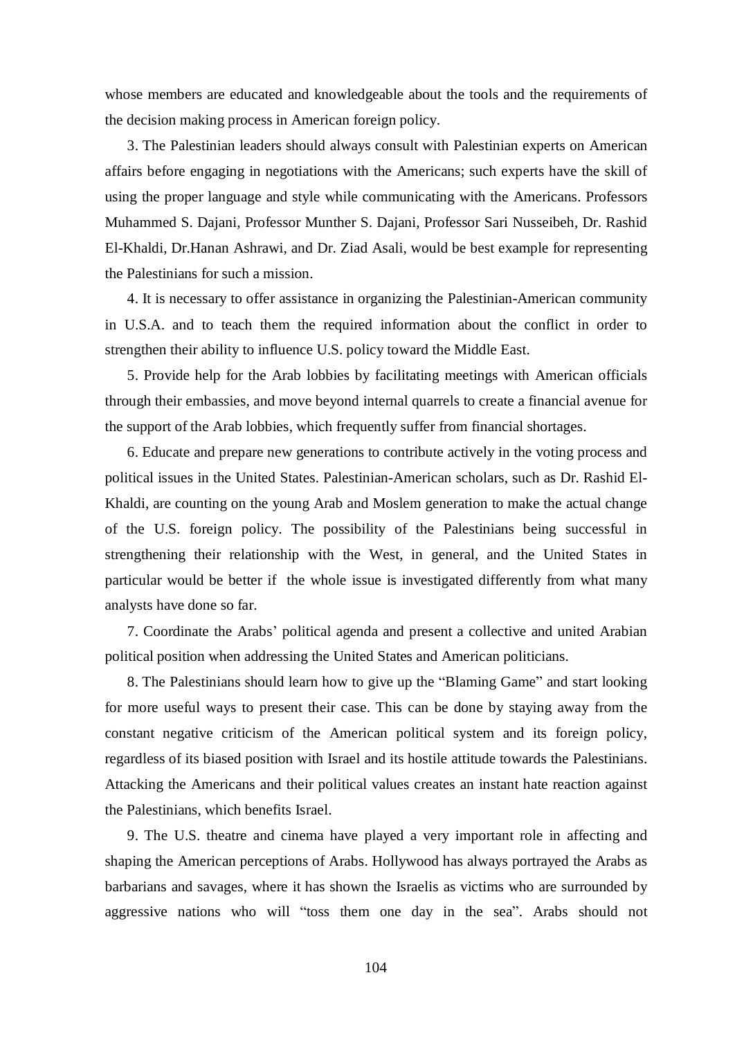whose members are educated and knowledgeable about the tools and the requirements of the decision making process in American foreign policy.

3. The Palestinian leaders should always consult with Palestinian experts on American affairs before engaging in negotiations with the Americans; such experts have the skill of using the proper language and style while communicating with the Americans. Professors Muhammed S. Dajani, Professor Munther S. Dajani, Professor Sari Nusseibeh, Dr. Rashid El-Khaldi, Dr.Hanan Ashrawi, and Dr. Ziad Asali, would be best example for representing the Palestinians for such a mission.

4. It is necessary to offer assistance in organizing the Palestinian-American community in U.S.A. and to teach them the required information about the conflict in order to strengthen their ability to influence U.S. policy toward the Middle East.

5. Provide help for the Arab lobbies by facilitating meetings with American officials through their embassies, and move beyond internal quarrels to create a financial avenue for the support of the Arab lobbies, which frequently suffer from financial shortages.

6. Educate and prepare new generations to contribute actively in the voting process and political issues in the United States. Palestinian-American scholars, such as Dr. Rashid El-Khaldi, are counting on the young Arab and Moslem generation to make the actual change of the U.S. foreign policy. The possibility of the Palestinians being successful in strengthening their relationship with the West, in general, and the United States in particular would be better if the whole issue is investigated differently from what many analysts have done so far.

7. Coordinate the Arabs' political agenda and present a collective and united Arabian political position when addressing the United States and American politicians.

8. The Palestinians should learn how to give up the "Blaming Game" and start looking for more useful ways to present their case. This can be done by staying away from the constant negative criticism of the American political system and its foreign policy, regardless of its biased position with Israel and its hostile attitude towards the Palestinians. Attacking the Americans and their political values creates an instant hate reaction against the Palestinians, which benefits Israel.

9. The U.S. theatre and cinema have played a very important role in affecting and shaping the American perceptions of Arabs. Hollywood has always portrayed the Arabs as barbarians and savages, where it has shown the Israelis as victims who are surrounded by aggressive nations who will "toss them one day in the sea". Arabs should not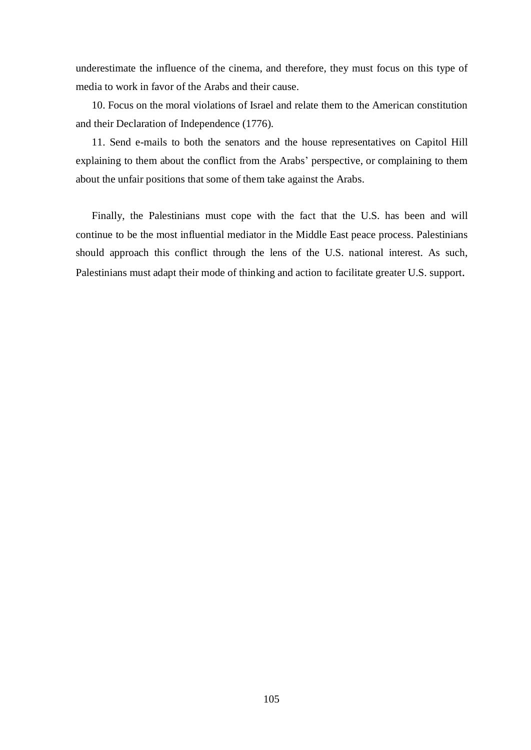underestimate the influence of the cinema, and therefore, they must focus on this type of media to work in favor of the Arabs and their cause.

10. Focus on the moral violations of Israel and relate them to the American constitution and their Declaration of Independence (1776).

11. Send e-mails to both the senators and the house representatives on Capitol Hill explaining to them about the conflict from the Arabs' perspective, or complaining to them about the unfair positions that some of them take against the Arabs.

Finally, the Palestinians must cope with the fact that the U.S. has been and will continue to be the most influential mediator in the Middle East peace process. Palestinians should approach this conflict through the lens of the U.S. national interest. As such, Palestinians must adapt their mode of thinking and action to facilitate greater U.S. support.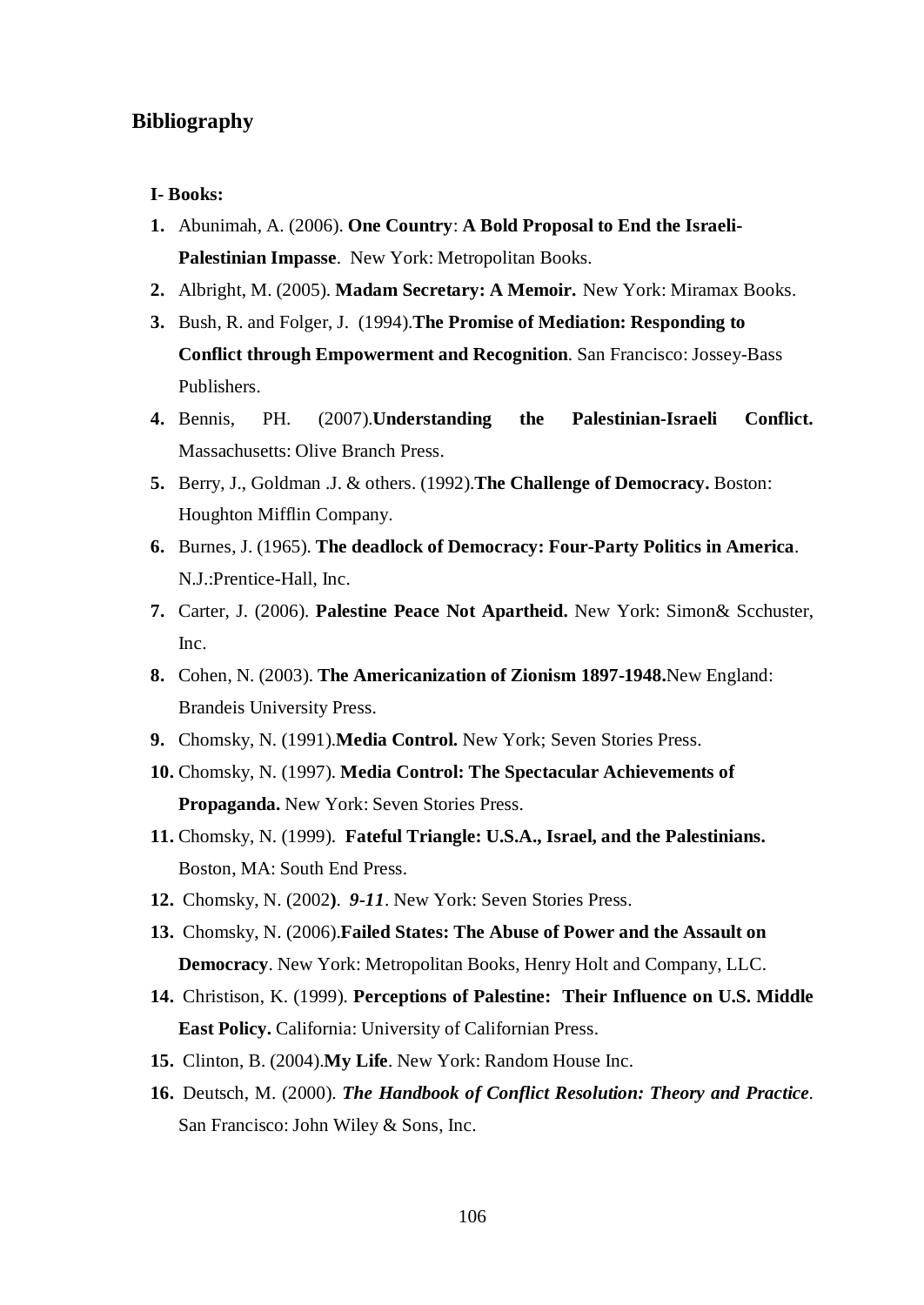## Bibliography

**I- Books:**

1. Abunimah, A. (2006). **One Country**: **A Bold Proposal to End the Israeli-Palestinian Impasse**. New York: Metropolitan Books.
2. Albright, M. (2005). **Madam Secretary: A Memoir.** New York: Miramax Books.
3. Bush, R. and Folger, J. (1994).**The Promise of Mediation: Responding to Conflict through Empowerment and Recognition**. San Francisco: Jossey-Bass Publishers.
4. Bennis, PH. (2007).**Understanding the Palestinian-Israeli Conflict.** Massachusetts: Olive Branch Press.
5. Berry, J., Goldman .J. & others. (1992).**The Challenge of Democracy.** Boston: Houghton Mifflin Company.
6. Burnes, J. (1965). **The deadlock of Democracy: Four-Party Politics in America**. N.J.:Prentice-Hall, Inc.
7. Carter, J. (2006). **Palestine Peace Not Apartheid.** New York: Simon& Scchuster, Inc.
8. Cohen, N. (2003). **The Americanization of Zionism 1897-1948.**New England: Brandeis University Press.
9. Chomsky, N. (1991).**Media Control.** New York; Seven Stories Press.
10. Chomsky, N. (1997). **Media Control: The Spectacular Achievements of Propaganda.** New York: Seven Stories Press.
11. Chomsky, N. (1999). **Fateful Triangle: U.S.A., Israel, and the Palestinians.** Boston, MA: South End Press.
12. Chomsky, N. (2002). ***9-11***. New York: Seven Stories Press.
13. Chomsky, N. (2006).**Failed States: The Abuse of Power and the Assault on Democracy**. New York: Metropolitan Books, Henry Holt and Company, LLC.
14. Christison, K. (1999). **Perceptions of Palestine: Their Influence on U.S. Middle East Policy.** California: University of Californian Press.
15. Clinton, B. (2004).**My Life**. New York: Random House Inc.
16. Deutsch, M. (2000). ***The Handbook of Conflict Resolution: Theory and Practice***. San Francisco: John Wiley & Sons, Inc.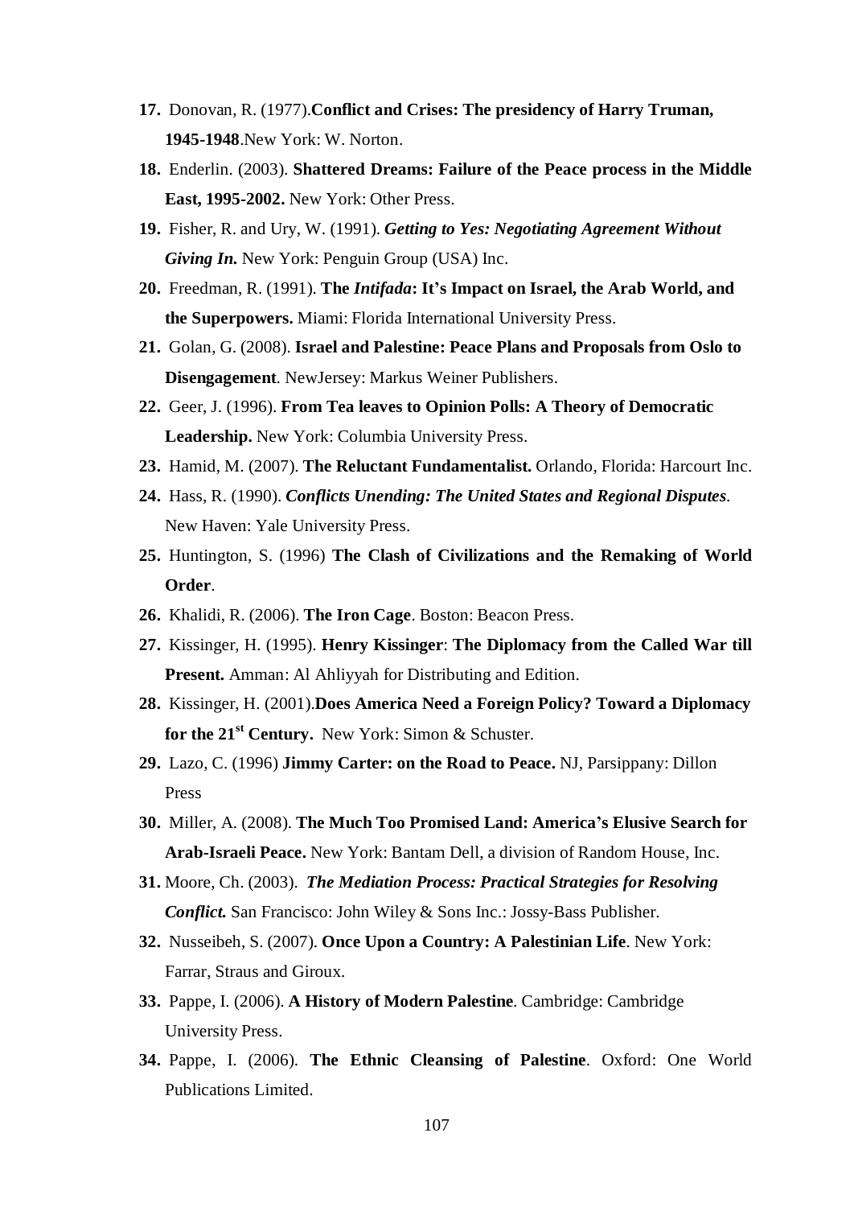17. Donovan, R. (1977).**Conflict and Crises: The presidency of Harry Truman, 1945-1948**.New York: W. Norton.
18. Enderlin. (2003). **Shattered Dreams: Failure of the Peace process in the Middle East, 1995-2002.** New York: Other Press.
19. Fisher, R. and Ury, W. (1991). ***Getting to Yes: Negotiating Agreement Without Giving In.*** New York: Penguin Group (USA) Inc.
20. Freedman, R. (1991). **The *Intifada*: It's Impact on Israel, the Arab World, and the Superpowers.** Miami: Florida International University Press.
21. Golan, G. (2008). **Israel and Palestine: Peace Plans and Proposals from Oslo to Disengagement**. NewJersey: Markus Weiner Publishers.
22. Geer, J. (1996). **From Tea leaves to Opinion Polls: A Theory of Democratic Leadership.** New York: Columbia University Press.
23. Hamid, M. (2007). **The Reluctant Fundamentalist.** Orlando, Florida: Harcourt Inc.
24. Hass, R. (1990). ***Conflicts Unending: The United States and Regional Disputes***. New Haven: Yale University Press.
25. Huntington, S. (1996) **The Clash of Civilizations and the Remaking of World Order**.
26. Khalidi, R. (2006). **The Iron Cage**. Boston: Beacon Press.
27. Kissinger, H. (1995). **Henry Kissinger**: **The Diplomacy from the Called War till Present.** Amman: Al Ahliyyah for Distributing and Edition.
28. Kissinger, H. (2001).**Does America Need a Foreign Policy? Toward a Diplomacy for the 21st Century.** New York: Simon & Schuster.
29. Lazo, C. (1996) **Jimmy Carter: on the Road to Peace.** NJ, Parsippany: Dillon Press
30. Miller, A. (2008). **The Much Too Promised Land: America's Elusive Search for Arab-Israeli Peace.** New York: Bantam Dell, a division of Random House, Inc.
31. Moore, Ch. (2003). ***The Mediation Process: Practical Strategies for Resolving Conflict.*** San Francisco: John Wiley & Sons Inc.: Jossy-Bass Publisher.
32. Nusseibeh, S. (2007). **Once Upon a Country: A Palestinian Life**. New York: Farrar, Straus and Giroux.
33. Pappe, I. (2006). **A History of Modern Palestine**. Cambridge: Cambridge University Press.
34. Pappe, I. (2006). **The Ethnic Cleansing of Palestine**. Oxford: One World Publications Limited.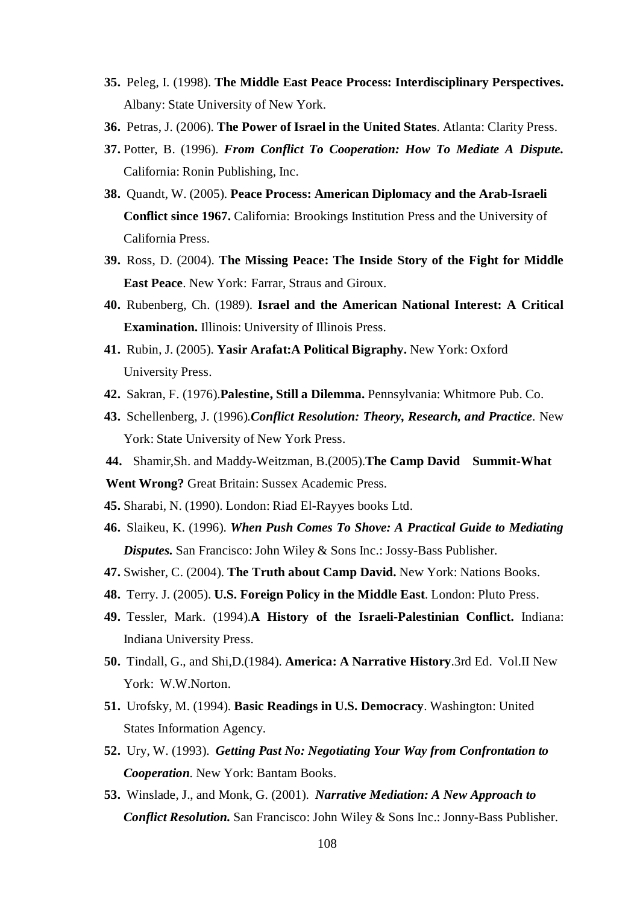35. Peleg, I. (1998). **The Middle East Peace Process: Interdisciplinary Perspectives.** Albany: State University of New York.

36. Petras, J. (2006). **The Power of Israel in the United States**. Atlanta: Clarity Press.

37. Potter, B. (1996). ***From Conflict To Cooperation: How To Mediate A Dispute.*** California: Ronin Publishing, Inc.

38. Quandt, W. (2005). **Peace Process: American Diplomacy and the Arab-Israeli Conflict since 1967.** California: Brookings Institution Press and the University of California Press.

39. Ross, D. (2004). **The Missing Peace: The Inside Story of the Fight for Middle East Peace**. New York: Farrar, Straus and Giroux.

40. Rubenberg, Ch. (1989). **Israel and the American National Interest: A Critical Examination.** Illinois: University of Illinois Press.

41. Rubin, J. (2005). **Yasir Arafat:A Political Bigraphy.** New York: Oxford University Press.

42. Sakran, F. (1976).**Palestine, Still a Dilemma.** Pennsylvania: Whitmore Pub. Co.

43. Schellenberg, J. (1996).***Conflict Resolution: Theory, Research, and Practice***. New York: State University of New York Press.

44. Shamir,Sh. and Maddy-Weitzman, B.(2005).**The Camp David Summit-What Went Wrong?** Great Britain: Sussex Academic Press.

45. Sharabi, N. (1990). London: Riad El-Rayyes books Ltd.

46. Slaikeu, K. (1996). ***When Push Comes To Shove: A Practical Guide to Mediating Disputes.*** San Francisco: John Wiley & Sons Inc.: Jossy-Bass Publisher.

47. Swisher, C. (2004). **The Truth about Camp David.** New York: Nations Books.

48. Terry. J. (2005). **U.S. Foreign Policy in the Middle East**. London: Pluto Press.

49. Tessler, Mark. (1994).**A History of the Israeli-Palestinian Conflict.** Indiana: Indiana University Press.

50. Tindall, G., and Shi,D.(1984). **America: A Narrative History**.3rd Ed. Vol.II New York: W.W.Norton.

51. Urofsky, M. (1994). **Basic Readings in U.S. Democracy**. Washington: United States Information Agency.

52. Ury, W. (1993). ***Getting Past No: Negotiating Your Way from Confrontation to Cooperation***. New York: Bantam Books.

53. Winslade, J., and Monk, G. (2001). ***Narrative Mediation: A New Approach to Conflict Resolution.*** San Francisco: John Wiley & Sons Inc.: Jonny-Bass Publisher.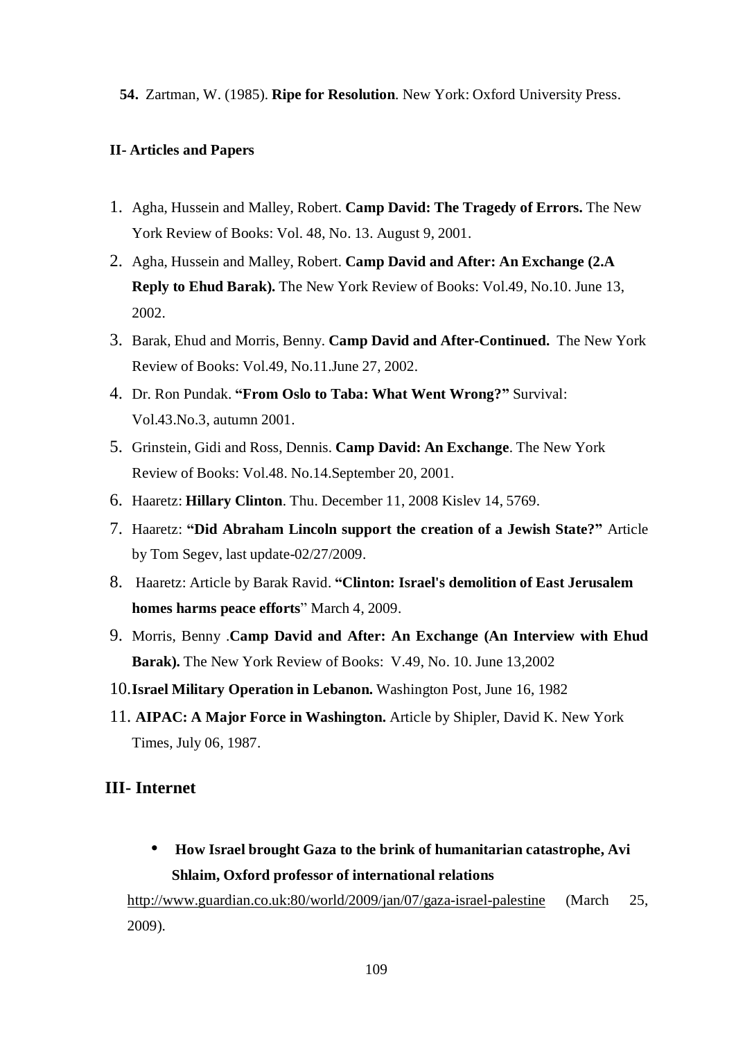**54.** Zartman, W. (1985). **Ripe for Resolution**. New York: Oxford University Press.

**II- Articles and Papers**

1. Agha, Hussein and Malley, Robert. **Camp David: The Tragedy of Errors.** The New York Review of Books: Vol. 48, No. 13. August 9, 2001.
2. Agha, Hussein and Malley, Robert. **Camp David and After: An Exchange (2.A Reply to Ehud Barak).** The New York Review of Books: Vol.49, No.10. June 13, 2002.
3. Barak, Ehud and Morris, Benny. **Camp David and After-Continued.** The New York Review of Books: Vol.49, No.11.June 27, 2002.
4. Dr. Ron Pundak. **"From Oslo to Taba: What Went Wrong?"** Survival: Vol.43.No.3, autumn 2001.
5. Grinstein, Gidi and Ross, Dennis. **Camp David: An Exchange**. The New York Review of Books: Vol.48. No.14.September 20, 2001.
6. Haaretz: **Hillary Clinton**. Thu. December 11, 2008 Kislev 14, 5769.
7. Haaretz: **"Did Abraham Lincoln support the creation of a Jewish State?"** Article by Tom Segev, last update-02/27/2009.
8. Haaretz: Article by Barak Ravid. **"Clinton: Israel's demolition of East Jerusalem homes harms peace efforts**" March 4, 2009.
9. Morris, Benny .**Camp David and After: An Exchange (An Interview with Ehud Barak).** The New York Review of Books: V.49, No. 10. June 13,2002
10. **Israel Military Operation in Lebanon.** Washington Post, June 16, 1982
11. **AIPAC: A Major Force in Washington.** Article by Shipler, David K. New York Times, July 06, 1987.

## III- Internet

- **How Israel brought Gaza to the brink of humanitarian catastrophe, Avi Shlaim, Oxford professor of international relations**

http://www.guardian.co.uk:80/world/2009/jan/07/gaza-israel-palestine (March 25, 2009).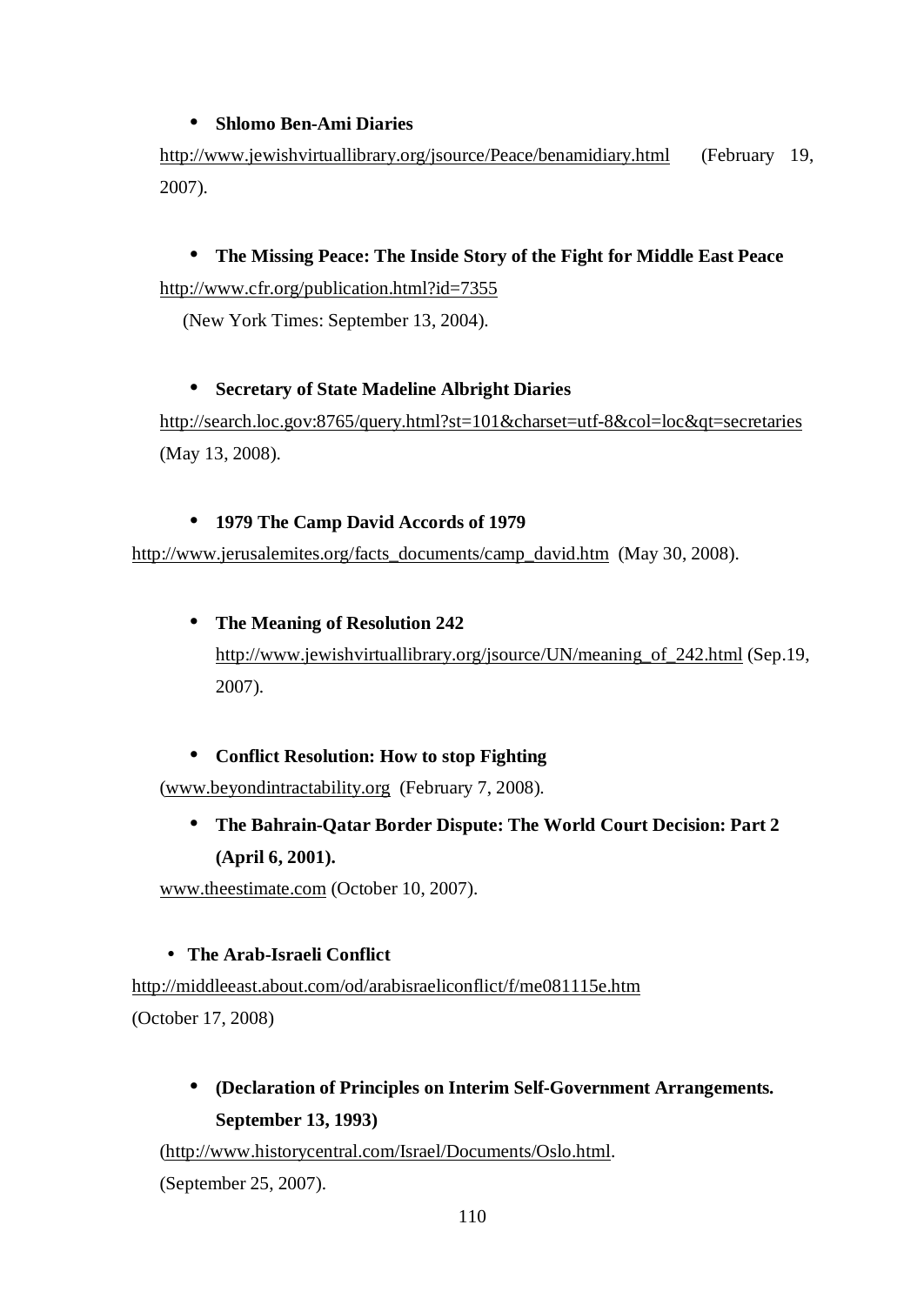- **Shlomo Ben-Ami Diaries**

  http://www.jewishvirtuallibrary.org/jsource/Peace/benamidiary.html (February 19, 2007).

- **The Missing Peace: The Inside Story of the Fight for Middle East Peace**

  http://www.cfr.org/publication.html?id=7355

  (New York Times: September 13, 2004).

- **Secretary of State Madeline Albright Diaries**

  http://search.loc.gov:8765/query.html?st=101&charset=utf-8&col=loc&qt=secretaries (May 13, 2008).

- **1979 The Camp David Accords of 1979**

  http://www.jerusalemites.org/facts_documents/camp_david.htm (May 30, 2008).

- **The Meaning of Resolution 242**

  http://www.jewishvirtuallibrary.org/jsource/UN/meaning_of_242.html (Sep.19, 2007).

- **Conflict Resolution: How to stop Fighting**

  (www.beyondintractability.org (February 7, 2008).

- **The Bahrain-Qatar Border Dispute: The World Court Decision: Part 2 (April 6, 2001).**

  www.theestimate.com (October 10, 2007).

- **The Arab-Israeli Conflict**

  http://middleeast.about.com/od/arabisraeliconflict/f/me081115e.htm

  (October 17, 2008)

- **(Declaration of Principles on Interim Self-Government Arrangements. September 13, 1993)**

  (http://www.historycentral.com/Israel/Documents/Oslo.html.

  (September 25, 2007).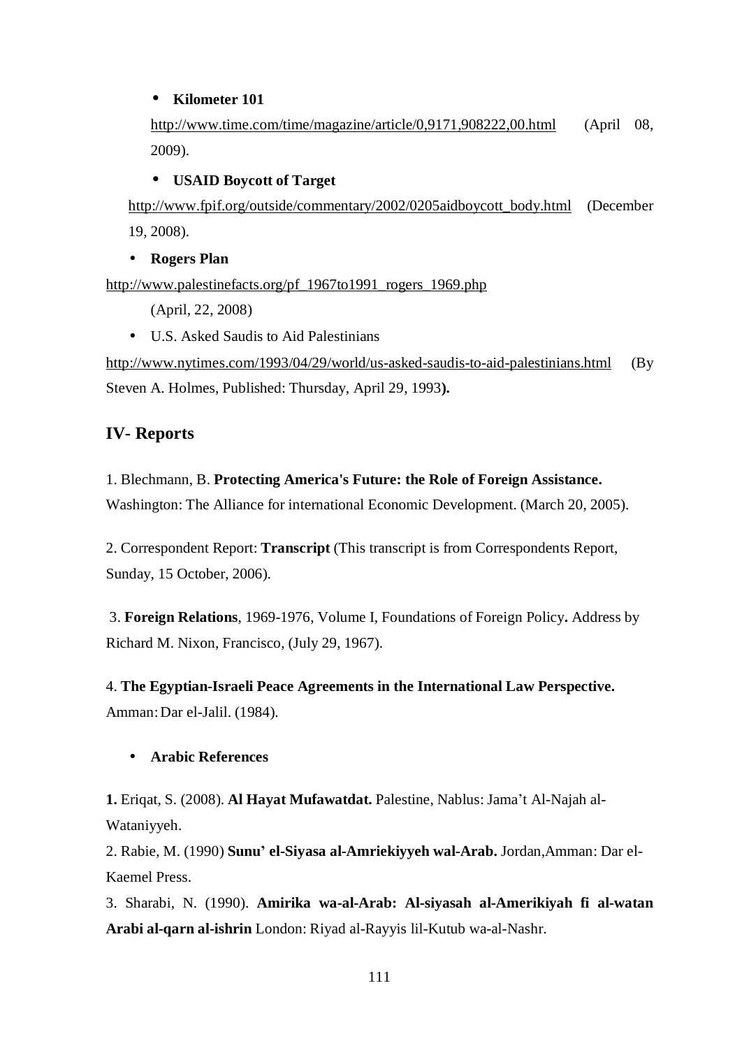- **Kilometer 101**

  http://www.time.com/time/magazine/article/0,9171,908222,00.html (April 08, 2009).

- **USAID Boycott of Target**

  http://www.fpif.org/outside/commentary/2002/0205aidboycott_body.html (December 19, 2008).

- **Rogers Plan**

  http://www.palestinefacts.org/pf_1967to1991_rogers_1969.php (April, 22, 2008)

- U.S. Asked Saudis to Aid Palestinians

  http://www.nytimes.com/1993/04/29/world/us-asked-saudis-to-aid-palestinians.html (By Steven A. Holmes, Published: Thursday, April 29, 1993**).**

## IV- Reports

1. Blechmann, B. **Protecting America's Future: the Role of Foreign Assistance.** Washington: The Alliance for international Economic Development. (March 20, 2005).

2. Correspondent Report: **Transcript** (This transcript is from Correspondents Report, Sunday, 15 October, 2006).

3. **Foreign Relations**, 1969-1976, Volume I, Foundations of Foreign Policy**.** Address by Richard M. Nixon, Francisco, (July 29, 1967).

4. **The Egyptian-Israeli Peace Agreements in the International Law Perspective.** Amman: Dar el-Jalil. (1984).

- **Arabic References**

**1.** Eriqat, S. (2008). **Al Hayat Mufawatdat.** Palestine, Nablus: Jama't Al-Najah al-Wataniyyeh.

2. Rabie, M. (1990) **Sunu' el-Siyasa al-Amriekiyyeh wal-Arab.** Jordan,Amman: Dar el-Kaemel Press.

3. Sharabi, N. (1990). **Amirika wa-al-Arab: Al-siyasah al-Amerikiyah fi al-watan Arabi al-qarn al-ishrin** London: Riyad al-Rayyis lil-Kutub wa-al-Nashr.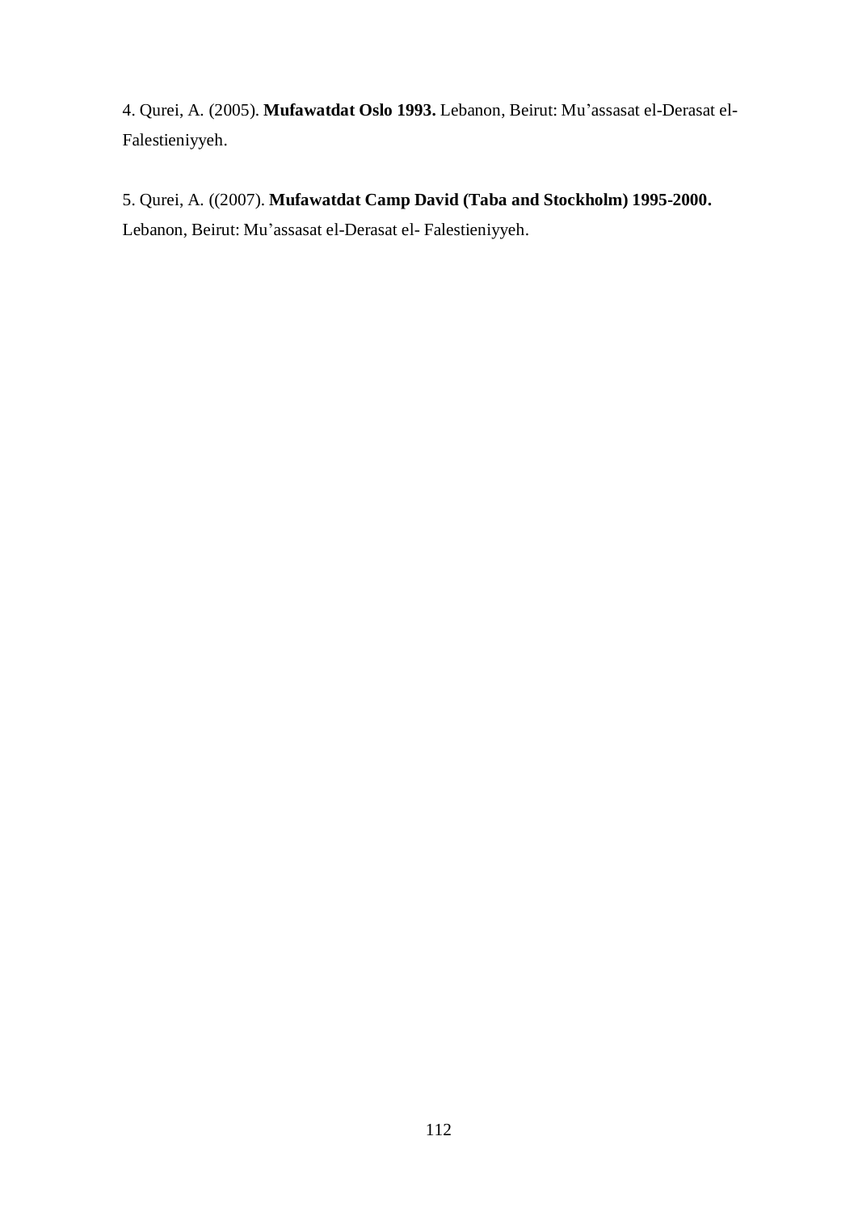4. Qurei, A. (2005). **Mufawatdat Oslo 1993.** Lebanon, Beirut: Mu'assasat el-Derasat el-Falestieniyyeh.

5. Qurei, A. ((2007). **Mufawatdat Camp David (Taba and Stockholm) 1995-2000.** Lebanon, Beirut: Mu'assasat el-Derasat el- Falestieniyyeh.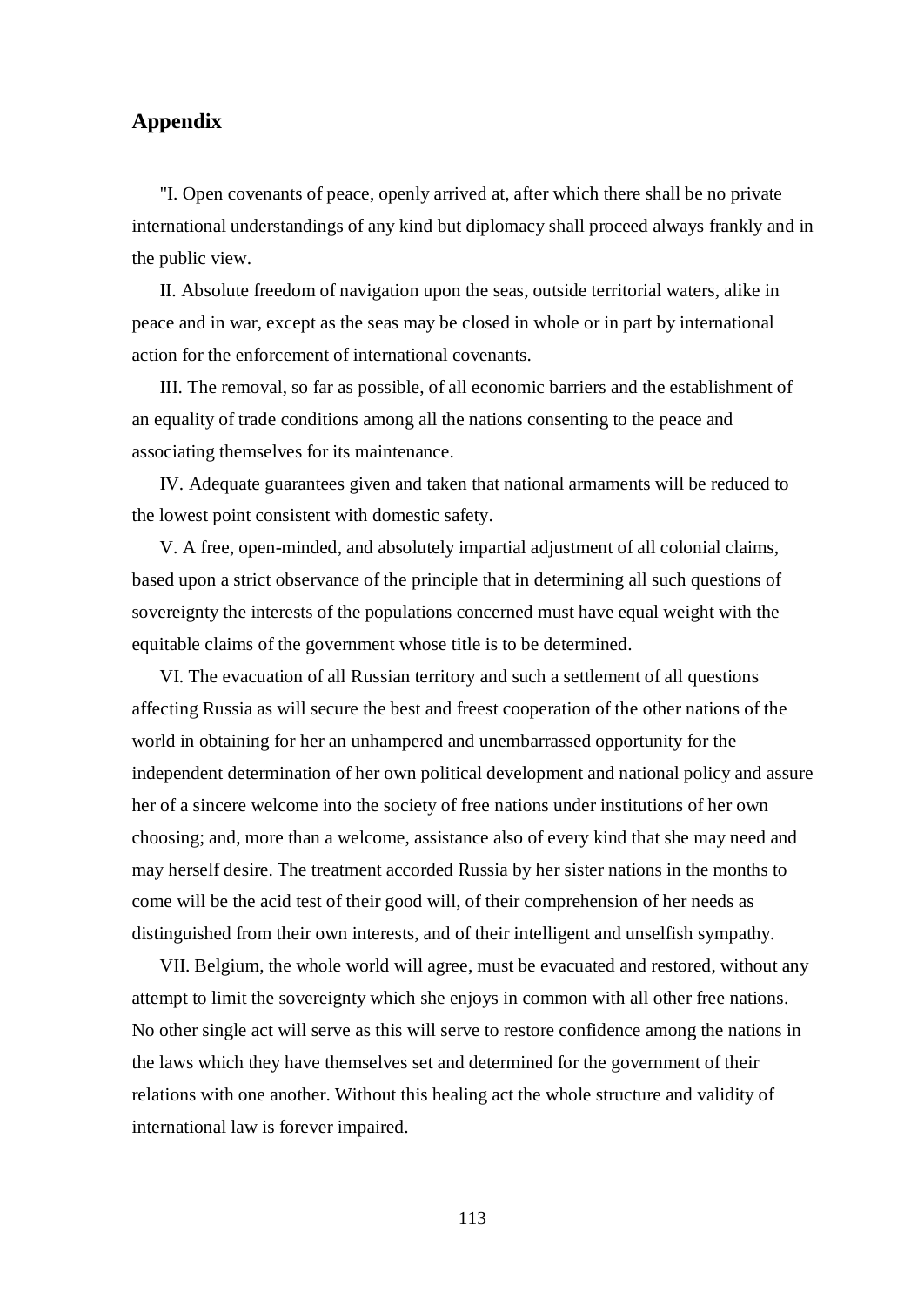## Appendix

"I. Open covenants of peace, openly arrived at, after which there shall be no private international understandings of any kind but diplomacy shall proceed always frankly and in the public view.

II. Absolute freedom of navigation upon the seas, outside territorial waters, alike in peace and in war, except as the seas may be closed in whole or in part by international action for the enforcement of international covenants.

III. The removal, so far as possible, of all economic barriers and the establishment of an equality of trade conditions among all the nations consenting to the peace and associating themselves for its maintenance.

IV. Adequate guarantees given and taken that national armaments will be reduced to the lowest point consistent with domestic safety.

V. A free, open-minded, and absolutely impartial adjustment of all colonial claims, based upon a strict observance of the principle that in determining all such questions of sovereignty the interests of the populations concerned must have equal weight with the equitable claims of the government whose title is to be determined.

VI. The evacuation of all Russian territory and such a settlement of all questions affecting Russia as will secure the best and freest cooperation of the other nations of the world in obtaining for her an unhampered and unembarrassed opportunity for the independent determination of her own political development and national policy and assure her of a sincere welcome into the society of free nations under institutions of her own choosing; and, more than a welcome, assistance also of every kind that she may need and may herself desire. The treatment accorded Russia by her sister nations in the months to come will be the acid test of their good will, of their comprehension of her needs as distinguished from their own interests, and of their intelligent and unselfish sympathy.

VII. Belgium, the whole world will agree, must be evacuated and restored, without any attempt to limit the sovereignty which she enjoys in common with all other free nations. No other single act will serve as this will serve to restore confidence among the nations in the laws which they have themselves set and determined for the government of their relations with one another. Without this healing act the whole structure and validity of international law is forever impaired.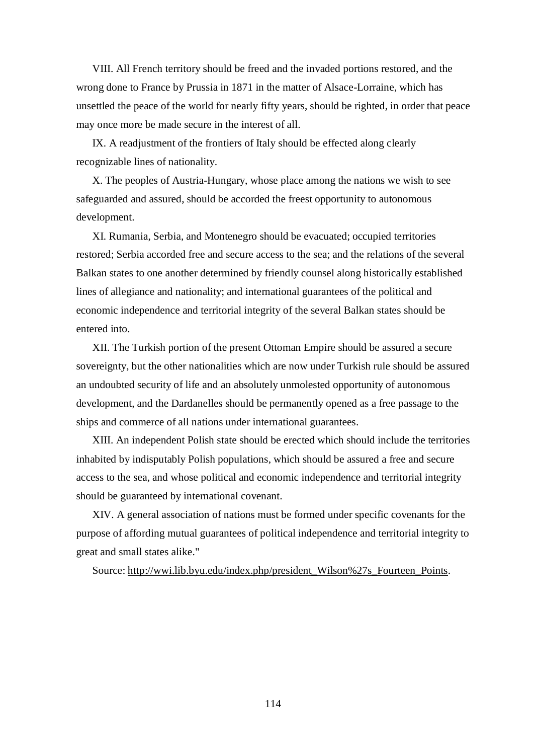VIII. All French territory should be freed and the invaded portions restored, and the wrong done to France by Prussia in 1871 in the matter of Alsace-Lorraine, which has unsettled the peace of the world for nearly fifty years, should be righted, in order that peace may once more be made secure in the interest of all.

IX. A readjustment of the frontiers of Italy should be effected along clearly recognizable lines of nationality.

X. The peoples of Austria-Hungary, whose place among the nations we wish to see safeguarded and assured, should be accorded the freest opportunity to autonomous development.

XI. Rumania, Serbia, and Montenegro should be evacuated; occupied territories restored; Serbia accorded free and secure access to the sea; and the relations of the several Balkan states to one another determined by friendly counsel along historically established lines of allegiance and nationality; and international guarantees of the political and economic independence and territorial integrity of the several Balkan states should be entered into.

XII. The Turkish portion of the present Ottoman Empire should be assured a secure sovereignty, but the other nationalities which are now under Turkish rule should be assured an undoubted security of life and an absolutely unmolested opportunity of autonomous development, and the Dardanelles should be permanently opened as a free passage to the ships and commerce of all nations under international guarantees.

XIII. An independent Polish state should be erected which should include the territories inhabited by indisputably Polish populations, which should be assured a free and secure access to the sea, and whose political and economic independence and territorial integrity should be guaranteed by international covenant.

XIV. A general association of nations must be formed under specific covenants for the purpose of affording mutual guarantees of political independence and territorial integrity to great and small states alike."

Source: http://wwi.lib.byu.edu/index.php/president_Wilson%27s_Fourteen_Points.